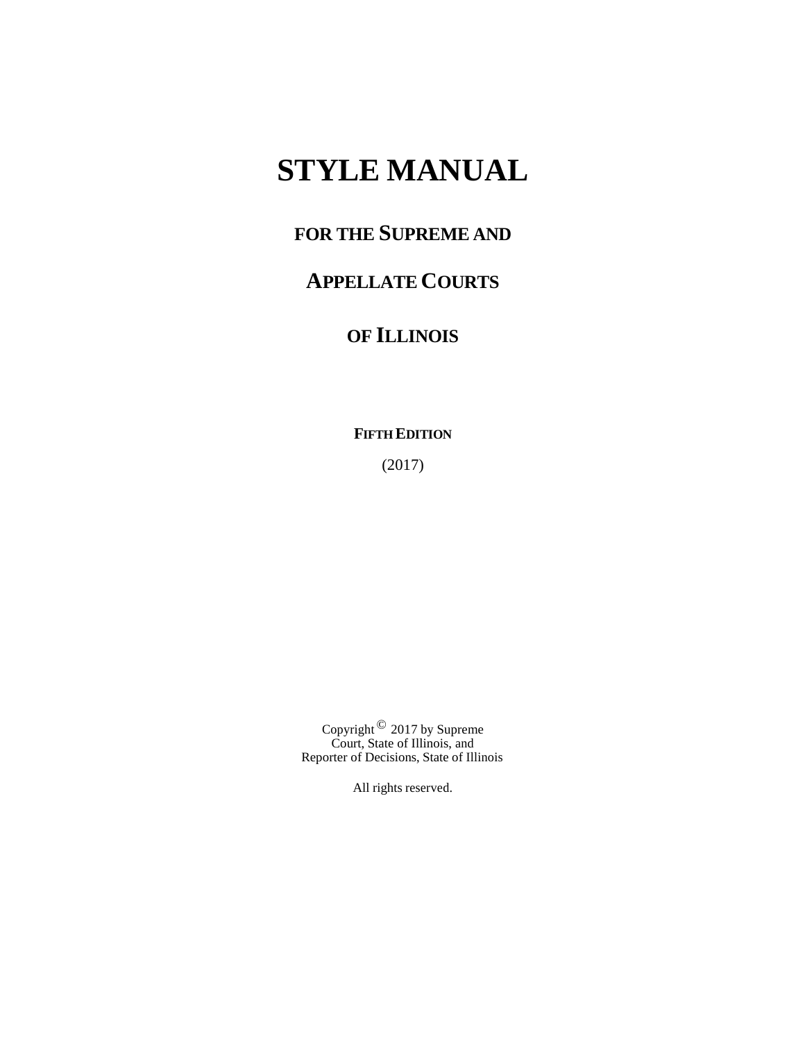# STYLE MANUAL

## FOR THE SUPREME AND

## APPELLATE COURTS

## OF ILLINOIS

**FIFTH EDITION**

(2017)

Copyright © 2017 by Supreme Court, State of Illinois, and Reporter of Decisions, State of Illinois

All rights reserved.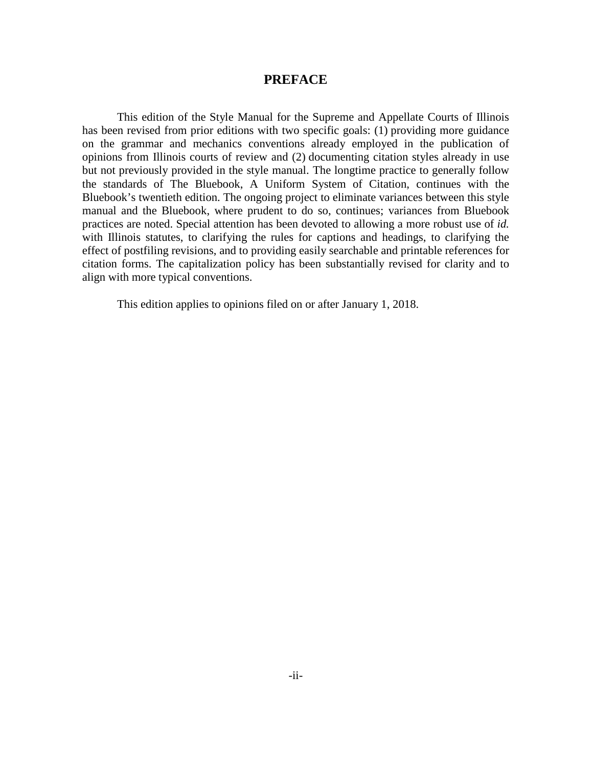# PREFACE

This edition of the Style Manual for the Supreme and Appellate Courts of Illinois has been revised from prior editions with two specific goals: (1) providing more guidance on the grammar and mechanics conventions already employed in the publication of opinions from Illinois courts of review and (2) documenting citation styles already in use but not previously provided in the style manual. The longtime practice to generally follow the standards of The Bluebook, A Uniform System of Citation, continues with the Bluebook's twentieth edition. The ongoing project to eliminate variances between this style manual and the Bluebook, where prudent to do so, continues; variances from Bluebook practices are noted. Special attention has been devoted to allowing a more robust use of *id.* with Illinois statutes, to clarifying the rules for captions and headings, to clarifying the effect of postfiling revisions, and to providing easily searchable and printable references for citation forms. The capitalization policy has been substantially revised for clarity and to align with more typical conventions.

This edition applies to opinions filed on or after January 1, 2018.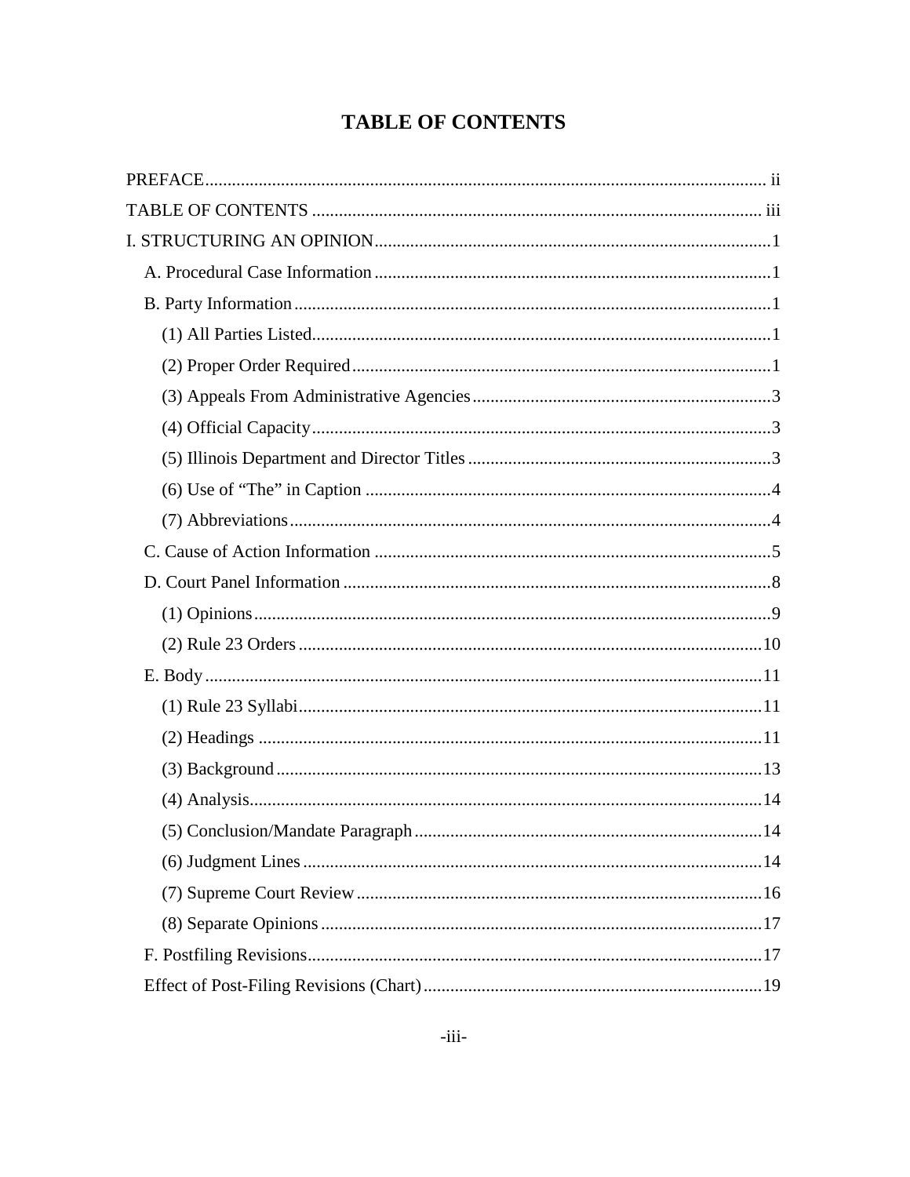# TABLE OF CONTENTS

PREFACE ..... ii

TABLE OF CONTENTS ..... iii

I. STRUCTURING AN OPINION ..... 1

- A. Procedural Case Information ..... 1
- B. Party Information ..... 1
  - (1) All Parties Listed ..... 1
  - (2) Proper Order Required ..... 1
  - (3) Appeals From Administrative Agencies ..... 3
  - (4) Official Capacity ..... 3
  - (5) Illinois Department and Director Titles ..... 3
  - (6) Use of "The" in Caption ..... 4
  - (7) Abbreviations ..... 4
- C. Cause of Action Information ..... 5
- D. Court Panel Information ..... 8
  - (1) Opinions ..... 9
  - (2) Rule 23 Orders ..... 10
- E. Body ..... 11
  - (1) Rule 23 Syllabi ..... 11
  - (2) Headings ..... 11
  - (3) Background ..... 13
  - (4) Analysis ..... 14
  - (5) Conclusion/Mandate Paragraph ..... 14
  - (6) Judgment Lines ..... 14
  - (7) Supreme Court Review ..... 16
  - (8) Separate Opinions ..... 17
- F. Postfiling Revisions ..... 17
- Effect of Post-Filing Revisions (Chart) ..... 19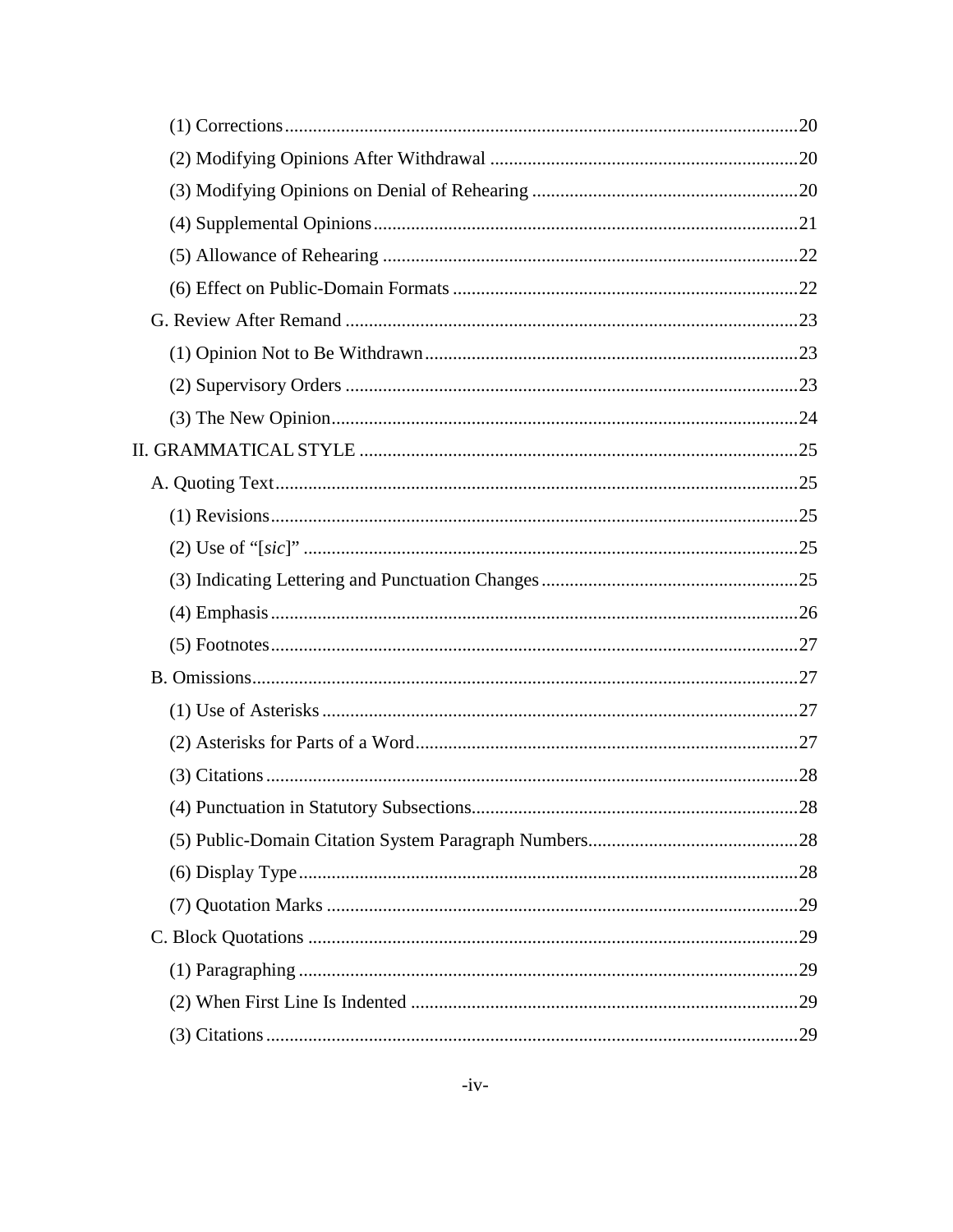(1) Corrections .....20

(2) Modifying Opinions After Withdrawal .....20

(3) Modifying Opinions on Denial of Rehearing .....20

(4) Supplemental Opinions .....21

(5) Allowance of Rehearing .....22

(6) Effect on Public-Domain Formats .....22

G. Review After Remand .....23

(1) Opinion Not to Be Withdrawn .....23

(2) Supervisory Orders .....23

(3) The New Opinion .....24

II. GRAMMATICAL STYLE .....25

A. Quoting Text .....25

(1) Revisions .....25

(2) Use of "[*sic*]" .....25

(3) Indicating Lettering and Punctuation Changes .....25

(4) Emphasis .....26

(5) Footnotes .....27

B. Omissions .....27

(1) Use of Asterisks .....27

(2) Asterisks for Parts of a Word .....27

(3) Citations .....28

(4) Punctuation in Statutory Subsections .....28

(5) Public-Domain Citation System Paragraph Numbers .....28

(6) Display Type .....28

(7) Quotation Marks .....29

C. Block Quotations .....29

(1) Paragraphing .....29

(2) When First Line Is Indented .....29

(3) Citations .....29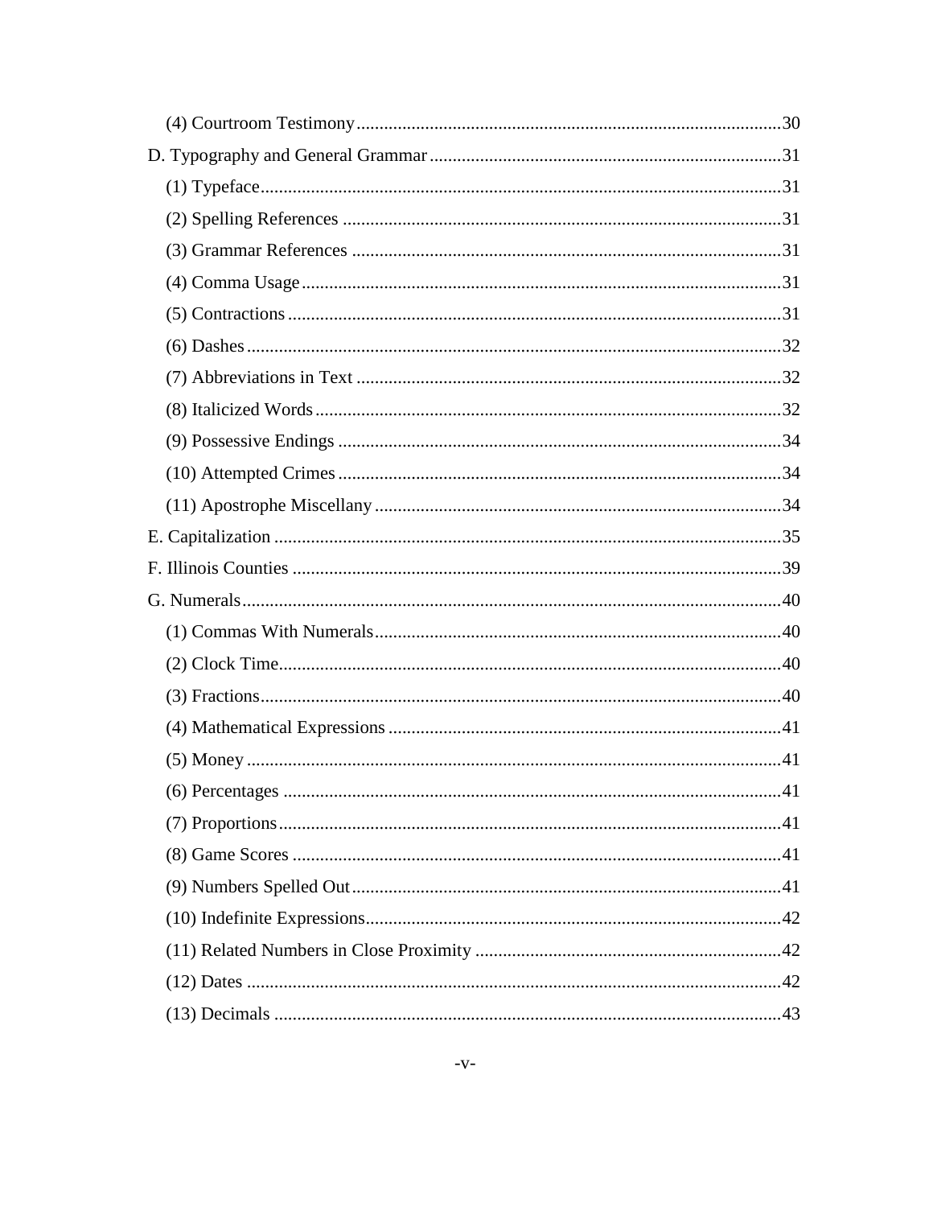(4) Courtroom Testimony ........................................................................................ 30

D. Typography and General Grammar ........................................................................ 31

(1) Typeface ................................................................................................................ 31

(2) Spelling References ............................................................................................... 31

(3) Grammar References ............................................................................................ 31

(4) Comma Usage ....................................................................................................... 31

(5) Contractions .......................................................................................................... 31

(6) Dashes ................................................................................................................... 32

(7) Abbreviations in Text ........................................................................................... 32

(8) Italicized Words .................................................................................................... 32

(9) Possessive Endings ............................................................................................... 34

(10) Attempted Crimes ............................................................................................... 34

(11) Apostrophe Miscellany ....................................................................................... 34

E. Capitalization ............................................................................................................. 35

F. Illinois Counties .......................................................................................................... 39

G. Numerals .................................................................................................................... 40

(1) Commas With Numerals ....................................................................................... 40

(2) Clock Time ............................................................................................................ 40

(3) Fractions ................................................................................................................ 40

(4) Mathematical Expressions .................................................................................... 41

(5) Money ................................................................................................................... 41

(6) Percentages ........................................................................................................... 41

(7) Proportions ............................................................................................................ 41

(8) Game Scores ......................................................................................................... 41

(9) Numbers Spelled Out ............................................................................................ 41

(10) Indefinite Expressions ......................................................................................... 42

(11) Related Numbers in Close Proximity ................................................................. 42

(12) Dates .................................................................................................................... 42

(13) Decimals .............................................................................................................. 43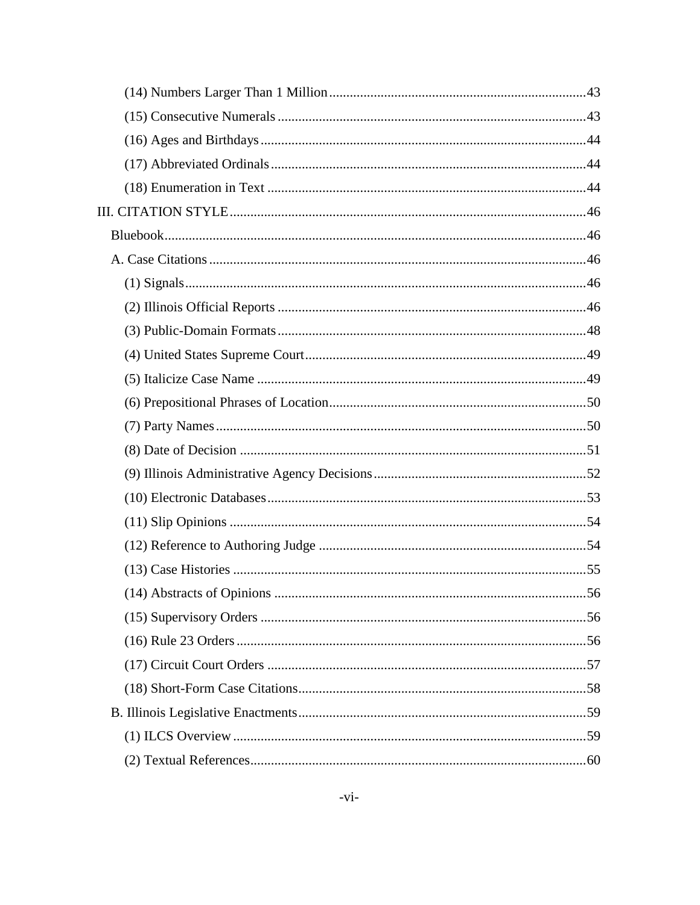(14) Numbers Larger Than 1 Million .....43
(15) Consecutive Numerals .....43
(16) Ages and Birthdays .....44
(17) Abbreviated Ordinals .....44
(18) Enumeration in Text .....44

III. CITATION STYLE .....46

Bluebook .....46

A. Case Citations .....46

(1) Signals .....46
(2) Illinois Official Reports .....46
(3) Public-Domain Formats .....48
(4) United States Supreme Court .....49
(5) Italicize Case Name .....49
(6) Prepositional Phrases of Location .....50
(7) Party Names .....50
(8) Date of Decision .....51
(9) Illinois Administrative Agency Decisions .....52
(10) Electronic Databases .....53
(11) Slip Opinions .....54
(12) Reference to Authoring Judge .....54
(13) Case Histories .....55
(14) Abstracts of Opinions .....56
(15) Supervisory Orders .....56
(16) Rule 23 Orders .....56
(17) Circuit Court Orders .....57
(18) Short-Form Case Citations .....58

B. Illinois Legislative Enactments .....59

(1) ILCS Overview .....59
(2) Textual References .....60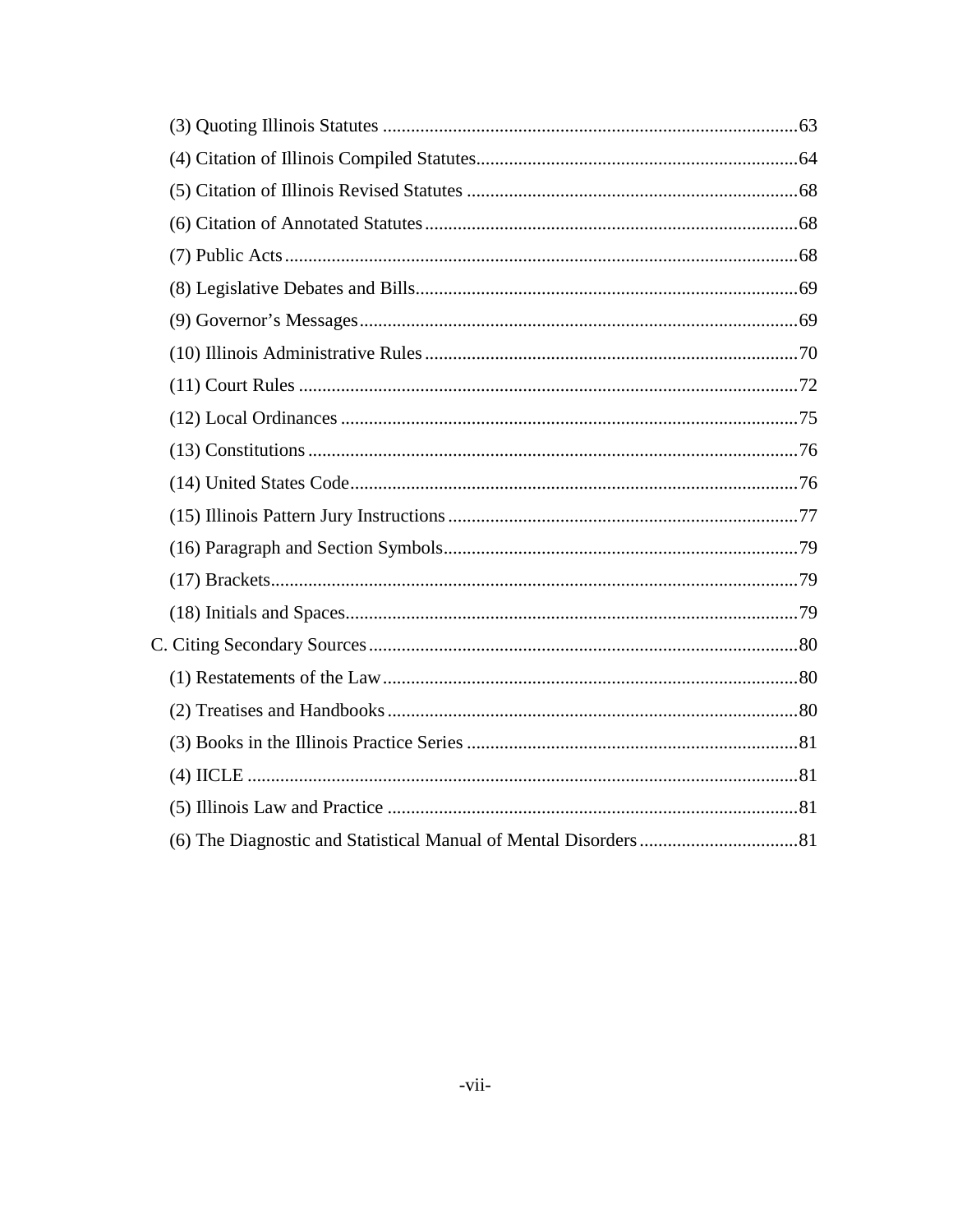(3) Quoting Illinois Statutes .......................................................................................63

(4) Citation of Illinois Compiled Statutes....................................................................64

(5) Citation of Illinois Revised Statutes .......................................................................68

(6) Citation of Annotated Statutes................................................................................68

(7) Public Acts.............................................................................................................68

(8) Legislative Debates and Bills.................................................................................69

(9) Governor's Messages.............................................................................................69

(10) Illinois Administrative Rules...............................................................................70

(11) Court Rules ..........................................................................................................72

(12) Local Ordinances .................................................................................................75

(13) Constitutions........................................................................................................76

(14) United States Code...............................................................................................76

(15) Illinois Pattern Jury Instructions..........................................................................77

(16) Paragraph and Section Symbols...........................................................................79

(17) Brackets................................................................................................................79

(18) Initials and Spaces................................................................................................79

C. Citing Secondary Sources...........................................................................................80

(1) Restatements of the Law........................................................................................80

(2) Treatises and Handbooks.......................................................................................80

(3) Books in the Illinois Practice Series .......................................................................81

(4) IICLE .....................................................................................................................81

(5) Illinois Law and Practice .......................................................................................81

(6) The Diagnostic and Statistical Manual of Mental Disorders..................................81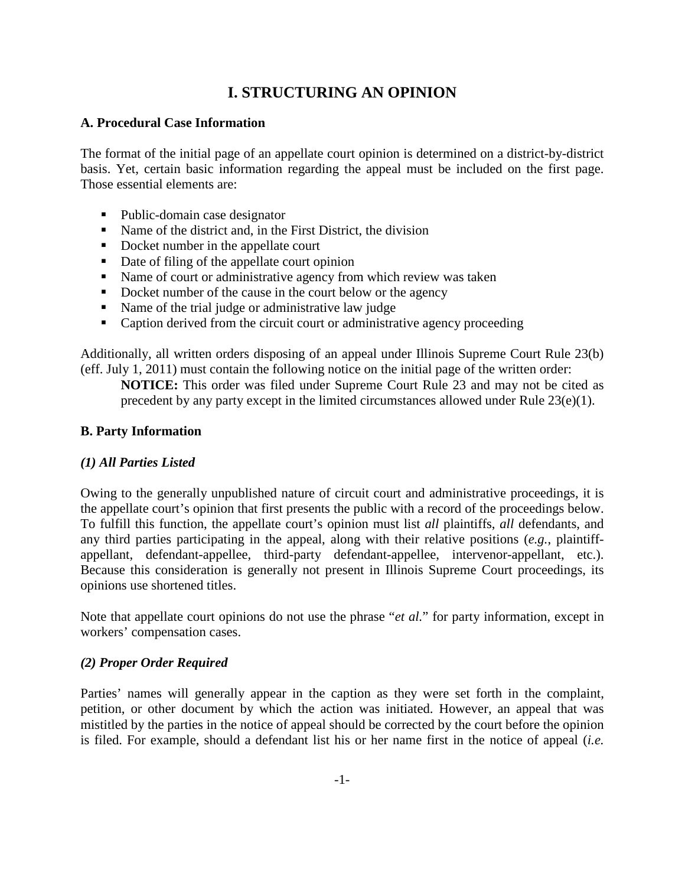# I. STRUCTURING AN OPINION

### A. Procedural Case Information

The format of the initial page of an appellate court opinion is determined on a district-by-district basis. Yet, certain basic information regarding the appeal must be included on the first page. Those essential elements are:

- Public-domain case designator
- Name of the district and, in the First District, the division
- Docket number in the appellate court
- Date of filing of the appellate court opinion
- Name of court or administrative agency from which review was taken
- Docket number of the cause in the court below or the agency
- Name of the trial judge or administrative law judge
- Caption derived from the circuit court or administrative agency proceeding

Additionally, all written orders disposing of an appeal under Illinois Supreme Court Rule 23(b) (eff. July 1, 2011) must contain the following notice on the initial page of the written order:

> **NOTICE:** This order was filed under Supreme Court Rule 23 and may not be cited as precedent by any party except in the limited circumstances allowed under Rule 23(e)(1).

### B. Party Information

#### *(1) All Parties Listed*

Owing to the generally unpublished nature of circuit court and administrative proceedings, it is the appellate court's opinion that first presents the public with a record of the proceedings below. To fulfill this function, the appellate court's opinion must list *all* plaintiffs, *all* defendants, and any third parties participating in the appeal, along with their relative positions (*e.g.*, plaintiff-appellant, defendant-appellee, third-party defendant-appellee, intervenor-appellant, etc.). Because this consideration is generally not present in Illinois Supreme Court proceedings, its opinions use shortened titles.

Note that appellate court opinions do not use the phrase "*et al.*" for party information, except in workers' compensation cases.

#### *(2) Proper Order Required*

Parties' names will generally appear in the caption as they were set forth in the complaint, petition, or other document by which the action was initiated. However, an appeal that was mistitled by the parties in the notice of appeal should be corrected by the court before the opinion is filed. For example, should a defendant list his or her name first in the notice of appeal (*i.e.*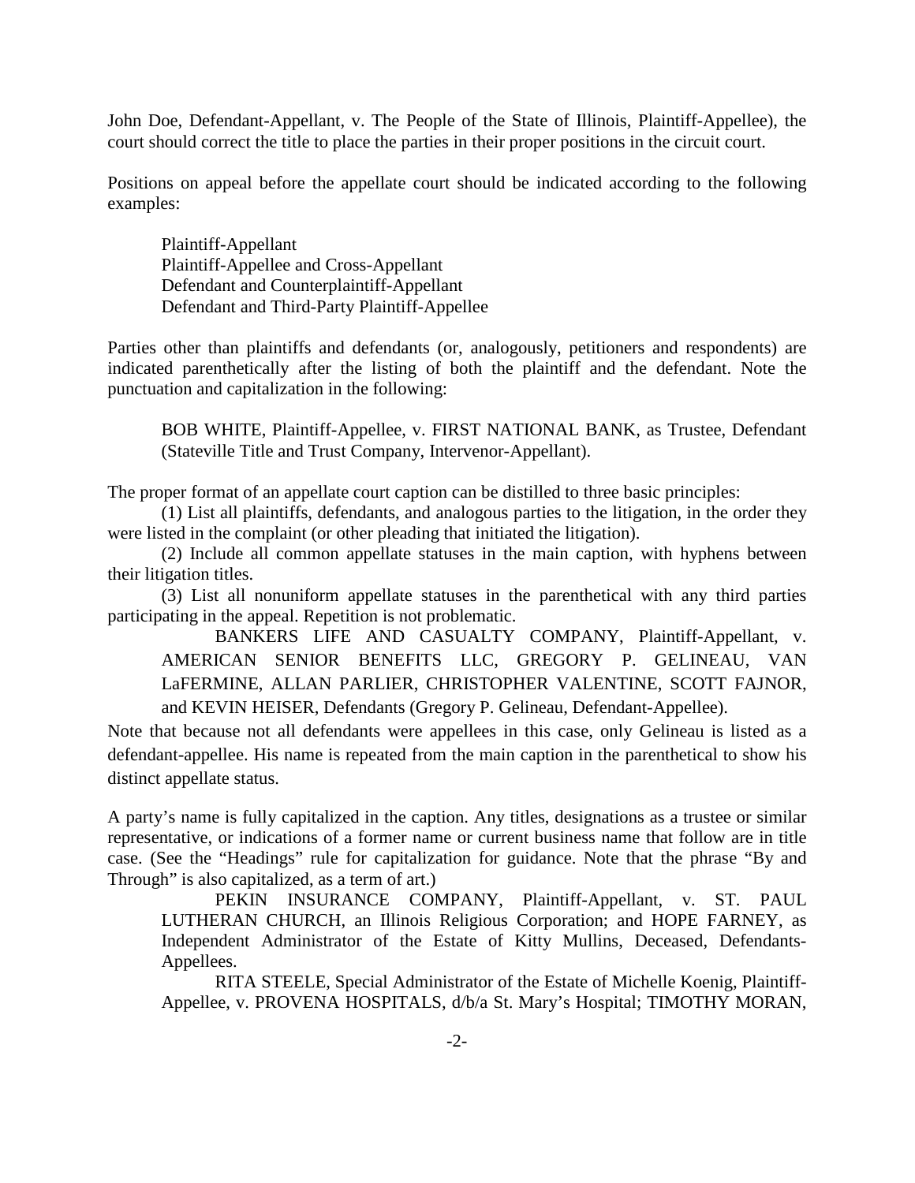John Doe, Defendant-Appellant, v. The People of the State of Illinois, Plaintiff-Appellee), the court should correct the title to place the parties in their proper positions in the circuit court.

Positions on appeal before the appellate court should be indicated according to the following examples:

> Plaintiff-Appellant
> Plaintiff-Appellee and Cross-Appellant
> Defendant and Counterplaintiff-Appellant
> Defendant and Third-Party Plaintiff-Appellee

Parties other than plaintiffs and defendants (or, analogously, petitioners and respondents) are indicated parenthetically after the listing of both the plaintiff and the defendant. Note the punctuation and capitalization in the following:

> BOB WHITE, Plaintiff-Appellee, v. FIRST NATIONAL BANK, as Trustee, Defendant (Stateville Title and Trust Company, Intervenor-Appellant).

The proper format of an appellate court caption can be distilled to three basic principles:

(1) List all plaintiffs, defendants, and analogous parties to the litigation, in the order they were listed in the complaint (or other pleading that initiated the litigation).

(2) Include all common appellate statuses in the main caption, with hyphens between their litigation titles.

(3) List all nonuniform appellate statuses in the parenthetical with any third parties participating in the appeal. Repetition is not problematic.

> BANKERS LIFE AND CASUALTY COMPANY, Plaintiff-Appellant, v. AMERICAN SENIOR BENEFITS LLC, GREGORY P. GELINEAU, VAN LaFERMINE, ALLAN PARLIER, CHRISTOPHER VALENTINE, SCOTT FAJNOR, and KEVIN HEISER, Defendants (Gregory P. Gelineau, Defendant-Appellee).

Note that because not all defendants were appellees in this case, only Gelineau is listed as a defendant-appellee. His name is repeated from the main caption in the parenthetical to show his distinct appellate status.

A party's name is fully capitalized in the caption. Any titles, designations as a trustee or similar representative, or indications of a former name or current business name that follow are in title case. (See the "Headings" rule for capitalization for guidance. Note that the phrase "By and Through" is also capitalized, as a term of art.)

> PEKIN INSURANCE COMPANY, Plaintiff-Appellant, v. ST. PAUL LUTHERAN CHURCH, an Illinois Religious Corporation; and HOPE FARNEY, as Independent Administrator of the Estate of Kitty Mullins, Deceased, Defendants-Appellees.
>
> RITA STEELE, Special Administrator of the Estate of Michelle Koenig, Plaintiff-Appellee, v. PROVENA HOSPITALS, d/b/a St. Mary's Hospital; TIMOTHY MORAN,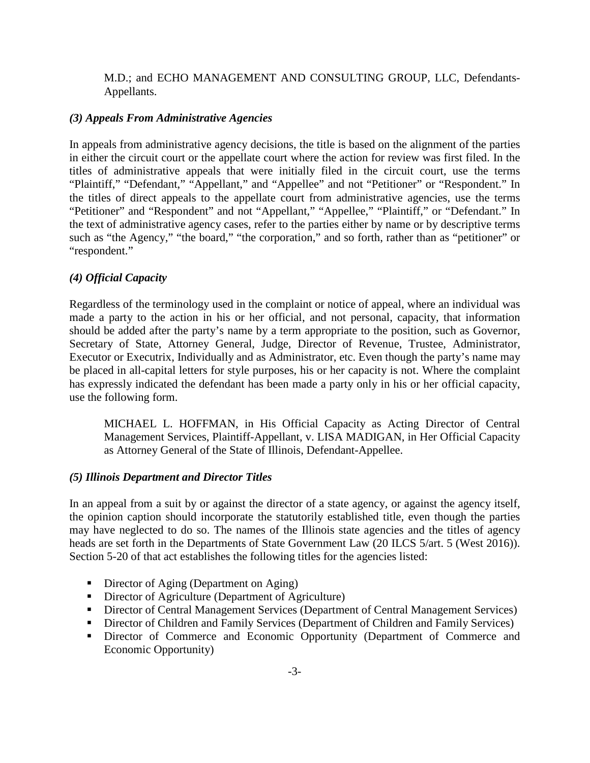M.D.; and ECHO MANAGEMENT AND CONSULTING GROUP, LLC, Defendants-Appellants.

### *(3) Appeals From Administrative Agencies*

In appeals from administrative agency decisions, the title is based on the alignment of the parties in either the circuit court or the appellate court where the action for review was first filed. In the titles of administrative appeals that were initially filed in the circuit court, use the terms "Plaintiff," "Defendant," "Appellant," and "Appellee" and not "Petitioner" or "Respondent." In the titles of direct appeals to the appellate court from administrative agencies, use the terms "Petitioner" and "Respondent" and not "Appellant," "Appellee," "Plaintiff," or "Defendant." In the text of administrative agency cases, refer to the parties either by name or by descriptive terms such as "the Agency," "the board," "the corporation," and so forth, rather than as "petitioner" or "respondent."

### *(4) Official Capacity*

Regardless of the terminology used in the complaint or notice of appeal, where an individual was made a party to the action in his or her official, and not personal, capacity, that information should be added after the party's name by a term appropriate to the position, such as Governor, Secretary of State, Attorney General, Judge, Director of Revenue, Trustee, Administrator, Executor or Executrix, Individually and as Administrator, etc. Even though the party's name may be placed in all-capital letters for style purposes, his or her capacity is not. Where the complaint has expressly indicated the defendant has been made a party only in his or her official capacity, use the following form.

> MICHAEL L. HOFFMAN, in His Official Capacity as Acting Director of Central Management Services, Plaintiff-Appellant, v. LISA MADIGAN, in Her Official Capacity as Attorney General of the State of Illinois, Defendant-Appellee.

### *(5) Illinois Department and Director Titles*

In an appeal from a suit by or against the director of a state agency, or against the agency itself, the opinion caption should incorporate the statutorily established title, even though the parties may have neglected to do so. The names of the Illinois state agencies and the titles of agency heads are set forth in the Departments of State Government Law (20 ILCS 5/art. 5 (West 2016)). Section 5-20 of that act establishes the following titles for the agencies listed:

- Director of Aging (Department on Aging)
- Director of Agriculture (Department of Agriculture)
- Director of Central Management Services (Department of Central Management Services)
- Director of Children and Family Services (Department of Children and Family Services)
- Director of Commerce and Economic Opportunity (Department of Commerce and Economic Opportunity)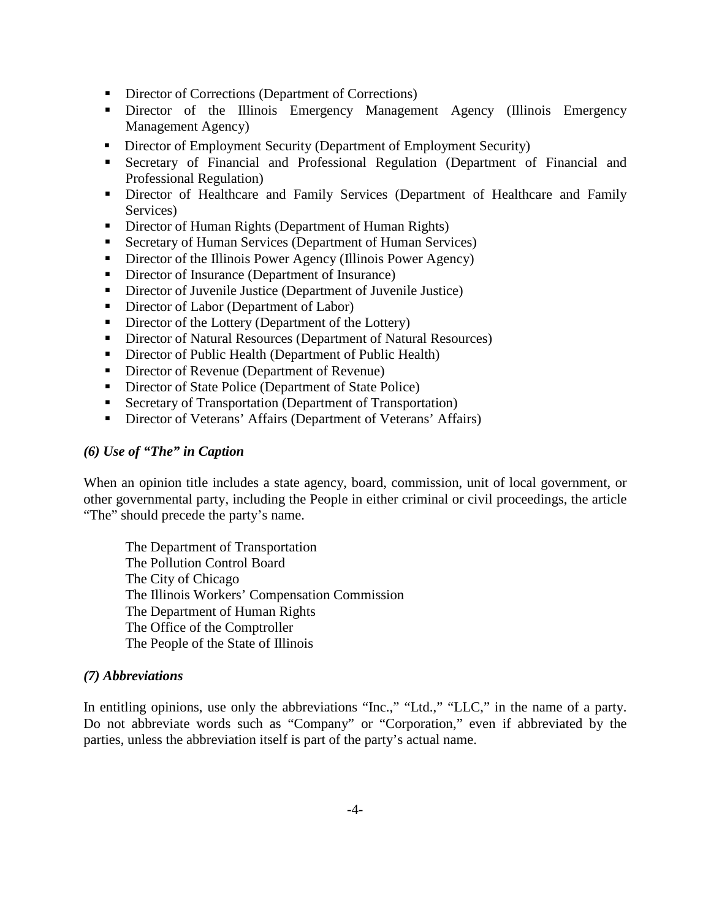- Director of Corrections (Department of Corrections)
- Director of the Illinois Emergency Management Agency (Illinois Emergency Management Agency)
- Director of Employment Security (Department of Employment Security)
- Secretary of Financial and Professional Regulation (Department of Financial and Professional Regulation)
- Director of Healthcare and Family Services (Department of Healthcare and Family Services)
- Director of Human Rights (Department of Human Rights)
- Secretary of Human Services (Department of Human Services)
- Director of the Illinois Power Agency (Illinois Power Agency)
- Director of Insurance (Department of Insurance)
- Director of Juvenile Justice (Department of Juvenile Justice)
- Director of Labor (Department of Labor)
- Director of the Lottery (Department of the Lottery)
- Director of Natural Resources (Department of Natural Resources)
- Director of Public Health (Department of Public Health)
- Director of Revenue (Department of Revenue)
- Director of State Police (Department of State Police)
- Secretary of Transportation (Department of Transportation)
- Director of Veterans' Affairs (Department of Veterans' Affairs)

### *(6) Use of "The" in Caption*

When an opinion title includes a state agency, board, commission, unit of local government, or other governmental party, including the People in either criminal or civil proceedings, the article "The" should precede the party's name.

> The Department of Transportation
> The Pollution Control Board
> The City of Chicago
> The Illinois Workers' Compensation Commission
> The Department of Human Rights
> The Office of the Comptroller
> The People of the State of Illinois

### *(7) Abbreviations*

In entitling opinions, use only the abbreviations "Inc.," "Ltd.," "LLC," in the name of a party. Do not abbreviate words such as "Company" or "Corporation," even if abbreviated by the parties, unless the abbreviation itself is part of the party's actual name.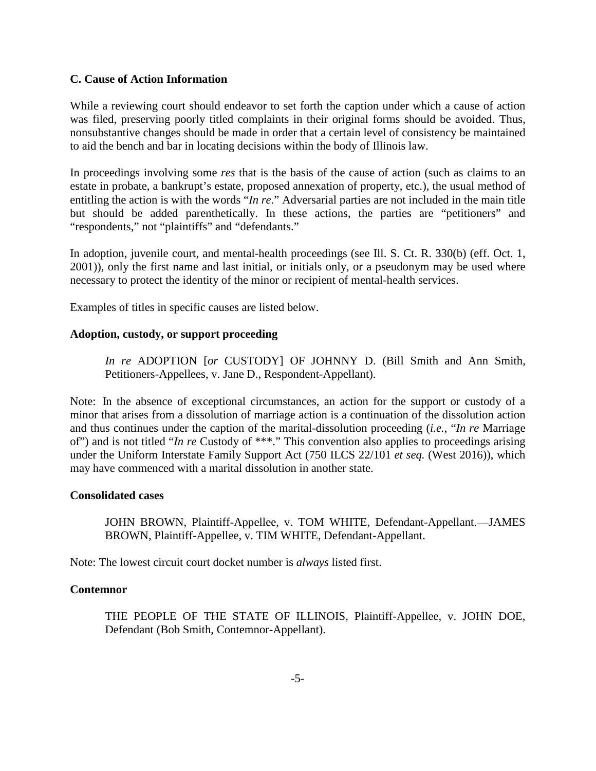### C. Cause of Action Information

While a reviewing court should endeavor to set forth the caption under which a cause of action was filed, preserving poorly titled complaints in their original forms should be avoided. Thus, nonsubstantive changes should be made in order that a certain level of consistency be maintained to aid the bench and bar in locating decisions within the body of Illinois law.

In proceedings involving some *res* that is the basis of the cause of action (such as claims to an estate in probate, a bankrupt's estate, proposed annexation of property, etc.), the usual method of entitling the action is with the words "*In re*." Adversarial parties are not included in the main title but should be added parenthetically. In these actions, the parties are "petitioners" and "respondents," not "plaintiffs" and "defendants."

In adoption, juvenile court, and mental-health proceedings (see Ill. S. Ct. R. 330(b) (eff. Oct. 1, 2001)), only the first name and last initial, or initials only, or a pseudonym may be used where necessary to protect the identity of the minor or recipient of mental-health services.

Examples of titles in specific causes are listed below.

#### Adoption, custody, or support proceeding

> *In re* ADOPTION [*or* CUSTODY] OF JOHNNY D. (Bill Smith and Ann Smith, Petitioners-Appellees, v. Jane D., Respondent-Appellant).

Note: In the absence of exceptional circumstances, an action for the support or custody of a minor that arises from a dissolution of marriage action is a continuation of the dissolution action and thus continues under the caption of the marital-dissolution proceeding (*i.e.*, "*In re* Marriage of") and is not titled "*In re* Custody of ***." This convention also applies to proceedings arising under the Uniform Interstate Family Support Act (750 ILCS 22/101 *et seq.* (West 2016)), which may have commenced with a marital dissolution in another state.

#### Consolidated cases

> JOHN BROWN, Plaintiff-Appellee, v. TOM WHITE, Defendant-Appellant.—JAMES BROWN, Plaintiff-Appellee, v. TIM WHITE, Defendant-Appellant.

Note: The lowest circuit court docket number is *always* listed first.

#### Contemnor

> THE PEOPLE OF THE STATE OF ILLINOIS, Plaintiff-Appellee, v. JOHN DOE, Defendant (Bob Smith, Contemnor-Appellant).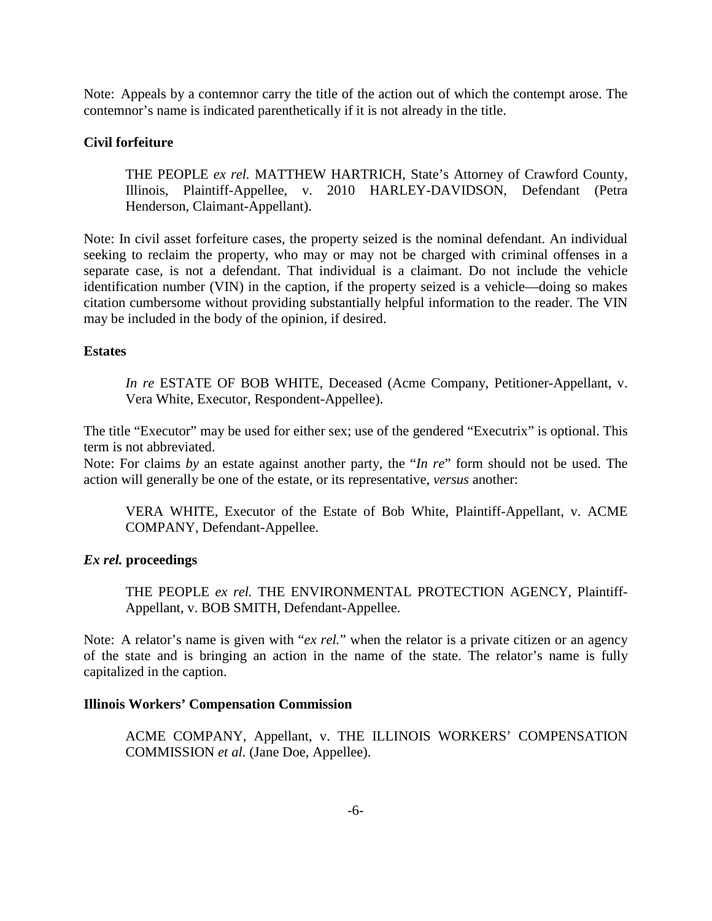Note: Appeals by a contemnor carry the title of the action out of which the contempt arose. The contemnor's name is indicated parenthetically if it is not already in the title.

**Civil forfeiture**

> THE PEOPLE *ex rel.* MATTHEW HARTRICH, State's Attorney of Crawford County, Illinois, Plaintiff-Appellee, v. 2010 HARLEY-DAVIDSON, Defendant (Petra Henderson, Claimant-Appellant).

Note: In civil asset forfeiture cases, the property seized is the nominal defendant. An individual seeking to reclaim the property, who may or may not be charged with criminal offenses in a separate case, is not a defendant. That individual is a claimant. Do not include the vehicle identification number (VIN) in the caption, if the property seized is a vehicle—doing so makes citation cumbersome without providing substantially helpful information to the reader. The VIN may be included in the body of the opinion, if desired.

**Estates**

> *In re* ESTATE OF BOB WHITE, Deceased (Acme Company, Petitioner-Appellant, v. Vera White, Executor, Respondent-Appellee).

The title "Executor" may be used for either sex; use of the gendered "Executrix" is optional. This term is not abbreviated.

Note: For claims *by* an estate against another party, the "*In re*" form should not be used. The action will generally be one of the estate, or its representative, *versus* another:

> VERA WHITE, Executor of the Estate of Bob White, Plaintiff-Appellant, v. ACME COMPANY, Defendant-Appellee.

***Ex rel.* proceedings**

> THE PEOPLE *ex rel.* THE ENVIRONMENTAL PROTECTION AGENCY, Plaintiff-Appellant, v. BOB SMITH, Defendant-Appellee.

Note: A relator's name is given with "*ex rel.*" when the relator is a private citizen or an agency of the state and is bringing an action in the name of the state. The relator's name is fully capitalized in the caption.

**Illinois Workers' Compensation Commission**

> ACME COMPANY, Appellant, v. THE ILLINOIS WORKERS' COMPENSATION COMMISSION *et al.* (Jane Doe, Appellee).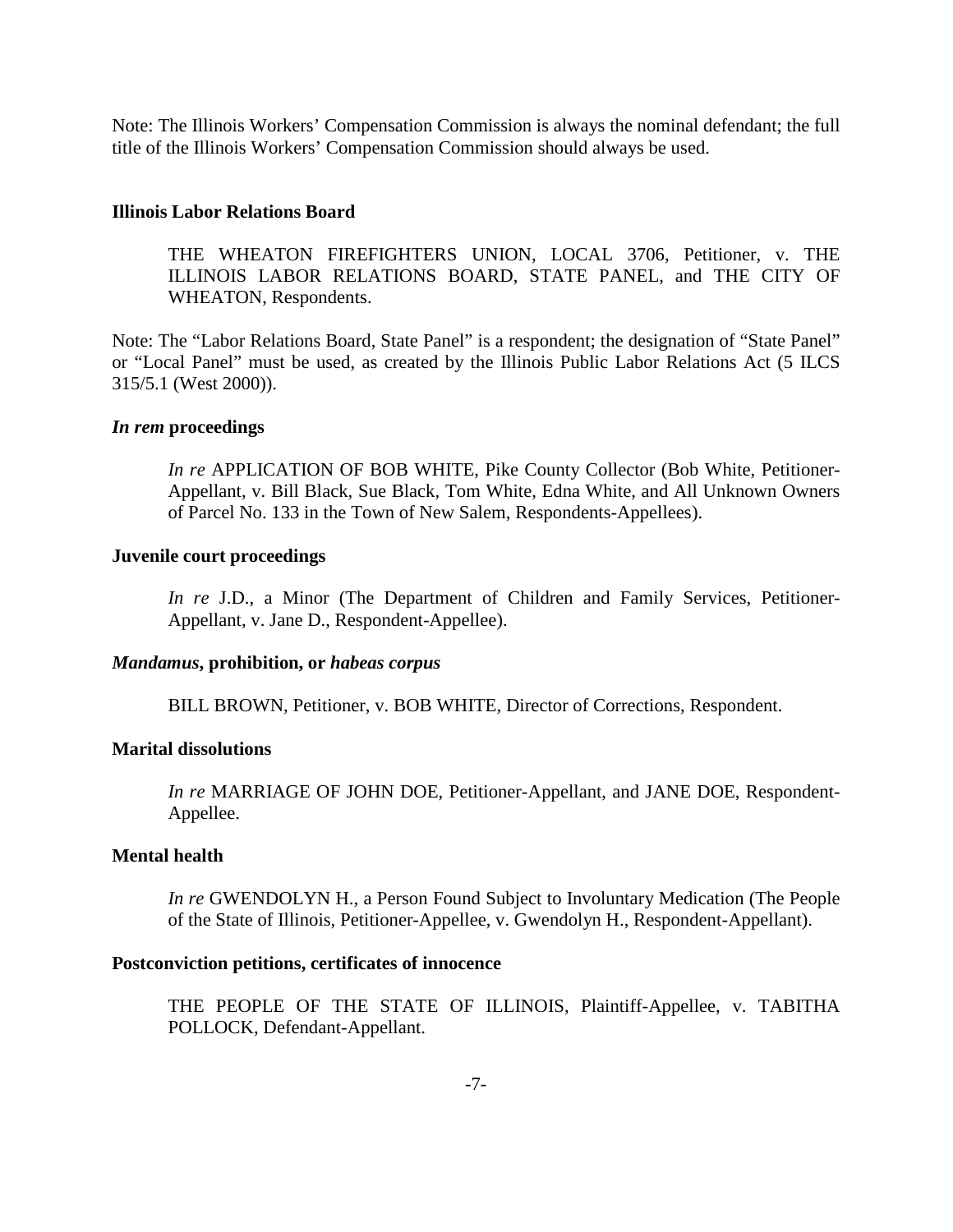Note: The Illinois Workers' Compensation Commission is always the nominal defendant; the full title of the Illinois Workers' Compensation Commission should always be used.

**Illinois Labor Relations Board**

> THE WHEATON FIREFIGHTERS UNION, LOCAL 3706, Petitioner, v. THE ILLINOIS LABOR RELATIONS BOARD, STATE PANEL, and THE CITY OF WHEATON, Respondents.

Note: The "Labor Relations Board, State Panel" is a respondent; the designation of "State Panel" or "Local Panel" must be used, as created by the Illinois Public Labor Relations Act (5 ILCS 315/5.1 (West 2000)).

***In rem* proceedings**

> *In re* APPLICATION OF BOB WHITE, Pike County Collector (Bob White, Petitioner-Appellant, v. Bill Black, Sue Black, Tom White, Edna White, and All Unknown Owners of Parcel No. 133 in the Town of New Salem, Respondents-Appellees).

**Juvenile court proceedings**

> *In re* J.D., a Minor (The Department of Children and Family Services, Petitioner-Appellant, v. Jane D., Respondent-Appellee).

***Mandamus*, prohibition, or *habeas corpus***

> BILL BROWN, Petitioner, v. BOB WHITE, Director of Corrections, Respondent.

**Marital dissolutions**

> *In re* MARRIAGE OF JOHN DOE, Petitioner-Appellant, and JANE DOE, Respondent-Appellee.

**Mental health**

> *In re* GWENDOLYN H., a Person Found Subject to Involuntary Medication (The People of the State of Illinois, Petitioner-Appellee, v. Gwendolyn H., Respondent-Appellant).

**Postconviction petitions, certificates of innocence**

> THE PEOPLE OF THE STATE OF ILLINOIS, Plaintiff-Appellee, v. TABITHA POLLOCK, Defendant-Appellant.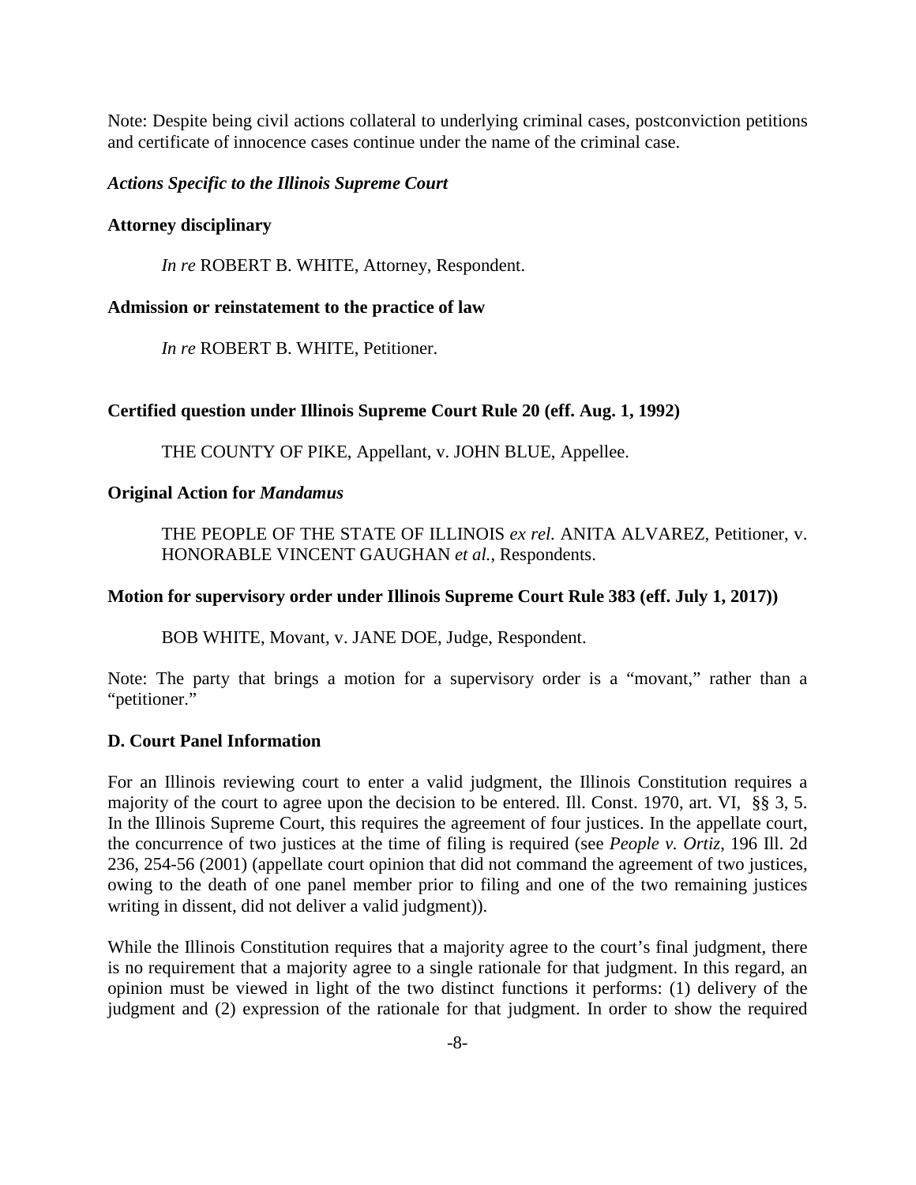Note: Despite being civil actions collateral to underlying criminal cases, postconviction petitions and certificate of innocence cases continue under the name of the criminal case.

### *Actions Specific to the Illinois Supreme Court*

**Attorney disciplinary**

*In re* ROBERT B. WHITE, Attorney, Respondent.

**Admission or reinstatement to the practice of law**

*In re* ROBERT B. WHITE, Petitioner.

**Certified question under Illinois Supreme Court Rule 20 (eff. Aug. 1, 1992)**

THE COUNTY OF PIKE, Appellant, v. JOHN BLUE, Appellee.

**Original Action for *Mandamus***

THE PEOPLE OF THE STATE OF ILLINOIS *ex rel.* ANITA ALVAREZ, Petitioner, v. HONORABLE VINCENT GAUGHAN *et al.*, Respondents.

**Motion for supervisory order under Illinois Supreme Court Rule 383 (eff. July 1, 2017))**

BOB WHITE, Movant, v. JANE DOE, Judge, Respondent.

Note: The party that brings a motion for a supervisory order is a "movant," rather than a "petitioner."

## D. Court Panel Information

For an Illinois reviewing court to enter a valid judgment, the Illinois Constitution requires a majority of the court to agree upon the decision to be entered. Ill. Const. 1970, art. VI, §§ 3, 5. In the Illinois Supreme Court, this requires the agreement of four justices. In the appellate court, the concurrence of two justices at the time of filing is required (see *People v. Ortiz*, 196 Ill. 2d 236, 254-56 (2001) (appellate court opinion that did not command the agreement of two justices, owing to the death of one panel member prior to filing and one of the two remaining justices writing in dissent, did not deliver a valid judgment)).

While the Illinois Constitution requires that a majority agree to the court's final judgment, there is no requirement that a majority agree to a single rationale for that judgment. In this regard, an opinion must be viewed in light of the two distinct functions it performs: (1) delivery of the judgment and (2) expression of the rationale for that judgment. In order to show the required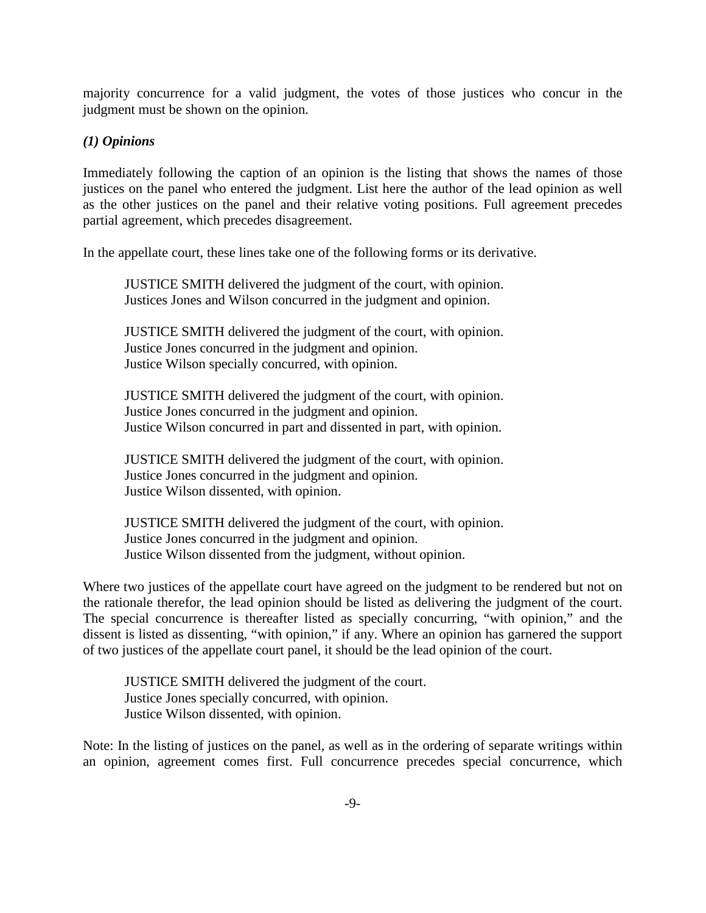majority concurrence for a valid judgment, the votes of those justices who concur in the judgment must be shown on the opinion.

### *(1) Opinions*

Immediately following the caption of an opinion is the listing that shows the names of those justices on the panel who entered the judgment. List here the author of the lead opinion as well as the other justices on the panel and their relative voting positions. Full agreement precedes partial agreement, which precedes disagreement.

In the appellate court, these lines take one of the following forms or its derivative.

> JUSTICE SMITH delivered the judgment of the court, with opinion.
> Justices Jones and Wilson concurred in the judgment and opinion.

> JUSTICE SMITH delivered the judgment of the court, with opinion.
> Justice Jones concurred in the judgment and opinion.
> Justice Wilson specially concurred, with opinion.

> JUSTICE SMITH delivered the judgment of the court, with opinion.
> Justice Jones concurred in the judgment and opinion.
> Justice Wilson concurred in part and dissented in part, with opinion.

> JUSTICE SMITH delivered the judgment of the court, with opinion.
> Justice Jones concurred in the judgment and opinion.
> Justice Wilson dissented, with opinion.

> JUSTICE SMITH delivered the judgment of the court, with opinion.
> Justice Jones concurred in the judgment and opinion.
> Justice Wilson dissented from the judgment, without opinion.

Where two justices of the appellate court have agreed on the judgment to be rendered but not on the rationale therefor, the lead opinion should be listed as delivering the judgment of the court. The special concurrence is thereafter listed as specially concurring, "with opinion," and the dissent is listed as dissenting, "with opinion," if any. Where an opinion has garnered the support of two justices of the appellate court panel, it should be the lead opinion of the court.

> JUSTICE SMITH delivered the judgment of the court.
> Justice Jones specially concurred, with opinion.
> Justice Wilson dissented, with opinion.

Note: In the listing of justices on the panel, as well as in the ordering of separate writings within an opinion, agreement comes first. Full concurrence precedes special concurrence, which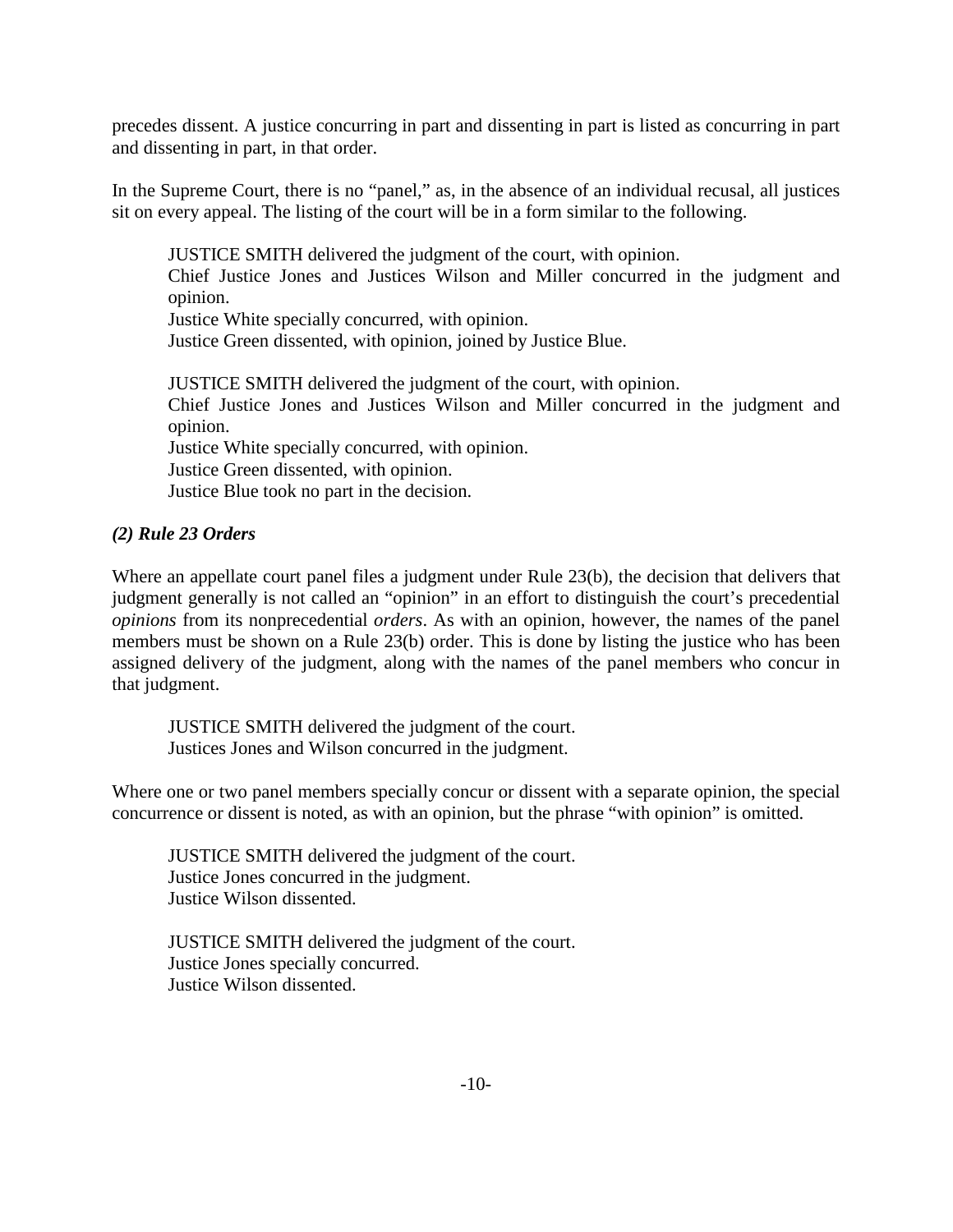precedes dissent. A justice concurring in part and dissenting in part is listed as concurring in part and dissenting in part, in that order.

In the Supreme Court, there is no "panel," as, in the absence of an individual recusal, all justices sit on every appeal. The listing of the court will be in a form similar to the following.

> JUSTICE SMITH delivered the judgment of the court, with opinion.
> Chief Justice Jones and Justices Wilson and Miller concurred in the judgment and opinion.
> Justice White specially concurred, with opinion.
> Justice Green dissented, with opinion, joined by Justice Blue.

> JUSTICE SMITH delivered the judgment of the court, with opinion.
> Chief Justice Jones and Justices Wilson and Miller concurred in the judgment and opinion.
> Justice White specially concurred, with opinion.
> Justice Green dissented, with opinion.
> Justice Blue took no part in the decision.

### *(2) Rule 23 Orders*

Where an appellate court panel files a judgment under Rule 23(b), the decision that delivers that judgment generally is not called an "opinion" in an effort to distinguish the court's precedential *opinions* from its nonprecedential *orders*. As with an opinion, however, the names of the panel members must be shown on a Rule 23(b) order. This is done by listing the justice who has been assigned delivery of the judgment, along with the names of the panel members who concur in that judgment.

> JUSTICE SMITH delivered the judgment of the court.
> Justices Jones and Wilson concurred in the judgment.

Where one or two panel members specially concur or dissent with a separate opinion, the special concurrence or dissent is noted, as with an opinion, but the phrase "with opinion" is omitted.

> JUSTICE SMITH delivered the judgment of the court.
> Justice Jones concurred in the judgment.
> Justice Wilson dissented.

> JUSTICE SMITH delivered the judgment of the court.
> Justice Jones specially concurred.
> Justice Wilson dissented.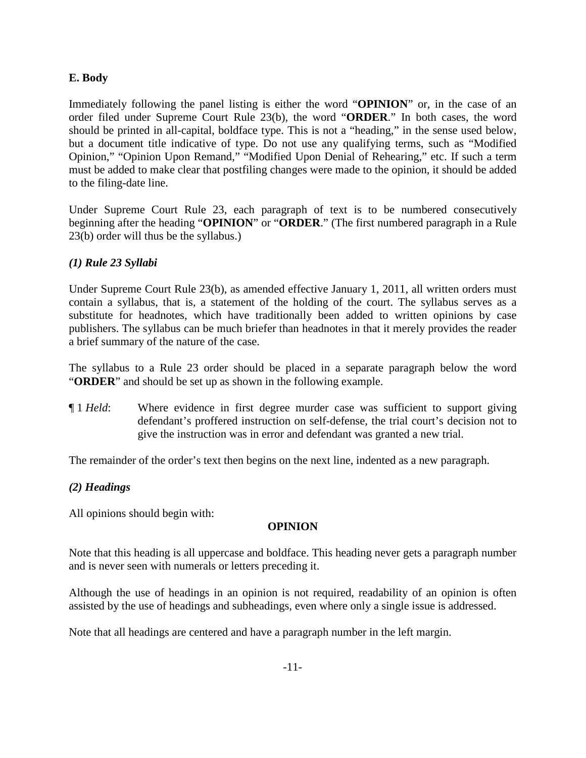### E. Body

Immediately following the panel listing is either the word "**OPINION**" or, in the case of an order filed under Supreme Court Rule 23(b), the word "**ORDER**." In both cases, the word should be printed in all-capital, boldface type. This is not a "heading," in the sense used below, but a document title indicative of type. Do not use any qualifying terms, such as "Modified Opinion," "Opinion Upon Remand," "Modified Upon Denial of Rehearing," etc. If such a term must be added to make clear that postfiling changes were made to the opinion, it should be added to the filing-date line.

Under Supreme Court Rule 23, each paragraph of text is to be numbered consecutively beginning after the heading "**OPINION**" or "**ORDER**." (The first numbered paragraph in a Rule 23(b) order will thus be the syllabus.)

#### *(1) Rule 23 Syllabi*

Under Supreme Court Rule 23(b), as amended effective January 1, 2011, all written orders must contain a syllabus, that is, a statement of the holding of the court. The syllabus serves as a substitute for headnotes, which have traditionally been added to written opinions by case publishers. The syllabus can be much briefer than headnotes in that it merely provides the reader a brief summary of the nature of the case.

The syllabus to a Rule 23 order should be placed in a separate paragraph below the word "**ORDER**" and should be set up as shown in the following example.

**¶** 1 *Held*: Where evidence in first degree murder case was sufficient to support giving defendant's proffered instruction on self-defense, the trial court's decision not to give the instruction was in error and defendant was granted a new trial.

The remainder of the order's text then begins on the next line, indented as a new paragraph.

#### *(2) Headings*

All opinions should begin with:

**OPINION**

Note that this heading is all uppercase and boldface. This heading never gets a paragraph number and is never seen with numerals or letters preceding it.

Although the use of headings in an opinion is not required, readability of an opinion is often assisted by the use of headings and subheadings, even where only a single issue is addressed.

Note that all headings are centered and have a paragraph number in the left margin.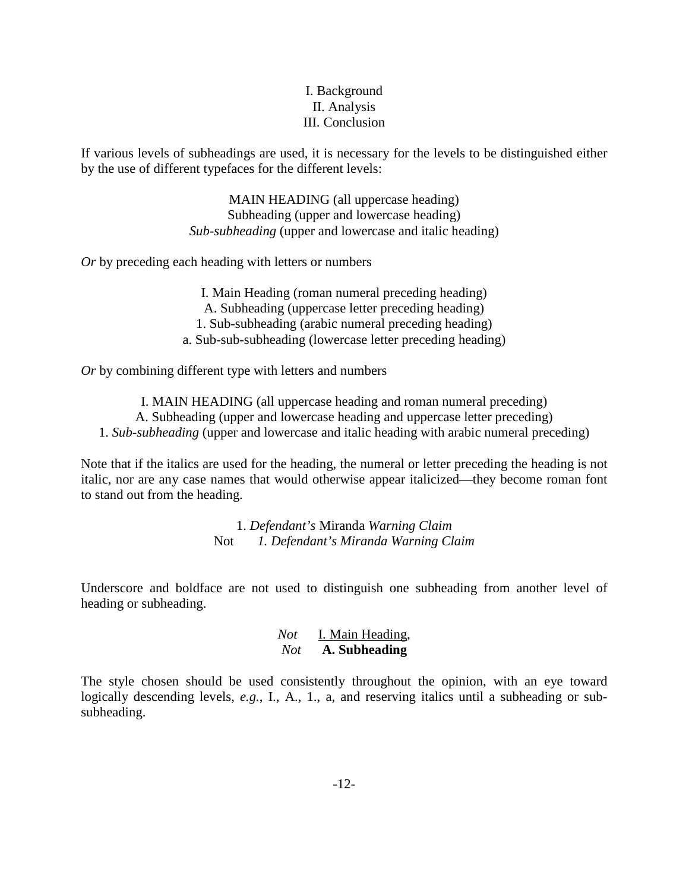I. Background
II. Analysis
III. Conclusion

If various levels of subheadings are used, it is necessary for the levels to be distinguished either by the use of different typefaces for the different levels:

MAIN HEADING (all uppercase heading)
Subheading (upper and lowercase heading)
*Sub-subheading* (upper and lowercase and italic heading)

*Or* by preceding each heading with letters or numbers

I. Main Heading (roman numeral preceding heading)
A. Subheading (uppercase letter preceding heading)
1. Sub-subheading (arabic numeral preceding heading)
a. Sub-sub-subheading (lowercase letter preceding heading)

*Or* by combining different type with letters and numbers

I. MAIN HEADING (all uppercase heading and roman numeral preceding)
A. Subheading (upper and lowercase heading and uppercase letter preceding)
1. *Sub-subheading* (upper and lowercase and italic heading with arabic numeral preceding)

Note that if the italics are used for the heading, the numeral or letter preceding the heading is not italic, nor are any case names that would otherwise appear italicized—they become roman font to stand out from the heading.

1. *Defendant's* Miranda *Warning Claim*
Not *1. Defendant's Miranda Warning Claim*

Underscore and boldface are not used to distinguish one subheading from another level of heading or subheading.

*Not* <u>I. Main Heading</u>,
*Not* **A. Subheading**

The style chosen should be used consistently throughout the opinion, with an eye toward logically descending levels, *e.g.*, I., A., 1., a, and reserving italics until a subheading or sub-subheading.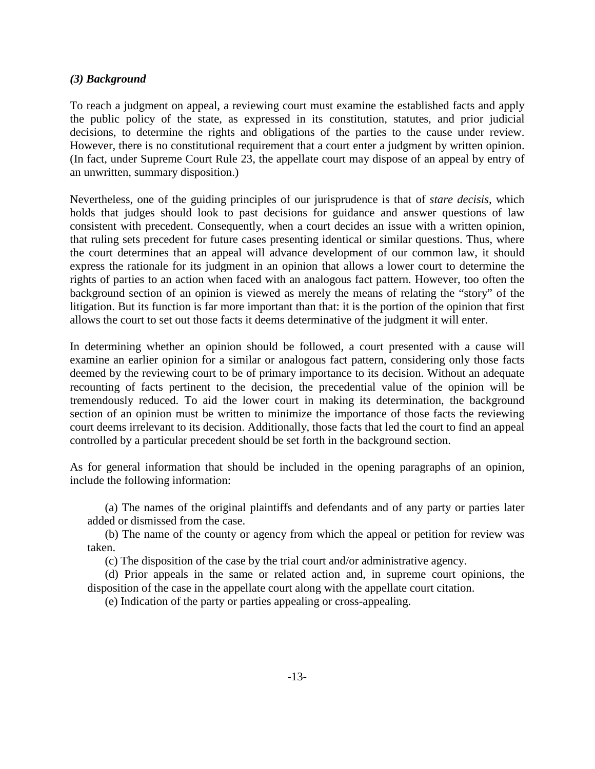### *(3) Background*

To reach a judgment on appeal, a reviewing court must examine the established facts and apply the public policy of the state, as expressed in its constitution, statutes, and prior judicial decisions, to determine the rights and obligations of the parties to the cause under review. However, there is no constitutional requirement that a court enter a judgment by written opinion. (In fact, under Supreme Court Rule 23, the appellate court may dispose of an appeal by entry of an unwritten, summary disposition.)

Nevertheless, one of the guiding principles of our jurisprudence is that of *stare decisis*, which holds that judges should look to past decisions for guidance and answer questions of law consistent with precedent. Consequently, when a court decides an issue with a written opinion, that ruling sets precedent for future cases presenting identical or similar questions. Thus, where the court determines that an appeal will advance development of our common law, it should express the rationale for its judgment in an opinion that allows a lower court to determine the rights of parties to an action when faced with an analogous fact pattern. However, too often the background section of an opinion is viewed as merely the means of relating the "story" of the litigation. But its function is far more important than that: it is the portion of the opinion that first allows the court to set out those facts it deems determinative of the judgment it will enter.

In determining whether an opinion should be followed, a court presented with a cause will examine an earlier opinion for a similar or analogous fact pattern, considering only those facts deemed by the reviewing court to be of primary importance to its decision. Without an adequate recounting of facts pertinent to the decision, the precedential value of the opinion will be tremendously reduced. To aid the lower court in making its determination, the background section of an opinion must be written to minimize the importance of those facts the reviewing court deems irrelevant to its decision. Additionally, those facts that led the court to find an appeal controlled by a particular precedent should be set forth in the background section.

As for general information that should be included in the opening paragraphs of an opinion, include the following information:

(a) The names of the original plaintiffs and defendants and of any party or parties later added or dismissed from the case.

(b) The name of the county or agency from which the appeal or petition for review was taken.

(c) The disposition of the case by the trial court and/or administrative agency.

(d) Prior appeals in the same or related action and, in supreme court opinions, the disposition of the case in the appellate court along with the appellate court citation.

(e) Indication of the party or parties appealing or cross-appealing.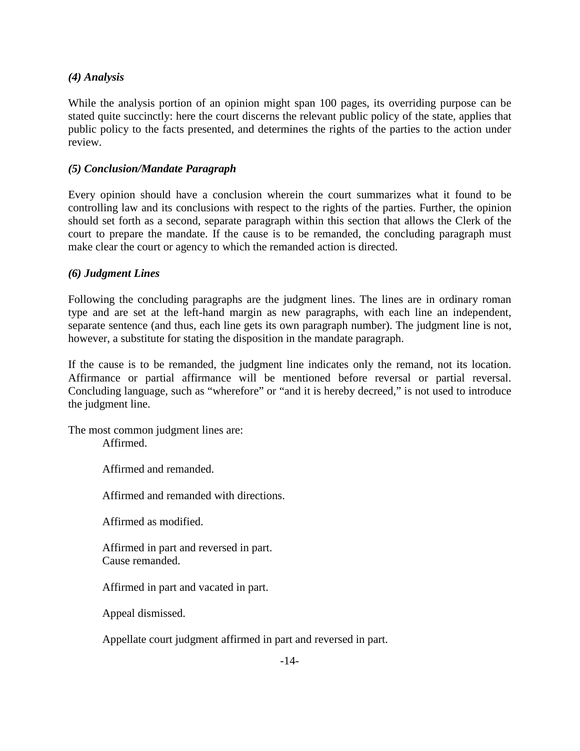### *(4) Analysis*

While the analysis portion of an opinion might span 100 pages, its overriding purpose can be stated quite succinctly: here the court discerns the relevant public policy of the state, applies that public policy to the facts presented, and determines the rights of the parties to the action under review.

### *(5) Conclusion/Mandate Paragraph*

Every opinion should have a conclusion wherein the court summarizes what it found to be controlling law and its conclusions with respect to the rights of the parties. Further, the opinion should set forth as a second, separate paragraph within this section that allows the Clerk of the court to prepare the mandate. If the cause is to be remanded, the concluding paragraph must make clear the court or agency to which the remanded action is directed.

### *(6) Judgment Lines*

Following the concluding paragraphs are the judgment lines. The lines are in ordinary roman type and are set at the left-hand margin as new paragraphs, with each line an independent, separate sentence (and thus, each line gets its own paragraph number). The judgment line is not, however, a substitute for stating the disposition in the mandate paragraph.

If the cause is to be remanded, the judgment line indicates only the remand, not its location. Affirmance or partial affirmance will be mentioned before reversal or partial reversal. Concluding language, such as "wherefore" or "and it is hereby decreed," is not used to introduce the judgment line.

The most common judgment lines are:

> Affirmed.
>
> Affirmed and remanded.
>
> Affirmed and remanded with directions.
>
> Affirmed as modified.
>
> Affirmed in part and reversed in part.
> Cause remanded.
>
> Affirmed in part and vacated in part.
>
> Appeal dismissed.
>
> Appellate court judgment affirmed in part and reversed in part.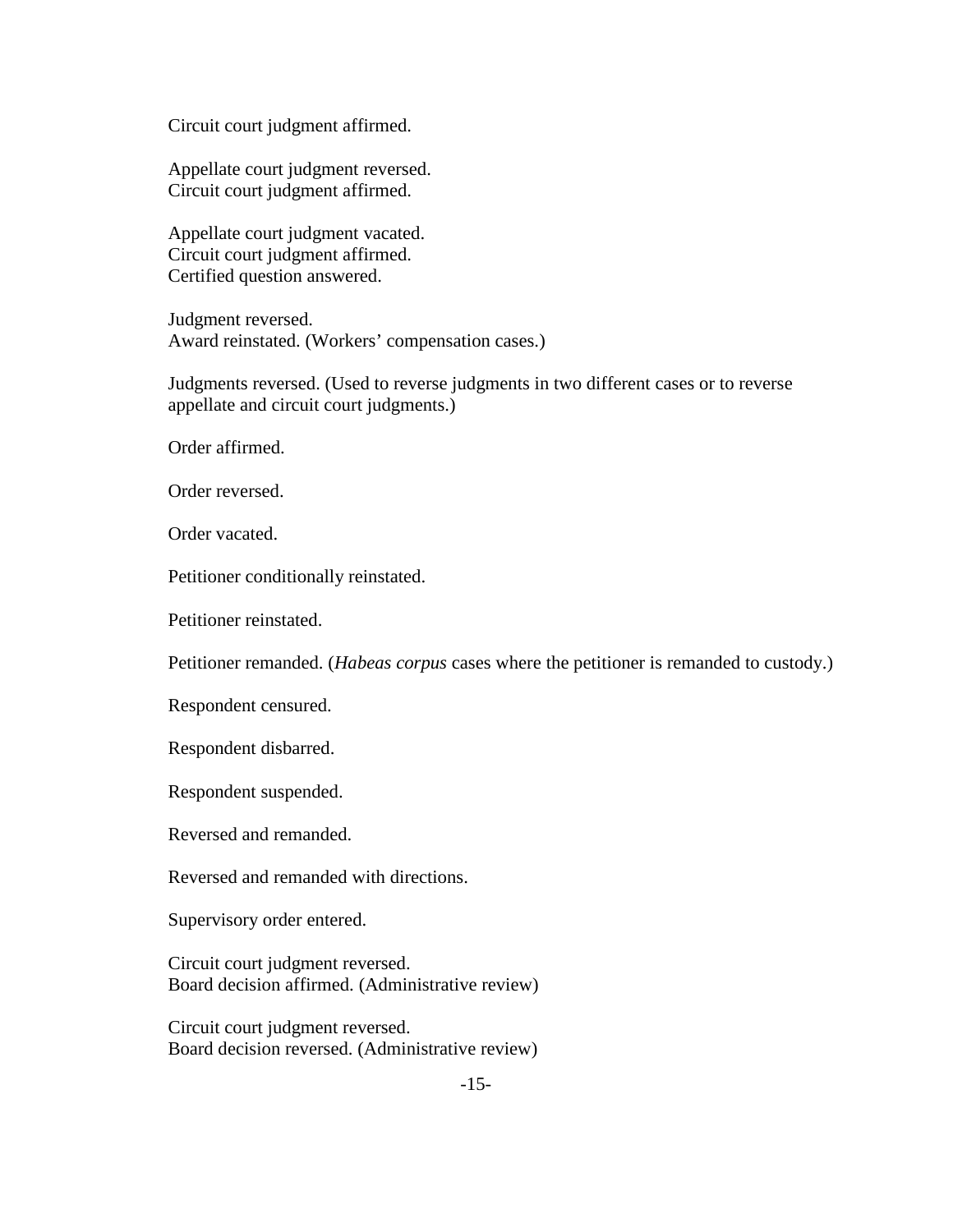Circuit court judgment affirmed.

Appellate court judgment reversed.  
Circuit court judgment affirmed.

Appellate court judgment vacated.  
Circuit court judgment affirmed.  
Certified question answered.

Judgment reversed.  
Award reinstated. (Workers' compensation cases.)

Judgments reversed. (Used to reverse judgments in two different cases or to reverse appellate and circuit court judgments.)

Order affirmed.

Order reversed.

Order vacated.

Petitioner conditionally reinstated.

Petitioner reinstated.

Petitioner remanded. (*Habeas corpus* cases where the petitioner is remanded to custody.)

Respondent censured.

Respondent disbarred.

Respondent suspended.

Reversed and remanded.

Reversed and remanded with directions.

Supervisory order entered.

Circuit court judgment reversed.  
Board decision affirmed. (Administrative review)

Circuit court judgment reversed.  
Board decision reversed. (Administrative review)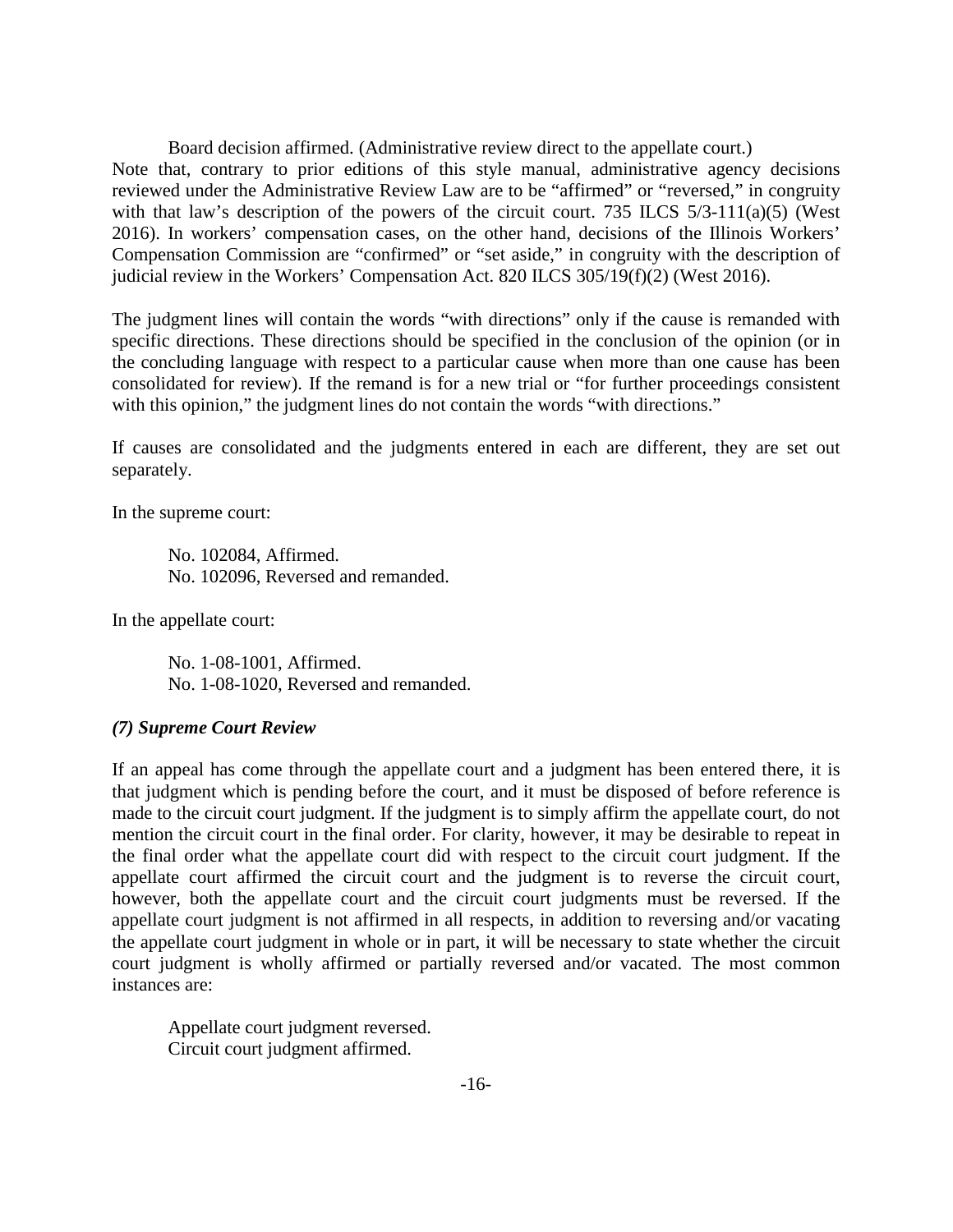Board decision affirmed. (Administrative review direct to the appellate court.)

Note that, contrary to prior editions of this style manual, administrative agency decisions reviewed under the Administrative Review Law are to be "affirmed" or "reversed," in congruity with that law's description of the powers of the circuit court. 735 ILCS 5/3-111(a)(5) (West 2016). In workers' compensation cases, on the other hand, decisions of the Illinois Workers' Compensation Commission are "confirmed" or "set aside," in congruity with the description of judicial review in the Workers' Compensation Act. 820 ILCS 305/19(f)(2) (West 2016).

The judgment lines will contain the words "with directions" only if the cause is remanded with specific directions. These directions should be specified in the conclusion of the opinion (or in the concluding language with respect to a particular cause when more than one cause has been consolidated for review). If the remand is for a new trial or "for further proceedings consistent with this opinion," the judgment lines do not contain the words "with directions."

If causes are consolidated and the judgments entered in each are different, they are set out separately.

In the supreme court:

> No. 102084, Affirmed.
> No. 102096, Reversed and remanded.

In the appellate court:

> No. 1-08-1001, Affirmed.
> No. 1-08-1020, Reversed and remanded.

### *(7) Supreme Court Review*

If an appeal has come through the appellate court and a judgment has been entered there, it is that judgment which is pending before the court, and it must be disposed of before reference is made to the circuit court judgment. If the judgment is to simply affirm the appellate court, do not mention the circuit court in the final order. For clarity, however, it may be desirable to repeat in the final order what the appellate court did with respect to the circuit court judgment. If the appellate court affirmed the circuit court and the judgment is to reverse the circuit court, however, both the appellate court and the circuit court judgments must be reversed. If the appellate court judgment is not affirmed in all respects, in addition to reversing and/or vacating the appellate court judgment in whole or in part, it will be necessary to state whether the circuit court judgment is wholly affirmed or partially reversed and/or vacated. The most common instances are:

> Appellate court judgment reversed.
> Circuit court judgment affirmed.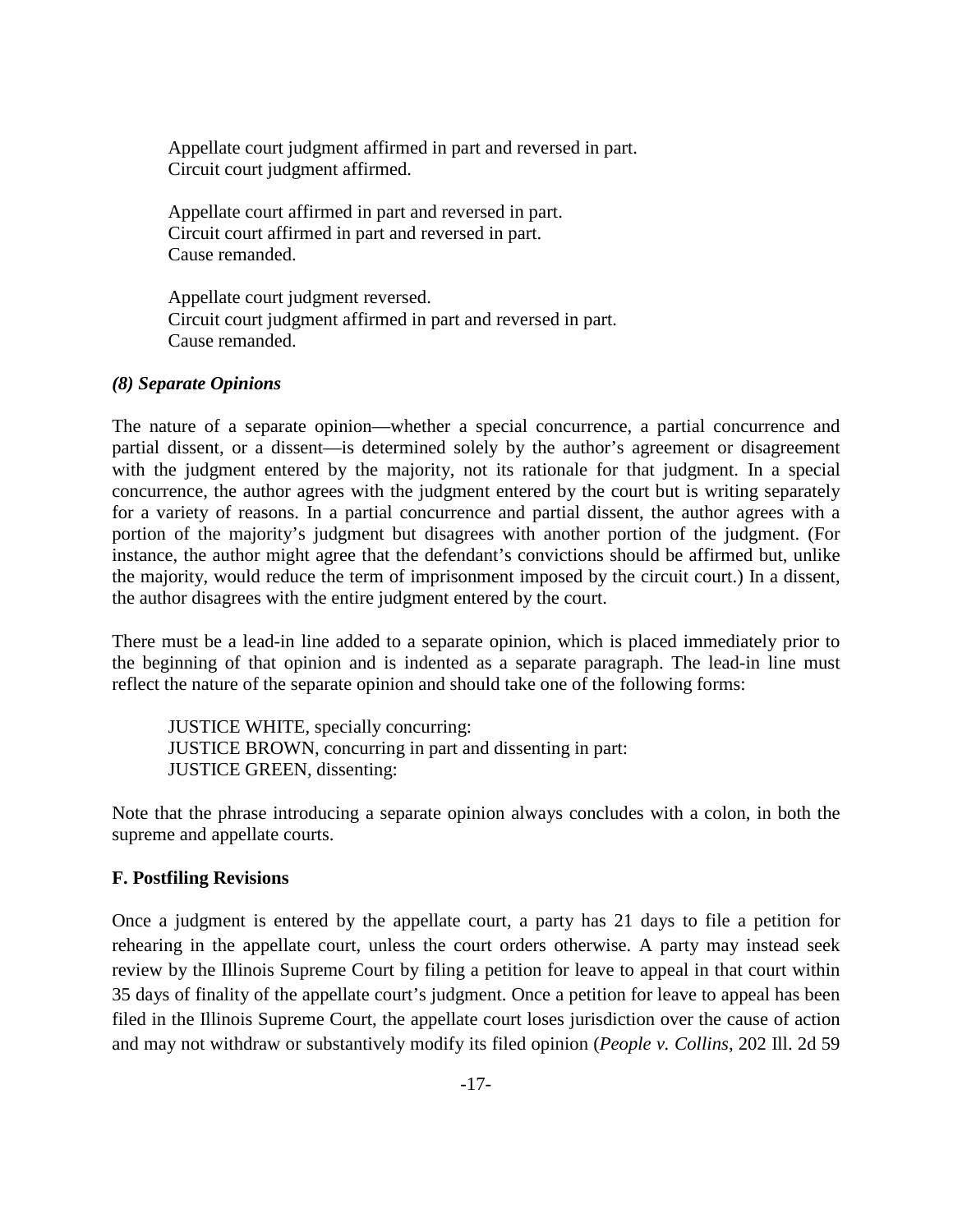Appellate court judgment affirmed in part and reversed in part.
Circuit court judgment affirmed.

Appellate court affirmed in part and reversed in part.
Circuit court affirmed in part and reversed in part.
Cause remanded.

Appellate court judgment reversed.
Circuit court judgment affirmed in part and reversed in part.
Cause remanded.

***(8) Separate Opinions***

The nature of a separate opinion—whether a special concurrence, a partial concurrence and partial dissent, or a dissent—is determined solely by the author's agreement or disagreement with the judgment entered by the majority, not its rationale for that judgment. In a special concurrence, the author agrees with the judgment entered by the court but is writing separately for a variety of reasons. In a partial concurrence and partial dissent, the author agrees with a portion of the majority's judgment but disagrees with another portion of the judgment. (For instance, the author might agree that the defendant's convictions should be affirmed but, unlike the majority, would reduce the term of imprisonment imposed by the circuit court.) In a dissent, the author disagrees with the entire judgment entered by the court.

There must be a lead-in line added to a separate opinion, which is placed immediately prior to the beginning of that opinion and is indented as a separate paragraph. The lead-in line must reflect the nature of the separate opinion and should take one of the following forms:

JUSTICE WHITE, specially concurring:
JUSTICE BROWN, concurring in part and dissenting in part:
JUSTICE GREEN, dissenting:

Note that the phrase introducing a separate opinion always concludes with a colon, in both the supreme and appellate courts.

**F. Postfiling Revisions**

Once a judgment is entered by the appellate court, a party has 21 days to file a petition for rehearing in the appellate court, unless the court orders otherwise. A party may instead seek review by the Illinois Supreme Court by filing a petition for leave to appeal in that court within 35 days of finality of the appellate court's judgment. Once a petition for leave to appeal has been filed in the Illinois Supreme Court, the appellate court loses jurisdiction over the cause of action and may not withdraw or substantively modify its filed opinion (*People v. Collins*, 202 Ill. 2d 59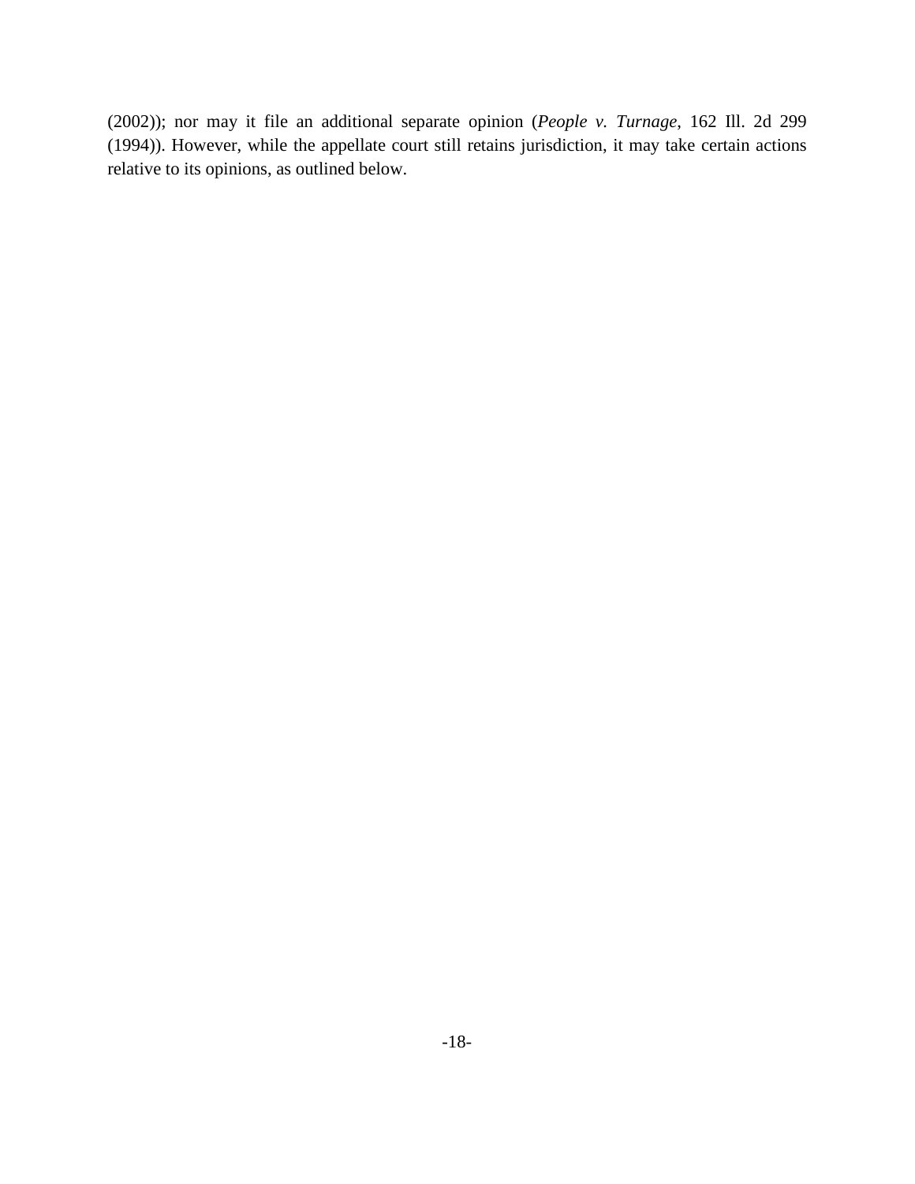(2002)); nor may it file an additional separate opinion (*People v. Turnage*, 162 Ill. 2d 299 (1994)). However, while the appellate court still retains jurisdiction, it may take certain actions relative to its opinions, as outlined below.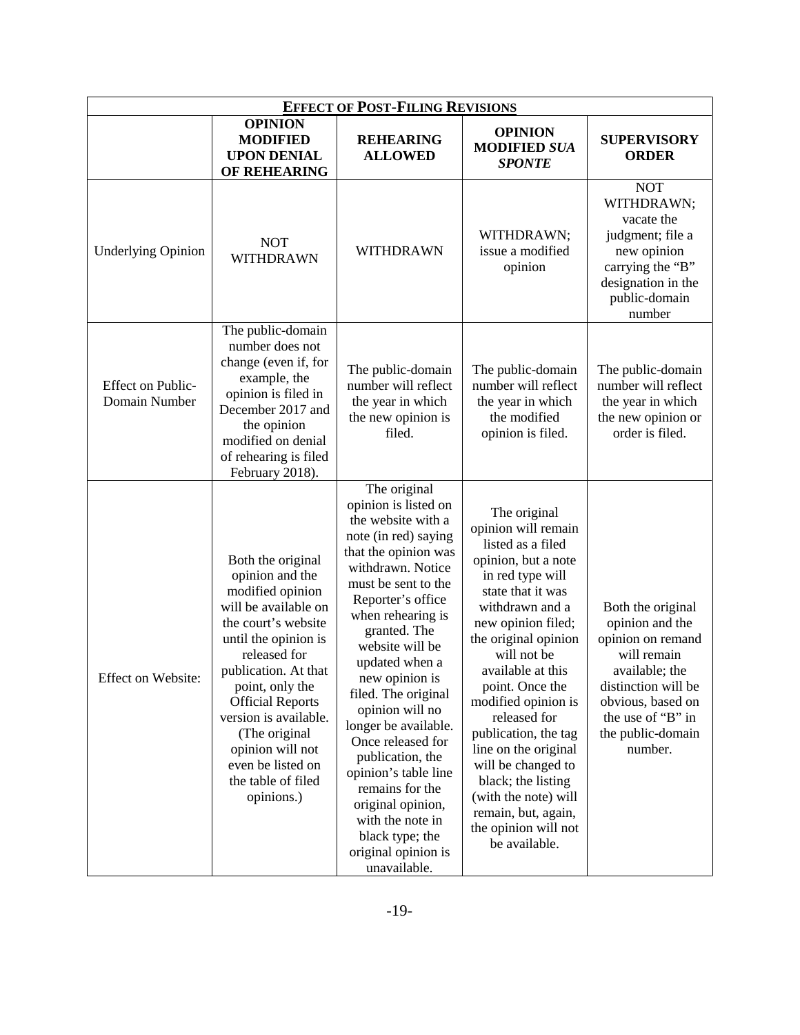| **EFFECT OF POST-FILING REVISIONS** | | | | |
|---|---|---|---|---|
| | **OPINION MODIFIED UPON DENIAL OF REHEARING** | **REHEARING ALLOWED** | **OPINION MODIFIED *SUA SPONTE*** | **SUPERVISORY ORDER** |
| Underlying Opinion | NOT WITHDRAWN | WITHDRAWN | WITHDRAWN; issue a modified opinion | NOT WITHDRAWN; vacate the judgment; file a new opinion carrying the "B" designation in the public-domain number |
| Effect on Public-Domain Number | The public-domain number does not change (even if, for example, the opinion is filed in December 2017 and the opinion modified on denial of rehearing is filed February 2018). | The public-domain number will reflect the year in which the new opinion is filed. | The public-domain number will reflect the year in which the modified opinion is filed. | The public-domain number will reflect the year in which the new opinion or order is filed. |
| Effect on Website: | Both the original opinion and the modified opinion will be available on the court's website until the opinion is released for publication. At that point, only the Official Reports version is available. (The original opinion will not even be listed on the table of filed opinions.) | The original opinion is listed on the website with a note (in red) saying that the opinion was withdrawn. Notice must be sent to the Reporter's office when rehearing is granted. The website will be updated when a new opinion is filed. The original opinion will no longer be available. Once released for publication, the opinion's table line remains for the original opinion, with the note in black type; the original opinion is unavailable. | The original opinion will remain listed as a filed opinion, but a note in red type will state that it was withdrawn and a new opinion filed; the original opinion will not be available at this point. Once the modified opinion is released for publication, the tag line on the original will be changed to black; the listing (with the note) will remain, but, again, the opinion will not be available. | Both the original opinion and the opinion on remand will remain available; the distinction will be obvious, based on the use of "B" in the public-domain number. |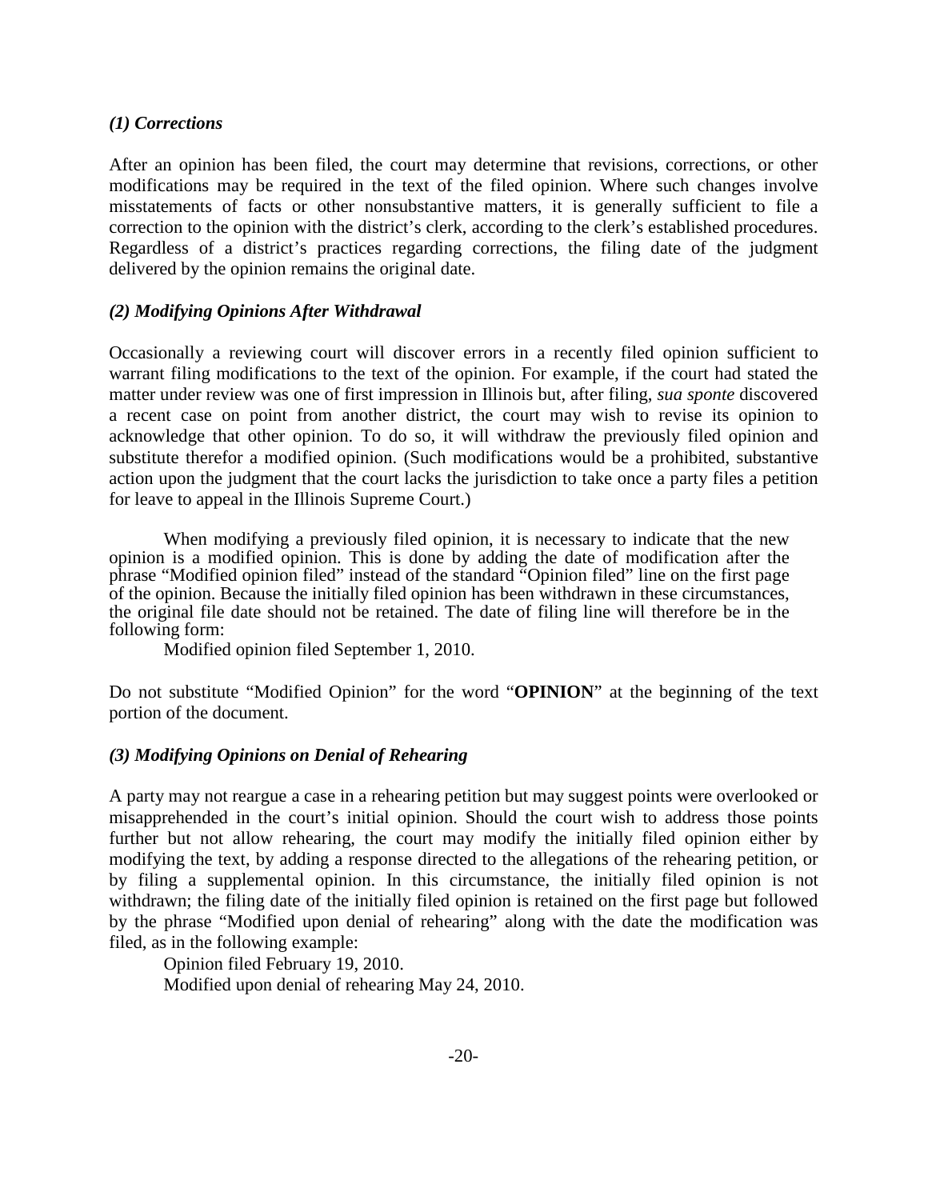*(1) Corrections*

After an opinion has been filed, the court may determine that revisions, corrections, or other modifications may be required in the text of the filed opinion. Where such changes involve misstatements of facts or other nonsubstantive matters, it is generally sufficient to file a correction to the opinion with the district's clerk, according to the clerk's established procedures. Regardless of a district's practices regarding corrections, the filing date of the judgment delivered by the opinion remains the original date.

*(2) Modifying Opinions After Withdrawal*

Occasionally a reviewing court will discover errors in a recently filed opinion sufficient to warrant filing modifications to the text of the opinion. For example, if the court had stated the matter under review was one of first impression in Illinois but, after filing, *sua sponte* discovered a recent case on point from another district, the court may wish to revise its opinion to acknowledge that other opinion. To do so, it will withdraw the previously filed opinion and substitute therefor a modified opinion. (Such modifications would be a prohibited, substantive action upon the judgment that the court lacks the jurisdiction to take once a party files a petition for leave to appeal in the Illinois Supreme Court.)

When modifying a previously filed opinion, it is necessary to indicate that the new opinion is a modified opinion. This is done by adding the date of modification after the phrase "Modified opinion filed" instead of the standard "Opinion filed" line on the first page of the opinion. Because the initially filed opinion has been withdrawn in these circumstances, the original file date should not be retained. The date of filing line will therefore be in the following form:

Modified opinion filed September 1, 2010.

Do not substitute "Modified Opinion" for the word "**OPINION**" at the beginning of the text portion of the document.

*(3) Modifying Opinions on Denial of Rehearing*

A party may not reargue a case in a rehearing petition but may suggest points were overlooked or misapprehended in the court's initial opinion. Should the court wish to address those points further but not allow rehearing, the court may modify the initially filed opinion either by modifying the text, by adding a response directed to the allegations of the rehearing petition, or by filing a supplemental opinion. In this circumstance, the initially filed opinion is not withdrawn; the filing date of the initially filed opinion is retained on the first page but followed by the phrase "Modified upon denial of rehearing" along with the date the modification was filed, as in the following example:

Opinion filed February 19, 2010.
Modified upon denial of rehearing May 24, 2010.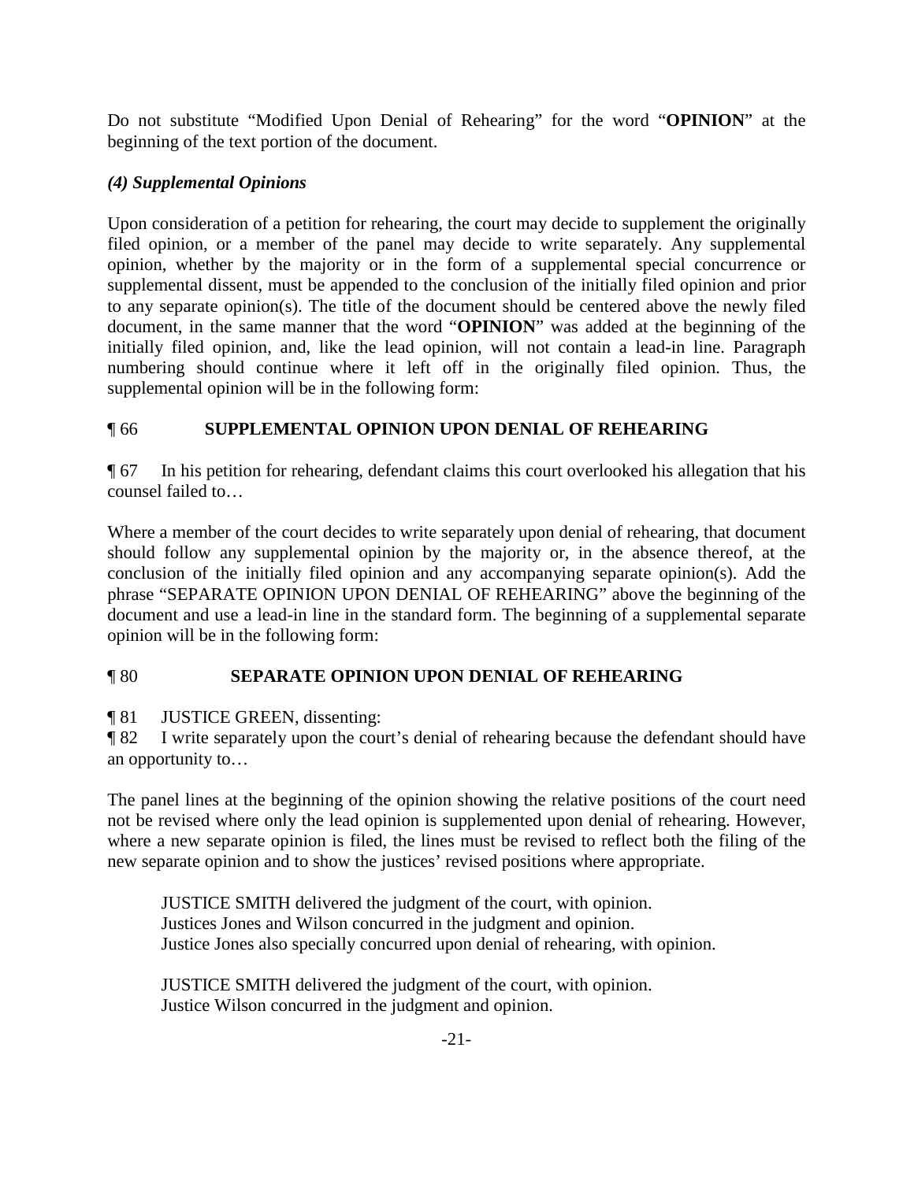Do not substitute "Modified Upon Denial of Rehearing" for the word "**OPINION**" at the beginning of the text portion of the document.

### *(4) Supplemental Opinions*

Upon consideration of a petition for rehearing, the court may decide to supplement the originally filed opinion, or a member of the panel may decide to write separately. Any supplemental opinion, whether by the majority or in the form of a supplemental special concurrence or supplemental dissent, must be appended to the conclusion of the initially filed opinion and prior to any separate opinion(s). The title of the document should be centered above the newly filed document, in the same manner that the word "**OPINION**" was added at the beginning of the initially filed opinion, and, like the lead opinion, will not contain a lead-in line. Paragraph numbering should continue where it left off in the originally filed opinion. Thus, the supplemental opinion will be in the following form:

¶ 66 **SUPPLEMENTAL OPINION UPON DENIAL OF REHEARING**

¶ 67 In his petition for rehearing, defendant claims this court overlooked his allegation that his counsel failed to…

Where a member of the court decides to write separately upon denial of rehearing, that document should follow any supplemental opinion by the majority or, in the absence thereof, at the conclusion of the initially filed opinion and any accompanying separate opinion(s). Add the phrase "SEPARATE OPINION UPON DENIAL OF REHEARING" above the beginning of the document and use a lead-in line in the standard form. The beginning of a supplemental separate opinion will be in the following form:

¶ 80 **SEPARATE OPINION UPON DENIAL OF REHEARING**

¶ 81 JUSTICE GREEN, dissenting:
¶ 82 I write separately upon the court's denial of rehearing because the defendant should have an opportunity to…

The panel lines at the beginning of the opinion showing the relative positions of the court need not be revised where only the lead opinion is supplemented upon denial of rehearing. However, where a new separate opinion is filed, the lines must be revised to reflect both the filing of the new separate opinion and to show the justices' revised positions where appropriate.

> JUSTICE SMITH delivered the judgment of the court, with opinion.
> Justices Jones and Wilson concurred in the judgment and opinion.
> Justice Jones also specially concurred upon denial of rehearing, with opinion.

> JUSTICE SMITH delivered the judgment of the court, with opinion.
> Justice Wilson concurred in the judgment and opinion.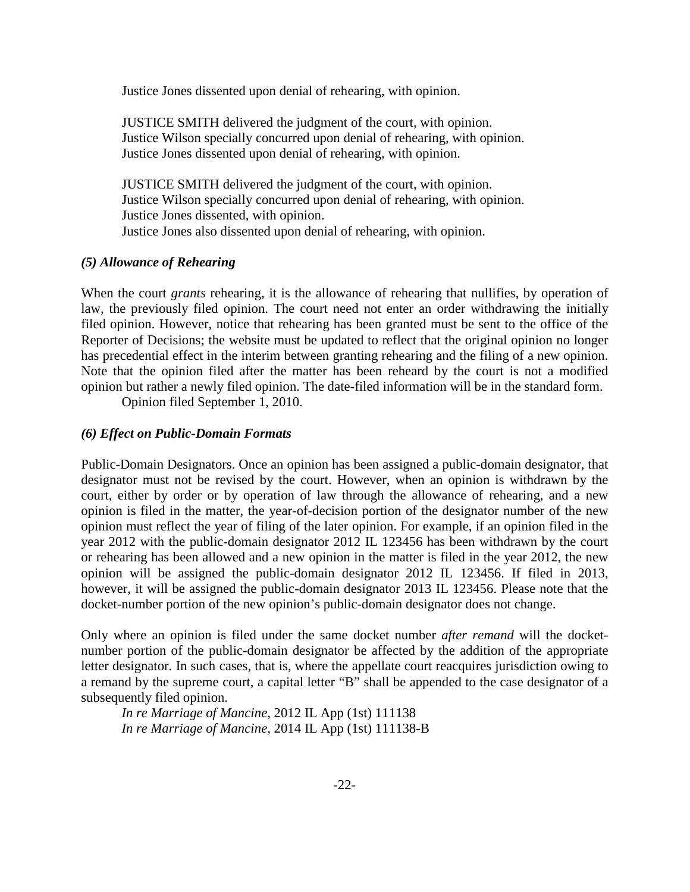Justice Jones dissented upon denial of rehearing, with opinion.

JUSTICE SMITH delivered the judgment of the court, with opinion.
Justice Wilson specially concurred upon denial of rehearing, with opinion.
Justice Jones dissented upon denial of rehearing, with opinion.

JUSTICE SMITH delivered the judgment of the court, with opinion.
Justice Wilson specially concurred upon denial of rehearing, with opinion.
Justice Jones dissented, with opinion.
Justice Jones also dissented upon denial of rehearing, with opinion.

### *(5) Allowance of Rehearing*

When the court *grants* rehearing, it is the allowance of rehearing that nullifies, by operation of law, the previously filed opinion. The court need not enter an order withdrawing the initially filed opinion. However, notice that rehearing has been granted must be sent to the office of the Reporter of Decisions; the website must be updated to reflect that the original opinion no longer has precedential effect in the interim between granting rehearing and the filing of a new opinion. Note that the opinion filed after the matter has been reheard by the court is not a modified opinion but rather a newly filed opinion. The date-filed information will be in the standard form.

Opinion filed September 1, 2010.

### *(6) Effect on Public-Domain Formats*

Public-Domain Designators. Once an opinion has been assigned a public-domain designator, that designator must not be revised by the court. However, when an opinion is withdrawn by the court, either by order or by operation of law through the allowance of rehearing, and a new opinion is filed in the matter, the year-of-decision portion of the designator number of the new opinion must reflect the year of filing of the later opinion. For example, if an opinion filed in the year 2012 with the public-domain designator 2012 IL 123456 has been withdrawn by the court or rehearing has been allowed and a new opinion in the matter is filed in the year 2012, the new opinion will be assigned the public-domain designator 2012 IL 123456. If filed in 2013, however, it will be assigned the public-domain designator 2013 IL 123456. Please note that the docket-number portion of the new opinion's public-domain designator does not change.

Only where an opinion is filed under the same docket number *after remand* will the docket-number portion of the public-domain designator be affected by the addition of the appropriate letter designator. In such cases, that is, where the appellate court reacquires jurisdiction owing to a remand by the supreme court, a capital letter "B" shall be appended to the case designator of a subsequently filed opinion.

*In re Marriage of Mancine*, 2012 IL App (1st) 111138
*In re Marriage of Mancine*, 2014 IL App (1st) 111138-B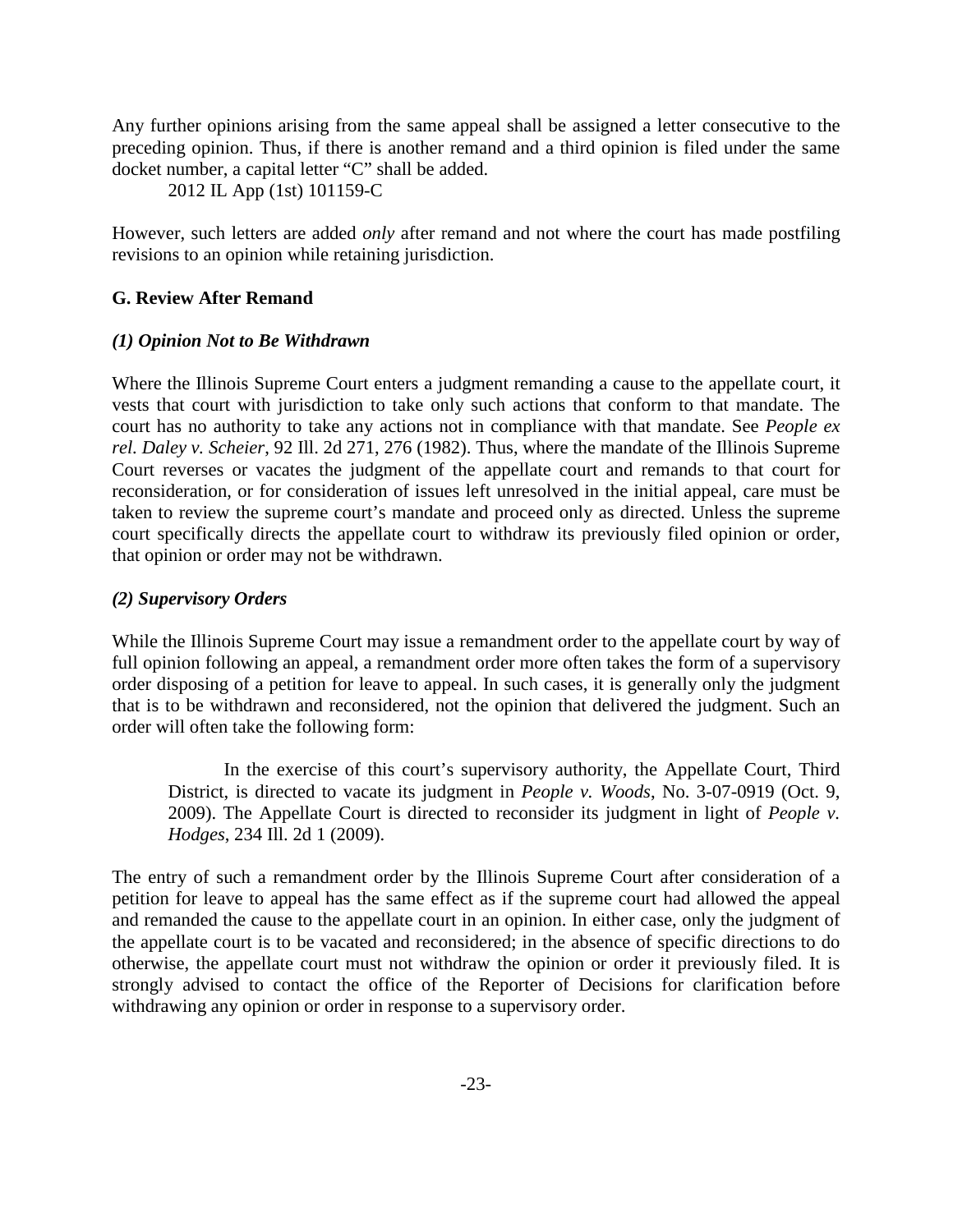Any further opinions arising from the same appeal shall be assigned a letter consecutive to the preceding opinion. Thus, if there is another remand and a third opinion is filed under the same docket number, a capital letter "C" shall be added.

2012 IL App (1st) 101159-C

However, such letters are added *only* after remand and not where the court has made postfiling revisions to an opinion while retaining jurisdiction.

### G. Review After Remand

#### *(1) Opinion Not to Be Withdrawn*

Where the Illinois Supreme Court enters a judgment remanding a cause to the appellate court, it vests that court with jurisdiction to take only such actions that conform to that mandate. The court has no authority to take any actions not in compliance with that mandate. See *People ex rel. Daley v. Scheier*, 92 Ill. 2d 271, 276 (1982). Thus, where the mandate of the Illinois Supreme Court reverses or vacates the judgment of the appellate court and remands to that court for reconsideration, or for consideration of issues left unresolved in the initial appeal, care must be taken to review the supreme court's mandate and proceed only as directed. Unless the supreme court specifically directs the appellate court to withdraw its previously filed opinion or order, that opinion or order may not be withdrawn.

#### *(2) Supervisory Orders*

While the Illinois Supreme Court may issue a remandment order to the appellate court by way of full opinion following an appeal, a remandment order more often takes the form of a supervisory order disposing of a petition for leave to appeal. In such cases, it is generally only the judgment that is to be withdrawn and reconsidered, not the opinion that delivered the judgment. Such an order will often take the following form:

> In the exercise of this court's supervisory authority, the Appellate Court, Third District, is directed to vacate its judgment in *People v. Woods*, No. 3-07-0919 (Oct. 9, 2009). The Appellate Court is directed to reconsider its judgment in light of *People v. Hodges*, 234 Ill. 2d 1 (2009).

The entry of such a remandment order by the Illinois Supreme Court after consideration of a petition for leave to appeal has the same effect as if the supreme court had allowed the appeal and remanded the cause to the appellate court in an opinion. In either case, only the judgment of the appellate court is to be vacated and reconsidered; in the absence of specific directions to do otherwise, the appellate court must not withdraw the opinion or order it previously filed. It is strongly advised to contact the office of the Reporter of Decisions for clarification before withdrawing any opinion or order in response to a supervisory order.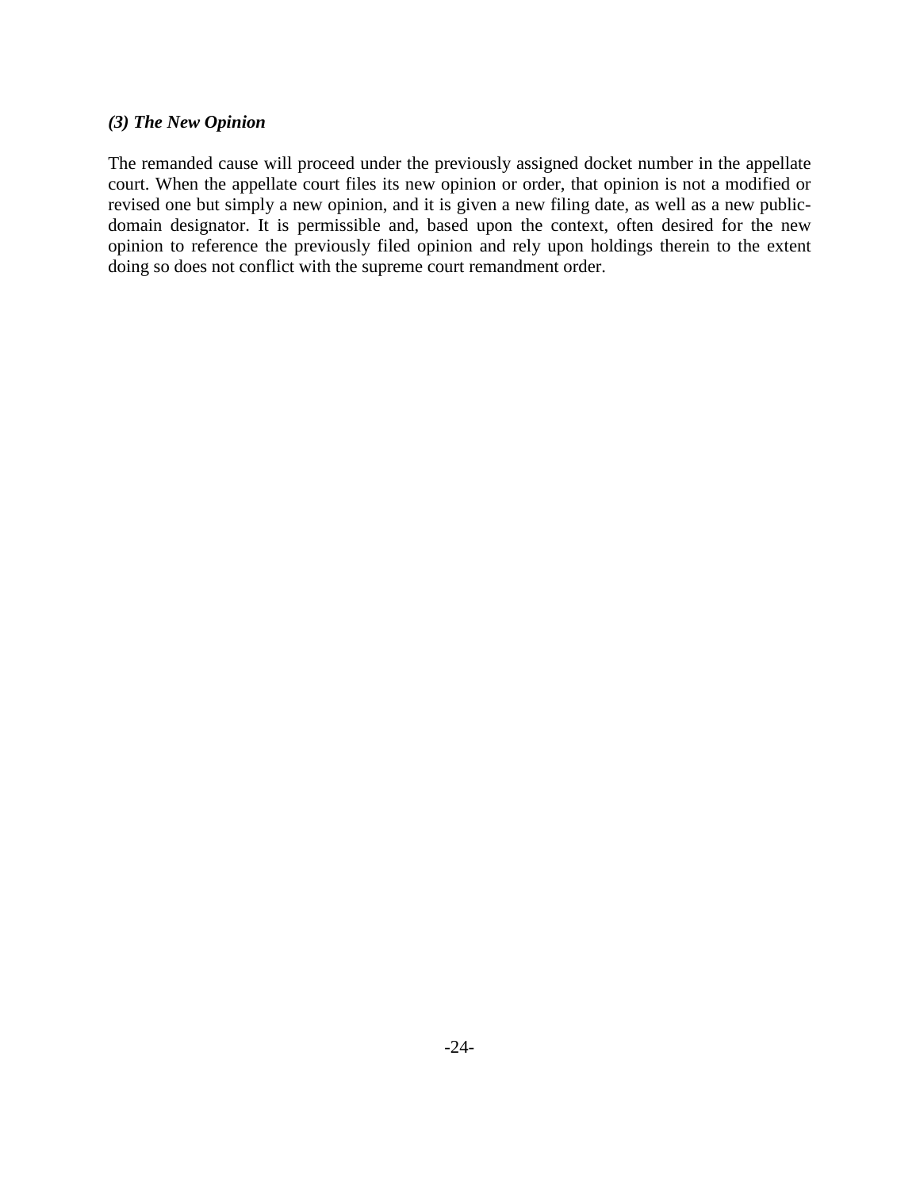### *(3) The New Opinion*

The remanded cause will proceed under the previously assigned docket number in the appellate court. When the appellate court files its new opinion or order, that opinion is not a modified or revised one but simply a new opinion, and it is given a new filing date, as well as a new public-domain designator. It is permissible and, based upon the context, often desired for the new opinion to reference the previously filed opinion and rely upon holdings therein to the extent doing so does not conflict with the supreme court remandment order.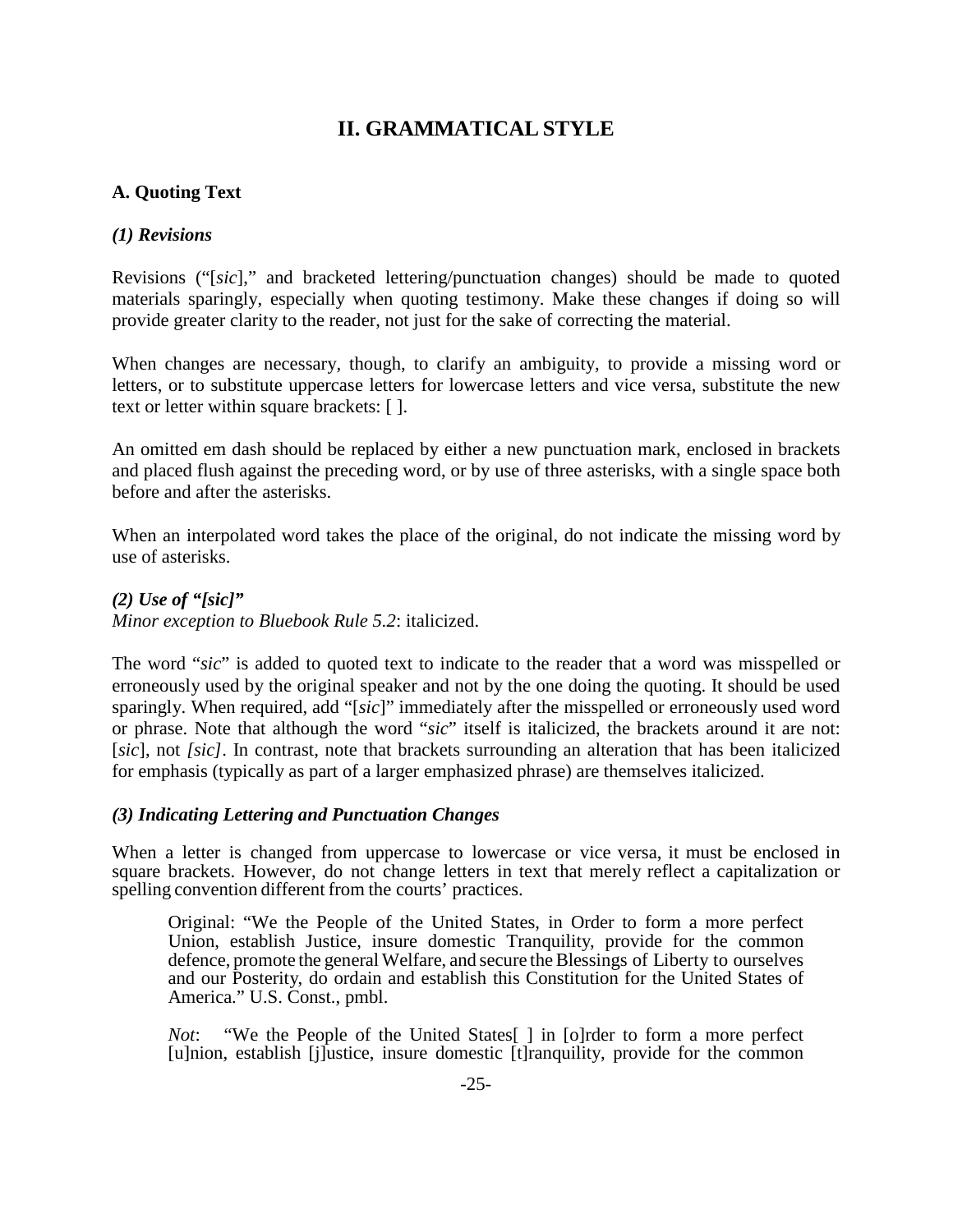## II. GRAMMATICAL STYLE

### A. Quoting Text

#### *(1) Revisions*

Revisions ("[*sic*]," and bracketed lettering/punctuation changes) should be made to quoted materials sparingly, especially when quoting testimony. Make these changes if doing so will provide greater clarity to the reader, not just for the sake of correcting the material.

When changes are necessary, though, to clarify an ambiguity, to provide a missing word or letters, or to substitute uppercase letters for lowercase letters and vice versa, substitute the new text or letter within square brackets: [ ].

An omitted em dash should be replaced by either a new punctuation mark, enclosed in brackets and placed flush against the preceding word, or by use of three asterisks, with a single space both before and after the asterisks.

When an interpolated word takes the place of the original, do not indicate the missing word by use of asterisks.

#### *(2) Use of "[sic]"*

*Minor exception to Bluebook Rule 5.2*: italicized.

The word "*sic*" is added to quoted text to indicate to the reader that a word was misspelled or erroneously used by the original speaker and not by the one doing the quoting. It should be used sparingly. When required, add "[*sic*]" immediately after the misspelled or erroneously used word or phrase. Note that although the word "*sic*" itself is italicized, the brackets around it are not: [*sic*], not *[sic]*. In contrast, note that brackets surrounding an alteration that has been italicized for emphasis (typically as part of a larger emphasized phrase) are themselves italicized.

#### *(3) Indicating Lettering and Punctuation Changes*

When a letter is changed from uppercase to lowercase or vice versa, it must be enclosed in square brackets. However, do not change letters in text that merely reflect a capitalization or spelling convention different from the courts' practices.

> Original: "We the People of the United States, in Order to form a more perfect Union, establish Justice, insure domestic Tranquility, provide for the common defence, promote the general Welfare, and secure the Blessings of Liberty to ourselves and our Posterity, do ordain and establish this Constitution for the United States of America." U.S. Const., pmbl.
>
> *Not*: "We the People of the United States[ ] in [o]rder to form a more perfect [u]nion, establish [j]ustice, insure domestic [t]ranquility, provide for the common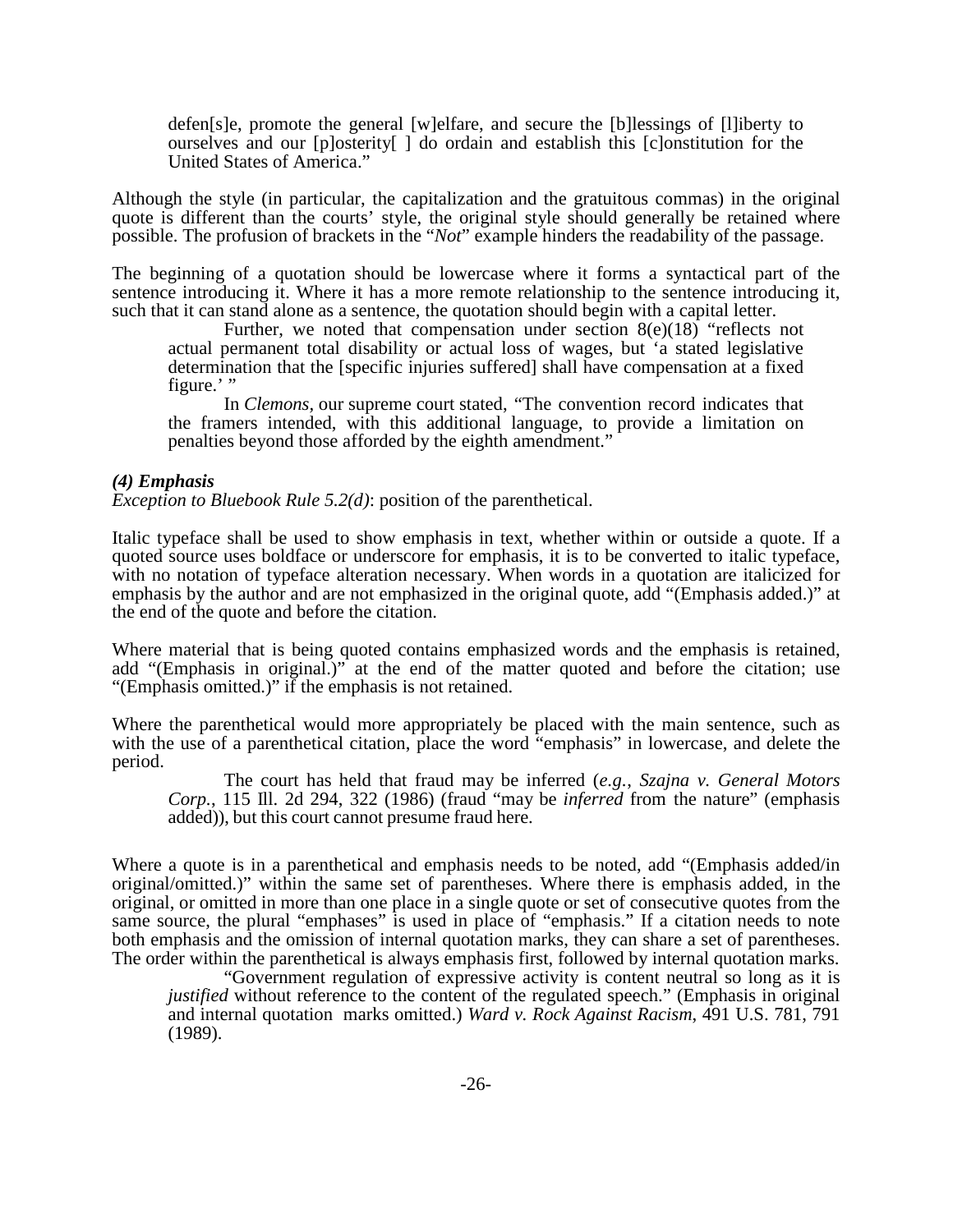defen[s]e, promote the general [w]elfare, and secure the [b]lessings of [l]iberty to ourselves and our [p]osterity[ ] do ordain and establish this [c]onstitution for the United States of America."

Although the style (in particular, the capitalization and the gratuitous commas) in the original quote is different than the courts' style, the original style should generally be retained where possible. The profusion of brackets in the "*Not*" example hinders the readability of the passage.

The beginning of a quotation should be lowercase where it forms a syntactical part of the sentence introducing it. Where it has a more remote relationship to the sentence introducing it, such that it can stand alone as a sentence, the quotation should begin with a capital letter.

> Further, we noted that compensation under section 8(e)(18) "reflects not actual permanent total disability or actual loss of wages, but 'a stated legislative determination that the [specific injuries suffered] shall have compensation at a fixed figure.' "
>
> In *Clemons*, our supreme court stated, "The convention record indicates that the framers intended, with this additional language, to provide a limitation on penalties beyond those afforded by the eighth amendment."

***(4) Emphasis***

*Exception to Bluebook Rule 5.2(d)*: position of the parenthetical.

Italic typeface shall be used to show emphasis in text, whether within or outside a quote. If a quoted source uses boldface or underscore for emphasis, it is to be converted to italic typeface, with no notation of typeface alteration necessary. When words in a quotation are italicized for emphasis by the author and are not emphasized in the original quote, add "(Emphasis added.)" at the end of the quote and before the citation.

Where material that is being quoted contains emphasized words and the emphasis is retained, add "(Emphasis in original.)" at the end of the matter quoted and before the citation; use "(Emphasis omitted.)" if the emphasis is not retained.

Where the parenthetical would more appropriately be placed with the main sentence, such as with the use of a parenthetical citation, place the word "emphasis" in lowercase, and delete the period.

> The court has held that fraud may be inferred (*e.g.*, *Szajna v. General Motors Corp.*, 115 Ill. 2d 294, 322 (1986) (fraud "may be *inferred* from the nature" (emphasis added)), but this court cannot presume fraud here.

Where a quote is in a parenthetical and emphasis needs to be noted, add "(Emphasis added/in original/omitted.)" within the same set of parentheses. Where there is emphasis added, in the original, or omitted in more than one place in a single quote or set of consecutive quotes from the same source, the plural "emphases" is used in place of "emphasis." If a citation needs to note both emphasis and the omission of internal quotation marks, they can share a set of parentheses. The order within the parenthetical is always emphasis first, followed by internal quotation marks.

> "Government regulation of expressive activity is content neutral so long as it is *justified* without reference to the content of the regulated speech." (Emphasis in original and internal quotation marks omitted.) *Ward v. Rock Against Racism*, 491 U.S. 781, 791 (1989).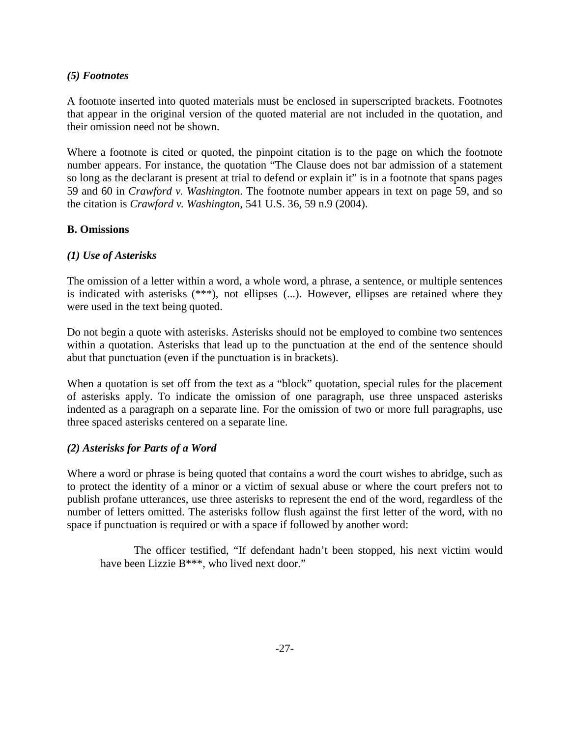### *(5) Footnotes*

A footnote inserted into quoted materials must be enclosed in superscripted brackets. Footnotes that appear in the original version of the quoted material are not included in the quotation, and their omission need not be shown.

Where a footnote is cited or quoted, the pinpoint citation is to the page on which the footnote number appears. For instance, the quotation "The Clause does not bar admission of a statement so long as the declarant is present at trial to defend or explain it" is in a footnote that spans pages 59 and 60 in *Crawford v. Washington*. The footnote number appears in text on page 59, and so the citation is *Crawford v. Washington*, 541 U.S. 36, 59 n.9 (2004).

## B. Omissions

### *(1) Use of Asterisks*

The omission of a letter within a word, a whole word, a phrase, a sentence, or multiple sentences is indicated with asterisks (***), not ellipses (...). However, ellipses are retained where they were used in the text being quoted.

Do not begin a quote with asterisks. Asterisks should not be employed to combine two sentences within a quotation. Asterisks that lead up to the punctuation at the end of the sentence should abut that punctuation (even if the punctuation is in brackets).

When a quotation is set off from the text as a "block" quotation, special rules for the placement of asterisks apply. To indicate the omission of one paragraph, use three unspaced asterisks indented as a paragraph on a separate line. For the omission of two or more full paragraphs, use three spaced asterisks centered on a separate line.

### *(2) Asterisks for Parts of a Word*

Where a word or phrase is being quoted that contains a word the court wishes to abridge, such as to protect the identity of a minor or a victim of sexual abuse or where the court prefers not to publish profane utterances, use three asterisks to represent the end of the word, regardless of the number of letters omitted. The asterisks follow flush against the first letter of the word, with no space if punctuation is required or with a space if followed by another word:

> The officer testified, "If defendant hadn't been stopped, his next victim would have been Lizzie B***, who lived next door."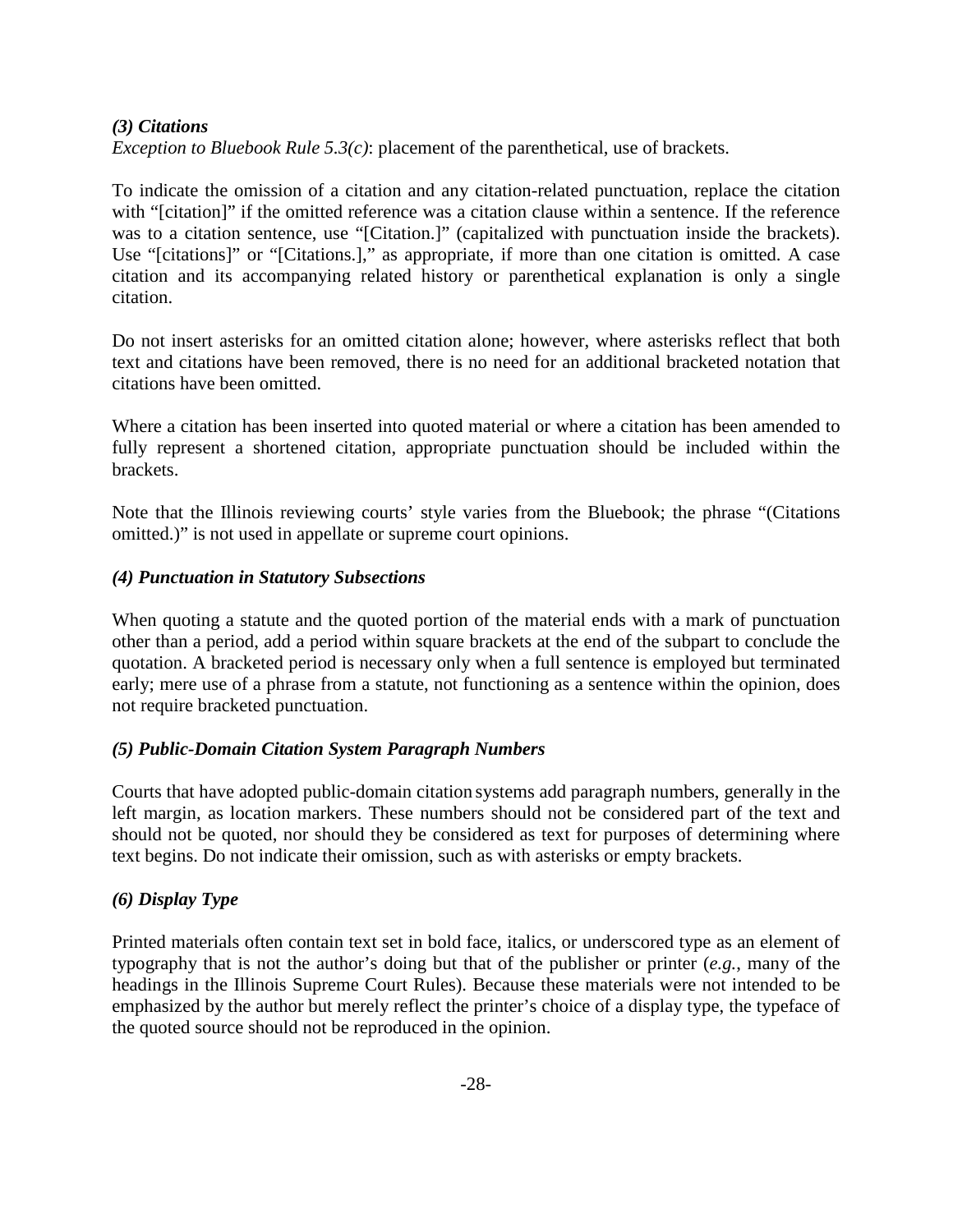### *(3) Citations*

*Exception to Bluebook Rule 5.3(c)*: placement of the parenthetical, use of brackets.

To indicate the omission of a citation and any citation-related punctuation, replace the citation with "[citation]" if the omitted reference was a citation clause within a sentence. If the reference was to a citation sentence, use "[Citation.]" (capitalized with punctuation inside the brackets). Use "[citations]" or "[Citations.]," as appropriate, if more than one citation is omitted. A case citation and its accompanying related history or parenthetical explanation is only a single citation.

Do not insert asterisks for an omitted citation alone; however, where asterisks reflect that both text and citations have been removed, there is no need for an additional bracketed notation that citations have been omitted.

Where a citation has been inserted into quoted material or where a citation has been amended to fully represent a shortened citation, appropriate punctuation should be included within the brackets.

Note that the Illinois reviewing courts' style varies from the Bluebook; the phrase "(Citations omitted.)" is not used in appellate or supreme court opinions.

### *(4) Punctuation in Statutory Subsections*

When quoting a statute and the quoted portion of the material ends with a mark of punctuation other than a period, add a period within square brackets at the end of the subpart to conclude the quotation. A bracketed period is necessary only when a full sentence is employed but terminated early; mere use of a phrase from a statute, not functioning as a sentence within the opinion, does not require bracketed punctuation.

### *(5) Public-Domain Citation System Paragraph Numbers*

Courts that have adopted public-domain citation systems add paragraph numbers, generally in the left margin, as location markers. These numbers should not be considered part of the text and should not be quoted, nor should they be considered as text for purposes of determining where text begins. Do not indicate their omission, such as with asterisks or empty brackets.

### *(6) Display Type*

Printed materials often contain text set in bold face, italics, or underscored type as an element of typography that is not the author's doing but that of the publisher or printer (*e.g.*, many of the headings in the Illinois Supreme Court Rules). Because these materials were not intended to be emphasized by the author but merely reflect the printer's choice of a display type, the typeface of the quoted source should not be reproduced in the opinion.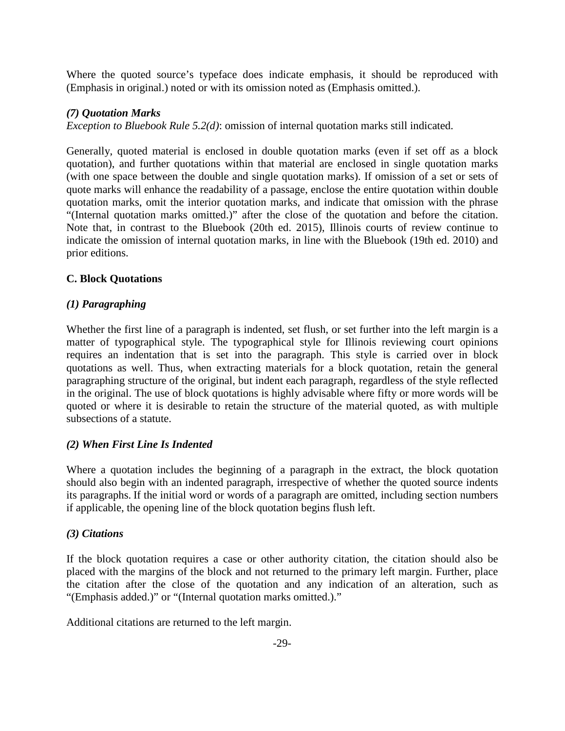Where the quoted source's typeface does indicate emphasis, it should be reproduced with (Emphasis in original.) noted or with its omission noted as (Emphasis omitted.).

***(7) Quotation Marks***

*Exception to Bluebook Rule 5.2(d)*: omission of internal quotation marks still indicated.

Generally, quoted material is enclosed in double quotation marks (even if set off as a block quotation), and further quotations within that material are enclosed in single quotation marks (with one space between the double and single quotation marks). If omission of a set or sets of quote marks will enhance the readability of a passage, enclose the entire quotation within double quotation marks, omit the interior quotation marks, and indicate that omission with the phrase "(Internal quotation marks omitted.)" after the close of the quotation and before the citation. Note that, in contrast to the Bluebook (20th ed. 2015), Illinois courts of review continue to indicate the omission of internal quotation marks, in line with the Bluebook (19th ed. 2010) and prior editions.

**C. Block Quotations**

***(1) Paragraphing***

Whether the first line of a paragraph is indented, set flush, or set further into the left margin is a matter of typographical style. The typographical style for Illinois reviewing court opinions requires an indentation that is set into the paragraph. This style is carried over in block quotations as well. Thus, when extracting materials for a block quotation, retain the general paragraphing structure of the original, but indent each paragraph, regardless of the style reflected in the original. The use of block quotations is highly advisable where fifty or more words will be quoted or where it is desirable to retain the structure of the material quoted, as with multiple subsections of a statute.

***(2) When First Line Is Indented***

Where a quotation includes the beginning of a paragraph in the extract, the block quotation should also begin with an indented paragraph, irrespective of whether the quoted source indents its paragraphs. If the initial word or words of a paragraph are omitted, including section numbers if applicable, the opening line of the block quotation begins flush left.

***(3) Citations***

If the block quotation requires a case or other authority citation, the citation should also be placed with the margins of the block and not returned to the primary left margin. Further, place the citation after the close of the quotation and any indication of an alteration, such as "(Emphasis added.)" or "(Internal quotation marks omitted.)."

Additional citations are returned to the left margin.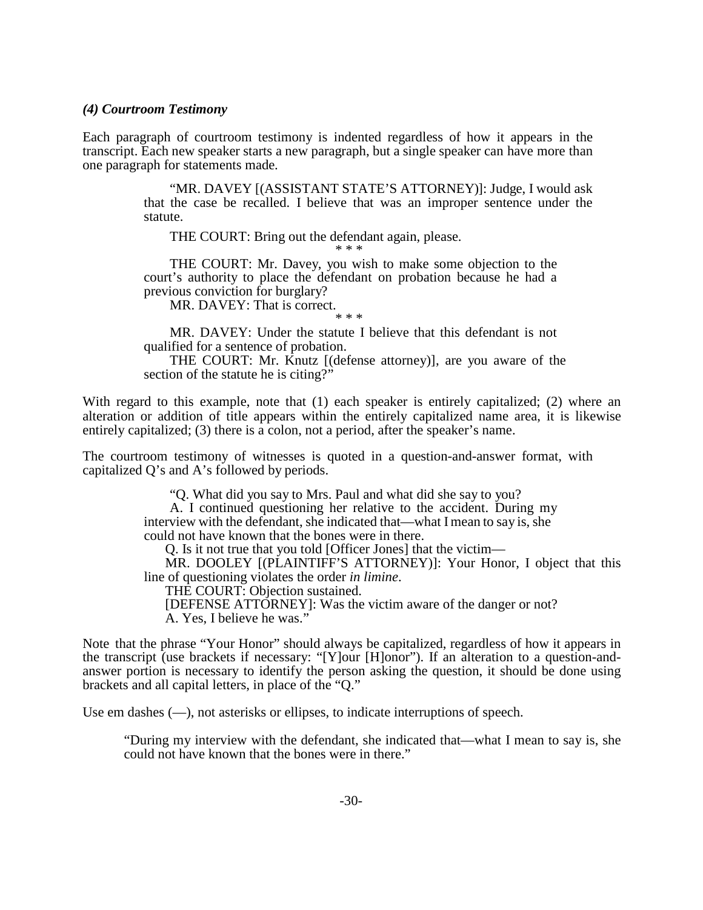***(4) Courtroom Testimony***

Each paragraph of courtroom testimony is indented regardless of how it appears in the transcript. Each new speaker starts a new paragraph, but a single speaker can have more than one paragraph for statements made.

> "MR. DAVEY [(ASSISTANT STATE'S ATTORNEY)]: Judge, I would ask that the case be recalled. I believe that was an improper sentence under the statute.
>
> THE COURT: Bring out the defendant again, please.
>
> * * *
>
> THE COURT: Mr. Davey, you wish to make some objection to the court's authority to place the defendant on probation because he had a previous conviction for burglary?
>
> MR. DAVEY: That is correct.
>
> * * *
>
> MR. DAVEY: Under the statute I believe that this defendant is not qualified for a sentence of probation.
>
> THE COURT: Mr. Knutz [(defense attorney)], are you aware of the section of the statute he is citing?"

With regard to this example, note that (1) each speaker is entirely capitalized; (2) where an alteration or addition of title appears within the entirely capitalized name area, it is likewise entirely capitalized; (3) there is a colon, not a period, after the speaker's name.

The courtroom testimony of witnesses is quoted in a question-and-answer format, with capitalized Q's and A's followed by periods.

> "Q. What did you say to Mrs. Paul and what did she say to you?
>
> A. I continued questioning her relative to the accident. During my interview with the defendant, she indicated that—what I mean to say is, she could not have known that the bones were in there.
>
> Q. Is it not true that you told [Officer Jones] that the victim—
>
> MR. DOOLEY [(PLAINTIFF'S ATTORNEY)]: Your Honor, I object that this line of questioning violates the order *in limine*.
>
> THE COURT: Objection sustained.
>
> [DEFENSE ATTORNEY]: Was the victim aware of the danger or not?
>
> A. Yes, I believe he was."

Note that the phrase "Your Honor" should always be capitalized, regardless of how it appears in the transcript (use brackets if necessary: "[Y]our [H]onor"). If an alteration to a question-and-answer portion is necessary to identify the person asking the question, it should be done using brackets and all capital letters, in place of the "Q."

Use em dashes (—), not asterisks or ellipses, to indicate interruptions of speech.

> "During my interview with the defendant, she indicated that—what I mean to say is, she could not have known that the bones were in there."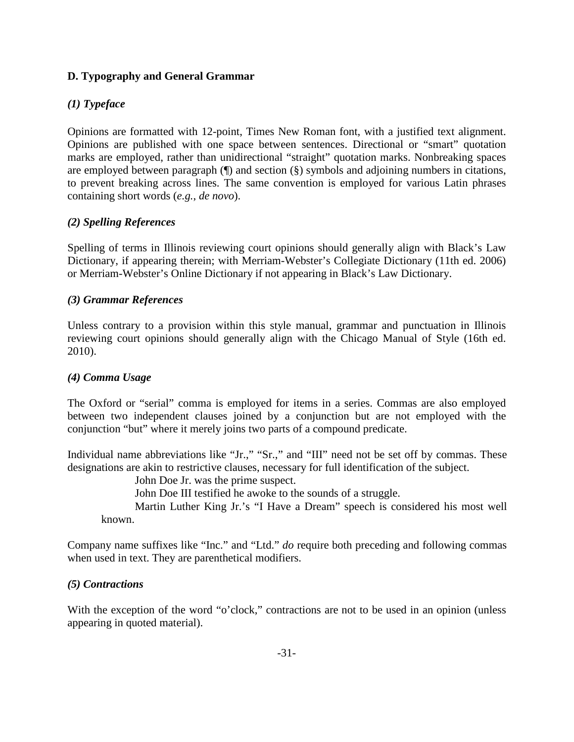### D. Typography and General Grammar

#### *(1) Typeface*

Opinions are formatted with 12-point, Times New Roman font, with a justified text alignment. Opinions are published with one space between sentences. Directional or "smart" quotation marks are employed, rather than unidirectional "straight" quotation marks. Nonbreaking spaces are employed between paragraph (¶) and section (§) symbols and adjoining numbers in citations, to prevent breaking across lines. The same convention is employed for various Latin phrases containing short words (*e.g.*, *de novo*).

#### *(2) Spelling References*

Spelling of terms in Illinois reviewing court opinions should generally align with Black's Law Dictionary, if appearing therein; with Merriam-Webster's Collegiate Dictionary (11th ed. 2006) or Merriam-Webster's Online Dictionary if not appearing in Black's Law Dictionary.

#### *(3) Grammar References*

Unless contrary to a provision within this style manual, grammar and punctuation in Illinois reviewing court opinions should generally align with the Chicago Manual of Style (16th ed. 2010).

#### *(4) Comma Usage*

The Oxford or "serial" comma is employed for items in a series. Commas are also employed between two independent clauses joined by a conjunction but are not employed with the conjunction "but" where it merely joins two parts of a compound predicate.

Individual name abbreviations like "Jr.," "Sr.," and "III" need not be set off by commas. These designations are akin to restrictive clauses, necessary for full identification of the subject.

> John Doe Jr. was the prime suspect.
>
> John Doe III testified he awoke to the sounds of a struggle.
>
> Martin Luther King Jr.'s "I Have a Dream" speech is considered his most well known.

Company name suffixes like "Inc." and "Ltd." *do* require both preceding and following commas when used in text. They are parenthetical modifiers.

#### *(5) Contractions*

With the exception of the word "o'clock," contractions are not to be used in an opinion (unless appearing in quoted material).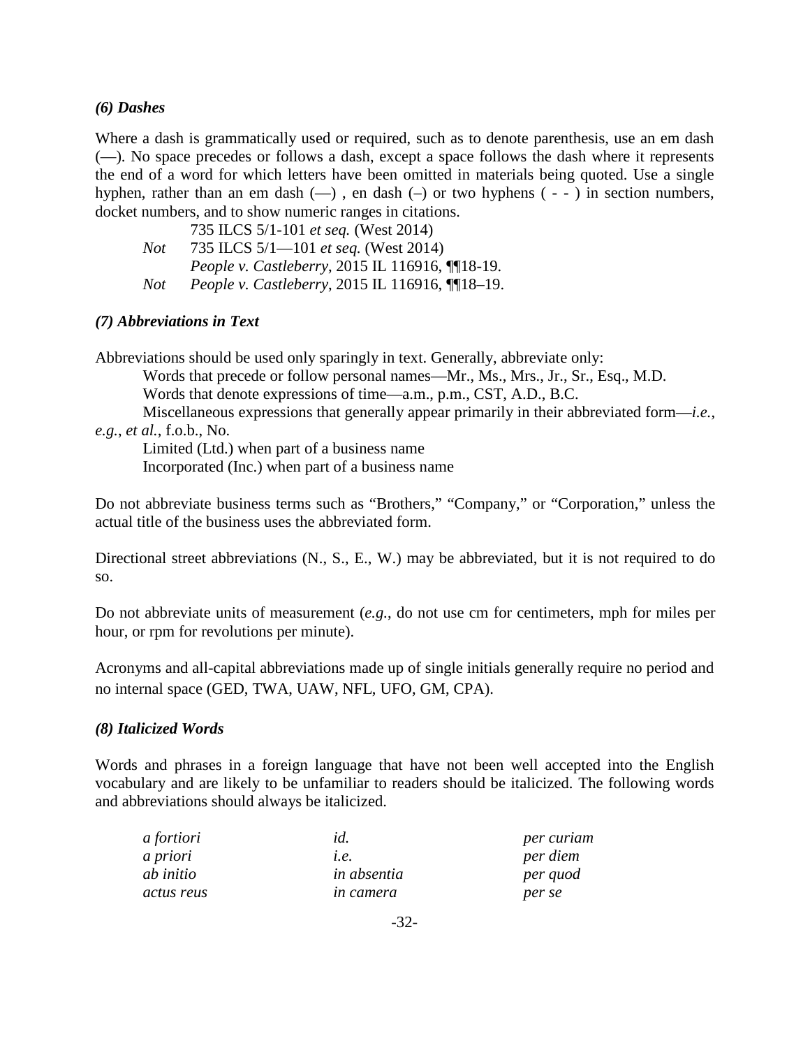### *(6) Dashes*

Where a dash is grammatically used or required, such as to denote parenthesis, use an em dash (—). No space precedes or follows a dash, except a space follows the dash where it represents the end of a word for which letters have been omitted in materials being quoted. Use a single hyphen, rather than an em dash (—) , en dash (–) or two hyphens ( - - ) in section numbers, docket numbers, and to show numeric ranges in citations.

735 ILCS 5/1-101 *et seq.* (West 2014)
*Not* 735 ILCS 5/1—101 *et seq.* (West 2014)
*People v. Castleberry*, 2015 IL 116916, ¶¶18-19.
*Not* *People v. Castleberry*, 2015 IL 116916, ¶¶18–19.

### *(7) Abbreviations in Text*

Abbreviations should be used only sparingly in text. Generally, abbreviate only:

Words that precede or follow personal names—Mr., Ms., Mrs., Jr., Sr., Esq., M.D.
Words that denote expressions of time—a.m., p.m., CST, A.D., B.C.
Miscellaneous expressions that generally appear primarily in their abbreviated form—*i.e.*, *e.g.*, *et al.*, f.o.b., No.
Limited (Ltd.) when part of a business name
Incorporated (Inc.) when part of a business name

Do not abbreviate business terms such as "Brothers," "Company," or "Corporation," unless the actual title of the business uses the abbreviated form.

Directional street abbreviations (N., S., E., W.) may be abbreviated, but it is not required to do so.

Do not abbreviate units of measurement (*e.g.*, do not use cm for centimeters, mph for miles per hour, or rpm for revolutions per minute).

Acronyms and all-capital abbreviations made up of single initials generally require no period and no internal space (GED, TWA, UAW, NFL, UFO, GM, CPA).

### *(8) Italicized Words*

Words and phrases in a foreign language that have not been well accepted into the English vocabulary and are likely to be unfamiliar to readers should be italicized. The following words and abbreviations should always be italicized.

| | | |
|---|---|---|
| *a fortiori* | *id.* | *per curiam* |
| *a priori* | *i.e.* | *per diem* |
| *ab initio* | *in absentia* | *per quod* |
| *actus reus* | *in camera* | *per se* |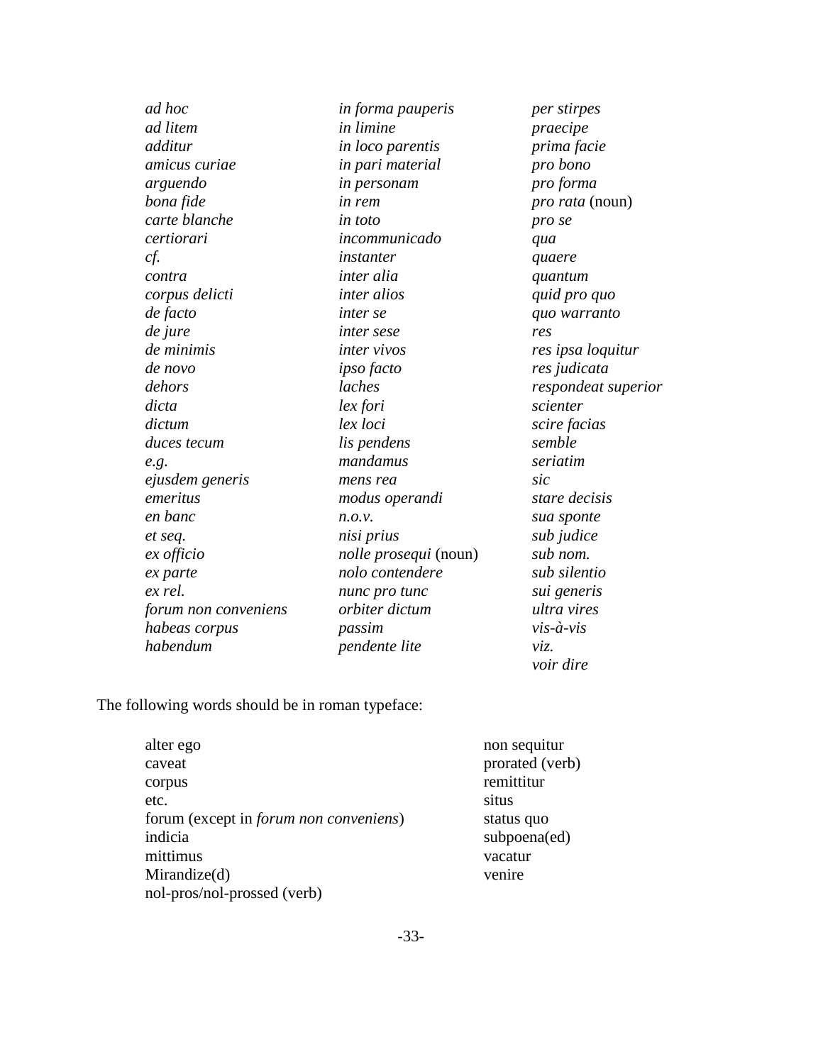*ad hoc*
*ad litem*
*additur*
*amicus curiae*
*arguendo*
*bona fide*
*carte blanche*
*certiorari*
*cf.*
*contra*
*corpus delicti*
*de facto*
*de jure*
*de minimis*
*de novo*
*dehors*
*dicta*
*dictum*
*duces tecum*
*e.g.*
*ejusdem generis*
*emeritus*
*en banc*
*et seq.*
*ex officio*
*ex parte*
*ex rel.*
*forum non conveniens*
*habeas corpus*
*habendum*
*in forma pauperis*
*in limine*
*in loco parentis*
*in pari material*
*in personam*
*in rem*
*in toto*
*incommunicado*
*instanter*
*inter alia*
*inter alios*
*inter se*
*inter sese*
*inter vivos*
*ipso facto*
*laches*
*lex fori*
*lex loci*
*lis pendens*
*mandamus*
*mens rea*
*modus operandi*
*n.o.v.*
*nisi prius*
*nolle prosequi* (noun)
*nolo contendere*
*nunc pro tunc*
*orbiter dictum*
*passim*
*pendente lite*
*per stirpes*
*praecipe*
*prima facie*
*pro bono*
*pro forma*
*pro rata* (noun)
*pro se*
*qua*
*quaere*
*quantum*
*quid pro quo*
*quo warranto*
*res*
*res ipsa loquitur*
*res judicata*
*respondeat superior*
*scienter*
*scire facias*
*semble*
*seriatim*
*sic*
*stare decisis*
*sua sponte*
*sub judice*
*sub nom.*
*sub silentio*
*sui generis*
*ultra vires*
*vis-à-vis*
*viz.*
*voir dire*

The following words should be in roman typeface:

alter ego
caveat
corpus
etc.
forum (except in *forum non conveniens*)
indicia
mittimus
Mirandize(d)
nol-pros/nol-prossed (verb)
non sequitur
prorated (verb)
remittitur
situs
status quo
subpoena(ed)
vacatur
venire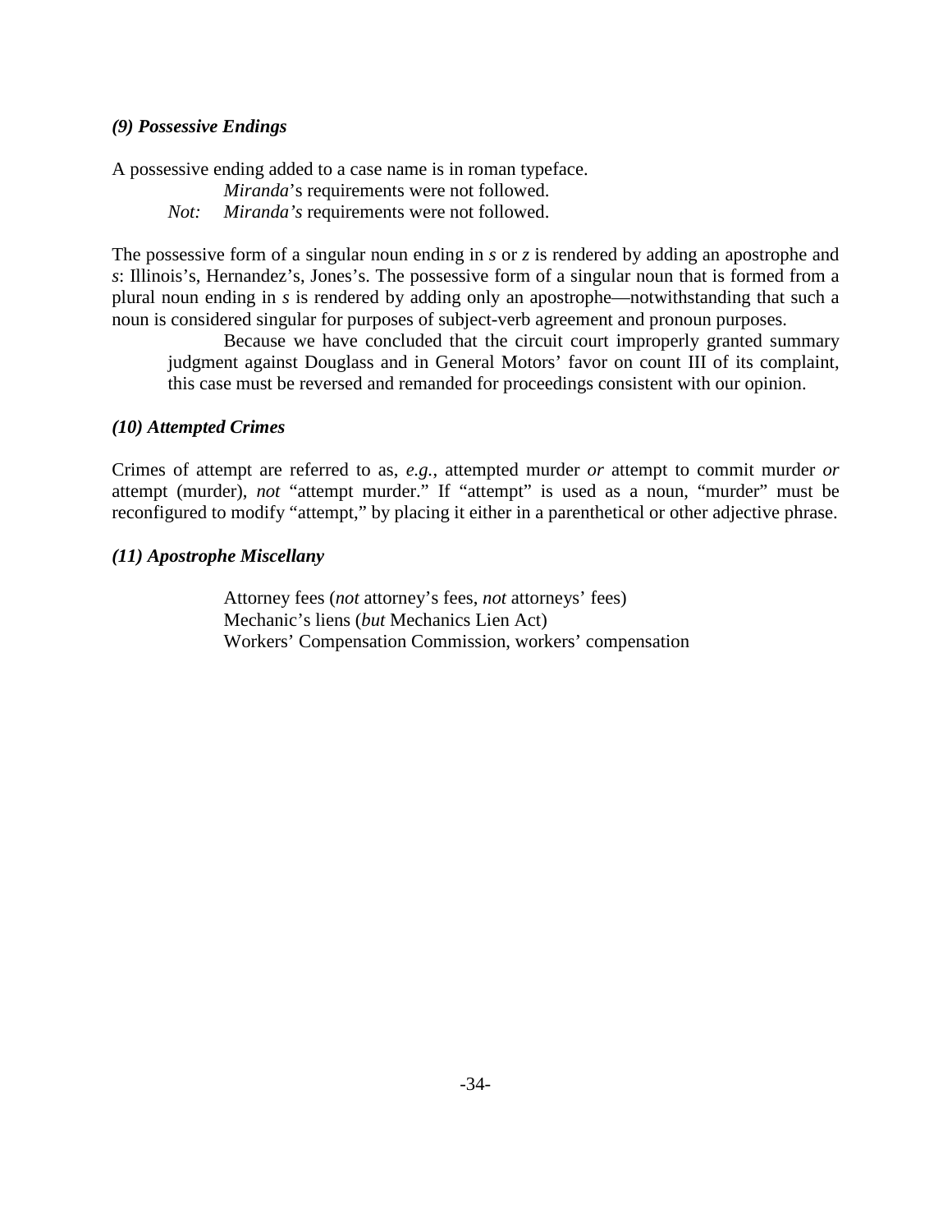### *(9) Possessive Endings*

A possessive ending added to a case name is in roman typeface.

> *Miranda*'s requirements were not followed.
>
> *Not:* *Miranda's* requirements were not followed.

The possessive form of a singular noun ending in *s* or *z* is rendered by adding an apostrophe and *s*: Illinois's, Hernandez's, Jones's. The possessive form of a singular noun that is formed from a plural noun ending in *s* is rendered by adding only an apostrophe—notwithstanding that such a noun is considered singular for purposes of subject-verb agreement and pronoun purposes.

> Because we have concluded that the circuit court improperly granted summary judgment against Douglass and in General Motors' favor on count III of its complaint, this case must be reversed and remanded for proceedings consistent with our opinion.

### *(10) Attempted Crimes*

Crimes of attempt are referred to as, *e.g.*, attempted murder *or* attempt to commit murder *or* attempt (murder), *not* "attempt murder." If "attempt" is used as a noun, "murder" must be reconfigured to modify "attempt," by placing it either in a parenthetical or other adjective phrase.

### *(11) Apostrophe Miscellany*

> Attorney fees (*not* attorney's fees, *not* attorneys' fees)
>
> Mechanic's liens (*but* Mechanics Lien Act)
>
> Workers' Compensation Commission, workers' compensation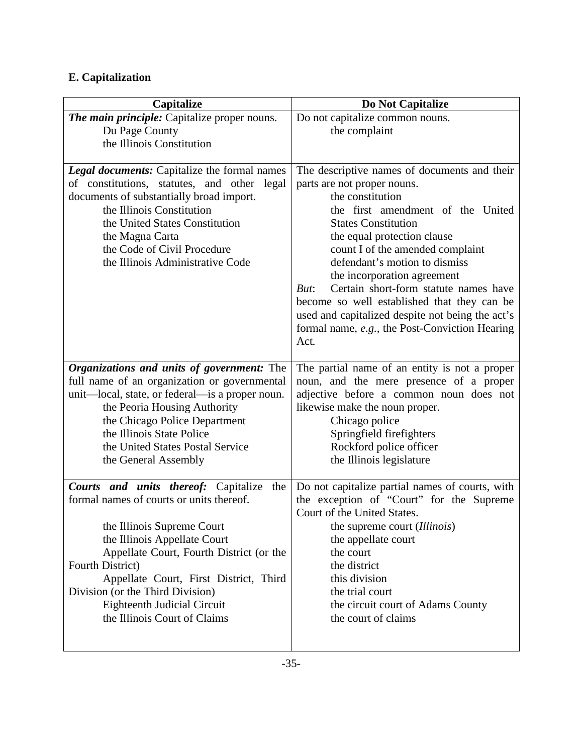## E. Capitalization

| Capitalize | Do Not Capitalize |
|---|---|
| ***The main principle:*** Capitalize proper nouns.<br>Du Page County<br>the Illinois Constitution | Do not capitalize common nouns.<br>the complaint |
| ***Legal documents:*** Capitalize the formal names of constitutions, statutes, and other legal documents of substantially broad import.<br>the Illinois Constitution<br>the United States Constitution<br>the Magna Carta<br>the Code of Civil Procedure<br>the Illinois Administrative Code | The descriptive names of documents and their parts are not proper nouns.<br>the constitution<br>the first amendment of the United States Constitution<br>the equal protection clause<br>count I of the amended complaint<br>defendant's motion to dismiss<br>the incorporation agreement<br>*But*: Certain short-form statute names have become so well established that they can be used and capitalized despite not being the act's formal name, *e.g.*, the Post-Conviction Hearing Act. |
| ***Organizations and units of government:*** The full name of an organization or governmental unit—local, state, or federal—is a proper noun.<br>the Peoria Housing Authority<br>the Chicago Police Department<br>the Illinois State Police<br>the United States Postal Service<br>the General Assembly | The partial name of an entity is not a proper noun, and the mere presence of a proper adjective before a common noun does not likewise make the noun proper.<br>Chicago police<br>Springfield firefighters<br>Rockford police officer<br>the Illinois legislature |
| ***Courts and units thereof:*** Capitalize the formal names of courts or units thereof.<br><br>the Illinois Supreme Court<br>the Illinois Appellate Court<br>Appellate Court, Fourth District (or the Fourth District)<br>Appellate Court, First District, Third Division (or the Third Division)<br>Eighteenth Judicial Circuit<br>the Illinois Court of Claims | Do not capitalize partial names of courts, with the exception of "Court" for the Supreme Court of the United States.<br>the supreme court (*Illinois*)<br>the appellate court<br>the court<br>the district<br>this division<br>the trial court<br>the circuit court of Adams County<br>the court of claims |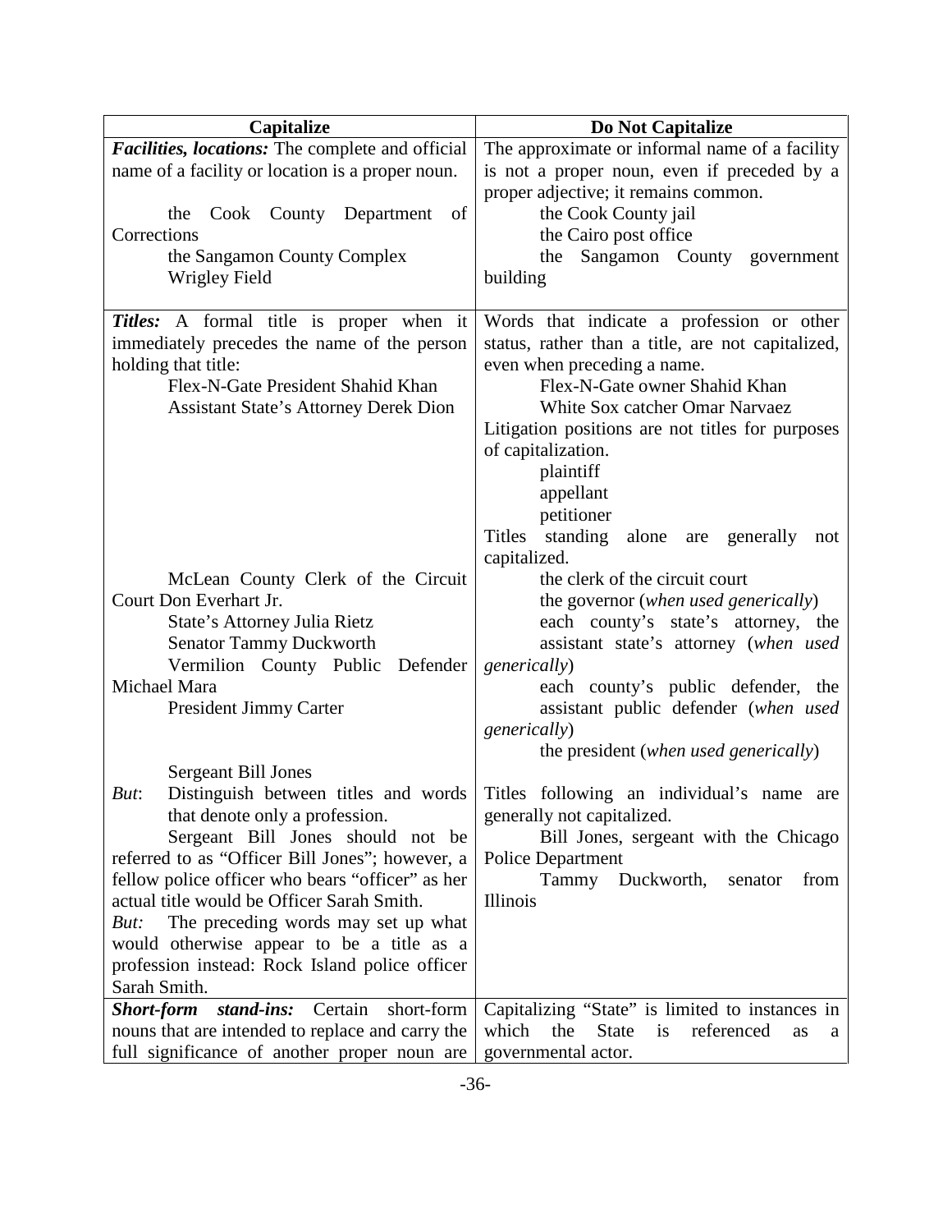| Capitalize | Do Not Capitalize |
|---|---|
| ***Facilities, locations:*** The complete and official name of a facility or location is a proper noun.<br><br>the Cook County Department of Corrections<br>the Sangamon County Complex<br>Wrigley Field | The approximate or informal name of a facility is not a proper noun, even if preceded by a proper adjective; it remains common.<br>the Cook County jail<br>the Cairo post office<br>the Sangamon County government building |
| ***Titles:*** A formal title is proper when it immediately precedes the name of the person holding that title:<br>Flex-N-Gate President Shahid Khan<br>Assistant State's Attorney Derek Dion<br><br>McLean County Clerk of the Circuit Court Don Everhart Jr.<br>State's Attorney Julia Rietz<br>Senator Tammy Duckworth<br>Vermilion County Public Defender Michael Mara<br>President Jimmy Carter<br><br>Sergeant Bill Jones<br>*But*: Distinguish between titles and words that denote only a profession.<br>Sergeant Bill Jones should not be referred to as "Officer Bill Jones"; however, a fellow police officer who bears "officer" as her actual title would be Officer Sarah Smith.<br>*But:* The preceding words may set up what would otherwise appear to be a title as a profession instead: Rock Island police officer Sarah Smith. | Words that indicate a profession or other status, rather than a title, are not capitalized, even when preceding a name.<br>Flex-N-Gate owner Shahid Khan<br>White Sox catcher Omar Narvaez<br>Litigation positions are not titles for purposes of capitalization.<br>plaintiff<br>appellant<br>petitioner<br>Titles standing alone are generally not capitalized.<br>the clerk of the circuit court<br>the governor (*when used generically*)<br>each county's state's attorney, the assistant state's attorney (*when used generically*)<br>each county's public defender, the assistant public defender (*when used generically*)<br>the president (*when used generically*)<br><br>Titles following an individual's name are generally not capitalized.<br>Bill Jones, sergeant with the Chicago Police Department<br>Tammy Duckworth, senator from Illinois |
| ***Short-form stand-ins:*** Certain short-form nouns that are intended to replace and carry the full significance of another proper noun are | Capitalizing "State" is limited to instances in which the State is referenced as a governmental actor. |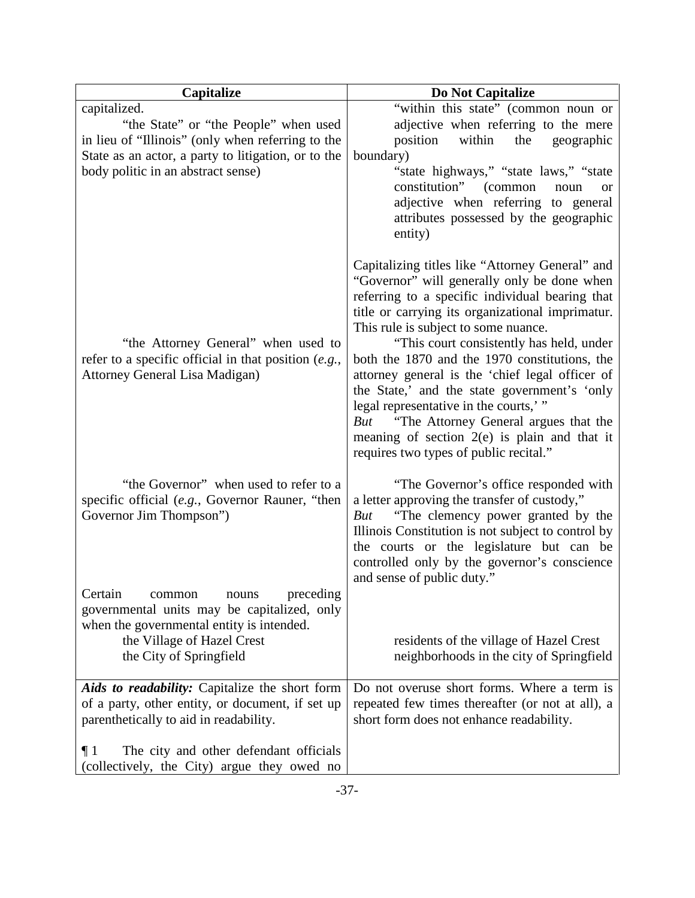| Capitalize | Do Not Capitalize |
|---|---|
| capitalized.<br>"the State" or "the People" when used in lieu of "Illinois" (only when referring to the State as an actor, a party to litigation, or to the body politic in an abstract sense) | "within this state" (common noun or adjective when referring to the mere position within the geographic boundary)<br>"state highways," "state laws," "state constitution" (common noun or adjective when referring to general attributes possessed by the geographic entity) |
| "the Attorney General" when used to refer to a specific official in that position (*e.g.*, Attorney General Lisa Madigan) | Capitalizing titles like "Attorney General" and "Governor" will generally only be done when referring to a specific individual bearing that title or carrying its organizational imprimatur. This rule is subject to some nuance.<br>"This court consistently has held, under both the 1870 and the 1970 constitutions, the attorney general is the 'chief legal officer of the State,' and the state government's 'only legal representative in the courts,' "<br>*But* "The Attorney General argues that the meaning of section 2(e) is plain and that it requires two types of public recital." |
| "the Governor" when used to refer to a specific official (*e.g.*, Governor Rauner, "then Governor Jim Thompson") | "The Governor's office responded with a letter approving the transfer of custody,"<br>*But* "The clemency power granted by the Illinois Constitution is not subject to control by the courts or the legislature but can be controlled only by the governor's conscience and sense of public duty." |
| Certain common nouns preceding governmental units may be capitalized, only when the governmental entity is intended.<br>the Village of Hazel Crest<br>the City of Springfield | residents of the village of Hazel Crest<br>neighborhoods in the city of Springfield |
| ***Aids to readability:*** Capitalize the short form of a party, other entity, or document, if set up parenthetically to aid in readability.<br>¶ 1 The city and other defendant officials (collectively, the City) argue they owed no | Do not overuse short forms. Where a term is repeated few times thereafter (or not at all), a short form does not enhance readability. |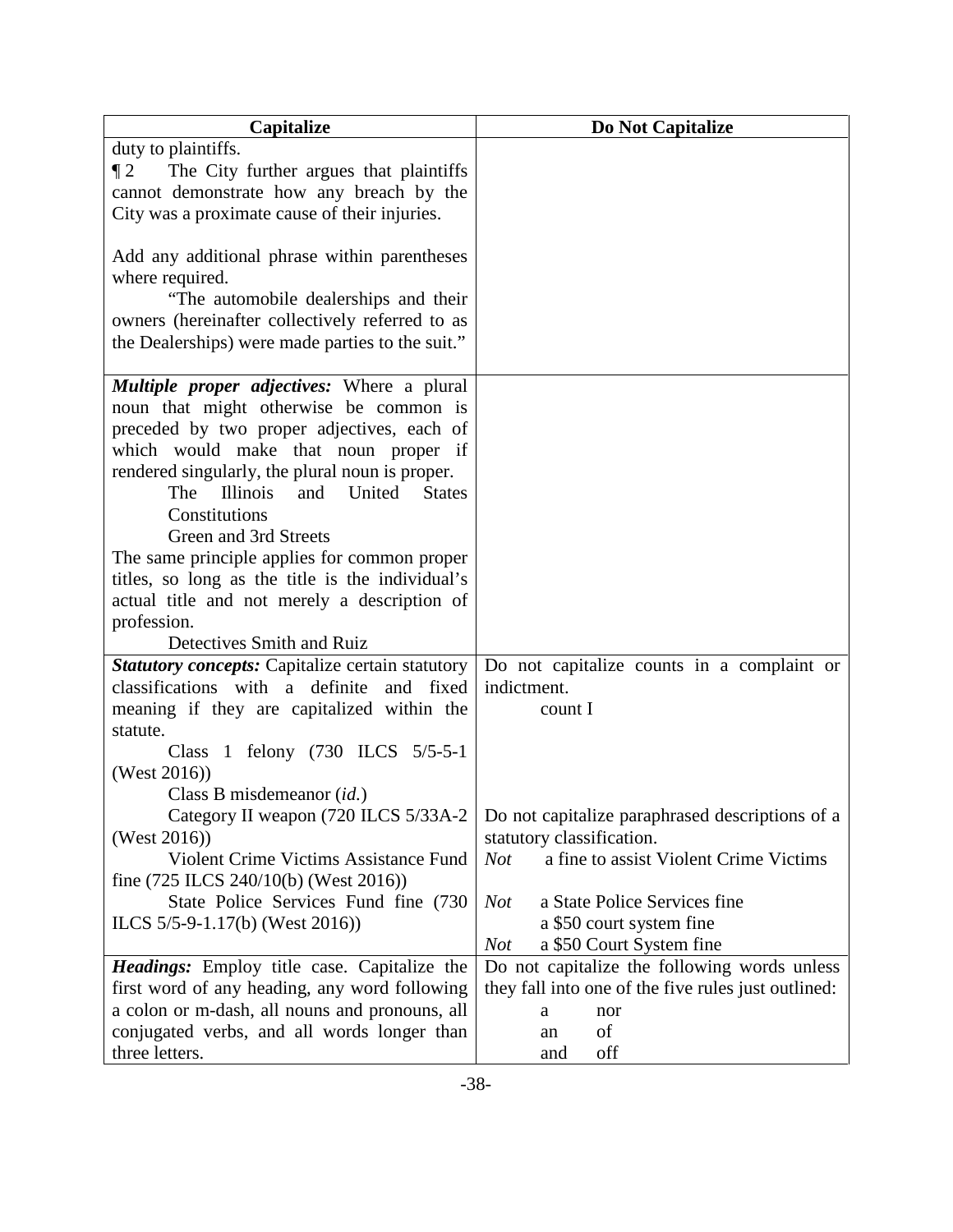| Capitalize | Do Not Capitalize |
| --- | --- |
| duty to plaintiffs.<br>¶ 2 The City further argues that plaintiffs cannot demonstrate how any breach by the City was a proximate cause of their injuries.<br><br>Add any additional phrase within parentheses where required.<br>"The automobile dealerships and their owners (hereinafter collectively referred to as the Dealerships) were made parties to the suit." | |
| ***Multiple proper adjectives:*** Where a plural noun that might otherwise be common is preceded by two proper adjectives, each of which would make that noun proper if rendered singularly, the plural noun is proper.<br>The Illinois and United States Constitutions<br>Green and 3rd Streets<br>The same principle applies for common proper titles, so long as the title is the individual's actual title and not merely a description of profession.<br>Detectives Smith and Ruiz | |
| ***Statutory concepts:*** Capitalize certain statutory classifications with a definite and fixed meaning if they are capitalized within the statute.<br>Class 1 felony (730 ILCS 5/5-5-1 (West 2016))<br>Class B misdemeanor (*id.*)<br>Category II weapon (720 ILCS 5/33A-2 (West 2016))<br>Violent Crime Victims Assistance Fund fine (725 ILCS 240/10(b) (West 2016))<br>State Police Services Fund fine (730 ILCS 5/5-9-1.17(b) (West 2016)) | Do not capitalize counts in a complaint or indictment.<br>count I<br><br>Do not capitalize paraphrased descriptions of a statutory classification.<br>*Not* a fine to assist Violent Crime Victims<br><br>*Not* a State Police Services fine<br>a $50 court system fine<br>*Not* a $50 Court System fine |
| ***Headings:*** Employ title case. Capitalize the first word of any heading, any word following a colon or m-dash, all nouns and pronouns, all conjugated verbs, and all words longer than three letters. | Do not capitalize the following words unless they fall into one of the five rules just outlined:<br>a nor<br>an of<br>and off |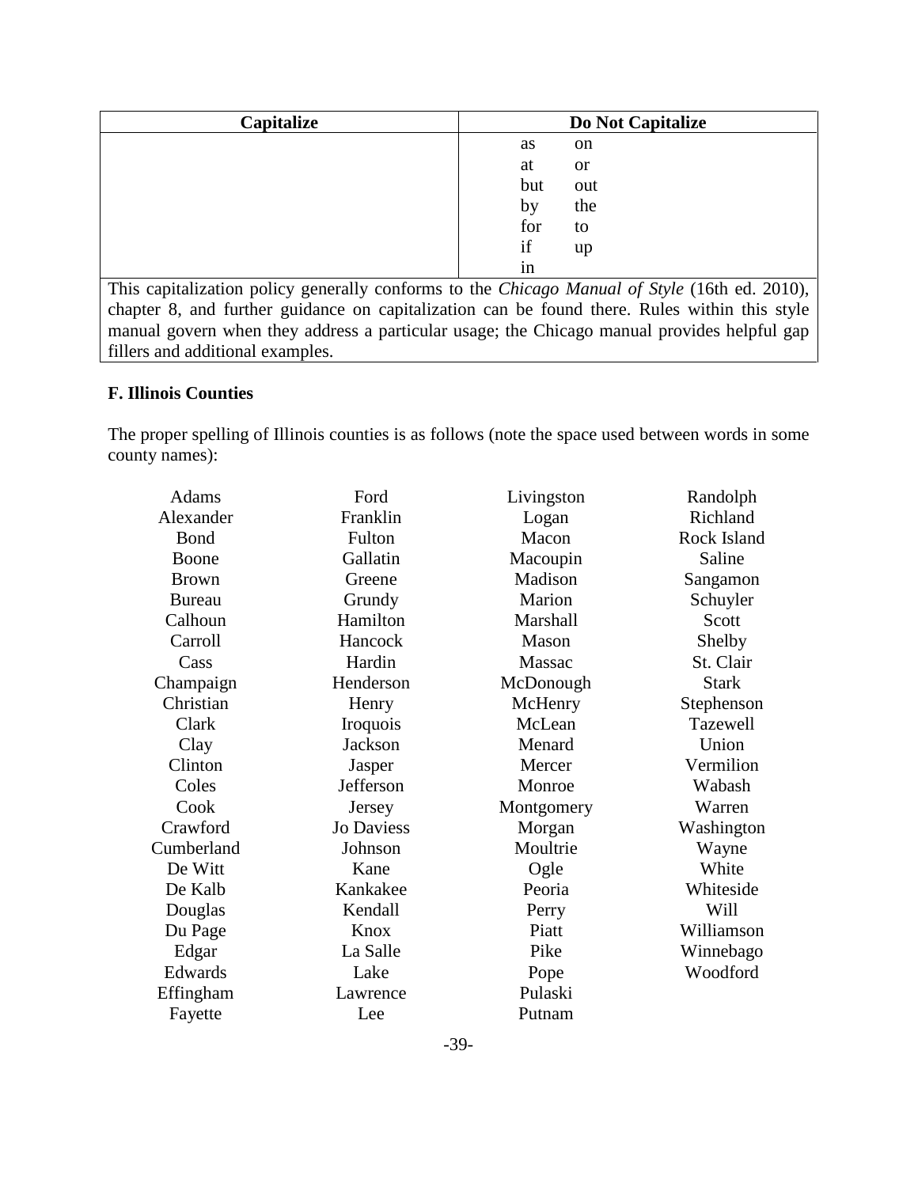| Capitalize | Do Not Capitalize |
|---|---|
| | as on |
| | at or |
| | but out |
| | by the |
| | for to |
| | if up |
| | in |

This capitalization policy generally conforms to the *Chicago Manual of Style* (16th ed. 2010), chapter 8, and further guidance on capitalization can be found there. Rules within this style manual govern when they address a particular usage; the Chicago manual provides helpful gap fillers and additional examples.

### F. Illinois Counties

The proper spelling of Illinois counties is as follows (note the space used between words in some county names):

| | | | |
|---|---|---|---|
| Adams | Ford | Livingston | Randolph |
| Alexander | Franklin | Logan | Richland |
| Bond | Fulton | Macon | Rock Island |
| Boone | Gallatin | Macoupin | Saline |
| Brown | Greene | Madison | Sangamon |
| Bureau | Grundy | Marion | Schuyler |
| Calhoun | Hamilton | Marshall | Scott |
| Carroll | Hancock | Mason | Shelby |
| Cass | Hardin | Massac | St. Clair |
| Champaign | Henderson | McDonough | Stark |
| Christian | Henry | McHenry | Stephenson |
| Clark | Iroquois | McLean | Tazewell |
| Clay | Jackson | Menard | Union |
| Clinton | Jasper | Mercer | Vermilion |
| Coles | Jefferson | Monroe | Wabash |
| Cook | Jersey | Montgomery | Warren |
| Crawford | Jo Daviess | Morgan | Washington |
| Cumberland | Johnson | Moultrie | Wayne |
| De Witt | Kane | Ogle | White |
| De Kalb | Kankakee | Peoria | Whiteside |
| Douglas | Kendall | Perry | Will |
| Du Page | Knox | Piatt | Williamson |
| Edgar | La Salle | Pike | Winnebago |
| Edwards | Lake | Pope | Woodford |
| Effingham | Lawrence | Pulaski | |
| Fayette | Lee | Putnam | |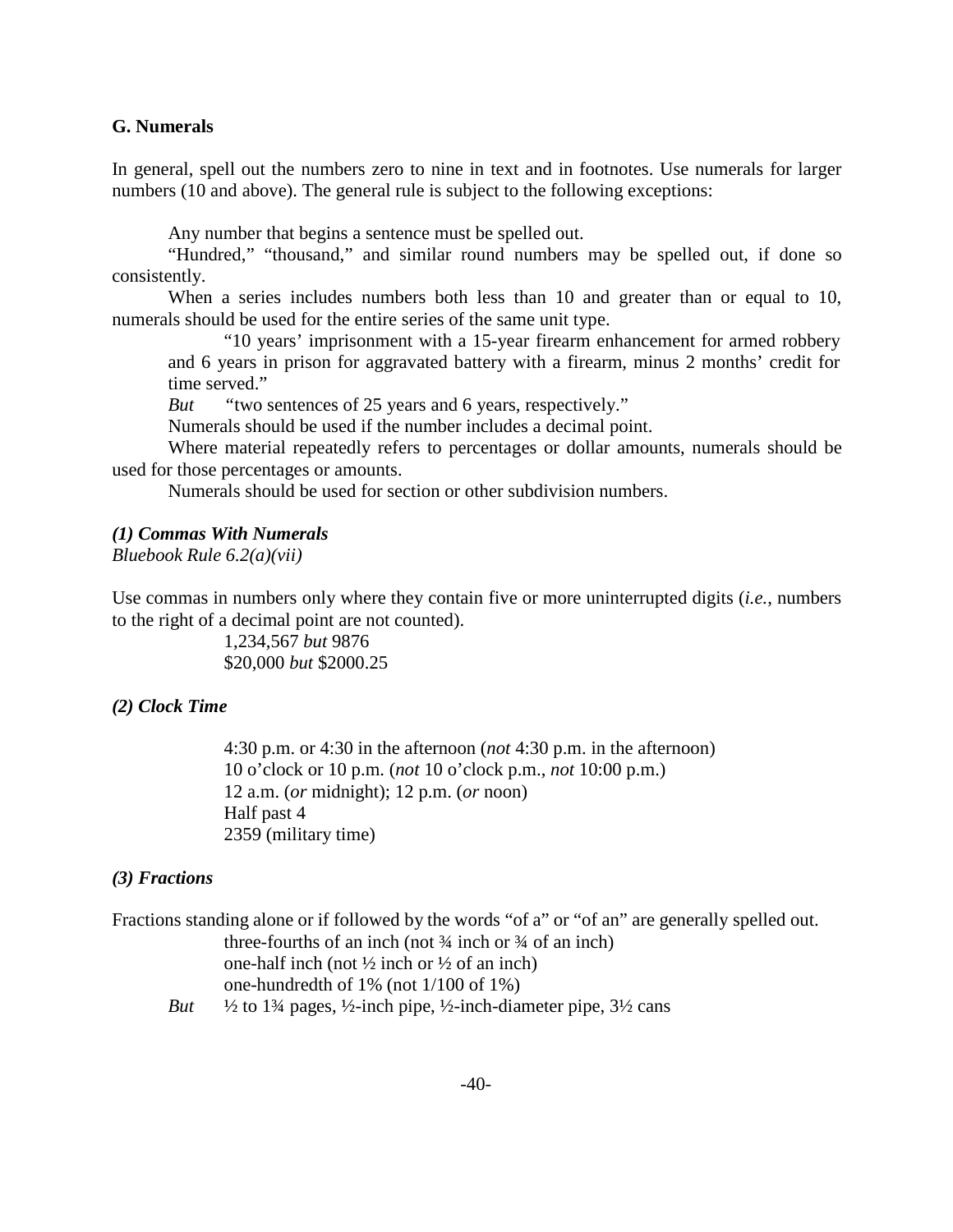## G. Numerals

In general, spell out the numbers zero to nine in text and in footnotes. Use numerals for larger numbers (10 and above). The general rule is subject to the following exceptions:

Any number that begins a sentence must be spelled out.

"Hundred," "thousand," and similar round numbers may be spelled out, if done so consistently.

When a series includes numbers both less than 10 and greater than or equal to 10, numerals should be used for the entire series of the same unit type.

> "10 years' imprisonment with a 15-year firearm enhancement for armed robbery and 6 years in prison for aggravated battery with a firearm, minus 2 months' credit for time served."
>
> *But* "two sentences of 25 years and 6 years, respectively."

Numerals should be used if the number includes a decimal point.

Where material repeatedly refers to percentages or dollar amounts, numerals should be used for those percentages or amounts.

Numerals should be used for section or other subdivision numbers.

### *(1) Commas With Numerals*

*Bluebook Rule 6.2(a)(vii)*

Use commas in numbers only where they contain five or more uninterrupted digits (*i.e.*, numbers to the right of a decimal point are not counted).

> 1,234,567 *but* 9876
>
> $20,000 *but* $2000.25

### *(2) Clock Time*

> 4:30 p.m. or 4:30 in the afternoon (*not* 4:30 p.m. in the afternoon)
>
> 10 o'clock or 10 p.m. (*not* 10 o'clock p.m., *not* 10:00 p.m.)
>
> 12 a.m. (*or* midnight); 12 p.m. (*or* noon)
>
> Half past 4
>
> 2359 (military time)

### *(3) Fractions*

Fractions standing alone or if followed by the words "of a" or "of an" are generally spelled out.

> three-fourths of an inch (not ¾ inch or ¾ of an inch)
>
> one-half inch (not ½ inch or ½ of an inch)
>
> one-hundredth of 1% (not 1/100 of 1%)
>
> *But* ½ to 1¾ pages, ½-inch pipe, ½-inch-diameter pipe, 3½ cans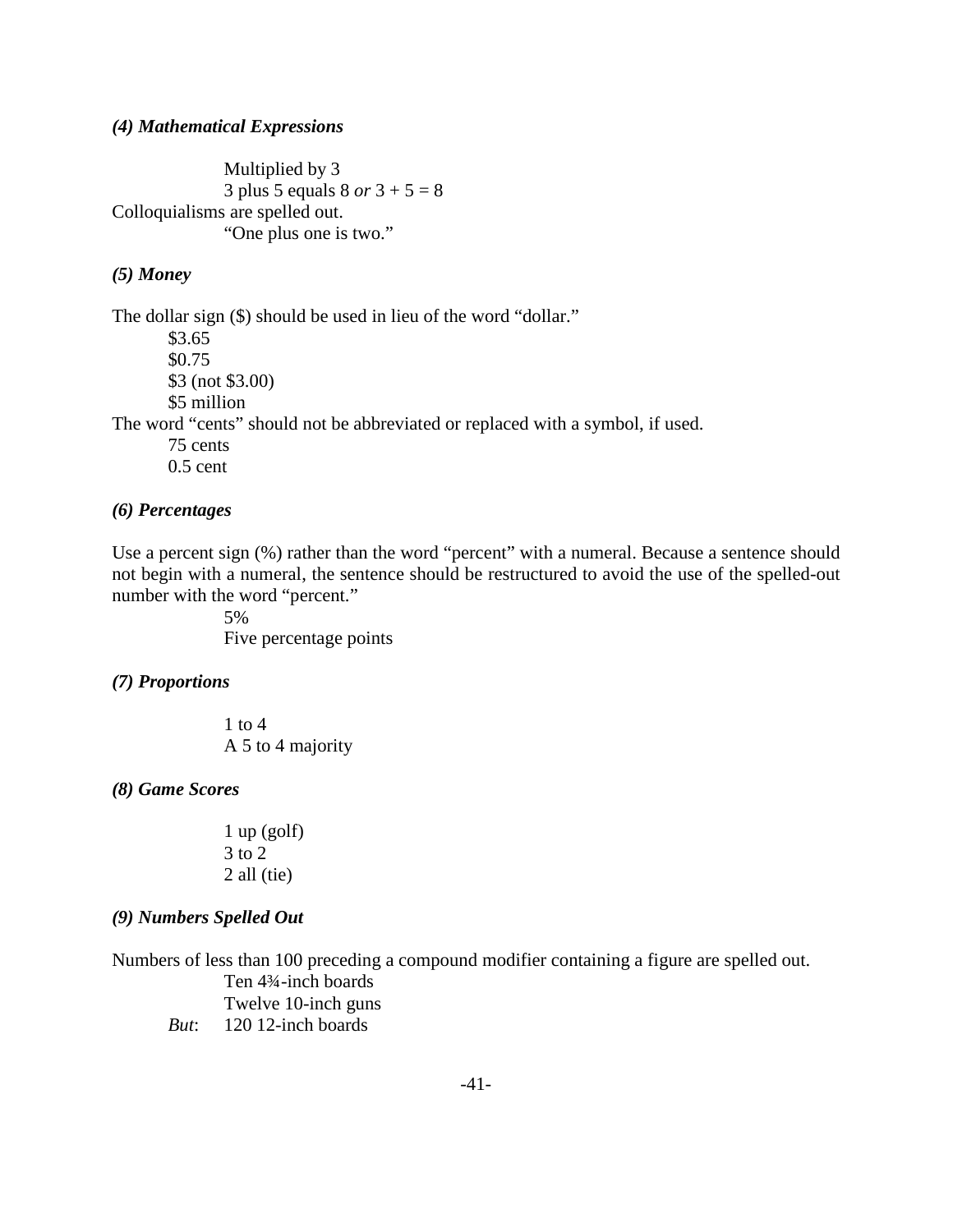***(4) Mathematical Expressions***

Multiplied by 3
3 plus 5 equals 8 *or* 3 + 5 = 8

Colloquialisms are spelled out.

"One plus one is two."

***(5) Money***

The dollar sign ($) should be used in lieu of the word "dollar."

$3.65
$0.75
$3 (not $3.00)
$5 million

The word "cents" should not be abbreviated or replaced with a symbol, if used.

75 cents
0.5 cent

***(6) Percentages***

Use a percent sign (%) rather than the word "percent" with a numeral. Because a sentence should not begin with a numeral, the sentence should be restructured to avoid the use of the spelled-out number with the word "percent."

5%
Five percentage points

***(7) Proportions***

1 to 4
A 5 to 4 majority

***(8) Game Scores***

1 up (golf)
3 to 2
2 all (tie)

***(9) Numbers Spelled Out***

Numbers of less than 100 preceding a compound modifier containing a figure are spelled out.

Ten 4¾-inch boards
Twelve 10-inch guns
*But*: 120 12-inch boards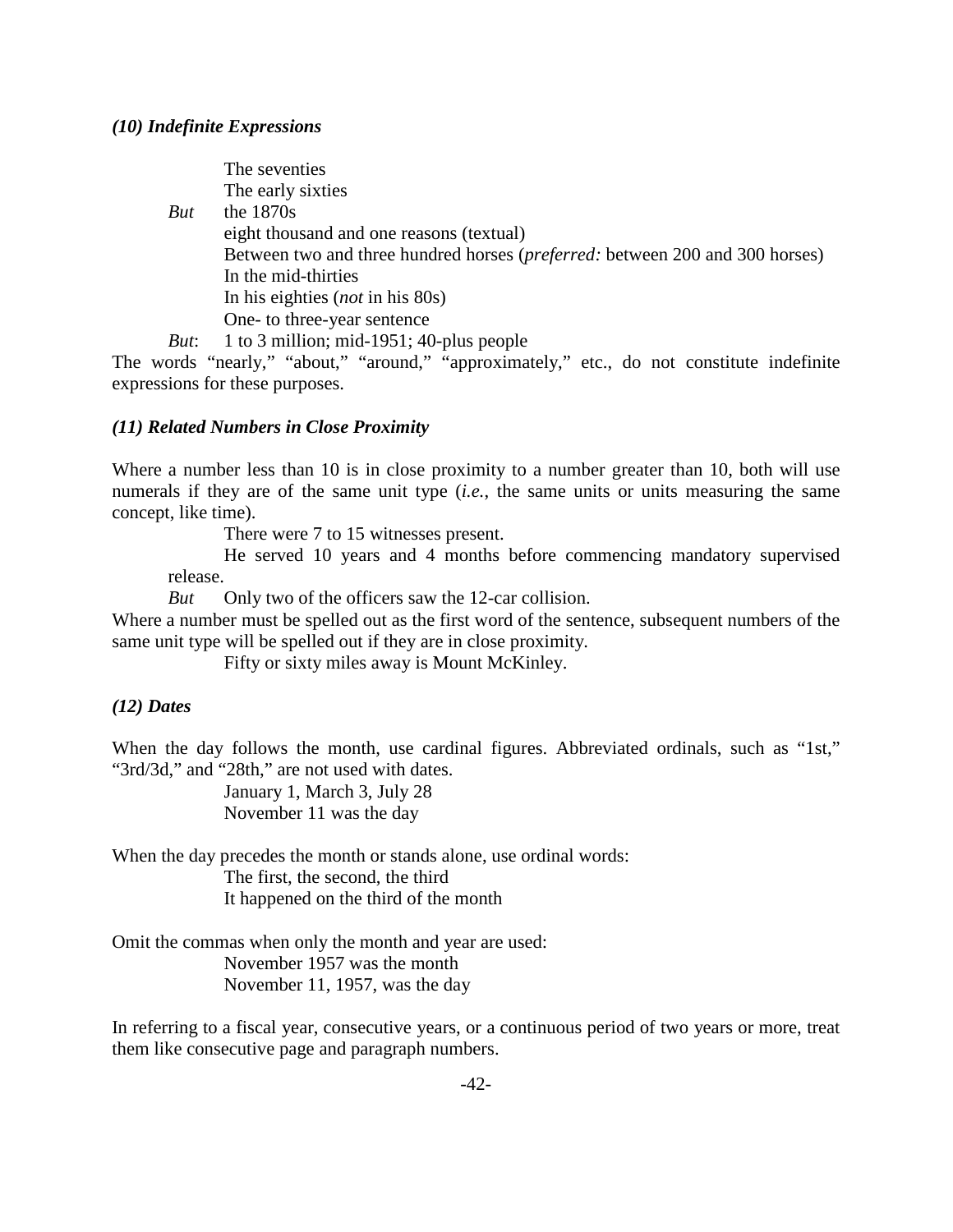### *(10) Indefinite Expressions*

The seventies
The early sixties
*But* the 1870s
eight thousand and one reasons (textual)
Between two and three hundred horses (*preferred:* between 200 and 300 horses)
In the mid-thirties
In his eighties (*not* in his 80s)
One- to three-year sentence
*But*: 1 to 3 million; mid-1951; 40-plus people

The words "nearly," "about," "around," "approximately," etc., do not constitute indefinite expressions for these purposes.

### *(11) Related Numbers in Close Proximity*

Where a number less than 10 is in close proximity to a number greater than 10, both will use numerals if they are of the same unit type (*i.e.*, the same units or units measuring the same concept, like time).

There were 7 to 15 witnesses present.

He served 10 years and 4 months before commencing mandatory supervised release.

*But* Only two of the officers saw the 12-car collision.

Where a number must be spelled out as the first word of the sentence, subsequent numbers of the same unit type will be spelled out if they are in close proximity.

Fifty or sixty miles away is Mount McKinley.

### *(12) Dates*

When the day follows the month, use cardinal figures. Abbreviated ordinals, such as "1st," "3rd/3d," and "28th," are not used with dates.

January 1, March 3, July 28
November 11 was the day

When the day precedes the month or stands alone, use ordinal words:

The first, the second, the third
It happened on the third of the month

Omit the commas when only the month and year are used:

November 1957 was the month
November 11, 1957, was the day

In referring to a fiscal year, consecutive years, or a continuous period of two years or more, treat them like consecutive page and paragraph numbers.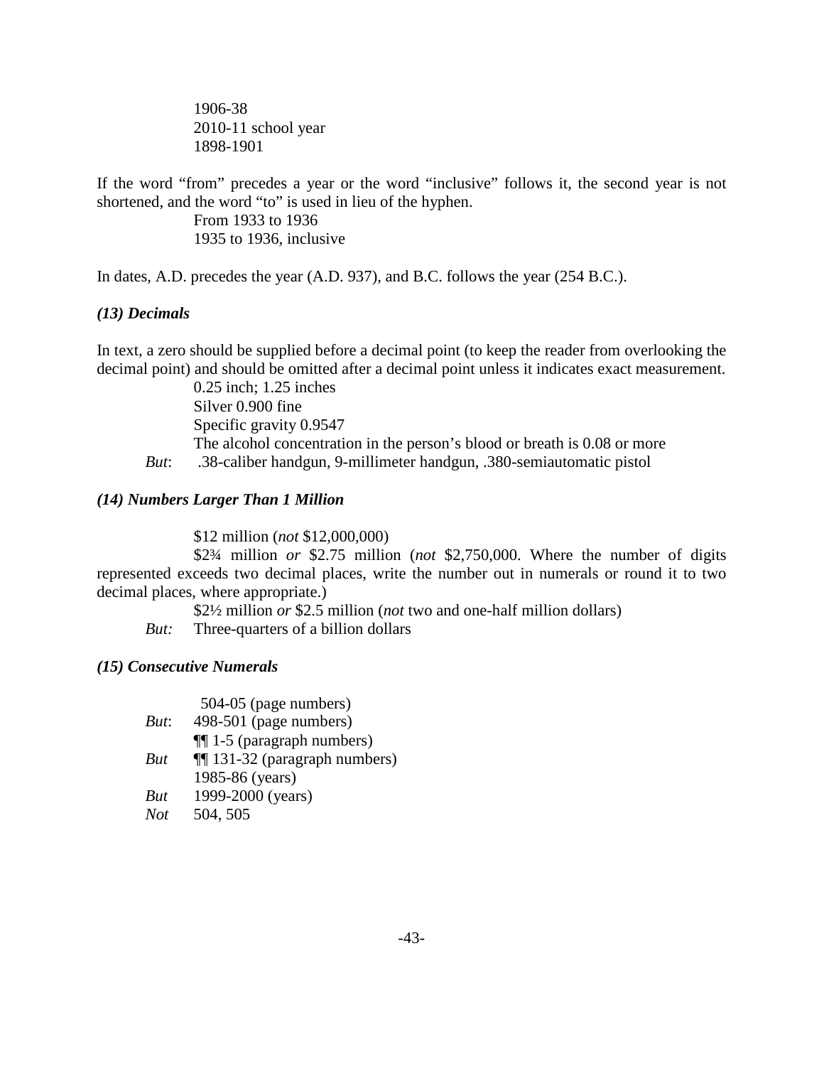1906-38
2010-11 school year
1898-1901

If the word "from" precedes a year or the word "inclusive" follows it, the second year is not shortened, and the word "to" is used in lieu of the hyphen.

From 1933 to 1936
1935 to 1936, inclusive

In dates, A.D. precedes the year (A.D. 937), and B.C. follows the year (254 B.C.).

### *(13) Decimals*

In text, a zero should be supplied before a decimal point (to keep the reader from overlooking the decimal point) and should be omitted after a decimal point unless it indicates exact measurement.

0.25 inch; 1.25 inches
Silver 0.900 fine
Specific gravity 0.9547
The alcohol concentration in the person's blood or breath is 0.08 or more
*But*: .38-caliber handgun, 9-millimeter handgun, .380-semiautomatic pistol

### *(14) Numbers Larger Than 1 Million*

$12 million (*not* $12,000,000)

$2¾ million *or* $2.75 million (*not* $2,750,000. Where the number of digits represented exceeds two decimal places, write the number out in numerals or round it to two decimal places, where appropriate.)

$2½ million *or* $2.5 million (*not* two and one-half million dollars)

*But:* Three-quarters of a billion dollars

### *(15) Consecutive Numerals*

504-05 (page numbers)
*But*: 498-501 (page numbers)
¶¶ 1-5 (paragraph numbers)
*But* ¶¶ 131-32 (paragraph numbers)
1985-86 (years)
*But* 1999-2000 (years)
*Not* 504, 505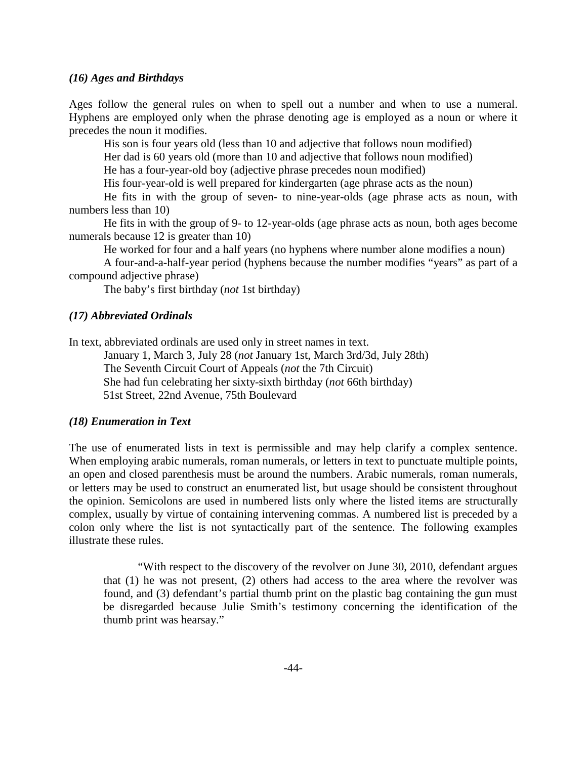### *(16) Ages and Birthdays*

Ages follow the general rules on when to spell out a number and when to use a numeral. Hyphens are employed only when the phrase denoting age is employed as a noun or where it precedes the noun it modifies.

His son is four years old (less than 10 and adjective that follows noun modified)

Her dad is 60 years old (more than 10 and adjective that follows noun modified)

He has a four-year-old boy (adjective phrase precedes noun modified)

His four-year-old is well prepared for kindergarten (age phrase acts as the noun)

He fits in with the group of seven- to nine-year-olds (age phrase acts as noun, with numbers less than 10)

He fits in with the group of 9- to 12-year-olds (age phrase acts as noun, both ages become numerals because 12 is greater than 10)

He worked for four and a half years (no hyphens where number alone modifies a noun)

A four-and-a-half-year period (hyphens because the number modifies "years" as part of a compound adjective phrase)

The baby's first birthday (*not* 1st birthday)

### *(17) Abbreviated Ordinals*

In text, abbreviated ordinals are used only in street names in text.

January 1, March 3, July 28 (*not* January 1st, March 3rd/3d, July 28th)

The Seventh Circuit Court of Appeals (*not* the 7th Circuit)

She had fun celebrating her sixty-sixth birthday (*not* 66th birthday)

51st Street, 22nd Avenue, 75th Boulevard

### *(18) Enumeration in Text*

The use of enumerated lists in text is permissible and may help clarify a complex sentence. When employing arabic numerals, roman numerals, or letters in text to punctuate multiple points, an open and closed parenthesis must be around the numbers. Arabic numerals, roman numerals, or letters may be used to construct an enumerated list, but usage should be consistent throughout the opinion. Semicolons are used in numbered lists only where the listed items are structurally complex, usually by virtue of containing intervening commas. A numbered list is preceded by a colon only where the list is not syntactically part of the sentence. The following examples illustrate these rules.

> "With respect to the discovery of the revolver on June 30, 2010, defendant argues that (1) he was not present, (2) others had access to the area where the revolver was found, and (3) defendant's partial thumb print on the plastic bag containing the gun must be disregarded because Julie Smith's testimony concerning the identification of the thumb print was hearsay."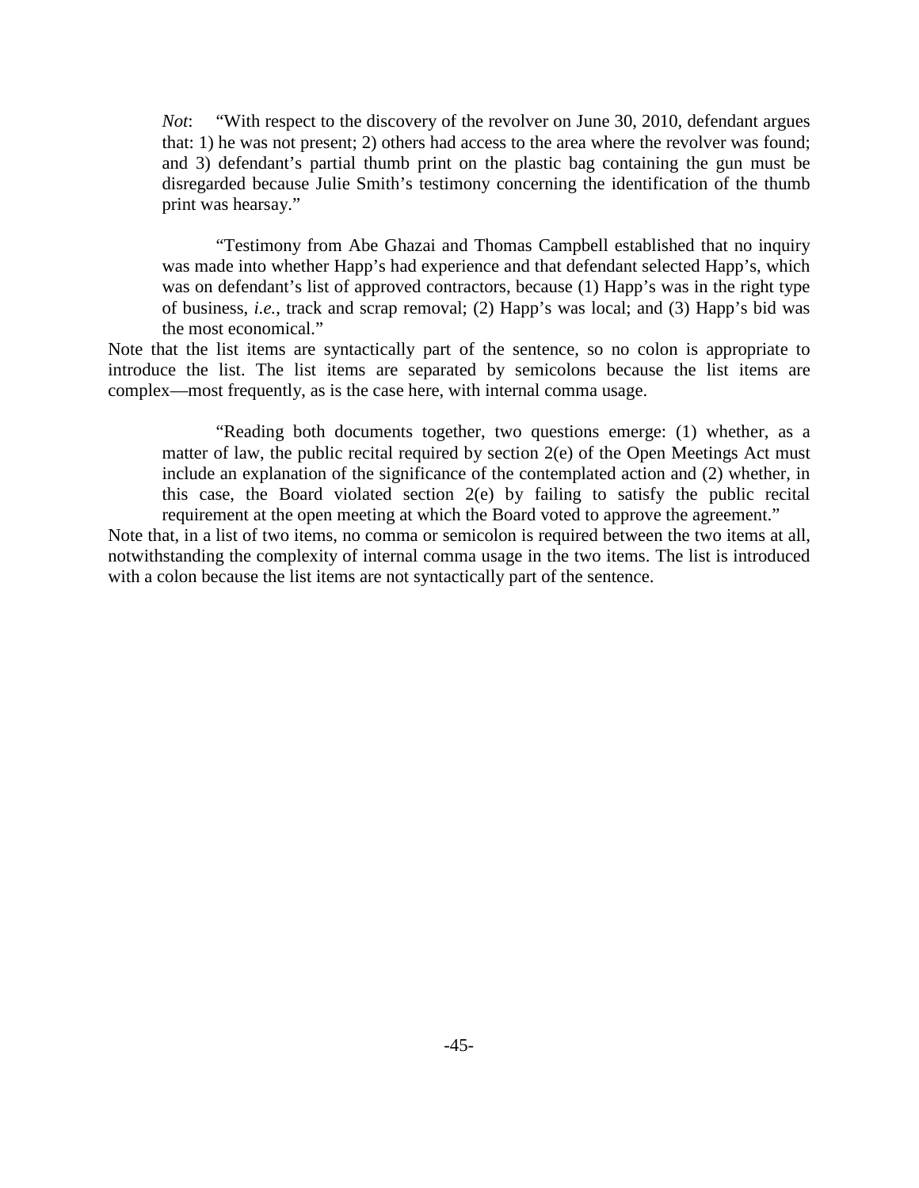> *Not*: "With respect to the discovery of the revolver on June 30, 2010, defendant argues that: 1) he was not present; 2) others had access to the area where the revolver was found; and 3) defendant's partial thumb print on the plastic bag containing the gun must be disregarded because Julie Smith's testimony concerning the identification of the thumb print was hearsay."

> "Testimony from Abe Ghazai and Thomas Campbell established that no inquiry was made into whether Happ's had experience and that defendant selected Happ's, which was on defendant's list of approved contractors, because (1) Happ's was in the right type of business, *i.e.*, track and scrap removal; (2) Happ's was local; and (3) Happ's bid was the most economical."

Note that the list items are syntactically part of the sentence, so no colon is appropriate to introduce the list. The list items are separated by semicolons because the list items are complex—most frequently, as is the case here, with internal comma usage.

> "Reading both documents together, two questions emerge: (1) whether, as a matter of law, the public recital required by section 2(e) of the Open Meetings Act must include an explanation of the significance of the contemplated action and (2) whether, in this case, the Board violated section 2(e) by failing to satisfy the public recital requirement at the open meeting at which the Board voted to approve the agreement."

Note that, in a list of two items, no comma or semicolon is required between the two items at all, notwithstanding the complexity of internal comma usage in the two items. The list is introduced with a colon because the list items are not syntactically part of the sentence.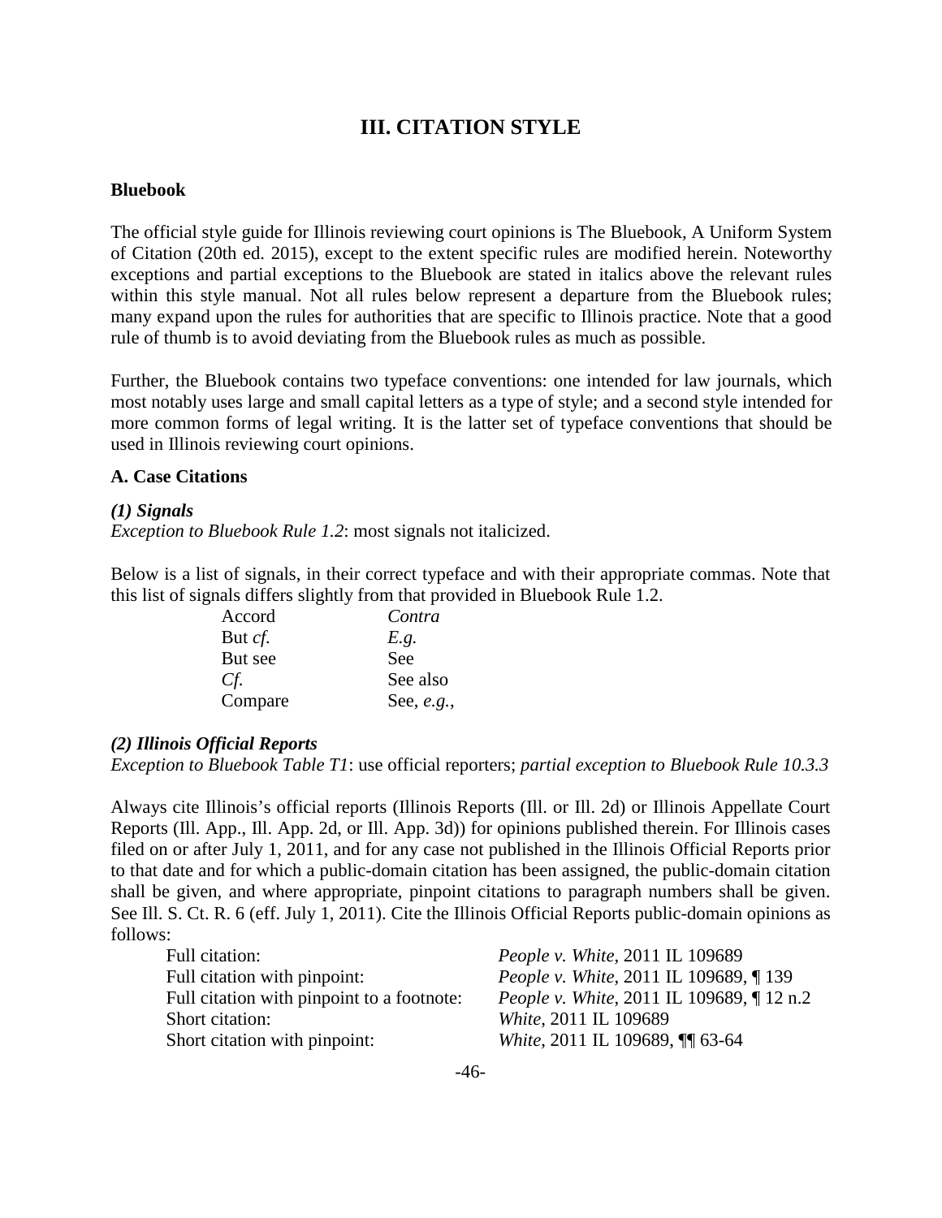# III. CITATION STYLE

**Bluebook**

The official style guide for Illinois reviewing court opinions is The Bluebook, A Uniform System of Citation (20th ed. 2015), except to the extent specific rules are modified herein. Noteworthy exceptions and partial exceptions to the Bluebook are stated in italics above the relevant rules within this style manual. Not all rules below represent a departure from the Bluebook rules; many expand upon the rules for authorities that are specific to Illinois practice. Note that a good rule of thumb is to avoid deviating from the Bluebook rules as much as possible.

Further, the Bluebook contains two typeface conventions: one intended for law journals, which most notably uses large and small capital letters as a type of style; and a second style intended for more common forms of legal writing. It is the latter set of typeface conventions that should be used in Illinois reviewing court opinions.

**A. Case Citations**

***(1) Signals***

*Exception to Bluebook Rule 1.2*: most signals not italicized.

Below is a list of signals, in their correct typeface and with their appropriate commas. Note that this list of signals differs slightly from that provided in Bluebook Rule 1.2.

| | |
|---|---|
| Accord | *Contra* |
| But *cf.* | *E.g.* |
| But see | See |
| *Cf.* | See also |
| Compare | See, *e.g.*, |

***(2) Illinois Official Reports***

*Exception to Bluebook Table T1*: use official reporters; *partial exception to Bluebook Rule 10.3.3*

Always cite Illinois's official reports (Illinois Reports (Ill. or Ill. 2d) or Illinois Appellate Court Reports (Ill. App., Ill. App. 2d, or Ill. App. 3d)) for opinions published therein. For Illinois cases filed on or after July 1, 2011, and for any case not published in the Illinois Official Reports prior to that date and for which a public-domain citation has been assigned, the public-domain citation shall be given, and where appropriate, pinpoint citations to paragraph numbers shall be given. See Ill. S. Ct. R. 6 (eff. July 1, 2011). Cite the Illinois Official Reports public-domain opinions as follows:

| | |
|---|---|
| Full citation: | *People v. White*, 2011 IL 109689 |
| Full citation with pinpoint: | *People v. White*, 2011 IL 109689, ¶ 139 |
| Full citation with pinpoint to a footnote: | *People v. White*, 2011 IL 109689, ¶ 12 n.2 |
| Short citation: | *White*, 2011 IL 109689 |
| Short citation with pinpoint: | *White*, 2011 IL 109689, ¶¶ 63-64 |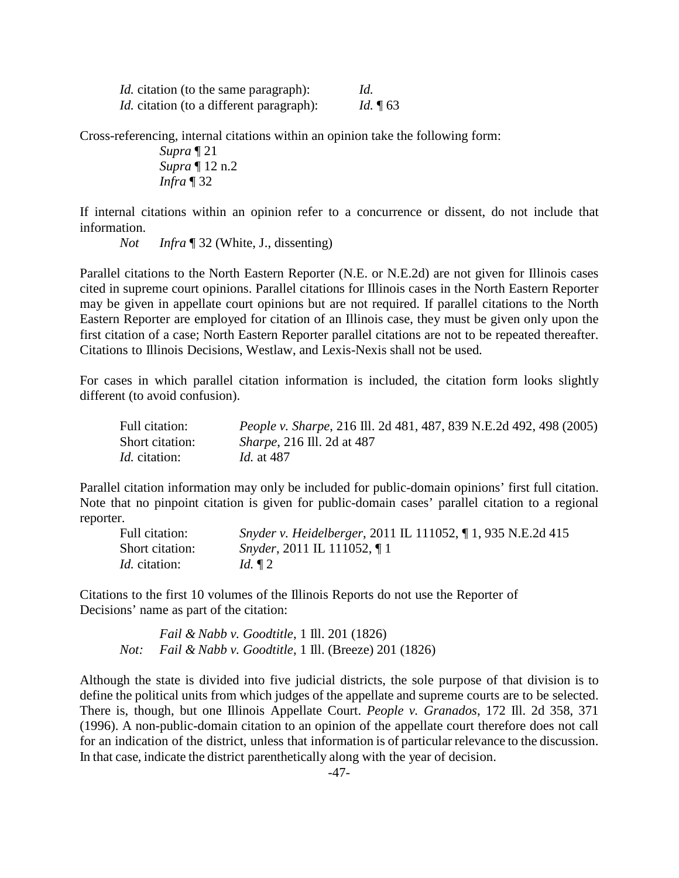| | |
|---|---|
| *Id.* citation (to the same paragraph): | *Id.* |
| *Id.* citation (to a different paragraph): | *Id.* ¶ 63 |

Cross-referencing, internal citations within an opinion take the following form:

*Supra* ¶ 21
*Supra* ¶ 12 n.2
*Infra* ¶ 32

If internal citations within an opinion refer to a concurrence or dissent, do not include that information.

*Not* *Infra* ¶ 32 (White, J., dissenting)

Parallel citations to the North Eastern Reporter (N.E. or N.E.2d) are not given for Illinois cases cited in supreme court opinions. Parallel citations for Illinois cases in the North Eastern Reporter may be given in appellate court opinions but are not required. If parallel citations to the North Eastern Reporter are employed for citation of an Illinois case, they must be given only upon the first citation of a case; North Eastern Reporter parallel citations are not to be repeated thereafter. Citations to Illinois Decisions, Westlaw, and Lexis-Nexis shall not be used.

For cases in which parallel citation information is included, the citation form looks slightly different (to avoid confusion).

| | |
|---|---|
| Full citation: | *People v. Sharpe*, 216 Ill. 2d 481, 487, 839 N.E.2d 492, 498 (2005) |
| Short citation: | *Sharpe*, 216 Ill. 2d at 487 |
| *Id.* citation: | *Id.* at 487 |

Parallel citation information may only be included for public-domain opinions' first full citation. Note that no pinpoint citation is given for public-domain cases' parallel citation to a regional reporter.

| | |
|---|---|
| Full citation: | *Snyder v. Heidelberger*, 2011 IL 111052, ¶ 1, 935 N.E.2d 415 |
| Short citation: | *Snyder*, 2011 IL 111052, ¶ 1 |
| *Id.* citation: | *Id.* ¶ 2 |

Citations to the first 10 volumes of the Illinois Reports do not use the Reporter of Decisions' name as part of the citation:

*Fail & Nabb v. Goodtitle*, 1 Ill. 201 (1826)
*Not:* *Fail & Nabb v. Goodtitle*, 1 Ill. (Breeze) 201 (1826)

Although the state is divided into five judicial districts, the sole purpose of that division is to define the political units from which judges of the appellate and supreme courts are to be selected. There is, though, but one Illinois Appellate Court. *People v. Granados*, 172 Ill. 2d 358, 371 (1996). A non-public-domain citation to an opinion of the appellate court therefore does not call for an indication of the district, unless that information is of particular relevance to the discussion. In that case, indicate the district parenthetically along with the year of decision.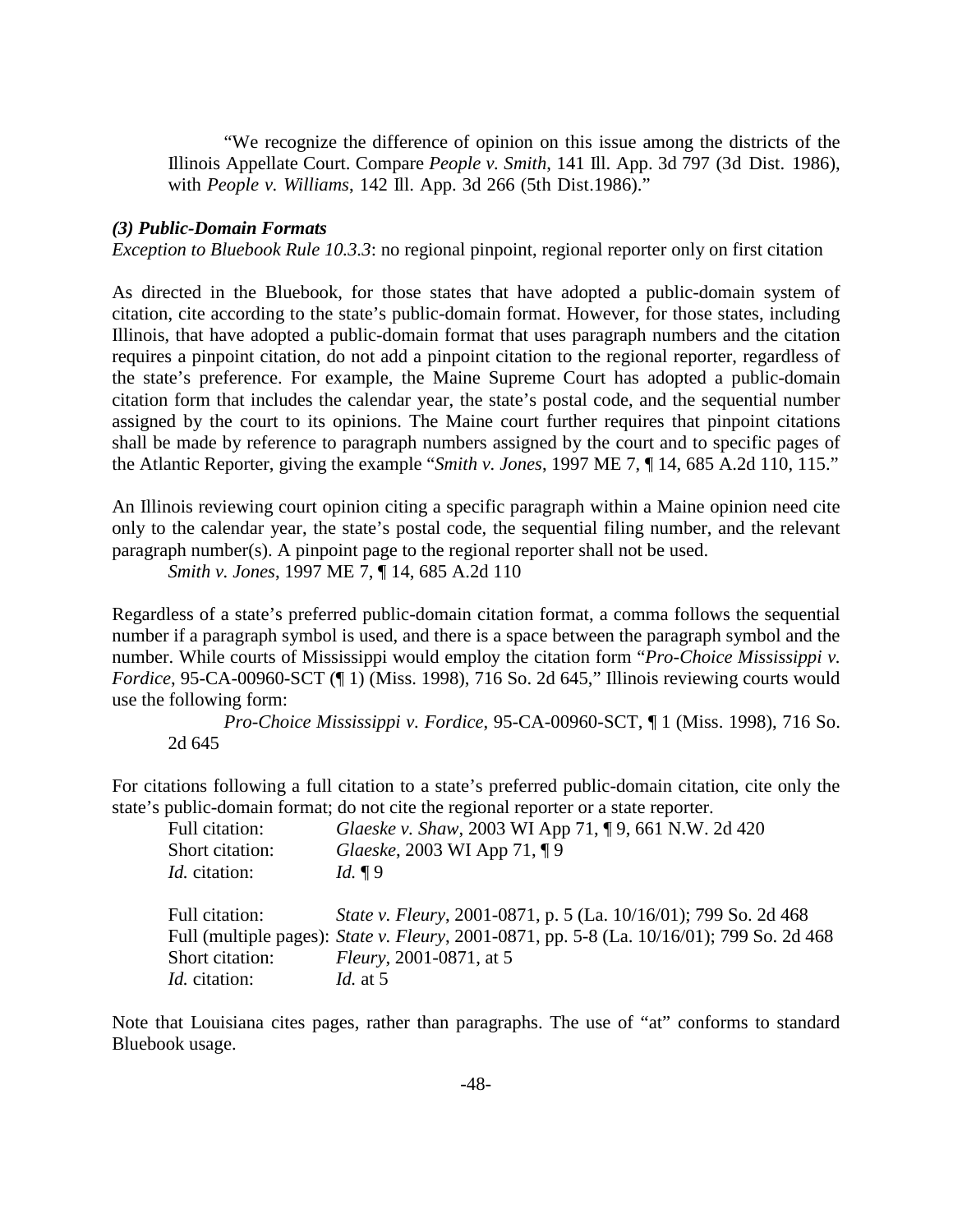"We recognize the difference of opinion on this issue among the districts of the Illinois Appellate Court. Compare *People v. Smith*, 141 Ill. App. 3d 797 (3d Dist. 1986), with *People v. Williams*, 142 Ill. App. 3d 266 (5th Dist.1986)."

***(3) Public-Domain Formats***

*Exception to Bluebook Rule 10.3.3*: no regional pinpoint, regional reporter only on first citation

As directed in the Bluebook, for those states that have adopted a public-domain system of citation, cite according to the state's public-domain format. However, for those states, including Illinois, that have adopted a public-domain format that uses paragraph numbers and the citation requires a pinpoint citation, do not add a pinpoint citation to the regional reporter, regardless of the state's preference. For example, the Maine Supreme Court has adopted a public-domain citation form that includes the calendar year, the state's postal code, and the sequential number assigned by the court to its opinions. The Maine court further requires that pinpoint citations shall be made by reference to paragraph numbers assigned by the court and to specific pages of the Atlantic Reporter, giving the example "*Smith v. Jones*, 1997 ME 7, ¶ 14, 685 A.2d 110, 115."

An Illinois reviewing court opinion citing a specific paragraph within a Maine opinion need cite only to the calendar year, the state's postal code, the sequential filing number, and the relevant paragraph number(s). A pinpoint page to the regional reporter shall not be used.

*Smith v. Jones*, 1997 ME 7, ¶ 14, 685 A.2d 110

Regardless of a state's preferred public-domain citation format, a comma follows the sequential number if a paragraph symbol is used, and there is a space between the paragraph symbol and the number. While courts of Mississippi would employ the citation form "*Pro-Choice Mississippi v. Fordice*, 95-CA-00960-SCT (¶ 1) (Miss. 1998), 716 So. 2d 645," Illinois reviewing courts would use the following form:

*Pro-Choice Mississippi v. Fordice*, 95-CA-00960-SCT, ¶ 1 (Miss. 1998), 716 So. 2d 645

For citations following a full citation to a state's preferred public-domain citation, cite only the state's public-domain format; do not cite the regional reporter or a state reporter.

| | |
|---|---|
| Full citation: | *Glaeske v. Shaw*, 2003 WI App 71, ¶ 9, 661 N.W. 2d 420 |
| Short citation: | *Glaeske*, 2003 WI App 71, ¶ 9 |
| *Id.* citation: | *Id.* ¶ 9 |
| | |
| Full citation: | *State v. Fleury*, 2001-0871, p. 5 (La. 10/16/01); 799 So. 2d 468 |
| Full (multiple pages): | *State v. Fleury*, 2001-0871, pp. 5-8 (La. 10/16/01); 799 So. 2d 468 |
| Short citation: | *Fleury*, 2001-0871, at 5 |
| *Id.* citation: | *Id.* at 5 |

Note that Louisiana cites pages, rather than paragraphs. The use of "at" conforms to standard Bluebook usage.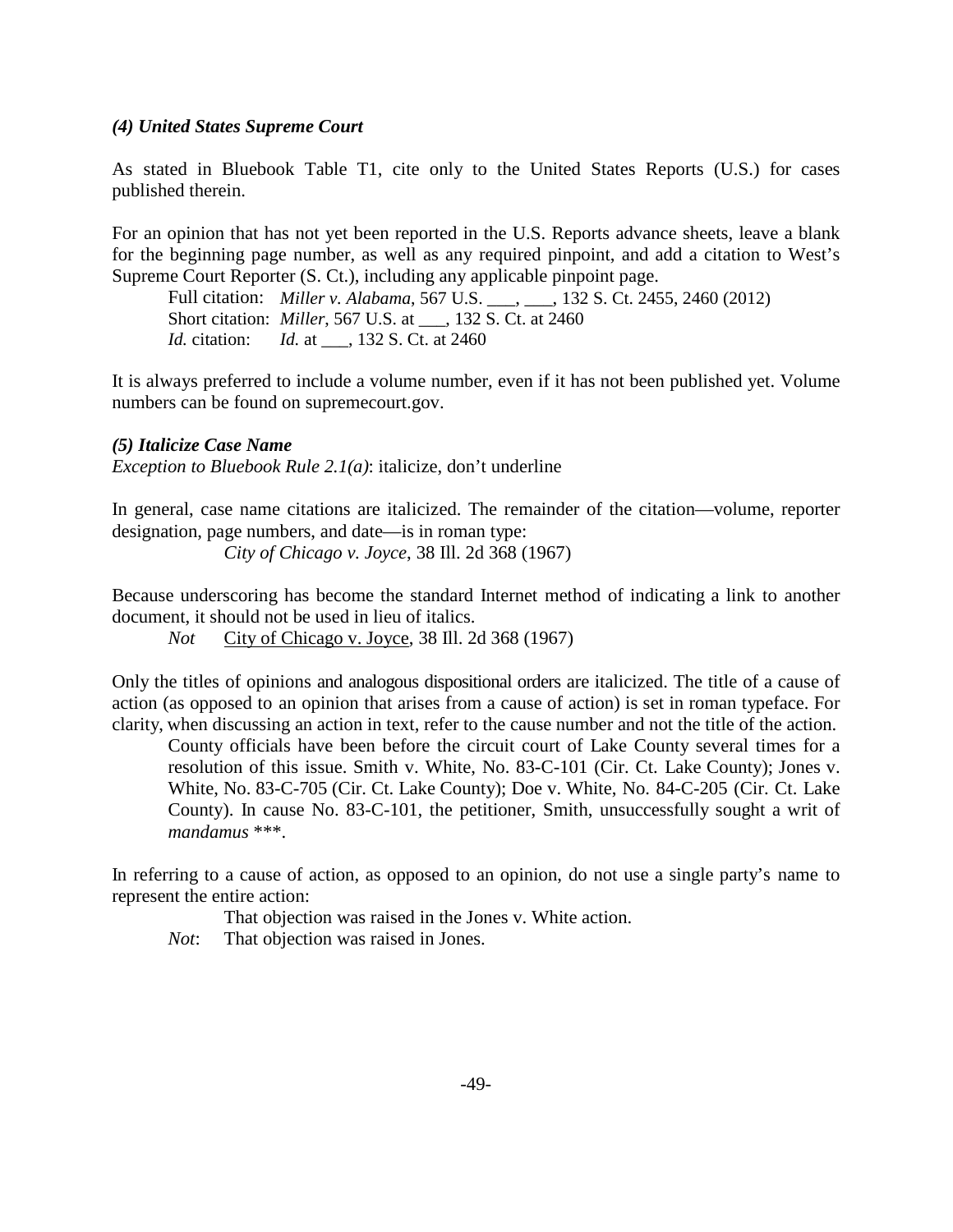***(4) United States Supreme Court***

As stated in Bluebook Table T1, cite only to the United States Reports (U.S.) for cases published therein.

For an opinion that has not yet been reported in the U.S. Reports advance sheets, leave a blank for the beginning page number, as well as any required pinpoint, and add a citation to West's Supreme Court Reporter (S. Ct.), including any applicable pinpoint page.

> Full citation: *Miller v. Alabama*, 567 U.S. ___, ___, 132 S. Ct. 2455, 2460 (2012)
> Short citation: *Miller*, 567 U.S. at ___, 132 S. Ct. at 2460
> *Id.* citation: *Id.* at ___, 132 S. Ct. at 2460

It is always preferred to include a volume number, even if it has not been published yet. Volume numbers can be found on supremecourt.gov.

***(5) Italicize Case Name***

*Exception to Bluebook Rule 2.1(a)*: italicize, don't underline

In general, case name citations are italicized. The remainder of the citation—volume, reporter designation, page numbers, and date—is in roman type:

> *City of Chicago v. Joyce*, 38 Ill. 2d 368 (1967)

Because underscoring has become the standard Internet method of indicating a link to another document, it should not be used in lieu of italics.

> *Not* <u>City of Chicago v. Joyce</u>, 38 Ill. 2d 368 (1967)

Only the titles of opinions and analogous dispositional orders are italicized. The title of a cause of action (as opposed to an opinion that arises from a cause of action) is set in roman typeface. For clarity, when discussing an action in text, refer to the cause number and not the title of the action.

> County officials have been before the circuit court of Lake County several times for a resolution of this issue. Smith v. White, No. 83-C-101 (Cir. Ct. Lake County); Jones v. White, No. 83-C-705 (Cir. Ct. Lake County); Doe v. White, No. 84-C-205 (Cir. Ct. Lake County). In cause No. 83-C-101, the petitioner, Smith, unsuccessfully sought a writ of *mandamus* ***.

In referring to a cause of action, as opposed to an opinion, do not use a single party's name to represent the entire action:

> That objection was raised in the Jones v. White action.
> *Not*: That objection was raised in Jones.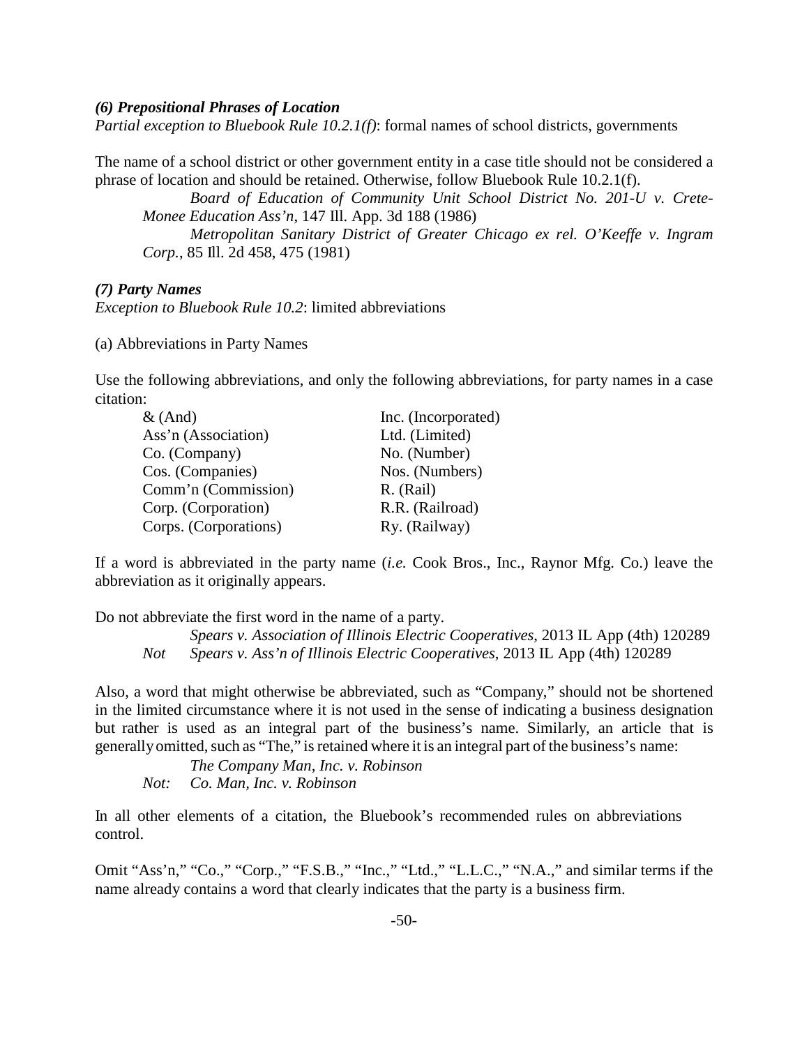***(6) Prepositional Phrases of Location***

*Partial exception to Bluebook Rule 10.2.1(f)*: formal names of school districts, governments

The name of a school district or other government entity in a case title should not be considered a phrase of location and should be retained. Otherwise, follow Bluebook Rule 10.2.1(f).

> *Board of Education of Community Unit School District No. 201-U v. Crete-Monee Education Ass'n*, 147 Ill. App. 3d 188 (1986)
>
> *Metropolitan Sanitary District of Greater Chicago ex rel. O'Keeffe v. Ingram Corp.*, 85 Ill. 2d 458, 475 (1981)

***(7) Party Names***

*Exception to Bluebook Rule 10.2*: limited abbreviations

(a) Abbreviations in Party Names

Use the following abbreviations, and only the following abbreviations, for party names in a case citation:

| | |
|---|---|
| & (And) | Inc. (Incorporated) |
| Ass'n (Association) | Ltd. (Limited) |
| Co. (Company) | No. (Number) |
| Cos. (Companies) | Nos. (Numbers) |
| Comm'n (Commission) | R. (Rail) |
| Corp. (Corporation) | R.R. (Railroad) |
| Corps. (Corporations) | Ry. (Railway) |

If a word is abbreviated in the party name (*i.e.* Cook Bros., Inc., Raynor Mfg. Co.) leave the abbreviation as it originally appears.

Do not abbreviate the first word in the name of a party.

> *Spears v. Association of Illinois Electric Cooperatives*, 2013 IL App (4th) 120289
>
> *Not* *Spears v. Ass'n of Illinois Electric Cooperatives*, 2013 IL App (4th) 120289

Also, a word that might otherwise be abbreviated, such as "Company," should not be shortened in the limited circumstance where it is not used in the sense of indicating a business designation but rather is used as an integral part of the business's name. Similarly, an article that is generally omitted, such as "The," is retained where it is an integral part of the business's name:

> *The Company Man, Inc. v. Robinson*
>
> *Not: Co. Man, Inc. v. Robinson*

In all other elements of a citation, the Bluebook's recommended rules on abbreviations control.

Omit "Ass'n," "Co.," "Corp.," "F.S.B.," "Inc.," "Ltd.," "L.L.C.," "N.A.," and similar terms if the name already contains a word that clearly indicates that the party is a business firm.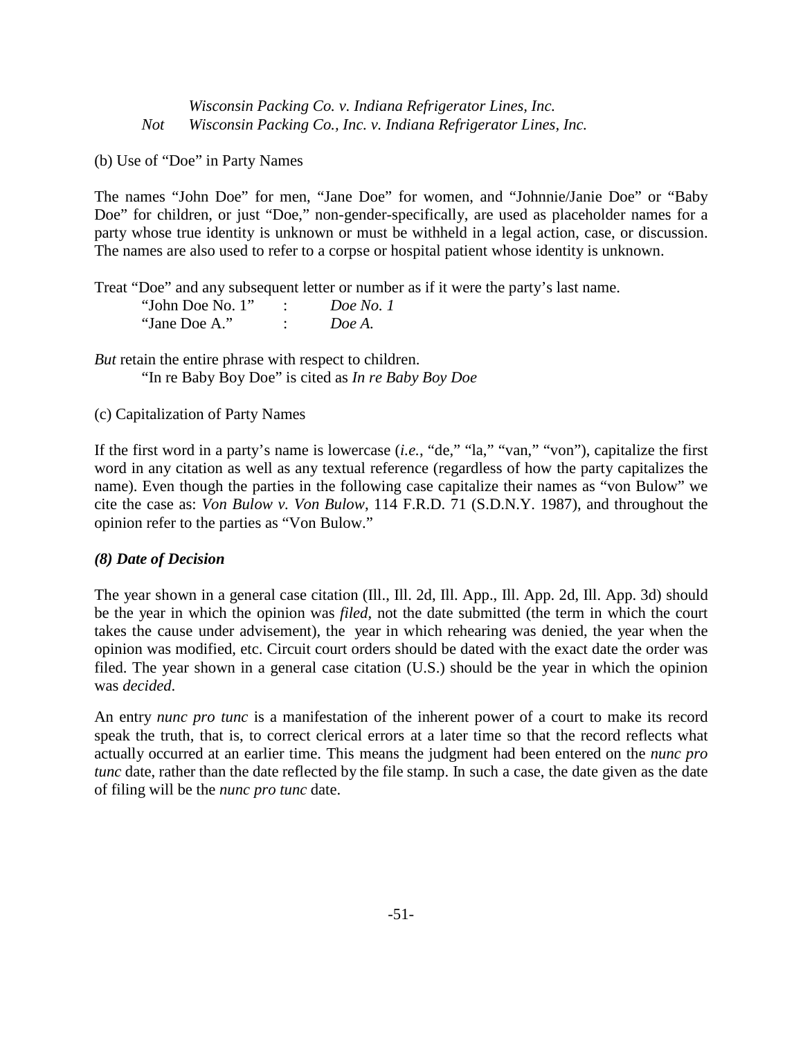*Wisconsin Packing Co. v. Indiana Refrigerator Lines, Inc.*
*Not* *Wisconsin Packing Co., Inc. v. Indiana Refrigerator Lines, Inc.*

(b) Use of "Doe" in Party Names

The names "John Doe" for men, "Jane Doe" for women, and "Johnnie/Janie Doe" or "Baby Doe" for children, or just "Doe," non-gender-specifically, are used as placeholder names for a party whose true identity is unknown or must be withheld in a legal action, case, or discussion. The names are also used to refer to a corpse or hospital patient whose identity is unknown.

Treat "Doe" and any subsequent letter or number as if it were the party's last name.

"John Doe No. 1" : *Doe No. 1*
"Jane Doe A." : *Doe A.*

*But* retain the entire phrase with respect to children.

"In re Baby Boy Doe" is cited as *In re Baby Boy Doe*

(c) Capitalization of Party Names

If the first word in a party's name is lowercase (*i.e.*, "de," "la," "van," "von"), capitalize the first word in any citation as well as any textual reference (regardless of how the party capitalizes the name). Even though the parties in the following case capitalize their names as "von Bulow" we cite the case as: *Von Bulow v. Von Bulow*, 114 F.R.D. 71 (S.D.N.Y. 1987), and throughout the opinion refer to the parties as "Von Bulow."

### *(8) Date of Decision*

The year shown in a general case citation (Ill., Ill. 2d, Ill. App., Ill. App. 2d, Ill. App. 3d) should be the year in which the opinion was *filed*, not the date submitted (the term in which the court takes the cause under advisement), the year in which rehearing was denied, the year when the opinion was modified, etc. Circuit court orders should be dated with the exact date the order was filed. The year shown in a general case citation (U.S.) should be the year in which the opinion was *decided*.

An entry *nunc pro tunc* is a manifestation of the inherent power of a court to make its record speak the truth, that is, to correct clerical errors at a later time so that the record reflects what actually occurred at an earlier time. This means the judgment had been entered on the *nunc pro tunc* date, rather than the date reflected by the file stamp. In such a case, the date given as the date of filing will be the *nunc pro tunc* date.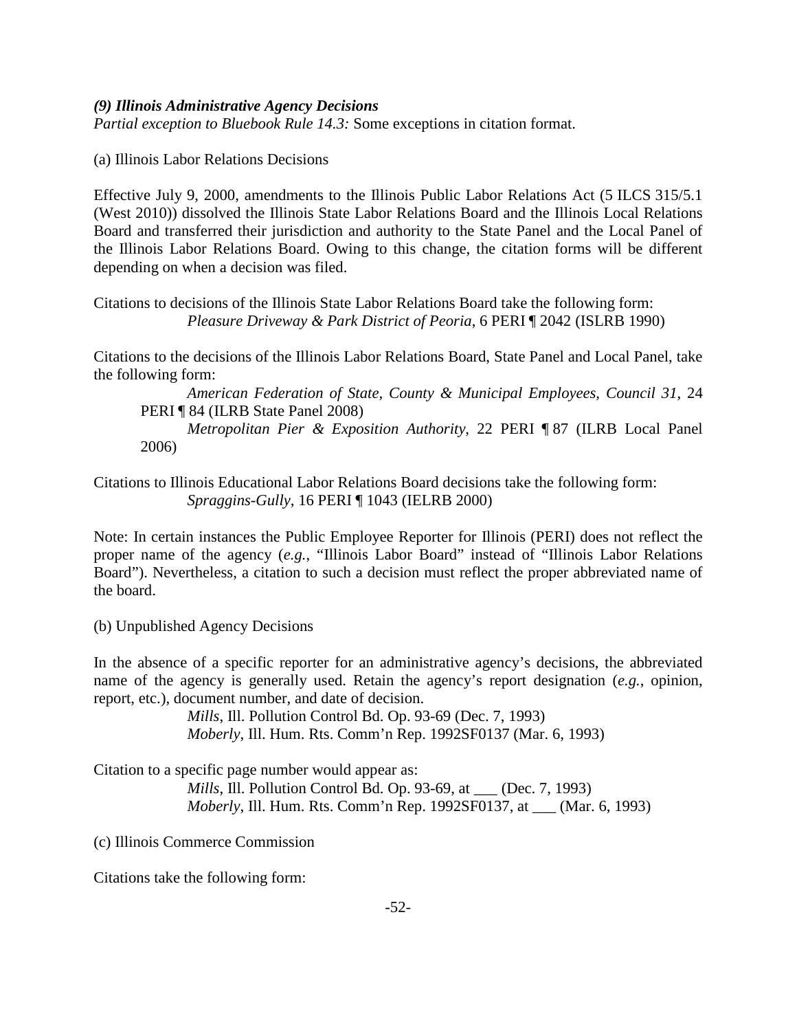### *(9) Illinois Administrative Agency Decisions*

*Partial exception to Bluebook Rule 14.3:* Some exceptions in citation format.

(a) Illinois Labor Relations Decisions

Effective July 9, 2000, amendments to the Illinois Public Labor Relations Act (5 ILCS 315/5.1 (West 2010)) dissolved the Illinois State Labor Relations Board and the Illinois Local Relations Board and transferred their jurisdiction and authority to the State Panel and the Local Panel of the Illinois Labor Relations Board. Owing to this change, the citation forms will be different depending on when a decision was filed.

Citations to decisions of the Illinois State Labor Relations Board take the following form:

> *Pleasure Driveway & Park District of Peoria*, 6 PERI ¶ 2042 (ISLRB 1990)

Citations to the decisions of the Illinois Labor Relations Board, State Panel and Local Panel, take the following form:

> *American Federation of State, County & Municipal Employees, Council 31*, 24 PERI ¶ 84 (ILRB State Panel 2008)
>
> *Metropolitan Pier & Exposition Authority*, 22 PERI ¶ 87 (ILRB Local Panel 2006)

Citations to Illinois Educational Labor Relations Board decisions take the following form:

> *Spraggins-Gully*, 16 PERI ¶ 1043 (IELRB 2000)

Note: In certain instances the Public Employee Reporter for Illinois (PERI) does not reflect the proper name of the agency (*e.g.*, "Illinois Labor Board" instead of "Illinois Labor Relations Board"). Nevertheless, a citation to such a decision must reflect the proper abbreviated name of the board.

(b) Unpublished Agency Decisions

In the absence of a specific reporter for an administrative agency's decisions, the abbreviated name of the agency is generally used. Retain the agency's report designation (*e.g.*, opinion, report, etc.), document number, and date of decision.

> *Mills*, Ill. Pollution Control Bd. Op. 93-69 (Dec. 7, 1993)
>
> *Moberly*, Ill. Hum. Rts. Comm'n Rep. 1992SF0137 (Mar. 6, 1993)

Citation to a specific page number would appear as:

> *Mills*, Ill. Pollution Control Bd. Op. 93-69, at ___ (Dec. 7, 1993)
>
> *Moberly*, Ill. Hum. Rts. Comm'n Rep. 1992SF0137, at ___ (Mar. 6, 1993)

(c) Illinois Commerce Commission

Citations take the following form: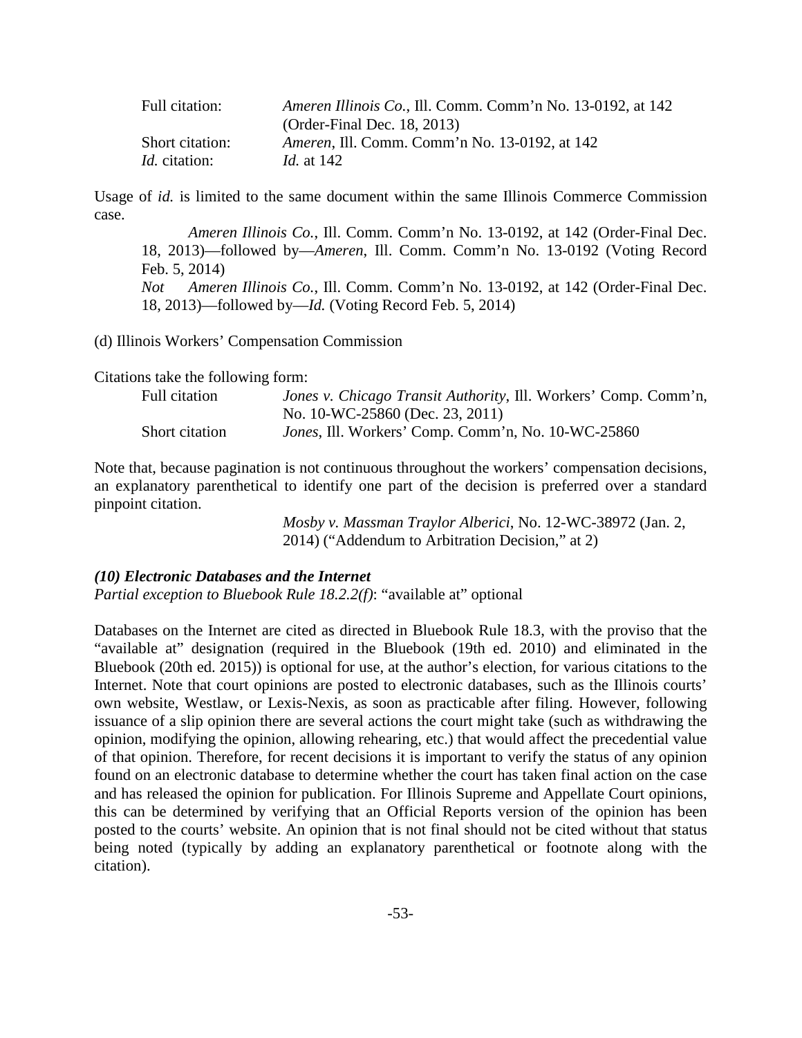| | |
|---|---|
| Full citation: | *Ameren Illinois Co.*, Ill. Comm. Comm'n No. 13-0192, at 142 (Order-Final Dec. 18, 2013) |
| Short citation: | *Ameren*, Ill. Comm. Comm'n No. 13-0192, at 142 |
| *Id.* citation: | *Id.* at 142 |

Usage of *id.* is limited to the same document within the same Illinois Commerce Commission case.

> *Ameren Illinois Co.*, Ill. Comm. Comm'n No. 13-0192, at 142 (Order-Final Dec. 18, 2013)—followed by—*Ameren*, Ill. Comm. Comm'n No. 13-0192 (Voting Record Feb. 5, 2014)
>
> *Not* *Ameren Illinois Co.*, Ill. Comm. Comm'n No. 13-0192, at 142 (Order-Final Dec. 18, 2013)—followed by—*Id.* (Voting Record Feb. 5, 2014)

(d) Illinois Workers' Compensation Commission

Citations take the following form:

| | |
|---|---|
| Full citation | *Jones v. Chicago Transit Authority*, Ill. Workers' Comp. Comm'n, No. 10-WC-25860 (Dec. 23, 2011) |
| Short citation | *Jones*, Ill. Workers' Comp. Comm'n, No. 10-WC-25860 |

Note that, because pagination is not continuous throughout the workers' compensation decisions, an explanatory parenthetical to identify one part of the decision is preferred over a standard pinpoint citation.

> *Mosby v. Massman Traylor Alberici*, No. 12-WC-38972 (Jan. 2, 2014) ("Addendum to Arbitration Decision," at 2)

***(10) Electronic Databases and the Internet***

*Partial exception to Bluebook Rule 18.2.2(f)*: "available at" optional

Databases on the Internet are cited as directed in Bluebook Rule 18.3, with the proviso that the "available at" designation (required in the Bluebook (19th ed. 2010) and eliminated in the Bluebook (20th ed. 2015)) is optional for use, at the author's election, for various citations to the Internet. Note that court opinions are posted to electronic databases, such as the Illinois courts' own website, Westlaw, or Lexis-Nexis, as soon as practicable after filing. However, following issuance of a slip opinion there are several actions the court might take (such as withdrawing the opinion, modifying the opinion, allowing rehearing, etc.) that would affect the precedential value of that opinion. Therefore, for recent decisions it is important to verify the status of any opinion found on an electronic database to determine whether the court has taken final action on the case and has released the opinion for publication. For Illinois Supreme and Appellate Court opinions, this can be determined by verifying that an Official Reports version of the opinion has been posted to the courts' website. An opinion that is not final should not be cited without that status being noted (typically by adding an explanatory parenthetical or footnote along with the citation).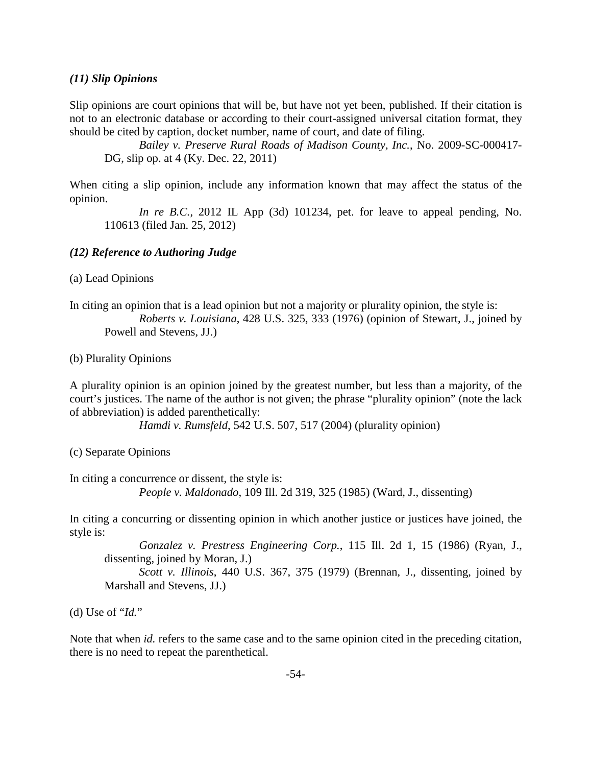### *(11) Slip Opinions*

Slip opinions are court opinions that will be, but have not yet been, published. If their citation is not to an electronic database or according to their court-assigned universal citation format, they should be cited by caption, docket number, name of court, and date of filing.

> *Bailey v. Preserve Rural Roads of Madison County, Inc.*, No. 2009-SC-000417-DG, slip op. at 4 (Ky. Dec. 22, 2011)

When citing a slip opinion, include any information known that may affect the status of the opinion.

> *In re B.C.*, 2012 IL App (3d) 101234, pet. for leave to appeal pending, No. 110613 (filed Jan. 25, 2012)

### *(12) Reference to Authoring Judge*

(a) Lead Opinions

In citing an opinion that is a lead opinion but not a majority or plurality opinion, the style is:

> *Roberts v. Louisiana*, 428 U.S. 325, 333 (1976) (opinion of Stewart, J., joined by Powell and Stevens, JJ.)

(b) Plurality Opinions

A plurality opinion is an opinion joined by the greatest number, but less than a majority, of the court's justices. The name of the author is not given; the phrase "plurality opinion" (note the lack of abbreviation) is added parenthetically:

> *Hamdi v. Rumsfeld*, 542 U.S. 507, 517 (2004) (plurality opinion)

(c) Separate Opinions

In citing a concurrence or dissent, the style is:

> *People v. Maldonado*, 109 Ill. 2d 319, 325 (1985) (Ward, J., dissenting)

In citing a concurring or dissenting opinion in which another justice or justices have joined, the style is:

> *Gonzalez v. Prestress Engineering Corp.*, 115 Ill. 2d 1, 15 (1986) (Ryan, J., dissenting, joined by Moran, J.)
>
> *Scott v. Illinois*, 440 U.S. 367, 375 (1979) (Brennan, J., dissenting, joined by Marshall and Stevens, JJ.)

(d) Use of "*Id.*"

Note that when *id.* refers to the same case and to the same opinion cited in the preceding citation, there is no need to repeat the parenthetical.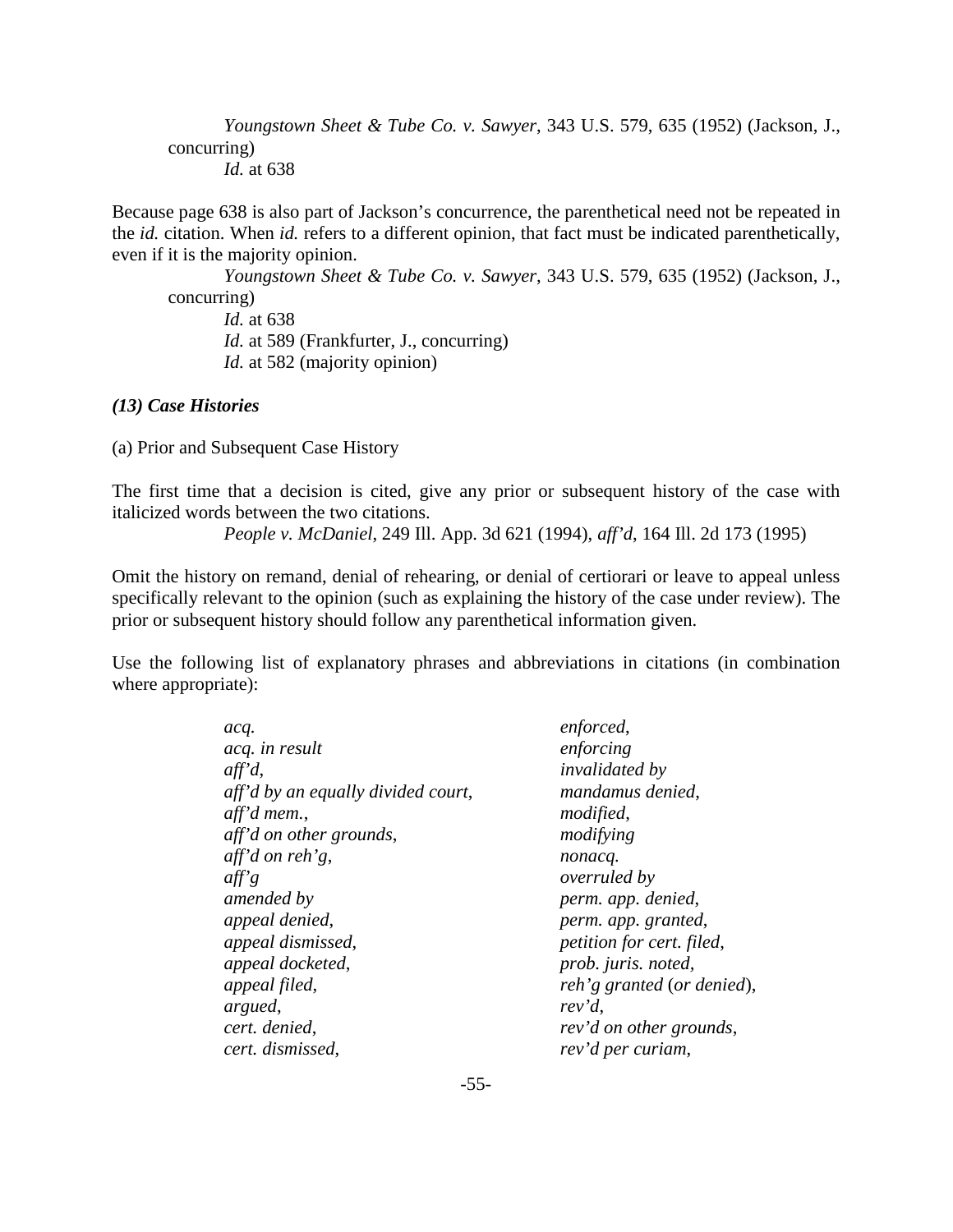*Youngstown Sheet & Tube Co. v. Sawyer*, 343 U.S. 579, 635 (1952) (Jackson, J., concurring)
*Id.* at 638

Because page 638 is also part of Jackson's concurrence, the parenthetical need not be repeated in the *id.* citation. When *id.* refers to a different opinion, that fact must be indicated parenthetically, even if it is the majority opinion.

*Youngstown Sheet & Tube Co. v. Sawyer*, 343 U.S. 579, 635 (1952) (Jackson, J., concurring)
*Id.* at 638
*Id.* at 589 (Frankfurter, J., concurring)
*Id.* at 582 (majority opinion)

### *(13) Case Histories*

(a) Prior and Subsequent Case History

The first time that a decision is cited, give any prior or subsequent history of the case with italicized words between the two citations.

*People v. McDaniel*, 249 Ill. App. 3d 621 (1994), *aff'd*, 164 Ill. 2d 173 (1995)

Omit the history on remand, denial of rehearing, or denial of certiorari or leave to appeal unless specifically relevant to the opinion (such as explaining the history of the case under review). The prior or subsequent history should follow any parenthetical information given.

Use the following list of explanatory phrases and abbreviations in citations (in combination where appropriate):

*acq.*
*acq. in result*
*aff'd*,
*aff'd by an equally divided court*,
*aff'd mem.*,
*aff'd on other grounds*,
*aff'd on reh'g*,
*aff'g*
*amended by*
*appeal denied*,
*appeal dismissed*,
*appeal docketed*,
*appeal filed*,
*argued*,
*cert. denied*,
*cert. dismissed*,
*enforced*,
*enforcing*
*invalidated by*
*mandamus denied*,
*modified*,
*modifying*
*nonacq.*
*overruled by*
*perm. app. denied*,
*perm. app. granted*,
*petition for cert. filed*,
*prob. juris. noted*,
*reh'g granted* (*or denied*),
*rev'd*,
*rev'd on other grounds*,
*rev'd per curiam*,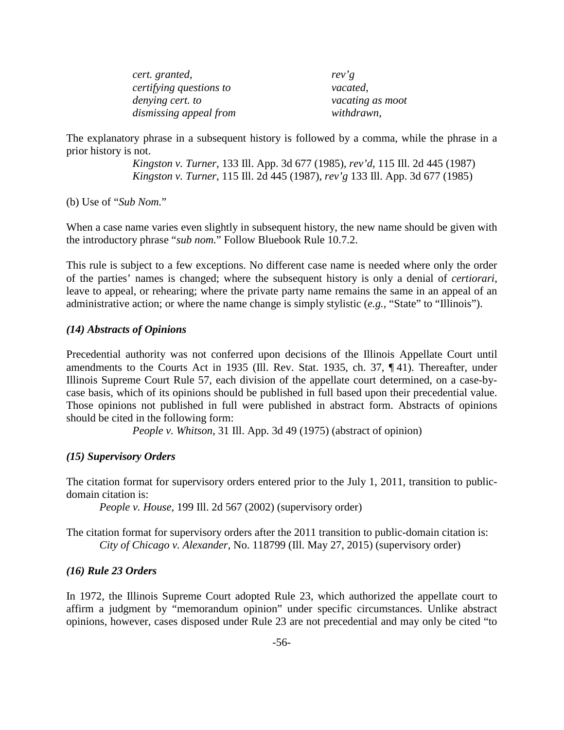| | |
|---|---|
| *cert. granted*, | *rev'g* |
| *certifying questions to* | *vacated*, |
| *denying cert. to* | *vacating as moot* |
| *dismissing appeal from* | *withdrawn*, |

The explanatory phrase in a subsequent history is followed by a comma, while the phrase in a prior history is not.

*Kingston v. Turner*, 133 Ill. App. 3d 677 (1985), *rev'd*, 115 Ill. 2d 445 (1987)
*Kingston v. Turner*, 115 Ill. 2d 445 (1987), *rev'g* 133 Ill. App. 3d 677 (1985)

(b) Use of "*Sub Nom.*"

When a case name varies even slightly in subsequent history, the new name should be given with the introductory phrase "*sub nom.*" Follow Bluebook Rule 10.7.2.

This rule is subject to a few exceptions. No different case name is needed where only the order of the parties' names is changed; where the subsequent history is only a denial of *certiorari*, leave to appeal, or rehearing; where the private party name remains the same in an appeal of an administrative action; or where the name change is simply stylistic (*e.g.*, "State" to "Illinois").

### *(14) Abstracts of Opinions*

Precedential authority was not conferred upon decisions of the Illinois Appellate Court until amendments to the Courts Act in 1935 (Ill. Rev. Stat. 1935, ch. 37, ¶ 41). Thereafter, under Illinois Supreme Court Rule 57, each division of the appellate court determined, on a case-by-case basis, which of its opinions should be published in full based upon their precedential value. Those opinions not published in full were published in abstract form. Abstracts of opinions should be cited in the following form:

*People v. Whitson*, 31 Ill. App. 3d 49 (1975) (abstract of opinion)

### *(15) Supervisory Orders*

The citation format for supervisory orders entered prior to the July 1, 2011, transition to public-domain citation is:

*People v. House*, 199 Ill. 2d 567 (2002) (supervisory order)

The citation format for supervisory orders after the 2011 transition to public-domain citation is:

*City of Chicago v. Alexander*, No. 118799 (Ill. May 27, 2015) (supervisory order)

### *(16) Rule 23 Orders*

In 1972, the Illinois Supreme Court adopted Rule 23, which authorized the appellate court to affirm a judgment by "memorandum opinion" under specific circumstances. Unlike abstract opinions, however, cases disposed under Rule 23 are not precedential and may only be cited "to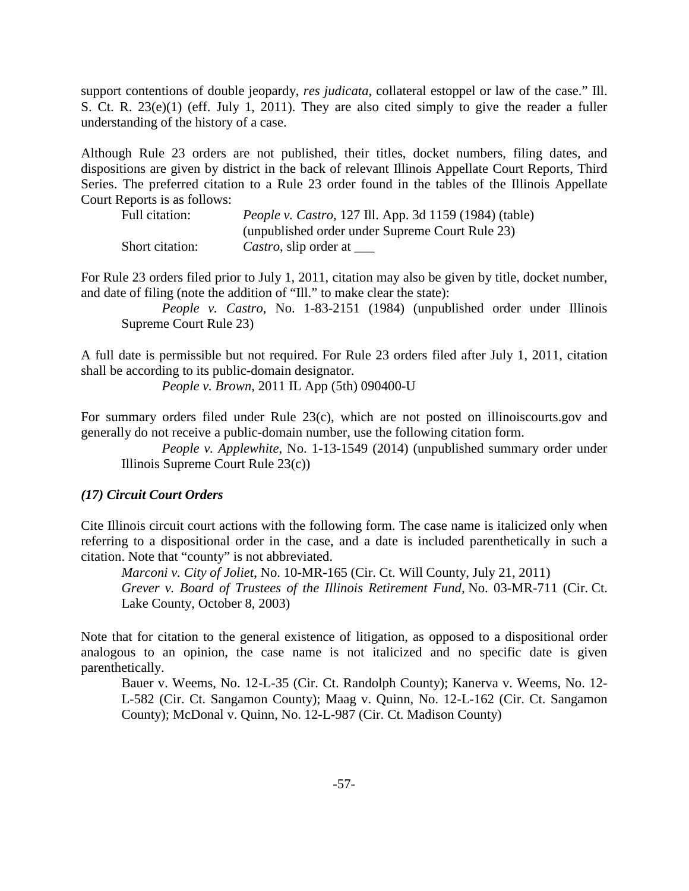support contentions of double jeopardy, *res judicata*, collateral estoppel or law of the case." Ill. S. Ct. R. 23(e)(1) (eff. July 1, 2011). They are also cited simply to give the reader a fuller understanding of the history of a case.

Although Rule 23 orders are not published, their titles, docket numbers, filing dates, and dispositions are given by district in the back of relevant Illinois Appellate Court Reports, Third Series. The preferred citation to a Rule 23 order found in the tables of the Illinois Appellate Court Reports is as follows:

| | |
|---|---|
| Full citation: | *People v. Castro*, 127 Ill. App. 3d 1159 (1984) (table) (unpublished order under Supreme Court Rule 23) |
| Short citation: | *Castro*, slip order at ___ |

For Rule 23 orders filed prior to July 1, 2011, citation may also be given by title, docket number, and date of filing (note the addition of "Ill." to make clear the state):

> *People v. Castro*, No. 1-83-2151 (1984) (unpublished order under Illinois Supreme Court Rule 23)

A full date is permissible but not required. For Rule 23 orders filed after July 1, 2011, citation shall be according to its public-domain designator.

> *People v. Brown*, 2011 IL App (5th) 090400-U

For summary orders filed under Rule 23(c), which are not posted on illinoiscourts.gov and generally do not receive a public-domain number, use the following citation form.

> *People v. Applewhite*, No. 1-13-1549 (2014) (unpublished summary order under Illinois Supreme Court Rule 23(c))

### *(17) Circuit Court Orders*

Cite Illinois circuit court actions with the following form. The case name is italicized only when referring to a dispositional order in the case, and a date is included parenthetically in such a citation. Note that "county" is not abbreviated.

> *Marconi v. City of Joliet*, No. 10-MR-165 (Cir. Ct. Will County, July 21, 2011)
> *Grever v. Board of Trustees of the Illinois Retirement Fund*, No. 03-MR-711 (Cir. Ct. Lake County, October 8, 2003)

Note that for citation to the general existence of litigation, as opposed to a dispositional order analogous to an opinion, the case name is not italicized and no specific date is given parenthetically.

> Bauer v. Weems, No. 12-L-35 (Cir. Ct. Randolph County); Kanerva v. Weems, No. 12-L-582 (Cir. Ct. Sangamon County); Maag v. Quinn, No. 12-L-162 (Cir. Ct. Sangamon County); McDonal v. Quinn, No. 12-L-987 (Cir. Ct. Madison County)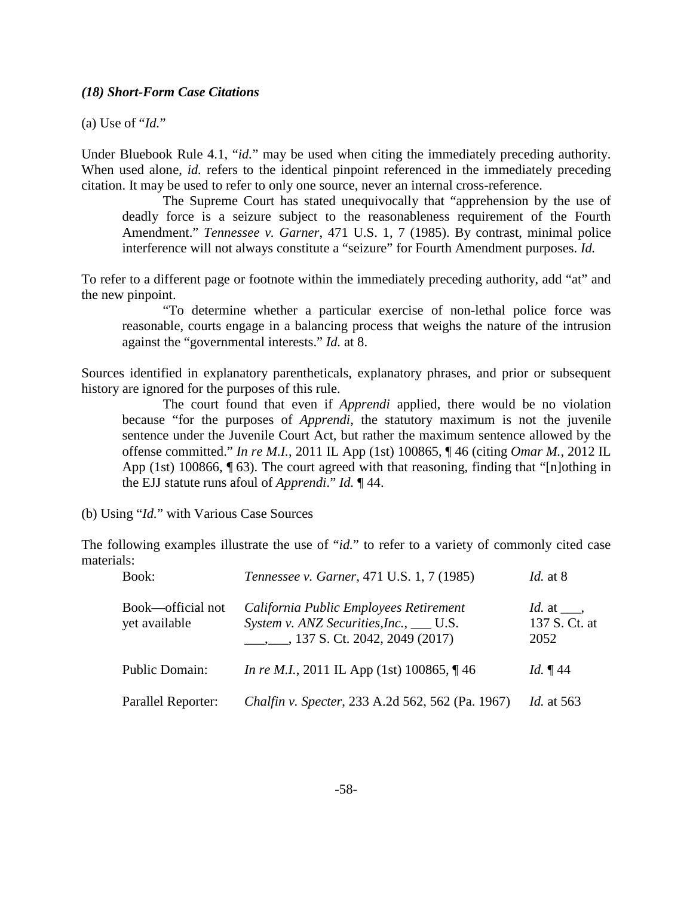### *(18) Short-Form Case Citations*

(a) Use of "*Id.*"

Under Bluebook Rule 4.1, "*id.*" may be used when citing the immediately preceding authority. When used alone, *id.* refers to the identical pinpoint referenced in the immediately preceding citation. It may be used to refer to only one source, never an internal cross-reference.

> The Supreme Court has stated unequivocally that "apprehension by the use of deadly force is a seizure subject to the reasonableness requirement of the Fourth Amendment." *Tennessee v. Garner*, 471 U.S. 1, 7 (1985). By contrast, minimal police interference will not always constitute a "seizure" for Fourth Amendment purposes. *Id.*

To refer to a different page or footnote within the immediately preceding authority, add "at" and the new pinpoint.

> "To determine whether a particular exercise of non-lethal police force was reasonable, courts engage in a balancing process that weighs the nature of the intrusion against the "governmental interests." *Id.* at 8.

Sources identified in explanatory parentheticals, explanatory phrases, and prior or subsequent history are ignored for the purposes of this rule.

> The court found that even if *Apprendi* applied, there would be no violation because "for the purposes of *Apprendi*, the statutory maximum is not the juvenile sentence under the Juvenile Court Act, but rather the maximum sentence allowed by the offense committed." *In re M.I.*, 2011 IL App (1st) 100865, ¶ 46 (citing *Omar M.*, 2012 IL App (1st) 100866, ¶ 63). The court agreed with that reasoning, finding that "[n]othing in the EJJ statute runs afoul of *Apprendi*." *Id.* ¶ 44.

(b) Using "*Id.*" with Various Case Sources

The following examples illustrate the use of "*id.*" to refer to a variety of commonly cited case materials:

| | | |
|---|---|---|
| Book: | *Tennessee v. Garner*, 471 U.S. 1, 7 (1985) | *Id.* at 8 |
| Book—official not yet available | *California Public Employees Retirement System v. ANZ Securities,Inc.*, ___ U.S. ___,___, 137 S. Ct. 2042, 2049 (2017) | *Id.* at ___, 137 S. Ct. at 2052 |
| Public Domain: | *In re M.I.*, 2011 IL App (1st) 100865, ¶ 46 | *Id.* ¶ 44 |
| Parallel Reporter: | *Chalfin v. Specter*, 233 A.2d 562, 562 (Pa. 1967) | *Id.* at 563 |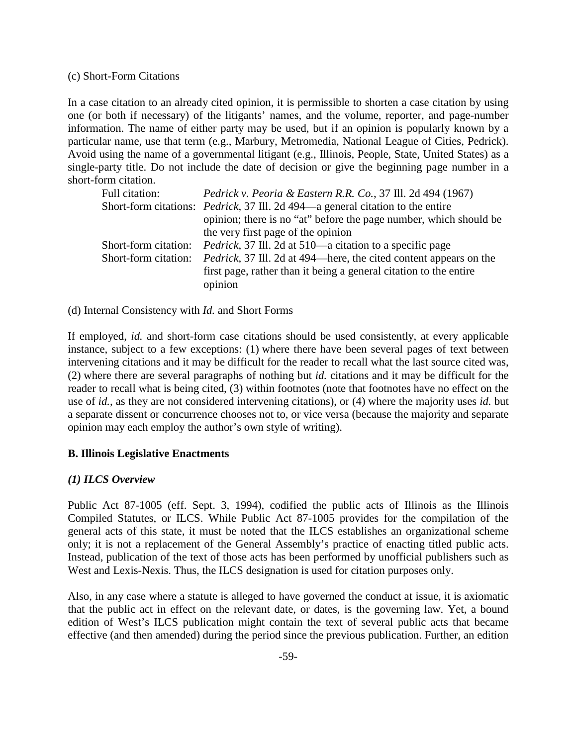(c) Short-Form Citations

In a case citation to an already cited opinion, it is permissible to shorten a case citation by using one (or both if necessary) of the litigants' names, and the volume, reporter, and page-number information. The name of either party may be used, but if an opinion is popularly known by a particular name, use that term (e.g., Marbury, Metromedia, National League of Cities, Pedrick). Avoid using the name of a governmental litigant (e.g., Illinois, People, State, United States) as a single-party title. Do not include the date of decision or give the beginning page number in a short-form citation.

| | |
|---|---|
| Full citation: | *Pedrick v. Peoria & Eastern R.R. Co.*, 37 Ill. 2d 494 (1967) |
| Short-form citations: | *Pedrick*, 37 Ill. 2d 494—a general citation to the entire opinion; there is no "at" before the page number, which should be the very first page of the opinion |
| Short-form citation: | *Pedrick*, 37 Ill. 2d at 510—a citation to a specific page |
| Short-form citation: | *Pedrick*, 37 Ill. 2d at 494—here, the cited content appears on the first page, rather than it being a general citation to the entire opinion |

(d) Internal Consistency with *Id.* and Short Forms

If employed, *id.* and short-form case citations should be used consistently, at every applicable instance, subject to a few exceptions: (1) where there have been several pages of text between intervening citations and it may be difficult for the reader to recall what the last source cited was, (2) where there are several paragraphs of nothing but *id.* citations and it may be difficult for the reader to recall what is being cited, (3) within footnotes (note that footnotes have no effect on the use of *id.*, as they are not considered intervening citations), or (4) where the majority uses *id.* but a separate dissent or concurrence chooses not to, or vice versa (because the majority and separate opinion may each employ the author's own style of writing).

## B. Illinois Legislative Enactments

### *(1) ILCS Overview*

Public Act 87-1005 (eff. Sept. 3, 1994), codified the public acts of Illinois as the Illinois Compiled Statutes, or ILCS. While Public Act 87-1005 provides for the compilation of the general acts of this state, it must be noted that the ILCS establishes an organizational scheme only; it is not a replacement of the General Assembly's practice of enacting titled public acts. Instead, publication of the text of those acts has been performed by unofficial publishers such as West and Lexis-Nexis. Thus, the ILCS designation is used for citation purposes only.

Also, in any case where a statute is alleged to have governed the conduct at issue, it is axiomatic that the public act in effect on the relevant date, or dates, is the governing law. Yet, a bound edition of West's ILCS publication might contain the text of several public acts that became effective (and then amended) during the period since the previous publication. Further, an edition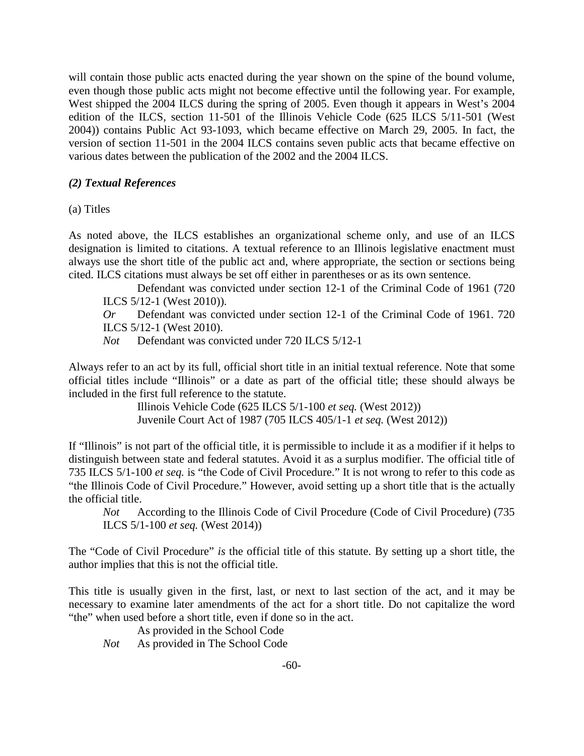will contain those public acts enacted during the year shown on the spine of the bound volume, even though those public acts might not become effective until the following year. For example, West shipped the 2004 ILCS during the spring of 2005. Even though it appears in West's 2004 edition of the ILCS, section 11-501 of the Illinois Vehicle Code (625 ILCS 5/11-501 (West 2004)) contains Public Act 93-1093, which became effective on March 29, 2005. In fact, the version of section 11-501 in the 2004 ILCS contains seven public acts that became effective on various dates between the publication of the 2002 and the 2004 ILCS.

### *(2) Textual References*

(a) Titles

As noted above, the ILCS establishes an organizational scheme only, and use of an ILCS designation is limited to citations. A textual reference to an Illinois legislative enactment must always use the short title of the public act and, where appropriate, the section or sections being cited. ILCS citations must always be set off either in parentheses or as its own sentence.

> Defendant was convicted under section 12-1 of the Criminal Code of 1961 (720 ILCS 5/12-1 (West 2010)).
>
> *Or* Defendant was convicted under section 12-1 of the Criminal Code of 1961. 720 ILCS 5/12-1 (West 2010).
>
> *Not* Defendant was convicted under 720 ILCS 5/12-1

Always refer to an act by its full, official short title in an initial textual reference. Note that some official titles include "Illinois" or a date as part of the official title; these should always be included in the first full reference to the statute.

> Illinois Vehicle Code (625 ILCS 5/1-100 *et seq.* (West 2012))
>
> Juvenile Court Act of 1987 (705 ILCS 405/1-1 *et seq.* (West 2012))

If "Illinois" is not part of the official title, it is permissible to include it as a modifier if it helps to distinguish between state and federal statutes. Avoid it as a surplus modifier. The official title of 735 ILCS 5/1-100 *et seq.* is "the Code of Civil Procedure." It is not wrong to refer to this code as "the Illinois Code of Civil Procedure." However, avoid setting up a short title that is the actually the official title.

> *Not* According to the Illinois Code of Civil Procedure (Code of Civil Procedure) (735 ILCS 5/1-100 *et seq.* (West 2014))

The "Code of Civil Procedure" *is* the official title of this statute. By setting up a short title, the author implies that this is not the official title.

This title is usually given in the first, last, or next to last section of the act, and it may be necessary to examine later amendments of the act for a short title. Do not capitalize the word "the" when used before a short title, even if done so in the act.

> As provided in the School Code
>
> *Not* As provided in The School Code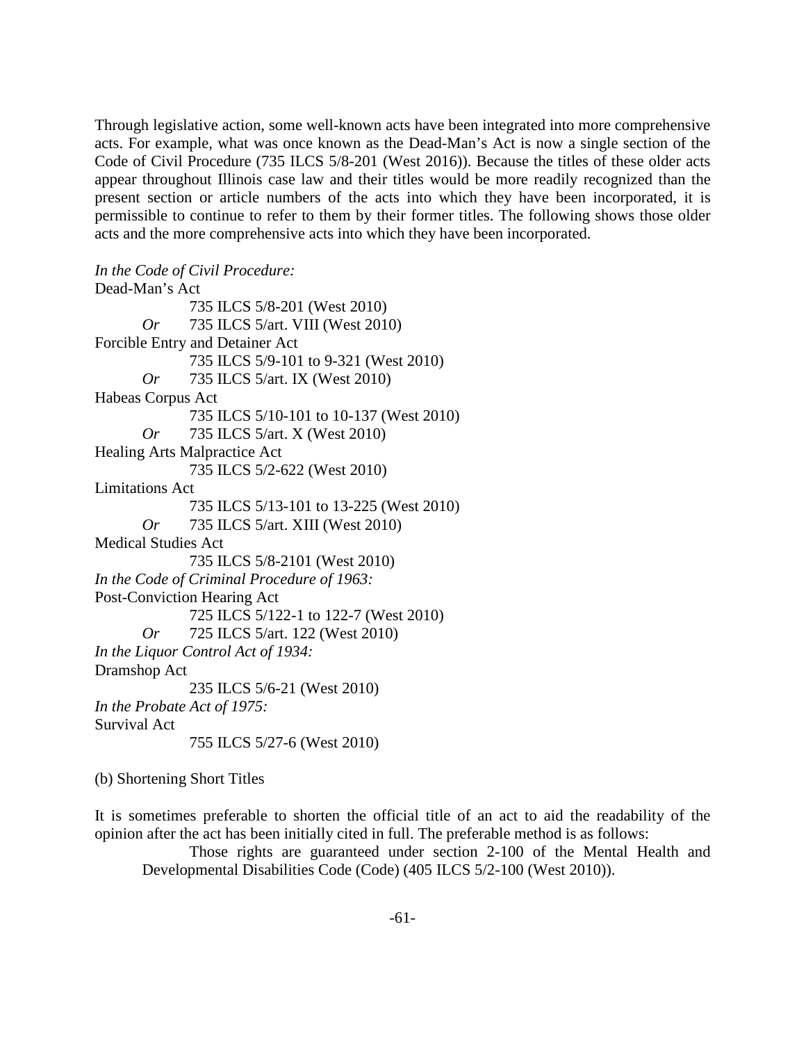Through legislative action, some well-known acts have been integrated into more comprehensive acts. For example, what was once known as the Dead-Man's Act is now a single section of the Code of Civil Procedure (735 ILCS 5/8-201 (West 2016)). Because the titles of these older acts appear throughout Illinois case law and their titles would be more readily recognized than the present section or article numbers of the acts into which they have been incorporated, it is permissible to continue to refer to them by their former titles. The following shows those older acts and the more comprehensive acts into which they have been incorporated.

*In the Code of Civil Procedure:*
Dead-Man's Act
    735 ILCS 5/8-201 (West 2010)
  *Or* 735 ILCS 5/art. VIII (West 2010)
Forcible Entry and Detainer Act
    735 ILCS 5/9-101 to 9-321 (West 2010)
  *Or* 735 ILCS 5/art. IX (West 2010)
Habeas Corpus Act
    735 ILCS 5/10-101 to 10-137 (West 2010)
  *Or* 735 ILCS 5/art. X (West 2010)
Healing Arts Malpractice Act
    735 ILCS 5/2-622 (West 2010)
Limitations Act
    735 ILCS 5/13-101 to 13-225 (West 2010)
  *Or* 735 ILCS 5/art. XIII (West 2010)
Medical Studies Act
    735 ILCS 5/8-2101 (West 2010)
*In the Code of Criminal Procedure of 1963:*
Post-Conviction Hearing Act
    725 ILCS 5/122-1 to 122-7 (West 2010)
  *Or* 725 ILCS 5/art. 122 (West 2010)
*In the Liquor Control Act of 1934:*
Dramshop Act
    235 ILCS 5/6-21 (West 2010)
*In the Probate Act of 1975:*
Survival Act
    755 ILCS 5/27-6 (West 2010)

(b) Shortening Short Titles

It is sometimes preferable to shorten the official title of an act to aid the readability of the opinion after the act has been initially cited in full. The preferable method is as follows:

> Those rights are guaranteed under section 2-100 of the Mental Health and Developmental Disabilities Code (Code) (405 ILCS 5/2-100 (West 2010)).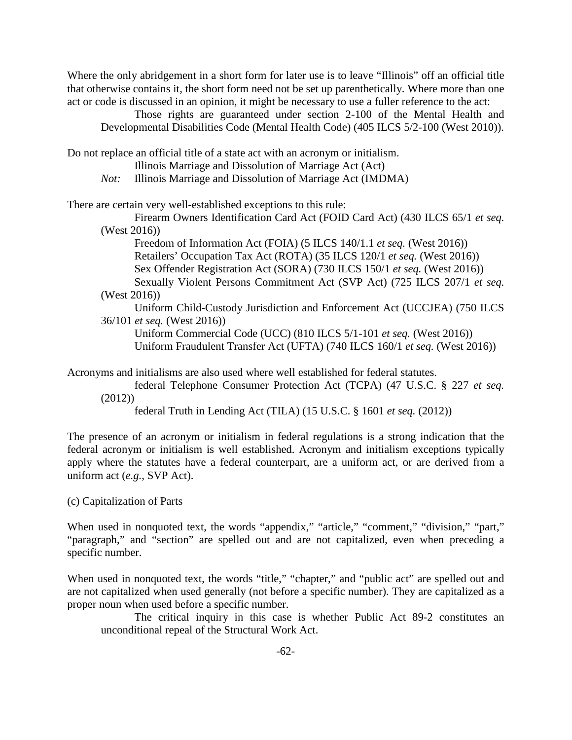Where the only abridgement in a short form for later use is to leave "Illinois" off an official title that otherwise contains it, the short form need not be set up parenthetically. Where more than one act or code is discussed in an opinion, it might be necessary to use a fuller reference to the act:

> Those rights are guaranteed under section 2-100 of the Mental Health and Developmental Disabilities Code (Mental Health Code) (405 ILCS 5/2-100 (West 2010)).

Do not replace an official title of a state act with an acronym or initialism.

> Illinois Marriage and Dissolution of Marriage Act (Act)
>
> *Not:* Illinois Marriage and Dissolution of Marriage Act (IMDMA)

There are certain very well-established exceptions to this rule:

> Firearm Owners Identification Card Act (FOID Card Act) (430 ILCS 65/1 *et seq.* (West 2016))
>
> Freedom of Information Act (FOIA) (5 ILCS 140/1.1 *et seq.* (West 2016))
>
> Retailers' Occupation Tax Act (ROTA) (35 ILCS 120/1 *et seq.* (West 2016))
>
> Sex Offender Registration Act (SORA) (730 ILCS 150/1 *et seq.* (West 2016))
>
> Sexually Violent Persons Commitment Act (SVP Act) (725 ILCS 207/1 *et seq.* (West 2016))
>
> Uniform Child-Custody Jurisdiction and Enforcement Act (UCCJEA) (750 ILCS 36/101 *et seq.* (West 2016))
>
> Uniform Commercial Code (UCC) (810 ILCS 5/1-101 *et seq.* (West 2016))
>
> Uniform Fraudulent Transfer Act (UFTA) (740 ILCS 160/1 *et seq.* (West 2016))

Acronyms and initialisms are also used where well established for federal statutes.

> federal Telephone Consumer Protection Act (TCPA) (47 U.S.C. § 227 *et seq.* (2012))
>
> federal Truth in Lending Act (TILA) (15 U.S.C. § 1601 *et seq.* (2012))

The presence of an acronym or initialism in federal regulations is a strong indication that the federal acronym or initialism is well established. Acronym and initialism exceptions typically apply where the statutes have a federal counterpart, are a uniform act, or are derived from a uniform act (*e.g.*, SVP Act).

(c) Capitalization of Parts

When used in nonquoted text, the words "appendix," "article," "comment," "division," "part," "paragraph," and "section" are spelled out and are not capitalized, even when preceding a specific number.

When used in nonquoted text, the words "title," "chapter," and "public act" are spelled out and are not capitalized when used generally (not before a specific number). They are capitalized as a proper noun when used before a specific number.

> The critical inquiry in this case is whether Public Act 89-2 constitutes an unconditional repeal of the Structural Work Act.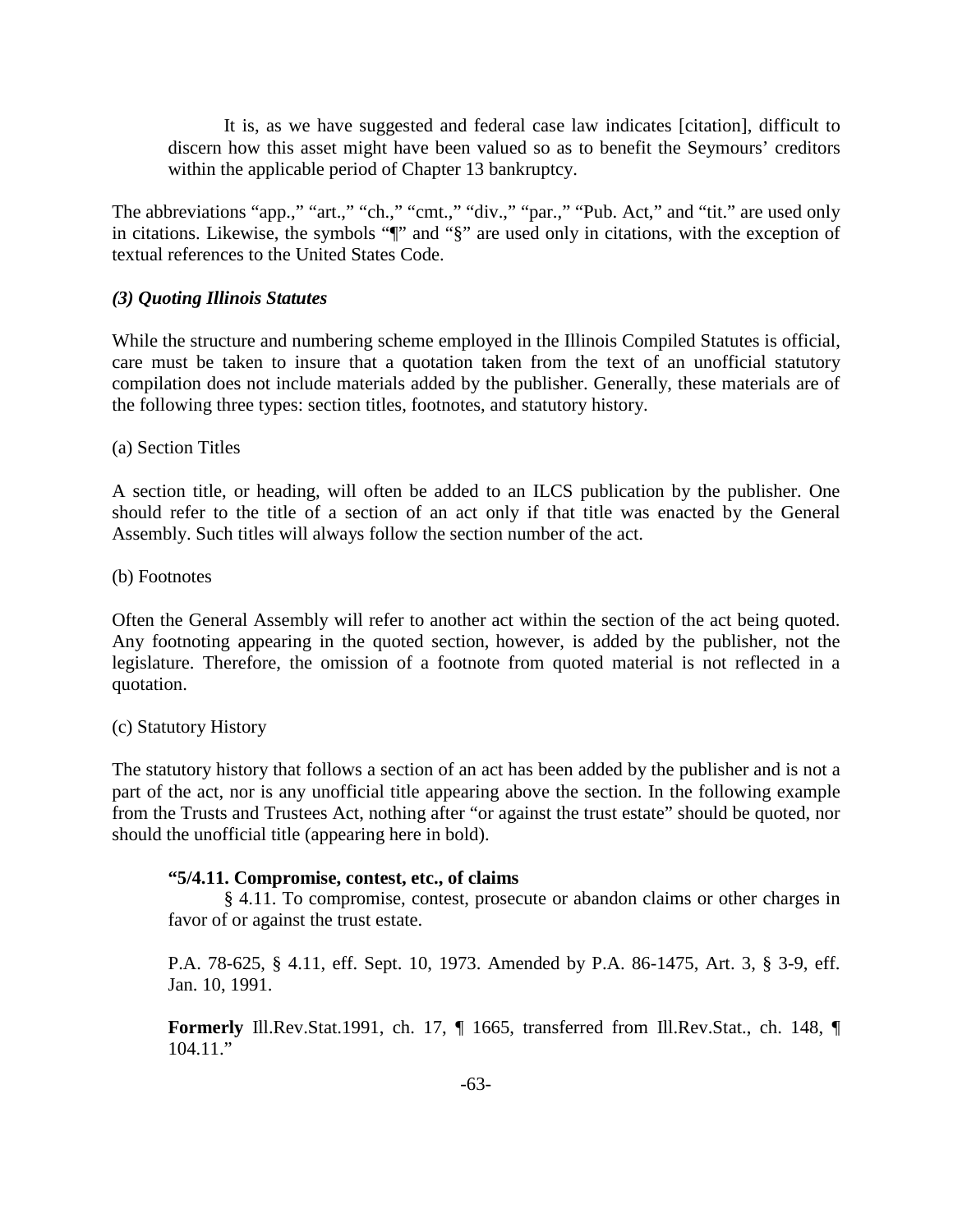> It is, as we have suggested and federal case law indicates [citation], difficult to discern how this asset might have been valued so as to benefit the Seymours' creditors within the applicable period of Chapter 13 bankruptcy.

The abbreviations "app.," "art.," "ch.," "cmt.," "div.," "par.," "Pub. Act," and "tit." are used only in citations. Likewise, the symbols "¶" and "§" are used only in citations, with the exception of textual references to the United States Code.

### *(3) Quoting Illinois Statutes*

While the structure and numbering scheme employed in the Illinois Compiled Statutes is official, care must be taken to insure that a quotation taken from the text of an unofficial statutory compilation does not include materials added by the publisher. Generally, these materials are of the following three types: section titles, footnotes, and statutory history.

(a) Section Titles

A section title, or heading, will often be added to an ILCS publication by the publisher. One should refer to the title of a section of an act only if that title was enacted by the General Assembly. Such titles will always follow the section number of the act.

(b) Footnotes

Often the General Assembly will refer to another act within the section of the act being quoted. Any footnoting appearing in the quoted section, however, is added by the publisher, not the legislature. Therefore, the omission of a footnote from quoted material is not reflected in a quotation.

(c) Statutory History

The statutory history that follows a section of an act has been added by the publisher and is not a part of the act, nor is any unofficial title appearing above the section. In the following example from the Trusts and Trustees Act, nothing after "or against the trust estate" should be quoted, nor should the unofficial title (appearing here in bold).

> **"5/4.11. Compromise, contest, etc., of claims**
>
> § 4.11. To compromise, contest, prosecute or abandon claims or other charges in favor of or against the trust estate.
>
> P.A. 78-625, § 4.11, eff. Sept. 10, 1973. Amended by P.A. 86-1475, Art. 3, § 3-9, eff. Jan. 10, 1991.
>
> **Formerly** Ill.Rev.Stat.1991, ch. 17, ¶ 1665, transferred from Ill.Rev.Stat., ch. 148, ¶ 104.11."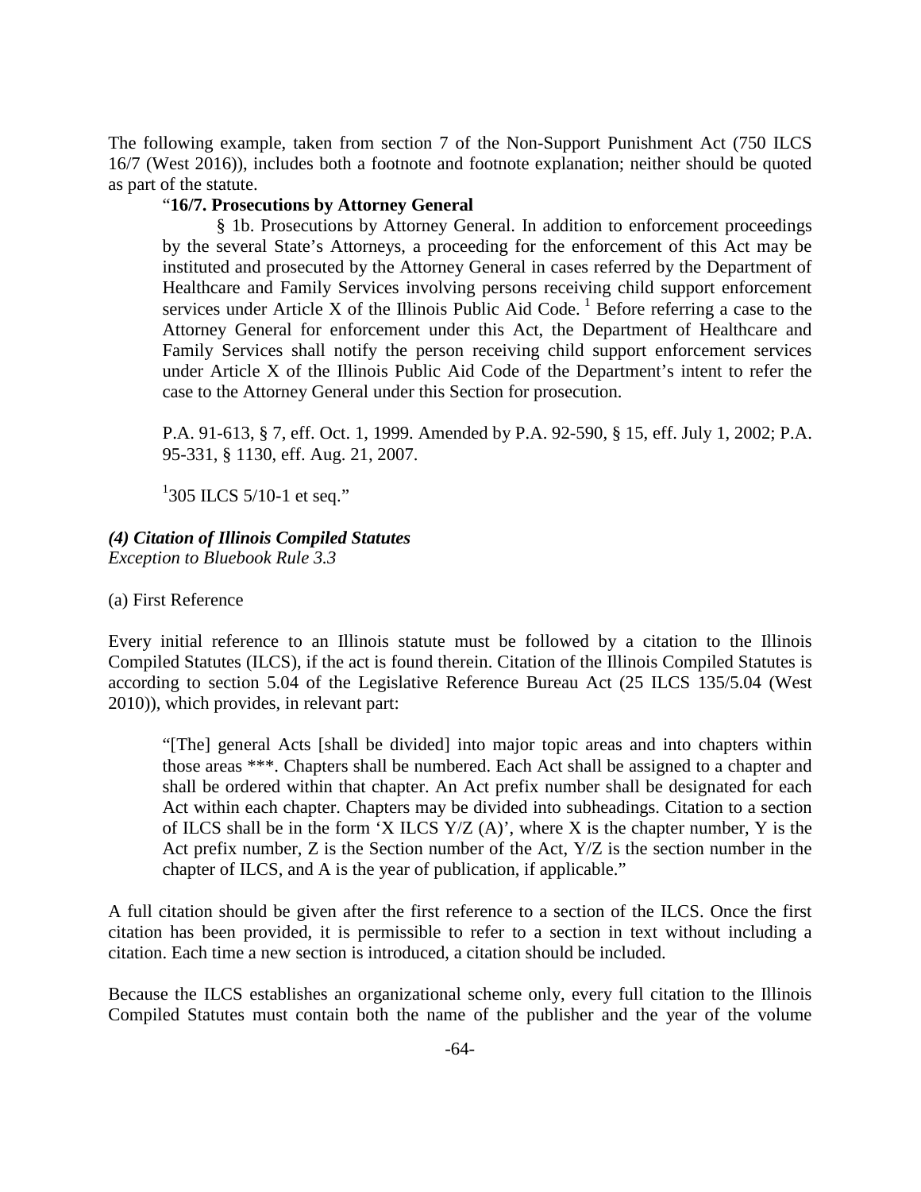The following example, taken from section 7 of the Non-Support Punishment Act (750 ILCS 16/7 (West 2016)), includes both a footnote and footnote explanation; neither should be quoted as part of the statute.

> "**16/7. Prosecutions by Attorney General**
>
> § 1b. Prosecutions by Attorney General. In addition to enforcement proceedings by the several State's Attorneys, a proceeding for the enforcement of this Act may be instituted and prosecuted by the Attorney General in cases referred by the Department of Healthcare and Family Services involving persons receiving child support enforcement services under Article X of the Illinois Public Aid Code. [1] Before referring a case to the Attorney General for enforcement under this Act, the Department of Healthcare and Family Services shall notify the person receiving child support enforcement services under Article X of the Illinois Public Aid Code of the Department's intent to refer the case to the Attorney General under this Section for prosecution.
>
> P.A. 91-613, § 7, eff. Oct. 1, 1999. Amended by P.A. 92-590, § 15, eff. July 1, 2002; P.A. 95-331, § 1130, eff. Aug. 21, 2007.
>
> [1]305 ILCS 5/10-1 et seq."

### *(4) Citation of Illinois Compiled Statutes*

*Exception to Bluebook Rule 3.3*

(a) First Reference

Every initial reference to an Illinois statute must be followed by a citation to the Illinois Compiled Statutes (ILCS), if the act is found therein. Citation of the Illinois Compiled Statutes is according to section 5.04 of the Legislative Reference Bureau Act (25 ILCS 135/5.04 (West 2010)), which provides, in relevant part:

> "[The] general Acts [shall be divided] into major topic areas and into chapters within those areas ***. Chapters shall be numbered. Each Act shall be assigned to a chapter and shall be ordered within that chapter. An Act prefix number shall be designated for each Act within each chapter. Chapters may be divided into subheadings. Citation to a section of ILCS shall be in the form 'X ILCS Y/Z (A)', where X is the chapter number, Y is the Act prefix number, Z is the Section number of the Act, Y/Z is the section number in the chapter of ILCS, and A is the year of publication, if applicable."

A full citation should be given after the first reference to a section of the ILCS. Once the first citation has been provided, it is permissible to refer to a section in text without including a citation. Each time a new section is introduced, a citation should be included.

Because the ILCS establishes an organizational scheme only, every full citation to the Illinois Compiled Statutes must contain both the name of the publisher and the year of the volume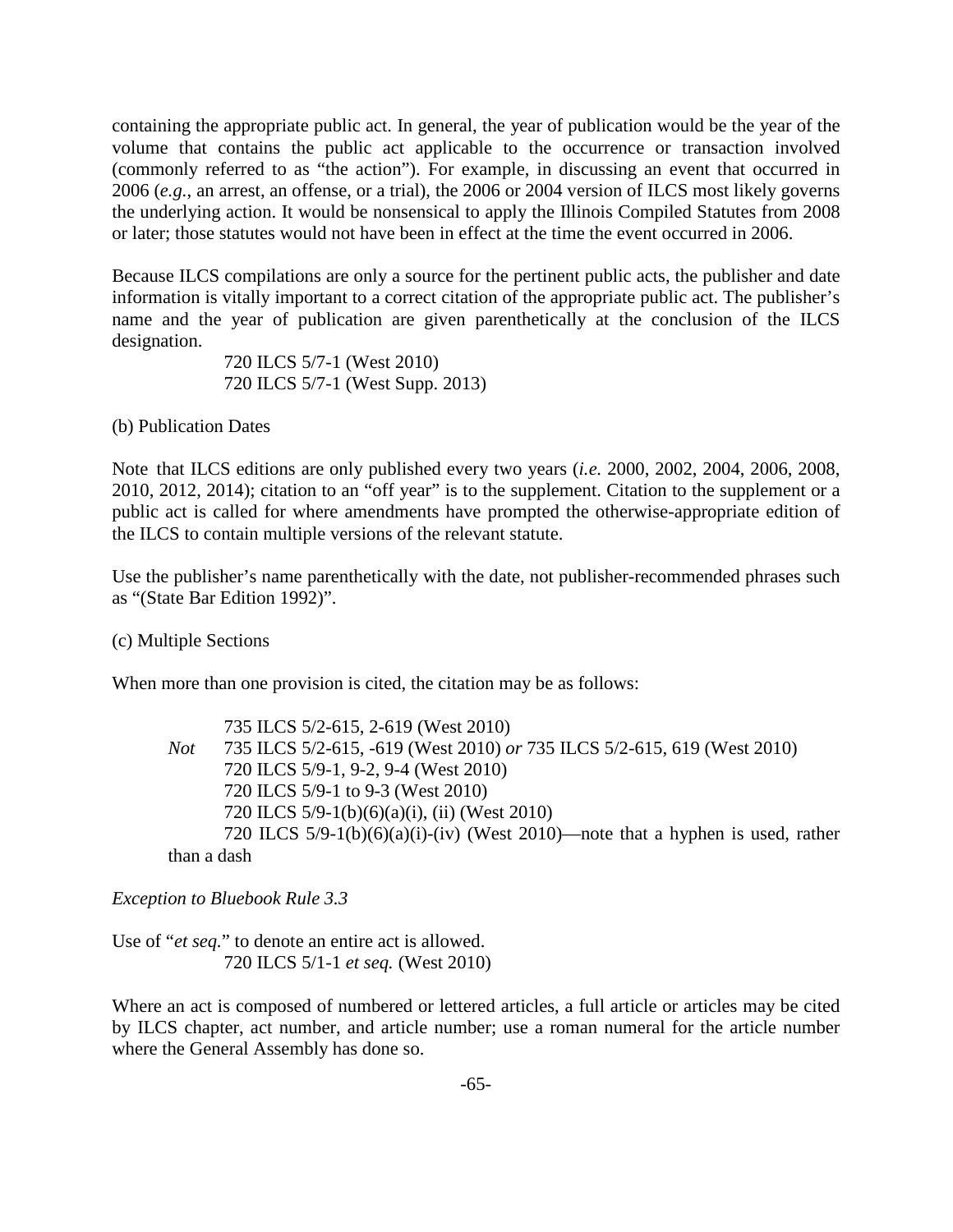containing the appropriate public act. In general, the year of publication would be the year of the volume that contains the public act applicable to the occurrence or transaction involved (commonly referred to as "the action"). For example, in discussing an event that occurred in 2006 (*e.g.*, an arrest, an offense, or a trial), the 2006 or 2004 version of ILCS most likely governs the underlying action. It would be nonsensical to apply the Illinois Compiled Statutes from 2008 or later; those statutes would not have been in effect at the time the event occurred in 2006.

Because ILCS compilations are only a source for the pertinent public acts, the publisher and date information is vitally important to a correct citation of the appropriate public act. The publisher's name and the year of publication are given parenthetically at the conclusion of the ILCS designation.

> 720 ILCS 5/7-1 (West 2010)
> 720 ILCS 5/7-1 (West Supp. 2013)

(b) Publication Dates

Note that ILCS editions are only published every two years (*i.e.* 2000, 2002, 2004, 2006, 2008, 2010, 2012, 2014); citation to an "off year" is to the supplement. Citation to the supplement or a public act is called for where amendments have prompted the otherwise-appropriate edition of the ILCS to contain multiple versions of the relevant statute.

Use the publisher's name parenthetically with the date, not publisher-recommended phrases such as "(State Bar Edition 1992)".

(c) Multiple Sections

When more than one provision is cited, the citation may be as follows:

> 735 ILCS 5/2-615, 2-619 (West 2010)
> *Not* 735 ILCS 5/2-615, -619 (West 2010) *or* 735 ILCS 5/2-615, 619 (West 2010)
> 720 ILCS 5/9-1, 9-2, 9-4 (West 2010)
> 720 ILCS 5/9-1 to 9-3 (West 2010)
> 720 ILCS 5/9-1(b)(6)(a)(i), (ii) (West 2010)
> 720 ILCS 5/9-1(b)(6)(a)(i)-(iv) (West 2010)—note that a hyphen is used, rather than a dash

*Exception to Bluebook Rule 3.3*

Use of "*et seq.*" to denote an entire act is allowed.

> 720 ILCS 5/1-1 *et seq.* (West 2010)

Where an act is composed of numbered or lettered articles, a full article or articles may be cited by ILCS chapter, act number, and article number; use a roman numeral for the article number where the General Assembly has done so.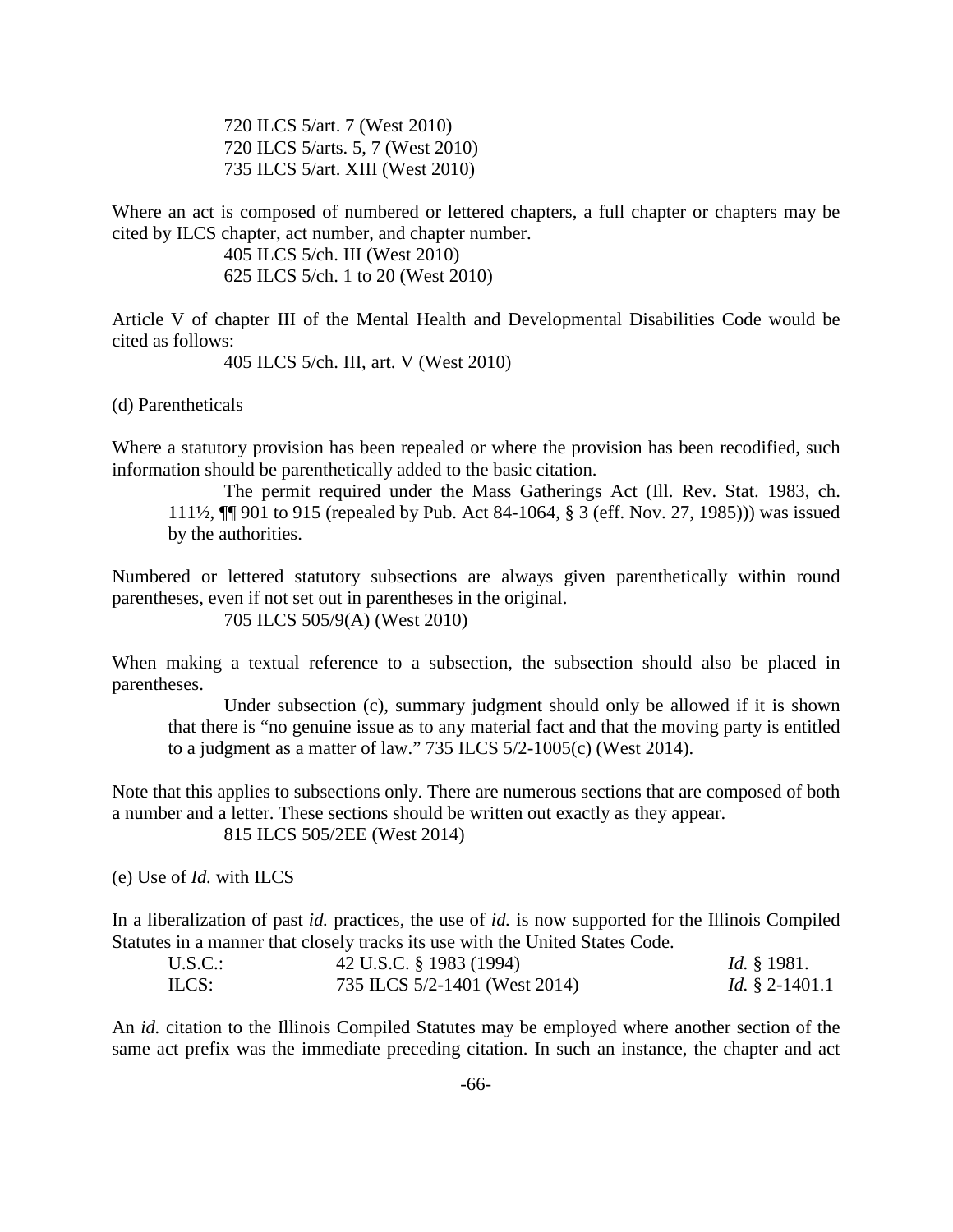720 ILCS 5/art. 7 (West 2010)
720 ILCS 5/arts. 5, 7 (West 2010)
735 ILCS 5/art. XIII (West 2010)

Where an act is composed of numbered or lettered chapters, a full chapter or chapters may be cited by ILCS chapter, act number, and chapter number.

405 ILCS 5/ch. III (West 2010)
625 ILCS 5/ch. 1 to 20 (West 2010)

Article V of chapter III of the Mental Health and Developmental Disabilities Code would be cited as follows:

405 ILCS 5/ch. III, art. V (West 2010)

(d) Parentheticals

Where a statutory provision has been repealed or where the provision has been recodified, such information should be parenthetically added to the basic citation.

> The permit required under the Mass Gatherings Act (Ill. Rev. Stat. 1983, ch. 111½, ¶¶ 901 to 915 (repealed by Pub. Act 84-1064, § 3 (eff. Nov. 27, 1985))) was issued by the authorities.

Numbered or lettered statutory subsections are always given parenthetically within round parentheses, even if not set out in parentheses in the original.

705 ILCS 505/9(A) (West 2010)

When making a textual reference to a subsection, the subsection should also be placed in parentheses.

> Under subsection (c), summary judgment should only be allowed if it is shown that there is "no genuine issue as to any material fact and that the moving party is entitled to a judgment as a matter of law." 735 ILCS 5/2-1005(c) (West 2014).

Note that this applies to subsections only. There are numerous sections that are composed of both a number and a letter. These sections should be written out exactly as they appear.

815 ILCS 505/2EE (West 2014)

(e) Use of *Id.* with ILCS

In a liberalization of past *id.* practices, the use of *id.* is now supported for the Illinois Compiled Statutes in a manner that closely tracks its use with the United States Code.

| | | |
|---|---|---|
| U.S.C.: | 42 U.S.C. § 1983 (1994) | *Id.* § 1981. |
| ILCS: | 735 ILCS 5/2-1401 (West 2014) | *Id.* § 2-1401.1 |

An *id.* citation to the Illinois Compiled Statutes may be employed where another section of the same act prefix was the immediate preceding citation. In such an instance, the chapter and act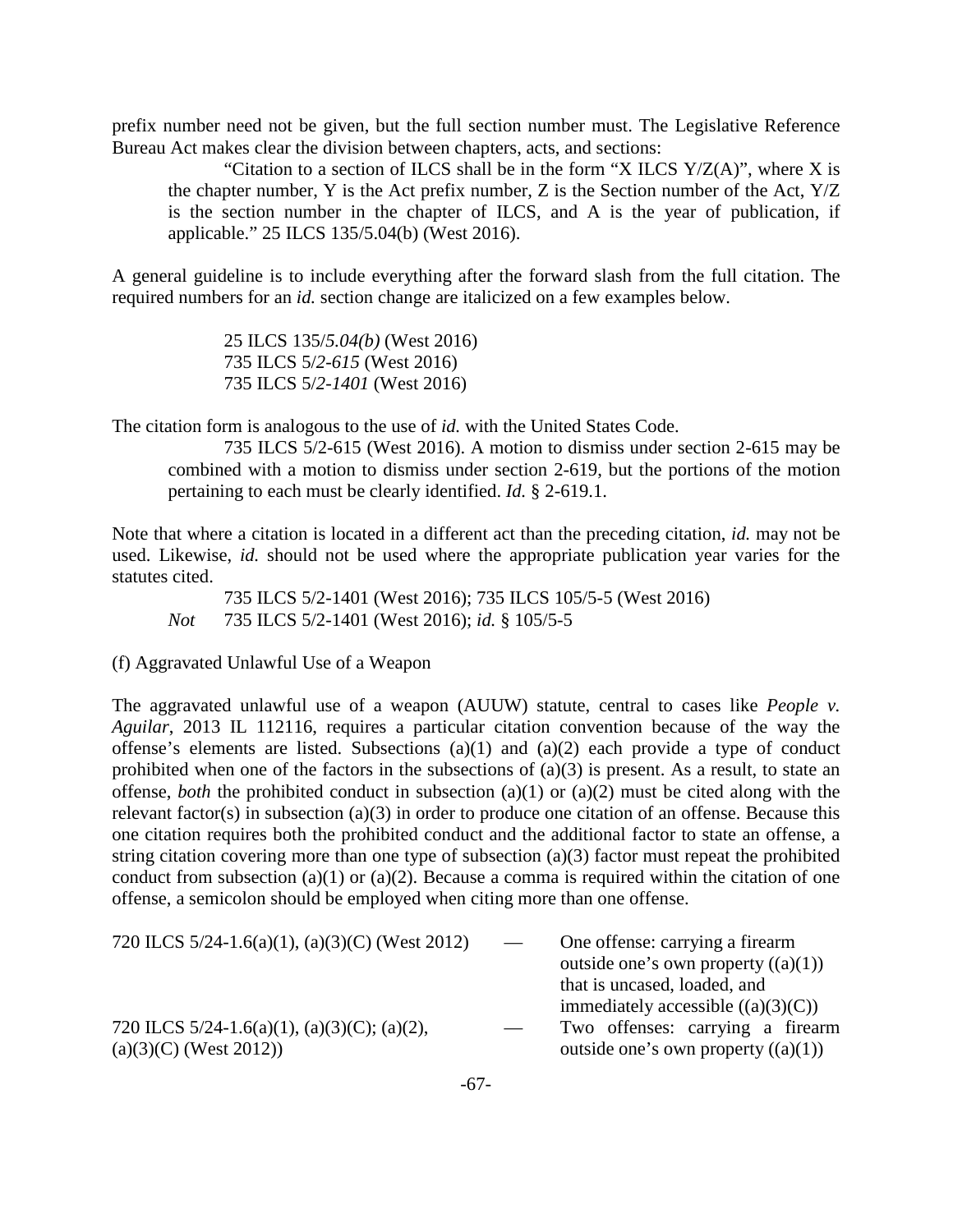prefix number need not be given, but the full section number must. The Legislative Reference Bureau Act makes clear the division between chapters, acts, and sections:

> "Citation to a section of ILCS shall be in the form "X ILCS Y/Z(A)", where X is the chapter number, Y is the Act prefix number, Z is the Section number of the Act, Y/Z is the section number in the chapter of ILCS, and A is the year of publication, if applicable." 25 ILCS 135/5.04(b) (West 2016).

A general guideline is to include everything after the forward slash from the full citation. The required numbers for an *id.* section change are italicized on a few examples below.

> 25 ILCS 135/*5.04(b)* (West 2016)
> 735 ILCS 5/*2-615* (West 2016)
> 735 ILCS 5/*2-1401* (West 2016)

The citation form is analogous to the use of *id.* with the United States Code.

> 735 ILCS 5/2-615 (West 2016). A motion to dismiss under section 2-615 may be combined with a motion to dismiss under section 2-619, but the portions of the motion pertaining to each must be clearly identified. *Id.* § 2-619.1.

Note that where a citation is located in a different act than the preceding citation, *id.* may not be used. Likewise, *id.* should not be used where the appropriate publication year varies for the statutes cited.

> 735 ILCS 5/2-1401 (West 2016); 735 ILCS 105/5-5 (West 2016)
> *Not* 735 ILCS 5/2-1401 (West 2016); *id.* § 105/5-5

(f) Aggravated Unlawful Use of a Weapon

The aggravated unlawful use of a weapon (AUUW) statute, central to cases like *People v. Aguilar*, 2013 IL 112116, requires a particular citation convention because of the way the offense's elements are listed. Subsections (a)(1) and (a)(2) each provide a type of conduct prohibited when one of the factors in the subsections of (a)(3) is present. As a result, to state an offense, *both* the prohibited conduct in subsection (a)(1) or (a)(2) must be cited along with the relevant factor(s) in subsection (a)(3) in order to produce one citation of an offense. Because this one citation requires both the prohibited conduct and the additional factor to state an offense, a string citation covering more than one type of subsection (a)(3) factor must repeat the prohibited conduct from subsection (a)(1) or (a)(2). Because a comma is required within the citation of one offense, a semicolon should be employed when citing more than one offense.

| | | |
|---|---|---|
| 720 ILCS 5/24-1.6(a)(1), (a)(3)(C) (West 2012) | — | One offense: carrying a firearm outside one's own property ((a)(1)) that is uncased, loaded, and immediately accessible ((a)(3)(C)) |
| 720 ILCS 5/24-1.6(a)(1), (a)(3)(C); (a)(2), (a)(3)(C) (West 2012)) | — | Two offenses: carrying a firearm outside one's own property ((a)(1)) |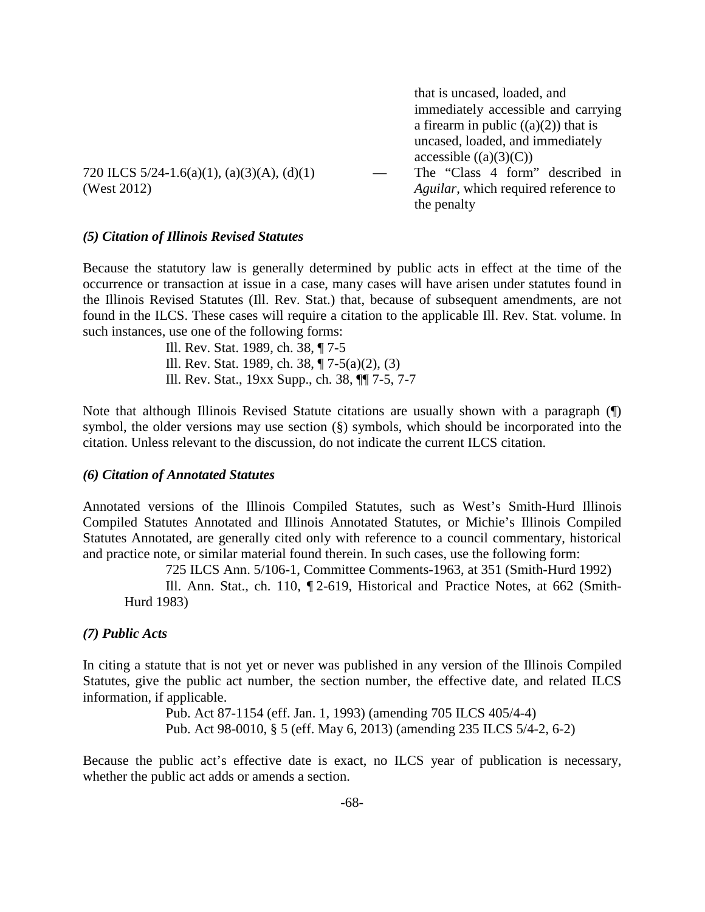| | | |
|---|---|---|
| | | that is uncased, loaded, and immediately accessible and carrying a firearm in public ((a)(2)) that is uncased, loaded, and immediately accessible ((a)(3)(C)) |
| 720 ILCS 5/24-1.6(a)(1), (a)(3)(A), (d)(1) (West 2012) | — | The "Class 4 form" described in *Aguilar*, which required reference to the penalty |

### *(5) Citation of Illinois Revised Statutes*

Because the statutory law is generally determined by public acts in effect at the time of the occurrence or transaction at issue in a case, many cases will have arisen under statutes found in the Illinois Revised Statutes (Ill. Rev. Stat.) that, because of subsequent amendments, are not found in the ILCS. These cases will require a citation to the applicable Ill. Rev. Stat. volume. In such instances, use one of the following forms:

> Ill. Rev. Stat. 1989, ch. 38, ¶ 7-5
> Ill. Rev. Stat. 1989, ch. 38, ¶ 7-5(a)(2), (3)
> Ill. Rev. Stat., 19xx Supp., ch. 38, ¶¶ 7-5, 7-7

Note that although Illinois Revised Statute citations are usually shown with a paragraph (¶) symbol, the older versions may use section (§) symbols, which should be incorporated into the citation. Unless relevant to the discussion, do not indicate the current ILCS citation.

### *(6) Citation of Annotated Statutes*

Annotated versions of the Illinois Compiled Statutes, such as West's Smith-Hurd Illinois Compiled Statutes Annotated and Illinois Annotated Statutes, or Michie's Illinois Compiled Statutes Annotated, are generally cited only with reference to a council commentary, historical and practice note, or similar material found therein. In such cases, use the following form:

> 725 ILCS Ann. 5/106-1, Committee Comments-1963, at 351 (Smith-Hurd 1992)
> Ill. Ann. Stat., ch. 110, ¶ 2-619, Historical and Practice Notes, at 662 (Smith-Hurd 1983)

### *(7) Public Acts*

In citing a statute that is not yet or never was published in any version of the Illinois Compiled Statutes, give the public act number, the section number, the effective date, and related ILCS information, if applicable.

> Pub. Act 87-1154 (eff. Jan. 1, 1993) (amending 705 ILCS 405/4-4)
> Pub. Act 98-0010, § 5 (eff. May 6, 2013) (amending 235 ILCS 5/4-2, 6-2)

Because the public act's effective date is exact, no ILCS year of publication is necessary, whether the public act adds or amends a section.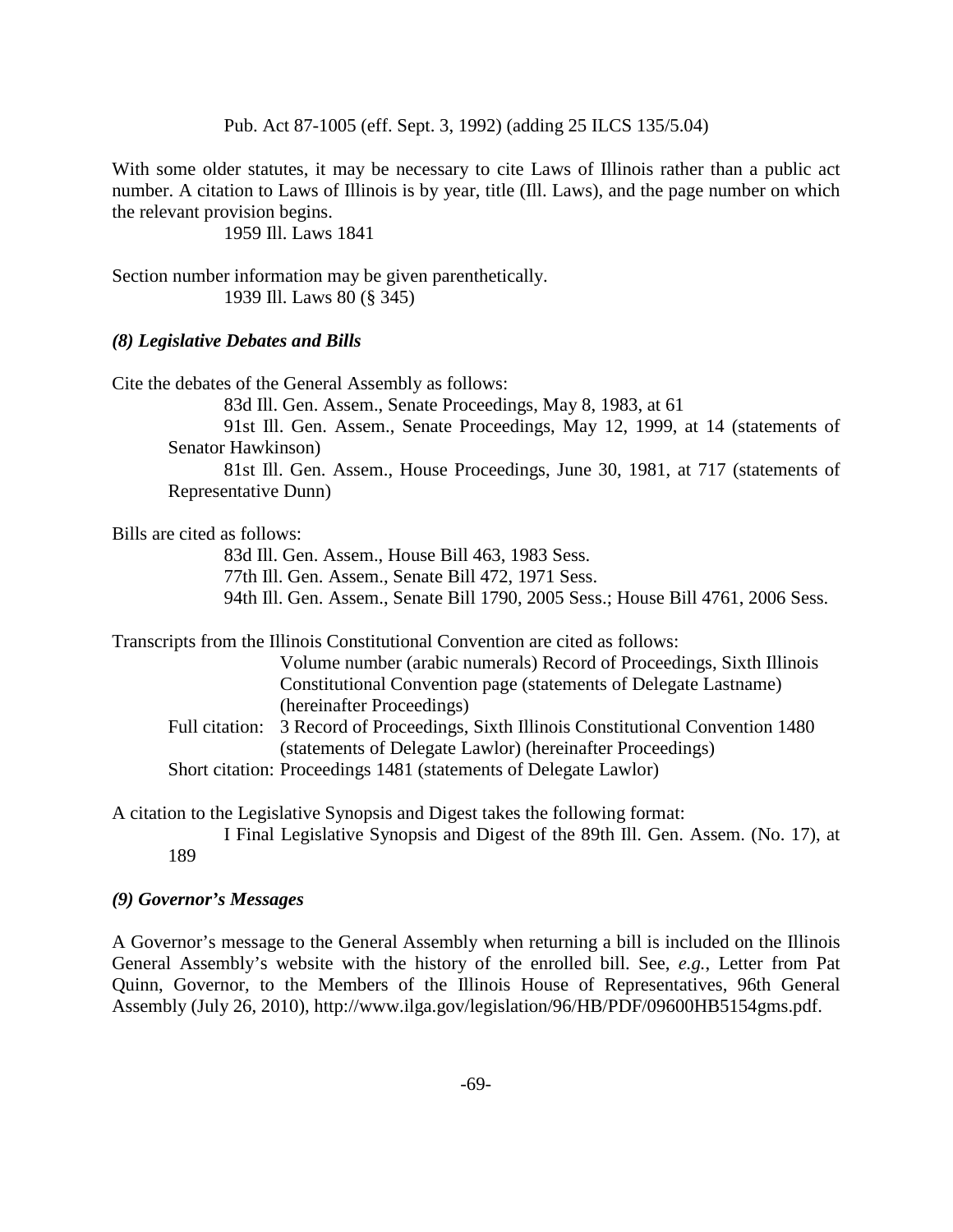Pub. Act 87-1005 (eff. Sept. 3, 1992) (adding 25 ILCS 135/5.04)

With some older statutes, it may be necessary to cite Laws of Illinois rather than a public act number. A citation to Laws of Illinois is by year, title (Ill. Laws), and the page number on which the relevant provision begins.

1959 Ill. Laws 1841

Section number information may be given parenthetically.

1939 Ill. Laws 80 (§ 345)

### *(8) Legislative Debates and Bills*

Cite the debates of the General Assembly as follows:

83d Ill. Gen. Assem., Senate Proceedings, May 8, 1983, at 61

91st Ill. Gen. Assem., Senate Proceedings, May 12, 1999, at 14 (statements of Senator Hawkinson)

81st Ill. Gen. Assem., House Proceedings, June 30, 1981, at 717 (statements of Representative Dunn)

Bills are cited as follows:

83d Ill. Gen. Assem., House Bill 463, 1983 Sess.
77th Ill. Gen. Assem., Senate Bill 472, 1971 Sess.
94th Ill. Gen. Assem., Senate Bill 1790, 2005 Sess.; House Bill 4761, 2006 Sess.

Transcripts from the Illinois Constitutional Convention are cited as follows:

Volume number (arabic numerals) Record of Proceedings, Sixth Illinois Constitutional Convention page (statements of Delegate Lastname) (hereinafter Proceedings)

Full citation: 3 Record of Proceedings, Sixth Illinois Constitutional Convention 1480 (statements of Delegate Lawlor) (hereinafter Proceedings)

Short citation: Proceedings 1481 (statements of Delegate Lawlor)

A citation to the Legislative Synopsis and Digest takes the following format:

I Final Legislative Synopsis and Digest of the 89th Ill. Gen. Assem. (No. 17), at 189

### *(9) Governor's Messages*

A Governor's message to the General Assembly when returning a bill is included on the Illinois General Assembly's website with the history of the enrolled bill. See, *e.g.*, Letter from Pat Quinn, Governor, to the Members of the Illinois House of Representatives, 96th General Assembly (July 26, 2010), http://www.ilga.gov/legislation/96/HB/PDF/09600HB5154gms.pdf.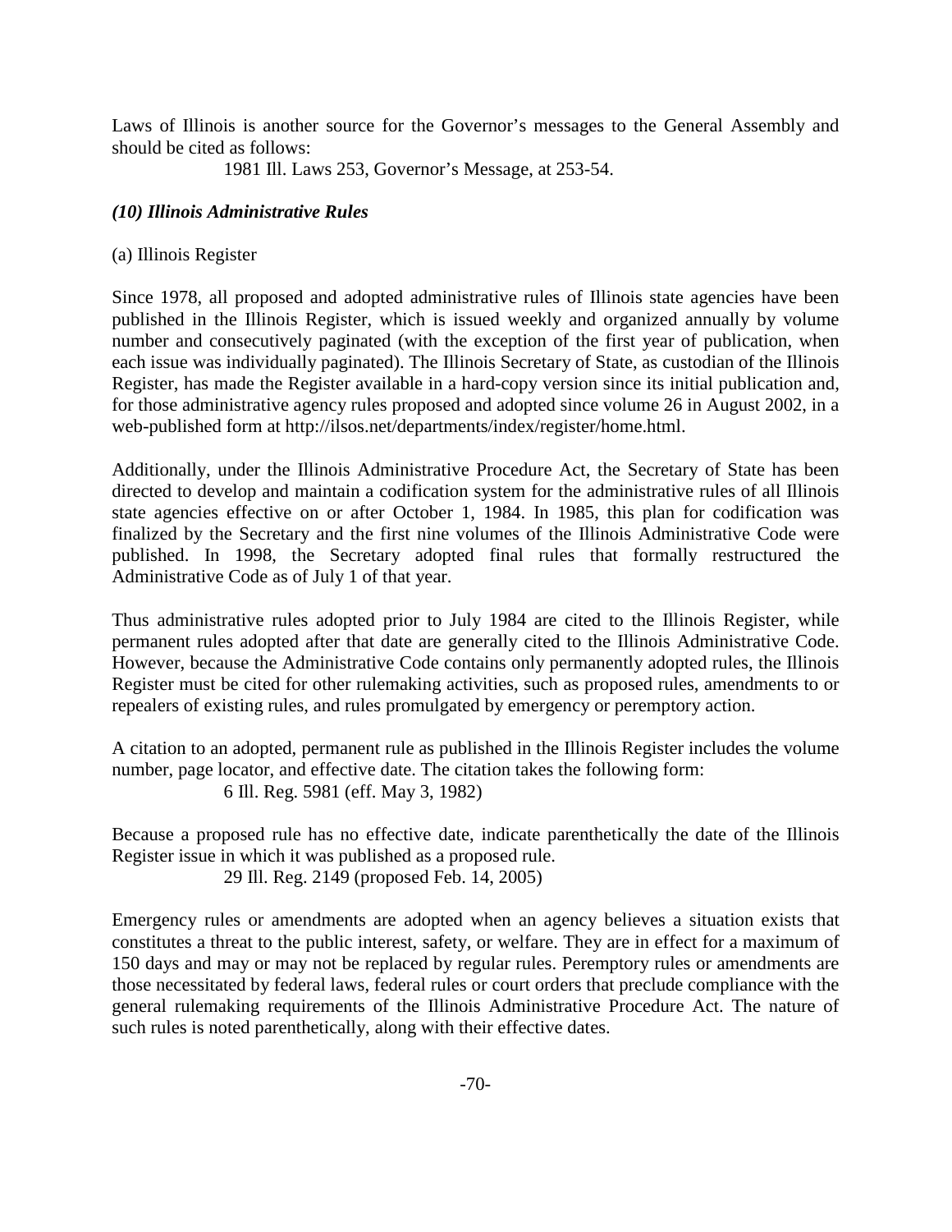Laws of Illinois is another source for the Governor's messages to the General Assembly and should be cited as follows:

1981 Ill. Laws 253, Governor's Message, at 253-54.

### *(10) Illinois Administrative Rules*

(a) Illinois Register

Since 1978, all proposed and adopted administrative rules of Illinois state agencies have been published in the Illinois Register, which is issued weekly and organized annually by volume number and consecutively paginated (with the exception of the first year of publication, when each issue was individually paginated). The Illinois Secretary of State, as custodian of the Illinois Register, has made the Register available in a hard-copy version since its initial publication and, for those administrative agency rules proposed and adopted since volume 26 in August 2002, in a web-published form at http://ilsos.net/departments/index/register/home.html.

Additionally, under the Illinois Administrative Procedure Act, the Secretary of State has been directed to develop and maintain a codification system for the administrative rules of all Illinois state agencies effective on or after October 1, 1984. In 1985, this plan for codification was finalized by the Secretary and the first nine volumes of the Illinois Administrative Code were published. In 1998, the Secretary adopted final rules that formally restructured the Administrative Code as of July 1 of that year.

Thus administrative rules adopted prior to July 1984 are cited to the Illinois Register, while permanent rules adopted after that date are generally cited to the Illinois Administrative Code. However, because the Administrative Code contains only permanently adopted rules, the Illinois Register must be cited for other rulemaking activities, such as proposed rules, amendments to or repealers of existing rules, and rules promulgated by emergency or peremptory action.

A citation to an adopted, permanent rule as published in the Illinois Register includes the volume number, page locator, and effective date. The citation takes the following form:

6 Ill. Reg. 5981 (eff. May 3, 1982)

Because a proposed rule has no effective date, indicate parenthetically the date of the Illinois Register issue in which it was published as a proposed rule.

29 Ill. Reg. 2149 (proposed Feb. 14, 2005)

Emergency rules or amendments are adopted when an agency believes a situation exists that constitutes a threat to the public interest, safety, or welfare. They are in effect for a maximum of 150 days and may or may not be replaced by regular rules. Peremptory rules or amendments are those necessitated by federal laws, federal rules or court orders that preclude compliance with the general rulemaking requirements of the Illinois Administrative Procedure Act. The nature of such rules is noted parenthetically, along with their effective dates.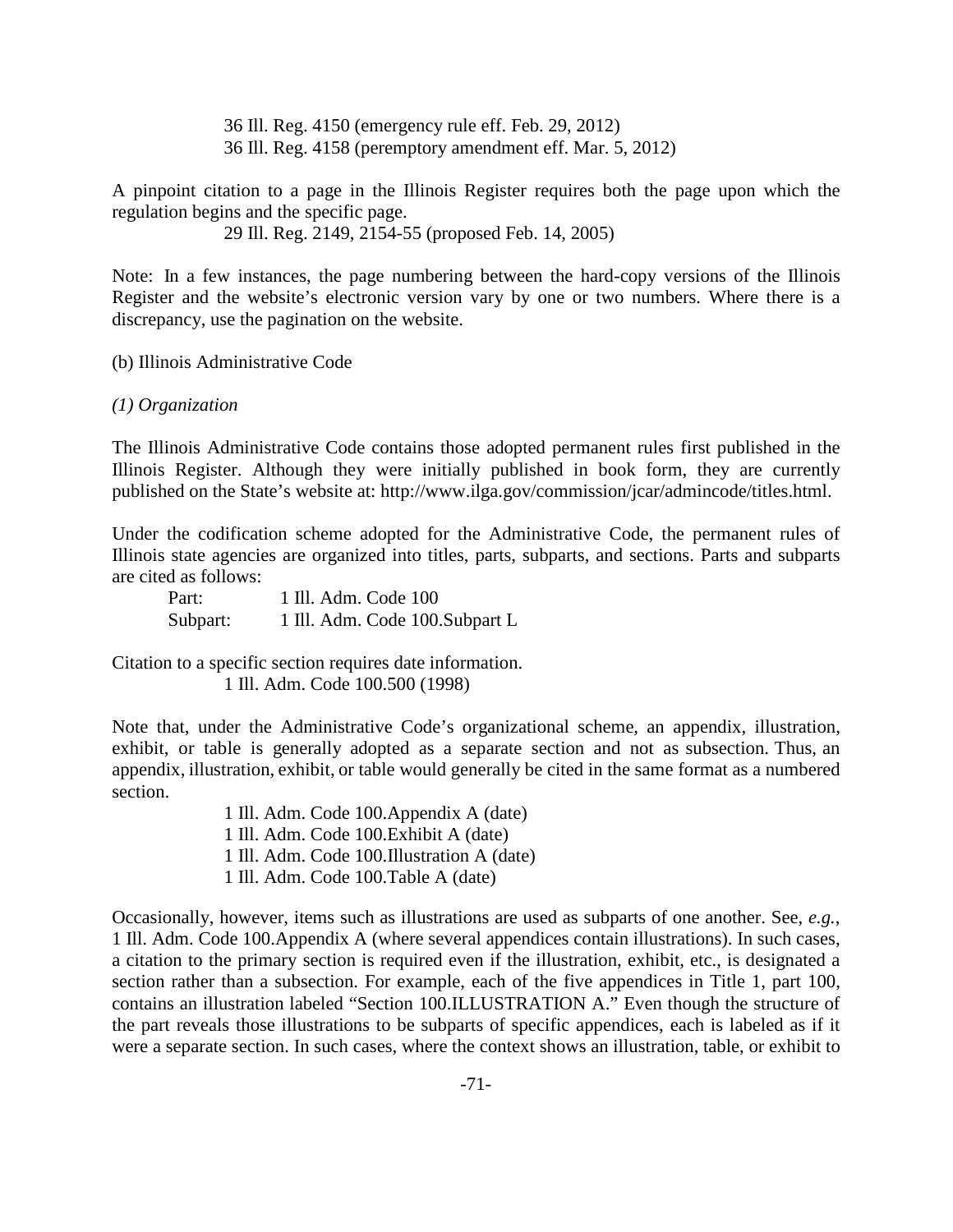36 Ill. Reg. 4150 (emergency rule eff. Feb. 29, 2012)
36 Ill. Reg. 4158 (peremptory amendment eff. Mar. 5, 2012)

A pinpoint citation to a page in the Illinois Register requires both the page upon which the regulation begins and the specific page.

29 Ill. Reg. 2149, 2154-55 (proposed Feb. 14, 2005)

Note: In a few instances, the page numbering between the hard-copy versions of the Illinois Register and the website's electronic version vary by one or two numbers. Where there is a discrepancy, use the pagination on the website.

(b) Illinois Administrative Code

*(1) Organization*

The Illinois Administrative Code contains those adopted permanent rules first published in the Illinois Register. Although they were initially published in book form, they are currently published on the State's website at: http://www.ilga.gov/commission/jcar/admincode/titles.html.

Under the codification scheme adopted for the Administrative Code, the permanent rules of Illinois state agencies are organized into titles, parts, subparts, and sections. Parts and subparts are cited as follows:

Part: 1 Ill. Adm. Code 100
Subpart: 1 Ill. Adm. Code 100.Subpart L

Citation to a specific section requires date information.

1 Ill. Adm. Code 100.500 (1998)

Note that, under the Administrative Code's organizational scheme, an appendix, illustration, exhibit, or table is generally adopted as a separate section and not as subsection. Thus, an appendix, illustration, exhibit, or table would generally be cited in the same format as a numbered section.

1 Ill. Adm. Code 100.Appendix A (date)
1 Ill. Adm. Code 100.Exhibit A (date)
1 Ill. Adm. Code 100.Illustration A (date)
1 Ill. Adm. Code 100.Table A (date)

Occasionally, however, items such as illustrations are used as subparts of one another. See, *e.g.*, 1 Ill. Adm. Code 100.Appendix A (where several appendices contain illustrations). In such cases, a citation to the primary section is required even if the illustration, exhibit, etc., is designated a section rather than a subsection. For example, each of the five appendices in Title 1, part 100, contains an illustration labeled "Section 100.ILLUSTRATION A." Even though the structure of the part reveals those illustrations to be subparts of specific appendices, each is labeled as if it were a separate section. In such cases, where the context shows an illustration, table, or exhibit to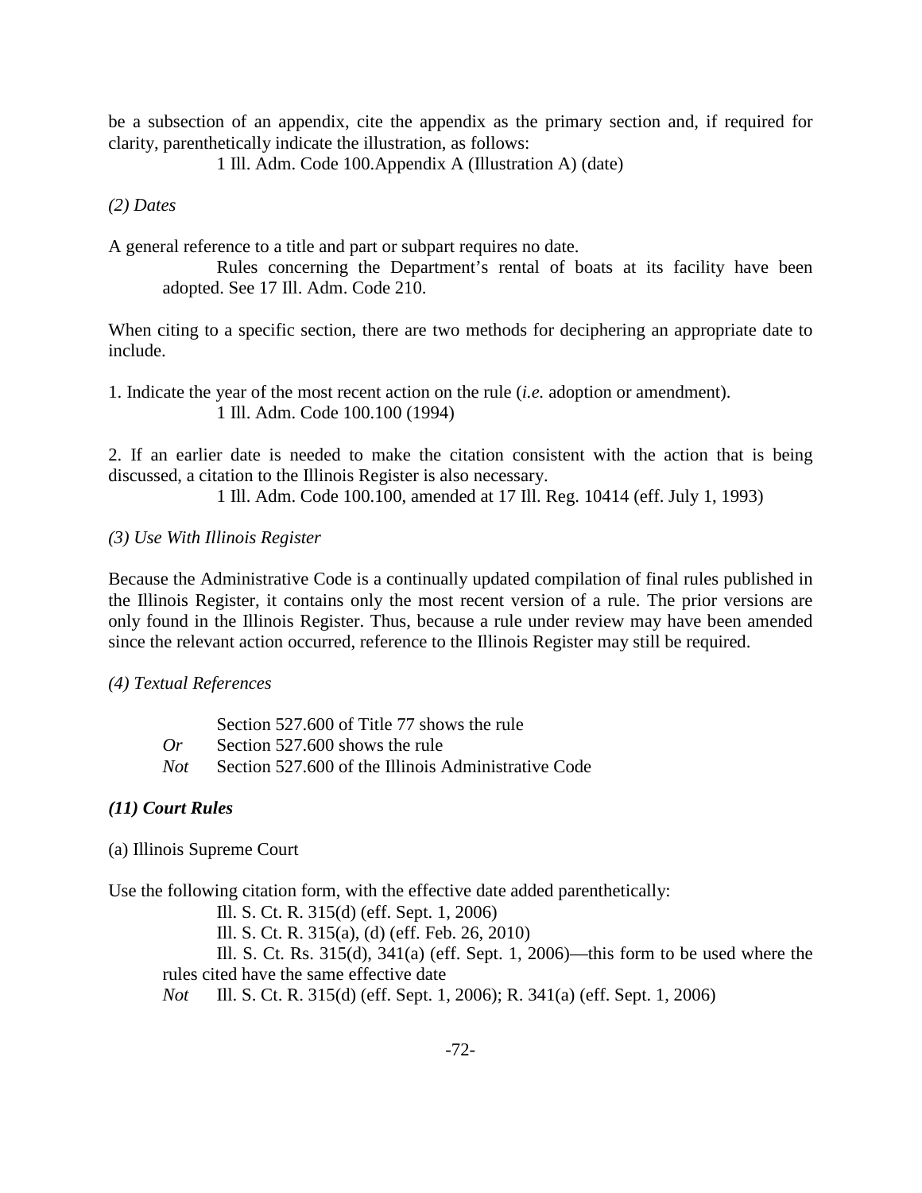be a subsection of an appendix, cite the appendix as the primary section and, if required for clarity, parenthetically indicate the illustration, as follows:

1 Ill. Adm. Code 100.Appendix A (Illustration A) (date)

*(2) Dates*

A general reference to a title and part or subpart requires no date.

Rules concerning the Department's rental of boats at its facility have been adopted. See 17 Ill. Adm. Code 210.

When citing to a specific section, there are two methods for deciphering an appropriate date to include.

1. Indicate the year of the most recent action on the rule (*i.e.* adoption or amendment).

   1 Ill. Adm. Code 100.100 (1994)

2. If an earlier date is needed to make the citation consistent with the action that is being discussed, a citation to the Illinois Register is also necessary.

   1 Ill. Adm. Code 100.100, amended at 17 Ill. Reg. 10414 (eff. July 1, 1993)

*(3) Use With Illinois Register*

Because the Administrative Code is a continually updated compilation of final rules published in the Illinois Register, it contains only the most recent version of a rule. The prior versions are only found in the Illinois Register. Thus, because a rule under review may have been amended since the relevant action occurred, reference to the Illinois Register may still be required.

*(4) Textual References*

Section 527.600 of Title 77 shows the rule

*Or* Section 527.600 shows the rule

*Not* Section 527.600 of the Illinois Administrative Code

***(11) Court Rules***

(a) Illinois Supreme Court

Use the following citation form, with the effective date added parenthetically:

Ill. S. Ct. R. 315(d) (eff. Sept. 1, 2006)

Ill. S. Ct. R. 315(a), (d) (eff. Feb. 26, 2010)

Ill. S. Ct. Rs. 315(d), 341(a) (eff. Sept. 1, 2006)—this form to be used where the rules cited have the same effective date

*Not* Ill. S. Ct. R. 315(d) (eff. Sept. 1, 2006); R. 341(a) (eff. Sept. 1, 2006)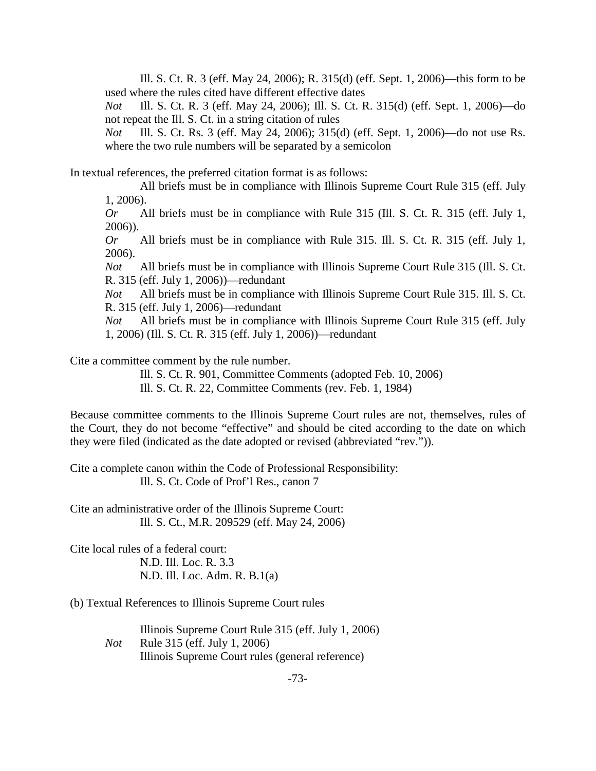Ill. S. Ct. R. 3 (eff. May 24, 2006); R. 315(d) (eff. Sept. 1, 2006)—this form to be used where the rules cited have different effective dates

*Not* Ill. S. Ct. R. 3 (eff. May 24, 2006); Ill. S. Ct. R. 315(d) (eff. Sept. 1, 2006)—do not repeat the Ill. S. Ct. in a string citation of rules

*Not* Ill. S. Ct. Rs. 3 (eff. May 24, 2006); 315(d) (eff. Sept. 1, 2006)—do not use Rs. where the two rule numbers will be separated by a semicolon

In textual references, the preferred citation format is as follows:

All briefs must be in compliance with Illinois Supreme Court Rule 315 (eff. July 1, 2006).

*Or* All briefs must be in compliance with Rule 315 (Ill. S. Ct. R. 315 (eff. July 1, 2006)).

*Or* All briefs must be in compliance with Rule 315. Ill. S. Ct. R. 315 (eff. July 1, 2006).

*Not* All briefs must be in compliance with Illinois Supreme Court Rule 315 (Ill. S. Ct. R. 315 (eff. July 1, 2006))—redundant

*Not* All briefs must be in compliance with Illinois Supreme Court Rule 315. Ill. S. Ct. R. 315 (eff. July 1, 2006)—redundant

*Not* All briefs must be in compliance with Illinois Supreme Court Rule 315 (eff. July 1, 2006) (Ill. S. Ct. R. 315 (eff. July 1, 2006))—redundant

Cite a committee comment by the rule number.

Ill. S. Ct. R. 901, Committee Comments (adopted Feb. 10, 2006)
Ill. S. Ct. R. 22, Committee Comments (rev. Feb. 1, 1984)

Because committee comments to the Illinois Supreme Court rules are not, themselves, rules of the Court, they do not become "effective" and should be cited according to the date on which they were filed (indicated as the date adopted or revised (abbreviated "rev.")).

Cite a complete canon within the Code of Professional Responsibility:

Ill. S. Ct. Code of Prof'l Res., canon 7

Cite an administrative order of the Illinois Supreme Court:

Ill. S. Ct., M.R. 209529 (eff. May 24, 2006)

Cite local rules of a federal court:

N.D. Ill. Loc. R. 3.3
N.D. Ill. Loc. Adm. R. B.1(a)

(b) Textual References to Illinois Supreme Court rules

Illinois Supreme Court Rule 315 (eff. July 1, 2006)

*Not* Rule 315 (eff. July 1, 2006)

Illinois Supreme Court rules (general reference)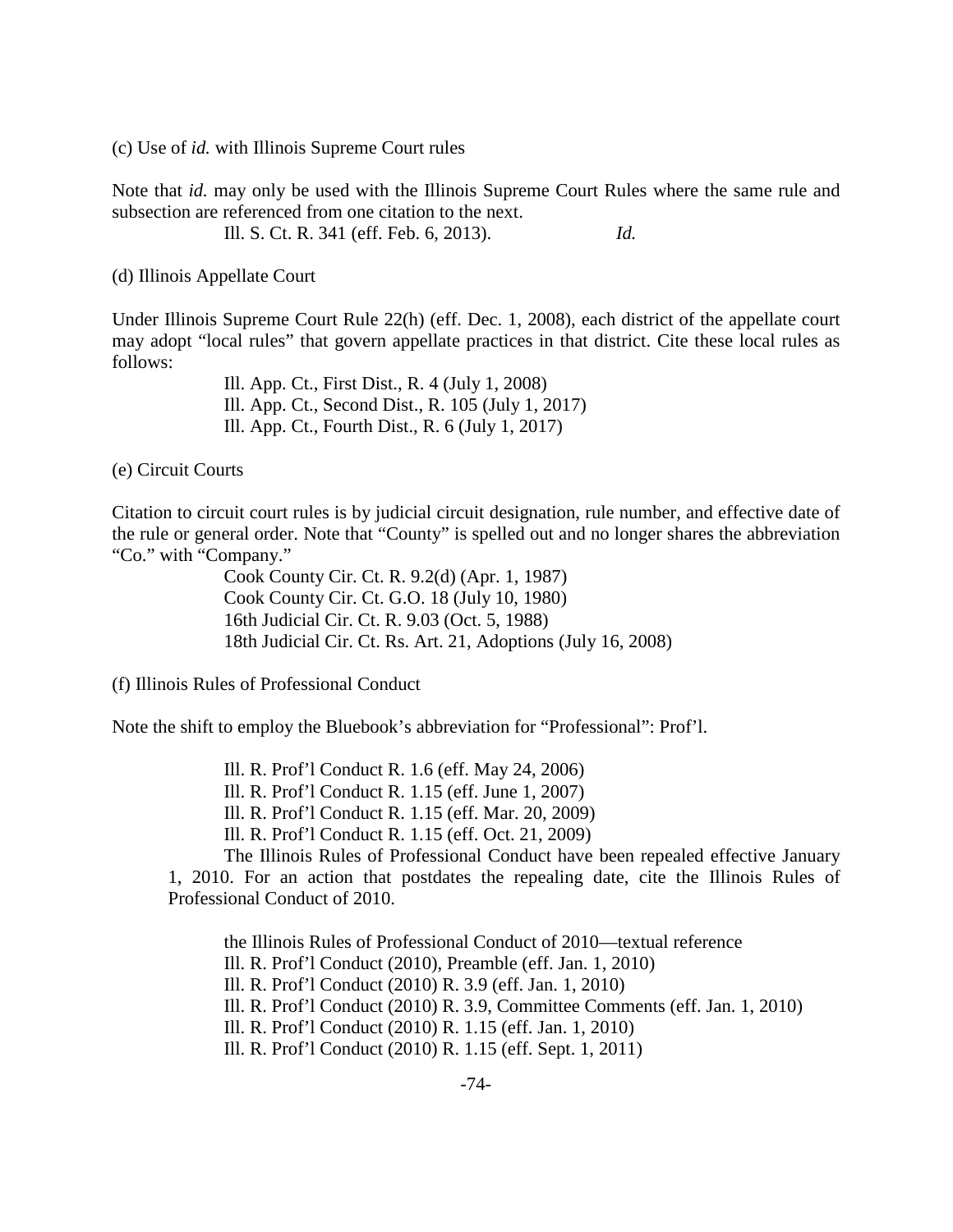(c) Use of *id.* with Illinois Supreme Court rules

Note that *id.* may only be used with the Illinois Supreme Court Rules where the same rule and subsection are referenced from one citation to the next.

Ill. S. Ct. R. 341 (eff. Feb. 6, 2013). *Id.*

(d) Illinois Appellate Court

Under Illinois Supreme Court Rule 22(h) (eff. Dec. 1, 2008), each district of the appellate court may adopt "local rules" that govern appellate practices in that district. Cite these local rules as follows:

Ill. App. Ct., First Dist., R. 4 (July 1, 2008)
Ill. App. Ct., Second Dist., R. 105 (July 1, 2017)
Ill. App. Ct., Fourth Dist., R. 6 (July 1, 2017)

(e) Circuit Courts

Citation to circuit court rules is by judicial circuit designation, rule number, and effective date of the rule or general order. Note that "County" is spelled out and no longer shares the abbreviation "Co." with "Company."

Cook County Cir. Ct. R. 9.2(d) (Apr. 1, 1987)
Cook County Cir. Ct. G.O. 18 (July 10, 1980)
16th Judicial Cir. Ct. R. 9.03 (Oct. 5, 1988)
18th Judicial Cir. Ct. Rs. Art. 21, Adoptions (July 16, 2008)

(f) Illinois Rules of Professional Conduct

Note the shift to employ the Bluebook's abbreviation for "Professional": Prof'l.

Ill. R. Prof'l Conduct R. 1.6 (eff. May 24, 2006)
Ill. R. Prof'l Conduct R. 1.15 (eff. June 1, 2007)
Ill. R. Prof'l Conduct R. 1.15 (eff. Mar. 20, 2009)
Ill. R. Prof'l Conduct R. 1.15 (eff. Oct. 21, 2009)

The Illinois Rules of Professional Conduct have been repealed effective January 1, 2010. For an action that postdates the repealing date, cite the Illinois Rules of Professional Conduct of 2010.

the Illinois Rules of Professional Conduct of 2010—textual reference
Ill. R. Prof'l Conduct (2010), Preamble (eff. Jan. 1, 2010)
Ill. R. Prof'l Conduct (2010) R. 3.9 (eff. Jan. 1, 2010)
Ill. R. Prof'l Conduct (2010) R. 3.9, Committee Comments (eff. Jan. 1, 2010)
Ill. R. Prof'l Conduct (2010) R. 1.15 (eff. Jan. 1, 2010)
Ill. R. Prof'l Conduct (2010) R. 1.15 (eff. Sept. 1, 2011)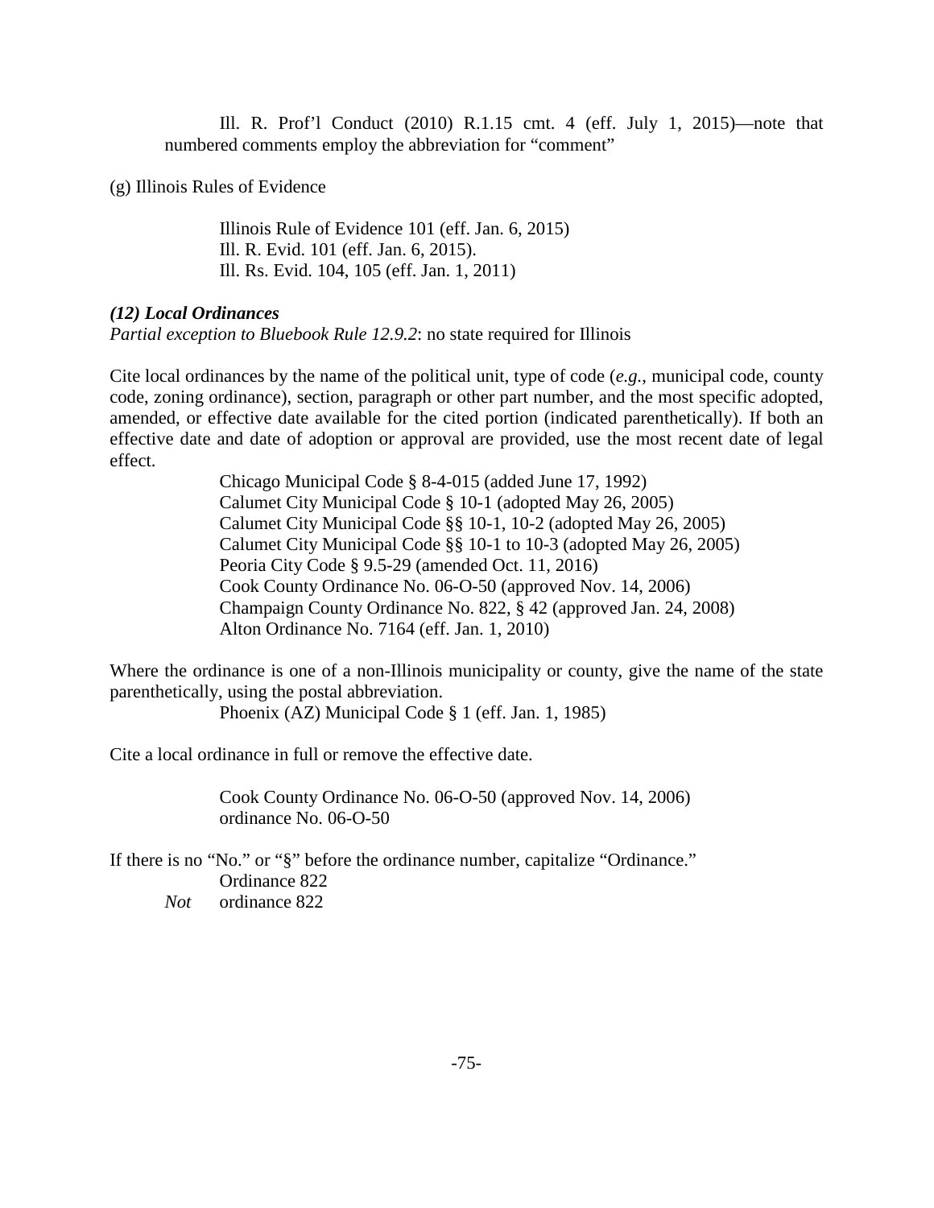Ill. R. Prof'l Conduct (2010) R.1.15 cmt. 4 (eff. July 1, 2015)—note that numbered comments employ the abbreviation for "comment"

(g) Illinois Rules of Evidence

> Illinois Rule of Evidence 101 (eff. Jan. 6, 2015)
> Ill. R. Evid. 101 (eff. Jan. 6, 2015).
> Ill. Rs. Evid. 104, 105 (eff. Jan. 1, 2011)

***(12) Local Ordinances***

*Partial exception to Bluebook Rule 12.9.2*: no state required for Illinois

Cite local ordinances by the name of the political unit, type of code (*e.g.*, municipal code, county code, zoning ordinance), section, paragraph or other part number, and the most specific adopted, amended, or effective date available for the cited portion (indicated parenthetically). If both an effective date and date of adoption or approval are provided, use the most recent date of legal effect.

> Chicago Municipal Code § 8-4-015 (added June 17, 1992)
> Calumet City Municipal Code § 10-1 (adopted May 26, 2005)
> Calumet City Municipal Code §§ 10-1, 10-2 (adopted May 26, 2005)
> Calumet City Municipal Code §§ 10-1 to 10-3 (adopted May 26, 2005)
> Peoria City Code § 9.5-29 (amended Oct. 11, 2016)
> Cook County Ordinance No. 06-O-50 (approved Nov. 14, 2006)
> Champaign County Ordinance No. 822, § 42 (approved Jan. 24, 2008)
> Alton Ordinance No. 7164 (eff. Jan. 1, 2010)

Where the ordinance is one of a non-Illinois municipality or county, give the name of the state parenthetically, using the postal abbreviation.

> Phoenix (AZ) Municipal Code § 1 (eff. Jan. 1, 1985)

Cite a local ordinance in full or remove the effective date.

> Cook County Ordinance No. 06-O-50 (approved Nov. 14, 2006)
> ordinance No. 06-O-50

If there is no "No." or "§" before the ordinance number, capitalize "Ordinance."

> Ordinance 822
> *Not* ordinance 822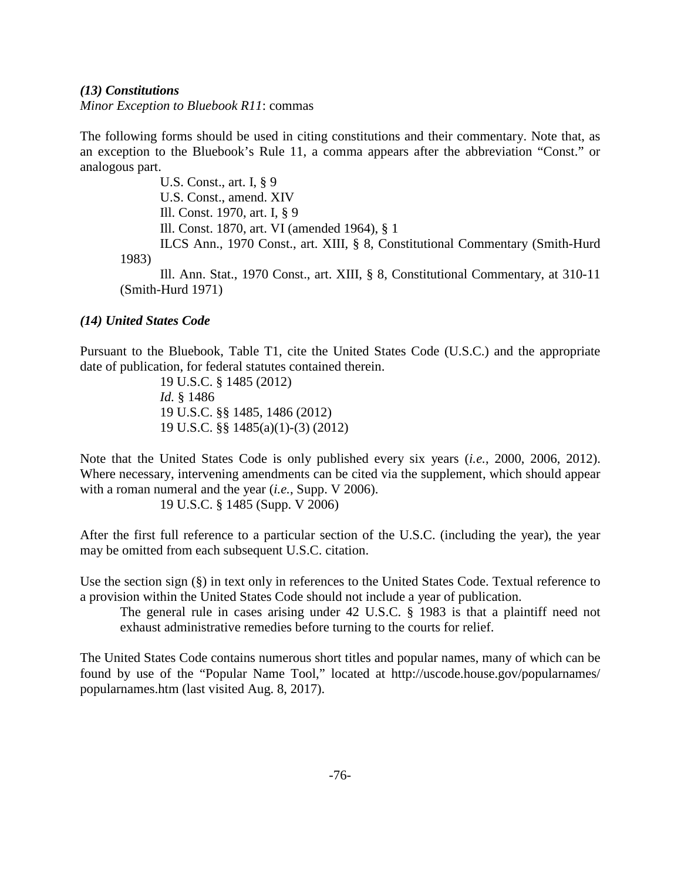### *(13) Constitutions*

*Minor Exception to Bluebook R11*: commas

The following forms should be used in citing constitutions and their commentary. Note that, as an exception to the Bluebook's Rule 11, a comma appears after the abbreviation "Const." or analogous part.

> U.S. Const., art. I, § 9
> U.S. Const., amend. XIV
> Ill. Const. 1970, art. I, § 9
> Ill. Const. 1870, art. VI (amended 1964), § 1
> ILCS Ann., 1970 Const., art. XIII, § 8, Constitutional Commentary (Smith-Hurd 1983)
> Ill. Ann. Stat., 1970 Const., art. XIII, § 8, Constitutional Commentary, at 310-11 (Smith-Hurd 1971)

### *(14) United States Code*

Pursuant to the Bluebook, Table T1, cite the United States Code (U.S.C.) and the appropriate date of publication, for federal statutes contained therein.

> 19 U.S.C. § 1485 (2012)
> *Id.* § 1486
> 19 U.S.C. §§ 1485, 1486 (2012)
> 19 U.S.C. §§ 1485(a)(1)-(3) (2012)

Note that the United States Code is only published every six years (*i.e.*, 2000, 2006, 2012). Where necessary, intervening amendments can be cited via the supplement, which should appear with a roman numeral and the year (*i.e.*, Supp. V 2006).

> 19 U.S.C. § 1485 (Supp. V 2006)

After the first full reference to a particular section of the U.S.C. (including the year), the year may be omitted from each subsequent U.S.C. citation.

Use the section sign (§) in text only in references to the United States Code. Textual reference to a provision within the United States Code should not include a year of publication.

> The general rule in cases arising under 42 U.S.C. § 1983 is that a plaintiff need not exhaust administrative remedies before turning to the courts for relief.

The United States Code contains numerous short titles and popular names, many of which can be found by use of the "Popular Name Tool," located at http://uscode.house.gov/popularnames/popularnames.htm (last visited Aug. 8, 2017).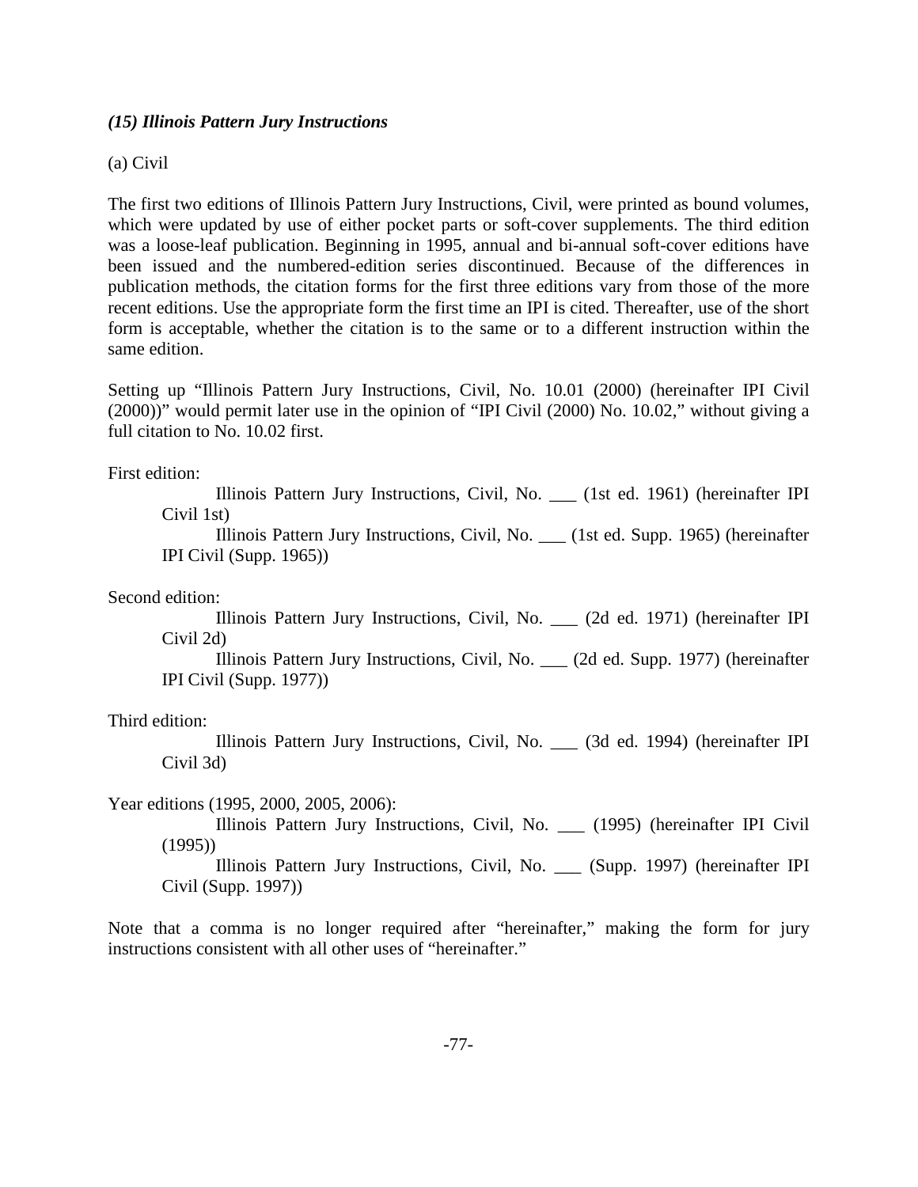### *(15) Illinois Pattern Jury Instructions*

(a) Civil

The first two editions of Illinois Pattern Jury Instructions, Civil, were printed as bound volumes, which were updated by use of either pocket parts or soft-cover supplements. The third edition was a loose-leaf publication. Beginning in 1995, annual and bi-annual soft-cover editions have been issued and the numbered-edition series discontinued. Because of the differences in publication methods, the citation forms for the first three editions vary from those of the more recent editions. Use the appropriate form the first time an IPI is cited. Thereafter, use of the short form is acceptable, whether the citation is to the same or to a different instruction within the same edition.

Setting up "Illinois Pattern Jury Instructions, Civil, No. 10.01 (2000) (hereinafter IPI Civil (2000))" would permit later use in the opinion of "IPI Civil (2000) No. 10.02," without giving a full citation to No. 10.02 first.

First edition:

> Illinois Pattern Jury Instructions, Civil, No. ___ (1st ed. 1961) (hereinafter IPI Civil 1st)
>
> Illinois Pattern Jury Instructions, Civil, No. ___ (1st ed. Supp. 1965) (hereinafter IPI Civil (Supp. 1965))

Second edition:

> Illinois Pattern Jury Instructions, Civil, No. ___ (2d ed. 1971) (hereinafter IPI Civil 2d)
>
> Illinois Pattern Jury Instructions, Civil, No. ___ (2d ed. Supp. 1977) (hereinafter IPI Civil (Supp. 1977))

Third edition:

> Illinois Pattern Jury Instructions, Civil, No. ___ (3d ed. 1994) (hereinafter IPI Civil 3d)

Year editions (1995, 2000, 2005, 2006):

> Illinois Pattern Jury Instructions, Civil, No. ___ (1995) (hereinafter IPI Civil (1995))
>
> Illinois Pattern Jury Instructions, Civil, No. ___ (Supp. 1997) (hereinafter IPI Civil (Supp. 1997))

Note that a comma is no longer required after "hereinafter," making the form for jury instructions consistent with all other uses of "hereinafter."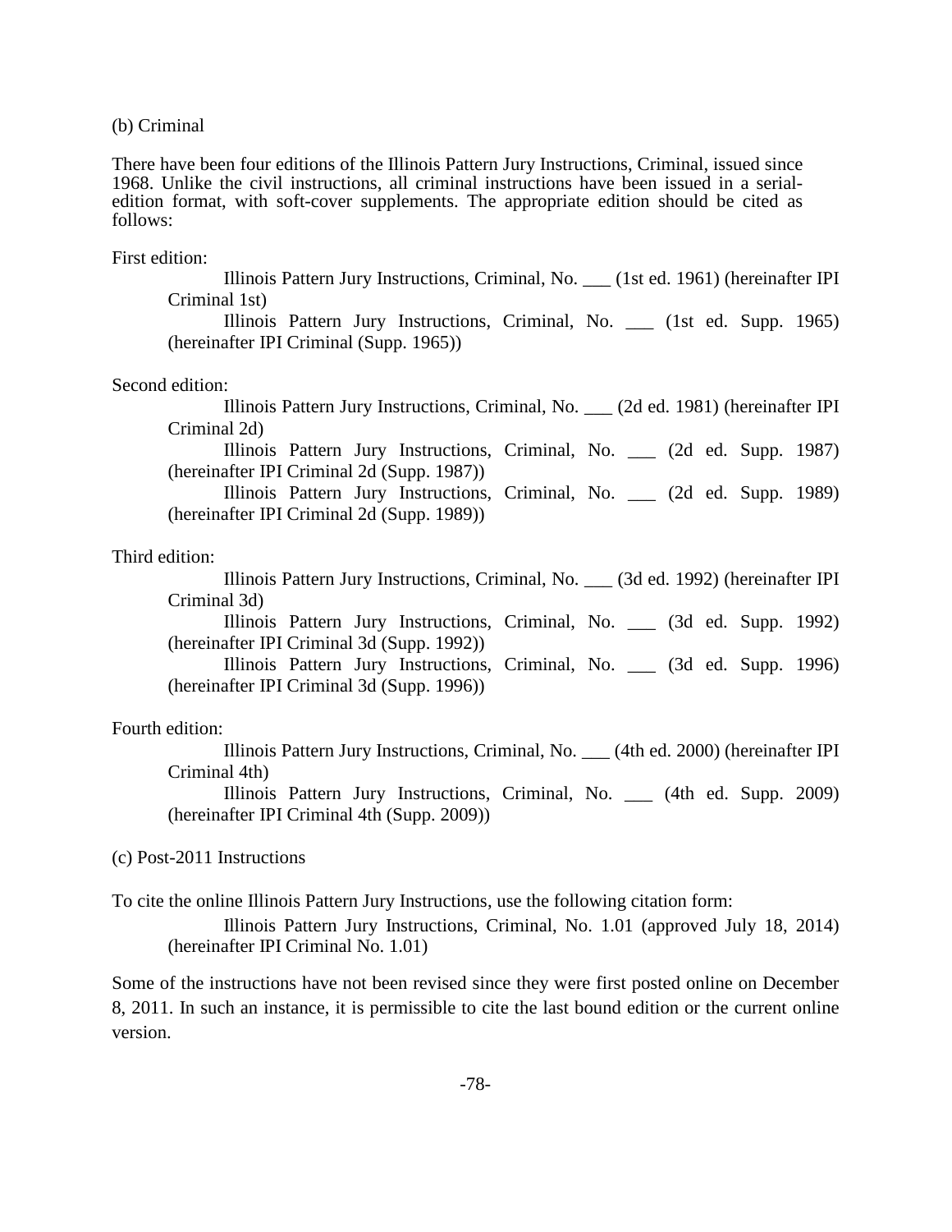(b) Criminal

There have been four editions of the Illinois Pattern Jury Instructions, Criminal, issued since 1968. Unlike the civil instructions, all criminal instructions have been issued in a serial-edition format, with soft-cover supplements. The appropriate edition should be cited as follows:

First edition:

> Illinois Pattern Jury Instructions, Criminal, No. ___ (1st ed. 1961) (hereinafter IPI Criminal 1st)
>
> Illinois Pattern Jury Instructions, Criminal, No. ___ (1st ed. Supp. 1965) (hereinafter IPI Criminal (Supp. 1965))

Second edition:

> Illinois Pattern Jury Instructions, Criminal, No. ___ (2d ed. 1981) (hereinafter IPI Criminal 2d)
>
> Illinois Pattern Jury Instructions, Criminal, No. ___ (2d ed. Supp. 1987) (hereinafter IPI Criminal 2d (Supp. 1987))
>
> Illinois Pattern Jury Instructions, Criminal, No. ___ (2d ed. Supp. 1989) (hereinafter IPI Criminal 2d (Supp. 1989))

Third edition:

> Illinois Pattern Jury Instructions, Criminal, No. ___ (3d ed. 1992) (hereinafter IPI Criminal 3d)
>
> Illinois Pattern Jury Instructions, Criminal, No. ___ (3d ed. Supp. 1992) (hereinafter IPI Criminal 3d (Supp. 1992))
>
> Illinois Pattern Jury Instructions, Criminal, No. ___ (3d ed. Supp. 1996) (hereinafter IPI Criminal 3d (Supp. 1996))

Fourth edition:

> Illinois Pattern Jury Instructions, Criminal, No. ___ (4th ed. 2000) (hereinafter IPI Criminal 4th)
>
> Illinois Pattern Jury Instructions, Criminal, No. ___ (4th ed. Supp. 2009) (hereinafter IPI Criminal 4th (Supp. 2009))

(c) Post-2011 Instructions

To cite the online Illinois Pattern Jury Instructions, use the following citation form:

> Illinois Pattern Jury Instructions, Criminal, No. 1.01 (approved July 18, 2014) (hereinafter IPI Criminal No. 1.01)

Some of the instructions have not been revised since they were first posted online on December 8, 2011. In such an instance, it is permissible to cite the last bound edition or the current online version.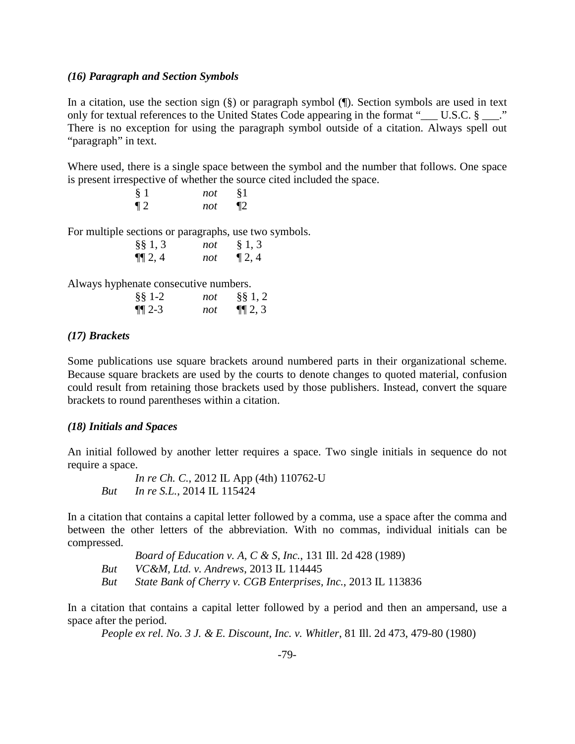### *(16) Paragraph and Section Symbols*

In a citation, use the section sign (§) or paragraph symbol (¶). Section symbols are used in text only for textual references to the United States Code appearing in the format "___ U.S.C. § ___." There is no exception for using the paragraph symbol outside of a citation. Always spell out "paragraph" in text.

Where used, there is a single space between the symbol and the number that follows. One space is present irrespective of whether the source cited included the space.

| | | |
|---|---|---|
| § 1 | *not* | §1 |
| ¶ 2 | *not* | ¶2 |

For multiple sections or paragraphs, use two symbols.

| | | |
|---|---|---|
| §§ 1, 3 | *not* | § 1, 3 |
| ¶¶ 2, 4 | *not* | ¶ 2, 4 |

Always hyphenate consecutive numbers.

| | | |
|---|---|---|
| §§ 1-2 | *not* | §§ 1, 2 |
| ¶¶ 2-3 | *not* | ¶¶ 2, 3 |

### *(17) Brackets*

Some publications use square brackets around numbered parts in their organizational scheme. Because square brackets are used by the courts to denote changes to quoted material, confusion could result from retaining those brackets used by those publishers. Instead, convert the square brackets to round parentheses within a citation.

### *(18) Initials and Spaces*

An initial followed by another letter requires a space. Two single initials in sequence do not require a space.

*In re Ch. C.*, 2012 IL App (4th) 110762-U
*But* *In re S.L.*, 2014 IL 115424

In a citation that contains a capital letter followed by a comma, use a space after the comma and between the other letters of the abbreviation. With no commas, individual initials can be compressed.

*Board of Education v. A, C & S, Inc.*, 131 Ill. 2d 428 (1989)
*But* *VC&M, Ltd. v. Andrews*, 2013 IL 114445
*But* *State Bank of Cherry v. CGB Enterprises, Inc.*, 2013 IL 113836

In a citation that contains a capital letter followed by a period and then an ampersand, use a space after the period.

*People ex rel. No. 3 J. & E. Discount, Inc. v. Whitler*, 81 Ill. 2d 473, 479-80 (1980)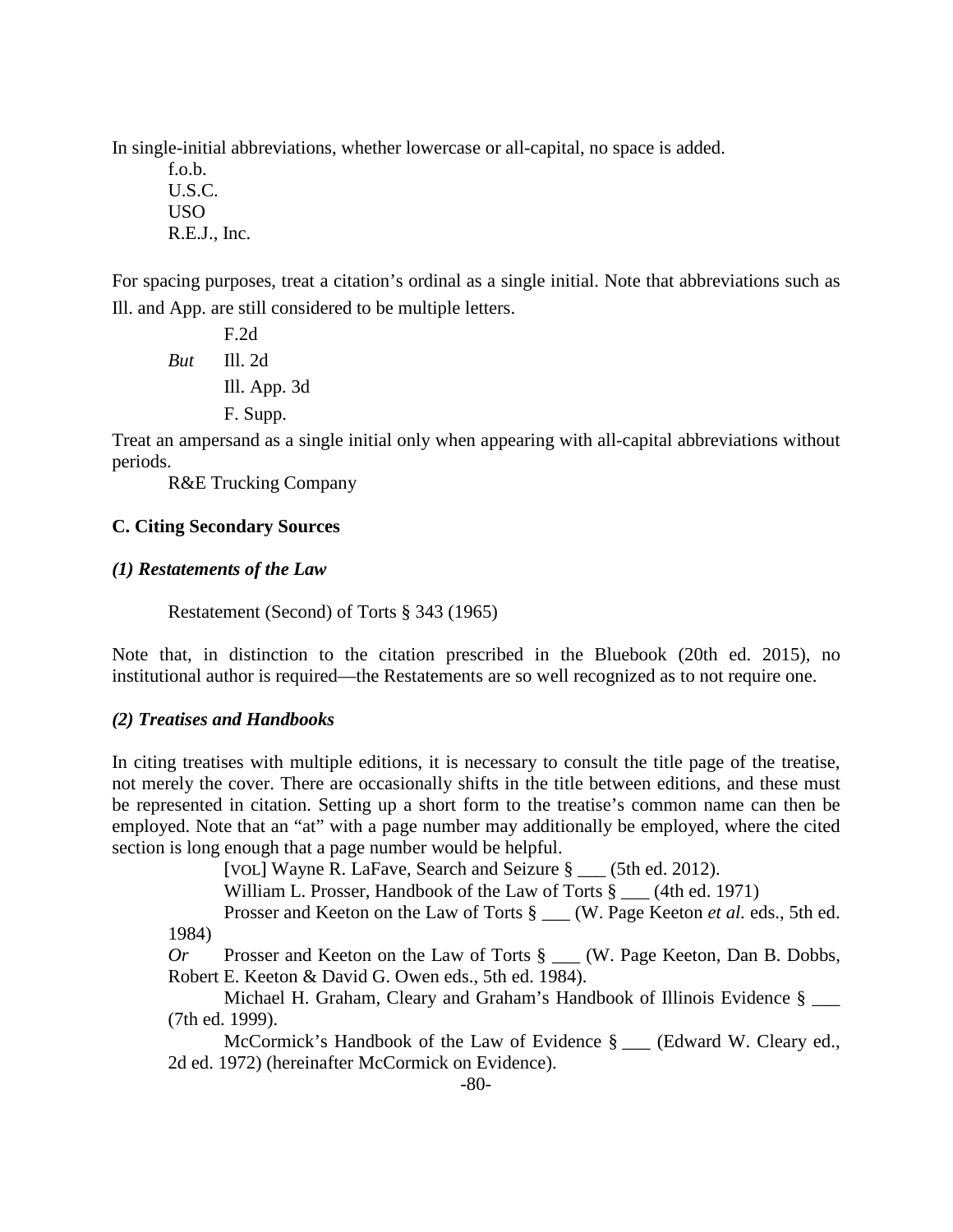In single-initial abbreviations, whether lowercase or all-capital, no space is added.

f.o.b.
U.S.C.
USO
R.E.J., Inc.

For spacing purposes, treat a citation's ordinal as a single initial. Note that abbreviations such as Ill. and App. are still considered to be multiple letters.

F.2d
*But* Ill. 2d
Ill. App. 3d
F. Supp.

Treat an ampersand as a single initial only when appearing with all-capital abbreviations without periods.

R&E Trucking Company

**C. Citing Secondary Sources**

***(1) Restatements of the Law***

Restatement (Second) of Torts § 343 (1965)

Note that, in distinction to the citation prescribed in the Bluebook (20th ed. 2015), no institutional author is required—the Restatements are so well recognized as to not require one.

***(2) Treatises and Handbooks***

In citing treatises with multiple editions, it is necessary to consult the title page of the treatise, not merely the cover. There are occasionally shifts in the title between editions, and these must be represented in citation. Setting up a short form to the treatise's common name can then be employed. Note that an "at" with a page number may additionally be employed, where the cited section is long enough that a page number would be helpful.

[VOL] Wayne R. LaFave, Search and Seizure § ___ (5th ed. 2012).

William L. Prosser, Handbook of the Law of Torts § ___ (4th ed. 1971)

Prosser and Keeton on the Law of Torts § ___ (W. Page Keeton *et al.* eds., 5th ed. 1984)

*Or* Prosser and Keeton on the Law of Torts § ___ (W. Page Keeton, Dan B. Dobbs, Robert E. Keeton & David G. Owen eds., 5th ed. 1984).

Michael H. Graham, Cleary and Graham's Handbook of Illinois Evidence § ___ (7th ed. 1999).

McCormick's Handbook of the Law of Evidence § ___ (Edward W. Cleary ed., 2d ed. 1972) (hereinafter McCormick on Evidence).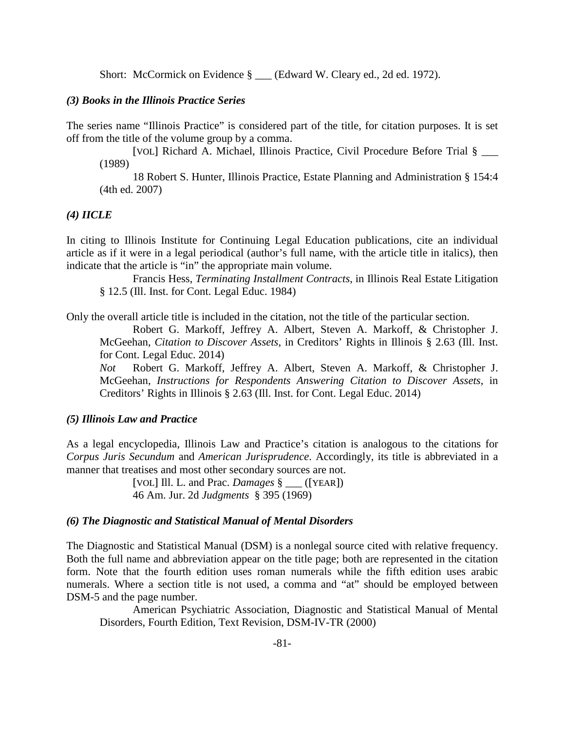Short: McCormick on Evidence § ___ (Edward W. Cleary ed., 2d ed. 1972).

### *(3) Books in the Illinois Practice Series*

The series name "Illinois Practice" is considered part of the title, for citation purposes. It is set off from the title of the volume group by a comma.

> [VOL] Richard A. Michael, Illinois Practice, Civil Procedure Before Trial § ___ (1989)
>
> 18 Robert S. Hunter, Illinois Practice, Estate Planning and Administration § 154:4 (4th ed. 2007)

### *(4) IICLE*

In citing to Illinois Institute for Continuing Legal Education publications, cite an individual article as if it were in a legal periodical (author's full name, with the article title in italics), then indicate that the article is "in" the appropriate main volume.

> Francis Hess, *Terminating Installment Contracts*, in Illinois Real Estate Litigation § 12.5 (Ill. Inst. for Cont. Legal Educ. 1984)

Only the overall article title is included in the citation, not the title of the particular section.

> Robert G. Markoff, Jeffrey A. Albert, Steven A. Markoff, & Christopher J. McGeehan, *Citation to Discover Assets*, in Creditors' Rights in Illinois § 2.63 (Ill. Inst. for Cont. Legal Educ. 2014)
>
> *Not* Robert G. Markoff, Jeffrey A. Albert, Steven A. Markoff, & Christopher J. McGeehan, *Instructions for Respondents Answering Citation to Discover Assets*, in Creditors' Rights in Illinois § 2.63 (Ill. Inst. for Cont. Legal Educ. 2014)

### *(5) Illinois Law and Practice*

As a legal encyclopedia, Illinois Law and Practice's citation is analogous to the citations for *Corpus Juris Secundum* and *American Jurisprudence*. Accordingly, its title is abbreviated in a manner that treatises and most other secondary sources are not.

> [VOL] Ill. L. and Prac. *Damages* § ___ ([YEAR])
>
> 46 Am. Jur. 2d *Judgments* § 395 (1969)

### *(6) The Diagnostic and Statistical Manual of Mental Disorders*

The Diagnostic and Statistical Manual (DSM) is a nonlegal source cited with relative frequency. Both the full name and abbreviation appear on the title page; both are represented in the citation form. Note that the fourth edition uses roman numerals while the fifth edition uses arabic numerals. Where a section title is not used, a comma and "at" should be employed between DSM-5 and the page number.

> American Psychiatric Association, Diagnostic and Statistical Manual of Mental Disorders, Fourth Edition, Text Revision, DSM-IV-TR (2000)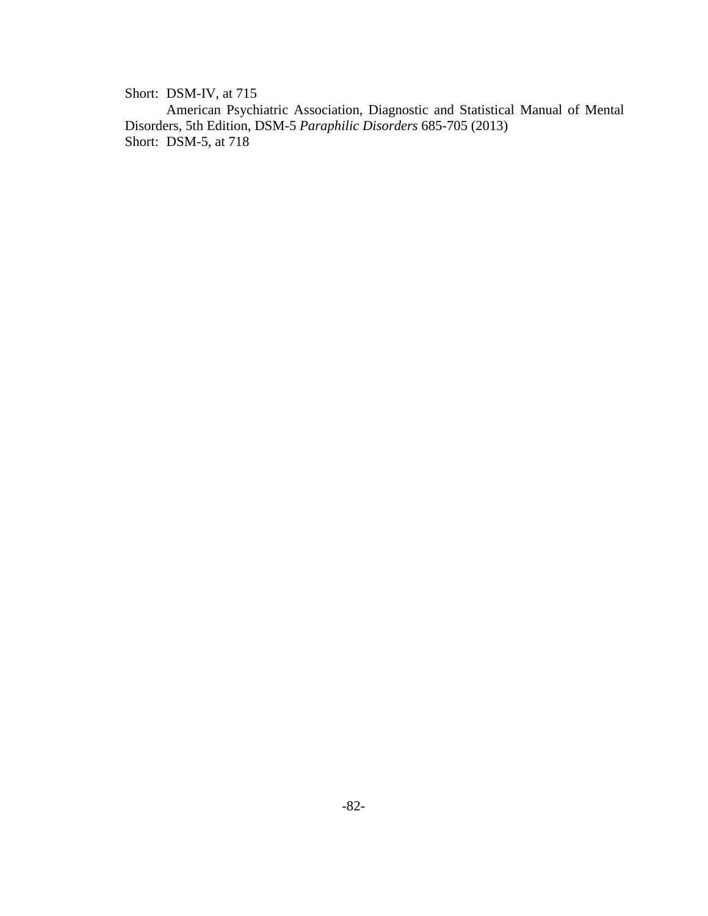Short: DSM-IV, at 715

American Psychiatric Association, Diagnostic and Statistical Manual of Mental Disorders, 5th Edition, DSM-5 *Paraphilic Disorders* 685-705 (2013)

Short: DSM-5, at 718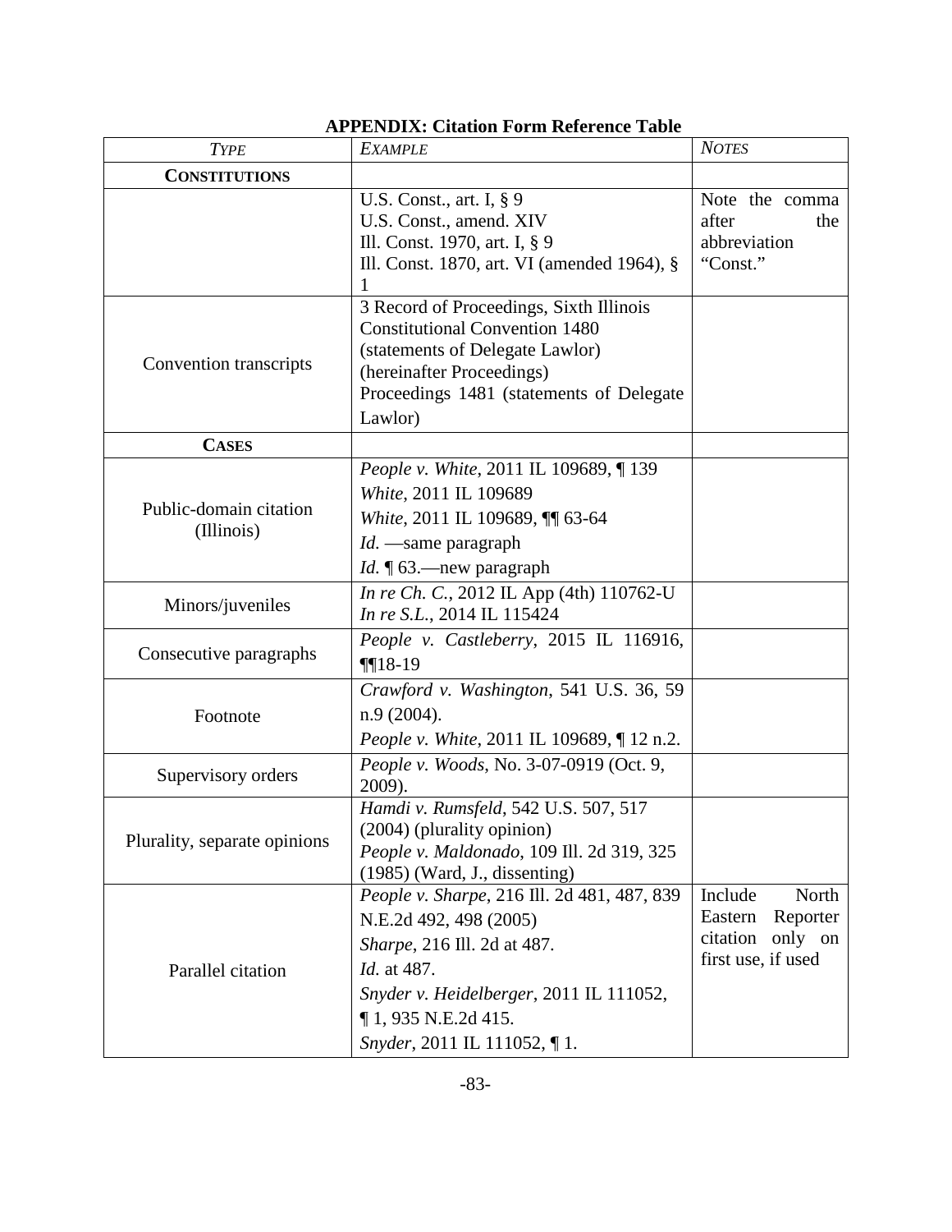**APPENDIX: Citation Form Reference Table**

| *TYPE* | *EXAMPLE* | *NOTES* |
|---|---|---|
| **CONSTITUTIONS** | | |
| | U.S. Const., art. I, § 9<br>U.S. Const., amend. XIV<br>Ill. Const. 1970, art. I, § 9<br>Ill. Const. 1870, art. VI (amended 1964), § 1 | Note the comma after the abbreviation "Const." |
| Convention transcripts | 3 Record of Proceedings, Sixth Illinois Constitutional Convention 1480 (statements of Delegate Lawlor) (hereinafter Proceedings)<br>Proceedings 1481 (statements of Delegate Lawlor) | |
| **CASES** | | |
| Public-domain citation (Illinois) | *People v. White*, 2011 IL 109689, ¶ 139<br>*White*, 2011 IL 109689<br>*White*, 2011 IL 109689, ¶¶ 63-64<br>*Id.* —same paragraph<br>*Id.* ¶ 63.—new paragraph | |
| Minors/juveniles | *In re Ch. C.*, 2012 IL App (4th) 110762-U<br>*In re S.L.*, 2014 IL 115424 | |
| Consecutive paragraphs | *People v. Castleberry*, 2015 IL 116916, ¶¶18-19 | |
| Footnote | *Crawford v. Washington*, 541 U.S. 36, 59 n.9 (2004).<br>*People v. White*, 2011 IL 109689, ¶ 12 n.2. | |
| Supervisory orders | *People v. Woods*, No. 3-07-0919 (Oct. 9, 2009). | |
| Plurality, separate opinions | *Hamdi v. Rumsfeld*, 542 U.S. 507, 517 (2004) (plurality opinion)<br>*People v. Maldonado*, 109 Ill. 2d 319, 325 (1985) (Ward, J., dissenting) | |
| Parallel citation | *People v. Sharpe*, 216 Ill. 2d 481, 487, 839 N.E.2d 492, 498 (2005)<br>*Sharpe*, 216 Ill. 2d at 487.<br>*Id.* at 487.<br>*Snyder v. Heidelberger*, 2011 IL 111052, ¶ 1, 935 N.E.2d 415.<br>*Snyder*, 2011 IL 111052, ¶ 1. | Include North Eastern Reporter citation only on first use, if used |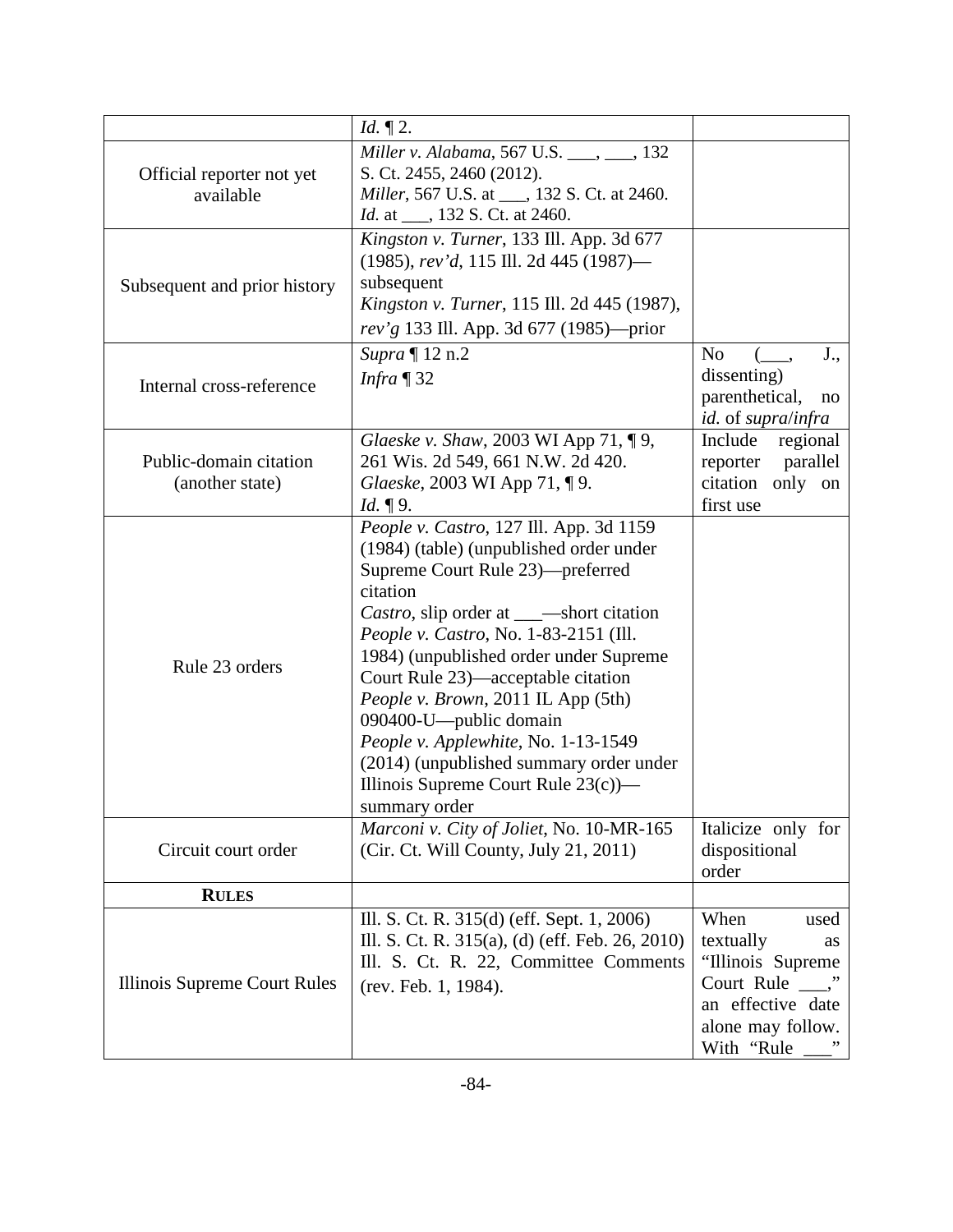| | | |
|---|---|---|
| | *Id.* ¶ 2. | |
| Official reporter not yet available | *Miller v. Alabama*, 567 U.S. ___, ___, 132 S. Ct. 2455, 2460 (2012).<br>*Miller*, 567 U.S. at ___, 132 S. Ct. at 2460.<br>*Id.* at ___, 132 S. Ct. at 2460. | |
| Subsequent and prior history | *Kingston v. Turner*, 133 Ill. App. 3d 677 (1985), *rev'd*, 115 Ill. 2d 445 (1987)—subsequent<br>*Kingston v. Turner*, 115 Ill. 2d 445 (1987), *rev'g* 133 Ill. App. 3d 677 (1985)—prior | |
| Internal cross-reference | *Supra* ¶ 12 n.2<br>*Infra* ¶ 32 | No (___, J., dissenting) parenthetical, no *id.* of *supra*/*infra* |
| Public-domain citation (another state) | *Glaeske v. Shaw*, 2003 WI App 71, ¶ 9, 261 Wis. 2d 549, 661 N.W. 2d 420.<br>*Glaeske*, 2003 WI App 71, ¶ 9.<br>*Id.* ¶ 9. | Include regional reporter parallel citation only on first use |
| Rule 23 orders | *People v. Castro*, 127 Ill. App. 3d 1159 (1984) (table) (unpublished order under Supreme Court Rule 23)—preferred citation<br>*Castro*, slip order at ___—short citation<br>*People v. Castro*, No. 1-83-2151 (Ill. 1984) (unpublished order under Supreme Court Rule 23)—acceptable citation<br>*People v. Brown*, 2011 IL App (5th) 090400-U—public domain<br>*People v. Applewhite*, No. 1-13-1549 (2014) (unpublished summary order under Illinois Supreme Court Rule 23(c))—summary order | |
| Circuit court order | *Marconi v. City of Joliet*, No. 10-MR-165 (Cir. Ct. Will County, July 21, 2011) | Italicize only for dispositional order |
| **RULES** | | |
| Illinois Supreme Court Rules | Ill. S. Ct. R. 315(d) (eff. Sept. 1, 2006)<br>Ill. S. Ct. R. 315(a), (d) (eff. Feb. 26, 2010)<br>Ill. S. Ct. R. 22, Committee Comments (rev. Feb. 1, 1984). | When used textually as "Illinois Supreme Court Rule ___," an effective date alone may follow. With "Rule ___" |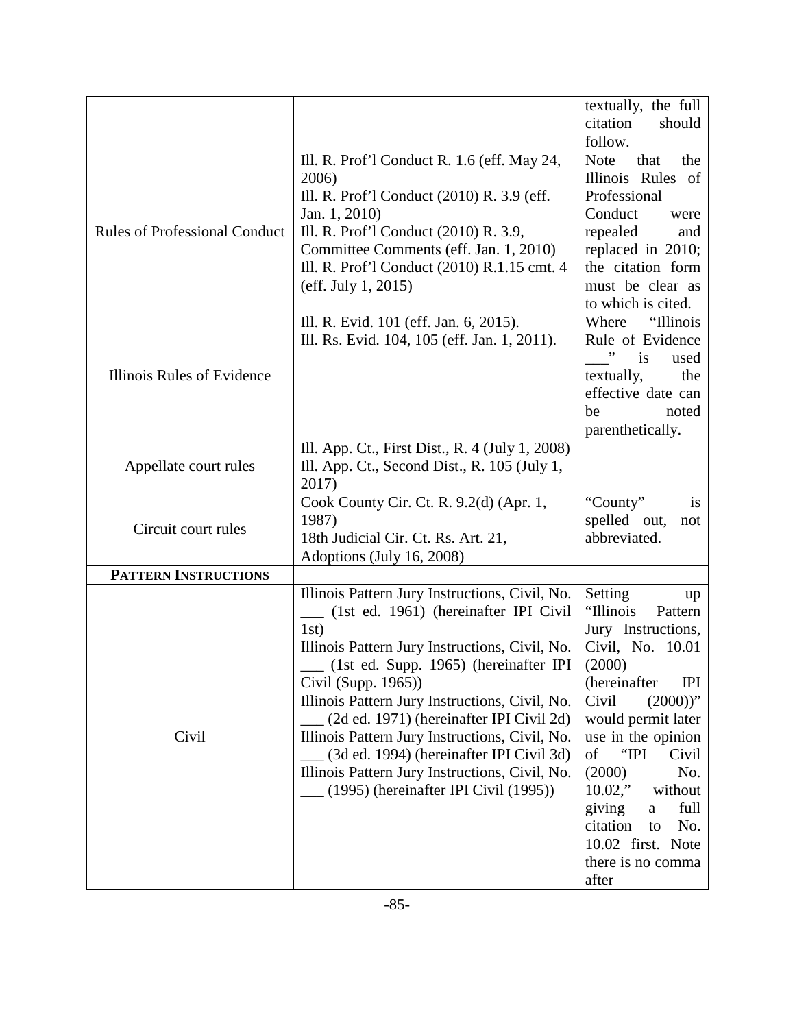| | | |
|---|---|---|
| | | textually, the full citation should follow. |
| Rules of Professional Conduct | Ill. R. Prof'l Conduct R. 1.6 (eff. May 24, 2006)<br>Ill. R. Prof'l Conduct (2010) R. 3.9 (eff. Jan. 1, 2010)<br>Ill. R. Prof'l Conduct (2010) R. 3.9, Committee Comments (eff. Jan. 1, 2010)<br>Ill. R. Prof'l Conduct (2010) R.1.15 cmt. 4 (eff. July 1, 2015) | Note that the Illinois Rules of Professional Conduct were repealed and replaced in 2010; the citation form must be clear as to which is cited. |
| Illinois Rules of Evidence | Ill. R. Evid. 101 (eff. Jan. 6, 2015).<br>Ill. Rs. Evid. 104, 105 (eff. Jan. 1, 2011). | Where "Illinois Rule of Evidence ___" is used textually, the effective date can be noted parenthetically. |
| Appellate court rules | Ill. App. Ct., First Dist., R. 4 (July 1, 2008)<br>Ill. App. Ct., Second Dist., R. 105 (July 1, 2017) | |
| Circuit court rules | Cook County Cir. Ct. R. 9.2(d) (Apr. 1, 1987)<br>18th Judicial Cir. Ct. Rs. Art. 21, Adoptions (July 16, 2008) | "County" is spelled out, not abbreviated. |
| **PATTERN INSTRUCTIONS** | | |
| Civil | Illinois Pattern Jury Instructions, Civil, No. ___ (1st ed. 1961) (hereinafter IPI Civil 1st)<br>Illinois Pattern Jury Instructions, Civil, No. ___ (1st ed. Supp. 1965) (hereinafter IPI Civil (Supp. 1965))<br>Illinois Pattern Jury Instructions, Civil, No. ___ (2d ed. 1971) (hereinafter IPI Civil 2d)<br>Illinois Pattern Jury Instructions, Civil, No. ___ (3d ed. 1994) (hereinafter IPI Civil 3d)<br>Illinois Pattern Jury Instructions, Civil, No. ___ (1995) (hereinafter IPI Civil (1995)) | Setting up "Illinois Pattern Jury Instructions, Civil, No. 10.01 (2000) (hereinafter IPI Civil (2000))" would permit later use in the opinion of "IPI Civil (2000) No. 10.02," without giving a full citation to No. 10.02 first. Note there is no comma after |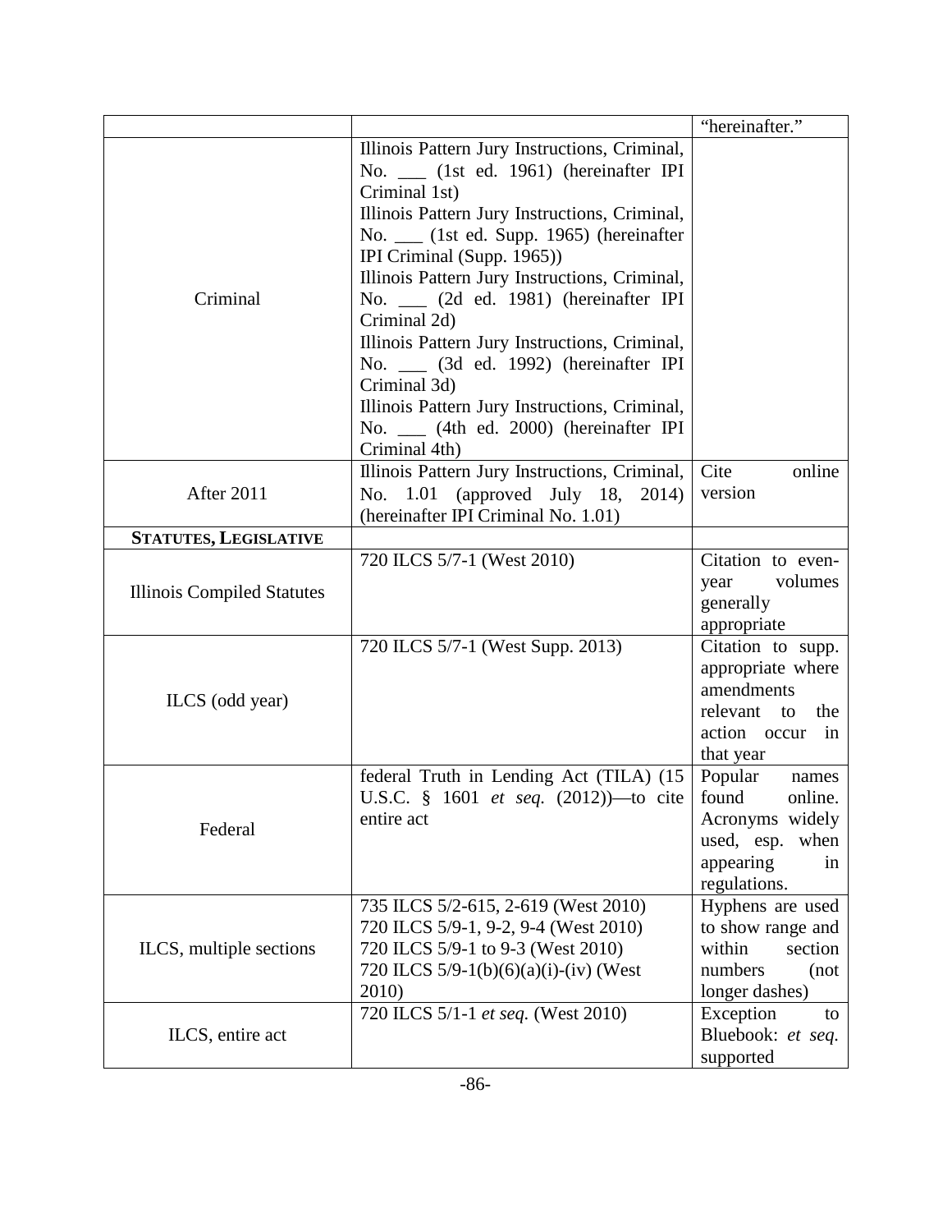| | | |
|---|---|---|
| | | "hereinafter." |
| Criminal | Illinois Pattern Jury Instructions, Criminal, No. ___ (1st ed. 1961) (hereinafter IPI Criminal 1st)<br>Illinois Pattern Jury Instructions, Criminal, No. ___ (1st ed. Supp. 1965) (hereinafter IPI Criminal (Supp. 1965))<br>Illinois Pattern Jury Instructions, Criminal, No. ___ (2d ed. 1981) (hereinafter IPI Criminal 2d)<br>Illinois Pattern Jury Instructions, Criminal, No. ___ (3d ed. 1992) (hereinafter IPI Criminal 3d)<br>Illinois Pattern Jury Instructions, Criminal, No. ___ (4th ed. 2000) (hereinafter IPI Criminal 4th) | |
| After 2011 | Illinois Pattern Jury Instructions, Criminal, No. 1.01 (approved July 18, 2014) (hereinafter IPI Criminal No. 1.01) | Cite online version |
| **STATUTES, LEGISLATIVE** | | |
| Illinois Compiled Statutes | 720 ILCS 5/7-1 (West 2010) | Citation to even-year volumes generally appropriate |
| ILCS (odd year) | 720 ILCS 5/7-1 (West Supp. 2013) | Citation to supp. appropriate where amendments relevant to the action occur in that year |
| Federal | federal Truth in Lending Act (TILA) (15 U.S.C. § 1601 *et seq.* (2012))—to cite entire act | Popular names found online. Acronyms widely used, esp. when appearing in regulations. |
| ILCS, multiple sections | 735 ILCS 5/2-615, 2-619 (West 2010)<br>720 ILCS 5/9-1, 9-2, 9-4 (West 2010)<br>720 ILCS 5/9-1 to 9-3 (West 2010)<br>720 ILCS 5/9-1(b)(6)(a)(i)-(iv) (West 2010) | Hyphens are used to show range and within section numbers (not longer dashes) |
| ILCS, entire act | 720 ILCS 5/1-1 *et seq.* (West 2010) | Exception to Bluebook: *et seq.* supported |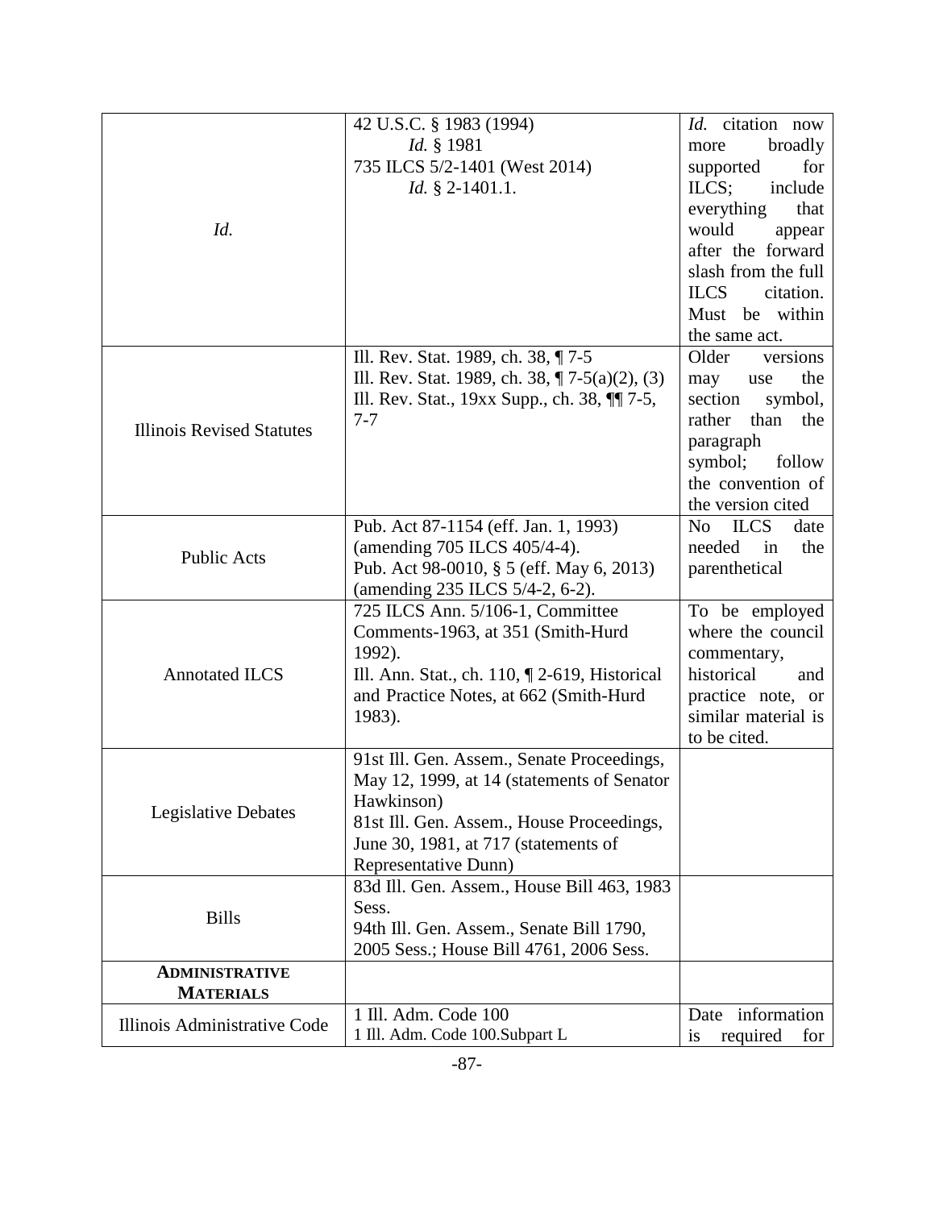| | | |
|---|---|---|
| *Id.* | 42 U.S.C. § 1983 (1994)<br>*Id.* § 1981<br>735 ILCS 5/2-1401 (West 2014)<br>*Id.* § 2-1401.1. | *Id.* citation now more broadly supported for ILCS; include everything that would appear after the forward slash from the full ILCS citation. Must be within the same act. |
| Illinois Revised Statutes | Ill. Rev. Stat. 1989, ch. 38, ¶ 7-5<br>Ill. Rev. Stat. 1989, ch. 38, ¶ 7-5(a)(2), (3)<br>Ill. Rev. Stat., 19xx Supp., ch. 38, ¶¶ 7-5, 7-7 | Older versions may use the section symbol, rather than the paragraph symbol; follow the convention of the version cited |
| Public Acts | Pub. Act 87-1154 (eff. Jan. 1, 1993) (amending 705 ILCS 405/4-4).<br>Pub. Act 98-0010, § 5 (eff. May 6, 2013) (amending 235 ILCS 5/4-2, 6-2). | No ILCS date needed in the parenthetical |
| Annotated ILCS | 725 ILCS Ann. 5/106-1, Committee Comments-1963, at 351 (Smith-Hurd 1992).<br>Ill. Ann. Stat., ch. 110, ¶ 2-619, Historical and Practice Notes, at 662 (Smith-Hurd 1983). | To be employed where the council commentary, historical and practice note, or similar material is to be cited. |
| Legislative Debates | 91st Ill. Gen. Assem., Senate Proceedings, May 12, 1999, at 14 (statements of Senator Hawkinson)<br>81st Ill. Gen. Assem., House Proceedings, June 30, 1981, at 717 (statements of Representative Dunn) | |
| Bills | 83d Ill. Gen. Assem., House Bill 463, 1983 Sess.<br>94th Ill. Gen. Assem., Senate Bill 1790, 2005 Sess.; House Bill 4761, 2006 Sess. | |
| **ADMINISTRATIVE MATERIALS** | | |
| Illinois Administrative Code | 1 Ill. Adm. Code 100<br>1 Ill. Adm. Code 100.Subpart L | Date information is required for |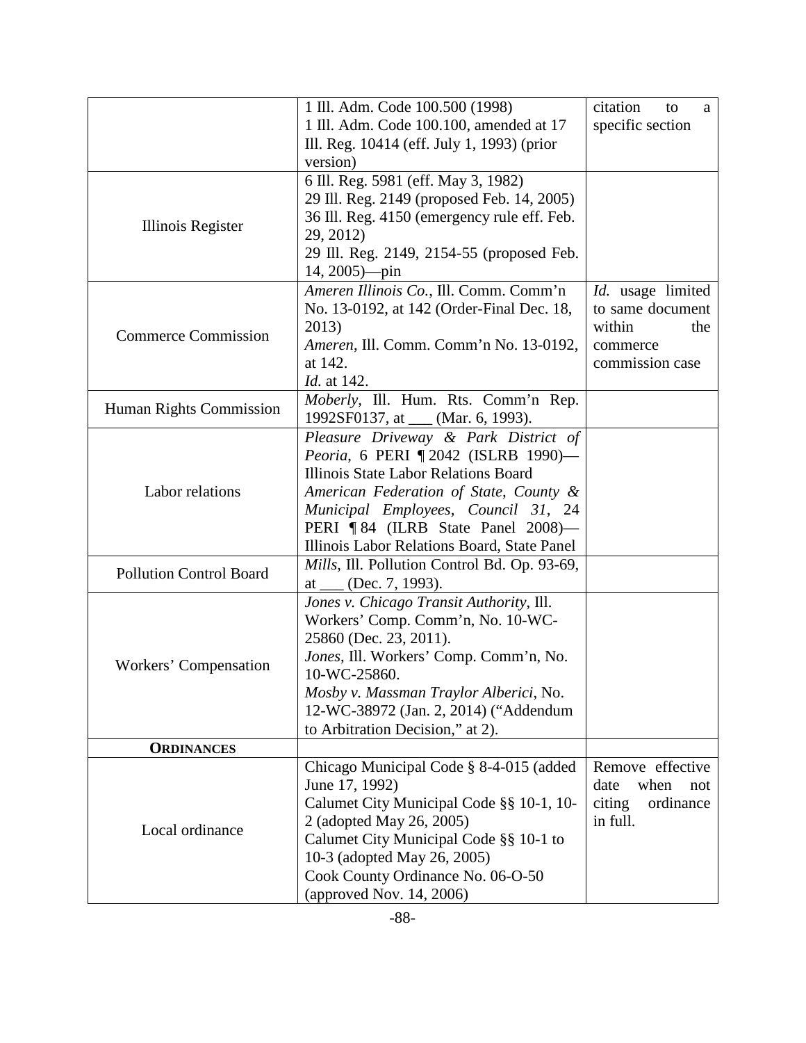| | | |
|---|---|---|
| | 1 Ill. Adm. Code 100.500 (1998)<br>1 Ill. Adm. Code 100.100, amended at 17 Ill. Reg. 10414 (eff. July 1, 1993) (prior version) | citation to a specific section |
| Illinois Register | 6 Ill. Reg. 5981 (eff. May 3, 1982)<br>29 Ill. Reg. 2149 (proposed Feb. 14, 2005)<br>36 Ill. Reg. 4150 (emergency rule eff. Feb. 29, 2012)<br>29 Ill. Reg. 2149, 2154-55 (proposed Feb. 14, 2005)—pin | |
| Commerce Commission | *Ameren Illinois Co.*, Ill. Comm. Comm'n No. 13-0192, at 142 (Order-Final Dec. 18, 2013)<br>*Ameren*, Ill. Comm. Comm'n No. 13-0192, at 142.<br>*Id.* at 142. | *Id.* usage limited to same document within the commerce commission case |
| Human Rights Commission | *Moberly*, Ill. Hum. Rts. Comm'n Rep. 1992SF0137, at ___ (Mar. 6, 1993). | |
| Labor relations | *Pleasure Driveway & Park District of Peoria*, 6 PERI ¶ 2042 (ISLRB 1990)—Illinois State Labor Relations Board<br>*American Federation of State, County & Municipal Employees, Council 31*, 24 PERI ¶ 84 (ILRB State Panel 2008)—Illinois Labor Relations Board, State Panel | |
| Pollution Control Board | *Mills*, Ill. Pollution Control Bd. Op. 93-69, at ___ (Dec. 7, 1993). | |
| Workers' Compensation | *Jones v. Chicago Transit Authority*, Ill. Workers' Comp. Comm'n, No. 10-WC-25860 (Dec. 23, 2011).<br>*Jones*, Ill. Workers' Comp. Comm'n, No. 10-WC-25860.<br>*Mosby v. Massman Traylor Alberici*, No. 12-WC-38972 (Jan. 2, 2014) ("Addendum to Arbitration Decision," at 2). | |
| **ORDINANCES** | | |
| Local ordinance | Chicago Municipal Code § 8-4-015 (added June 17, 1992)<br>Calumet City Municipal Code §§ 10-1, 10-2 (adopted May 26, 2005)<br>Calumet City Municipal Code §§ 10-1 to 10-3 (adopted May 26, 2005)<br>Cook County Ordinance No. 06-O-50 (approved Nov. 14, 2006) | Remove effective date when not citing ordinance in full. |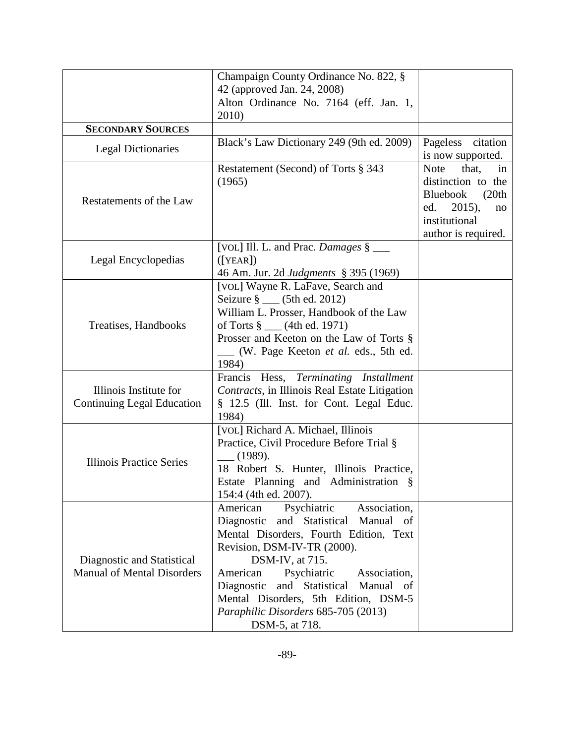| | | |
|---|---|---|
| | Champaign County Ordinance No. 822, § 42 (approved Jan. 24, 2008)<br>Alton Ordinance No. 7164 (eff. Jan. 1, 2010) | |
| **SECONDARY SOURCES** | | |
| Legal Dictionaries | Black's Law Dictionary 249 (9th ed. 2009) | Pageless citation is now supported. |
| Restatements of the Law | Restatement (Second) of Torts § 343 (1965) | Note that, in distinction to the Bluebook (20th ed. 2015), no institutional author is required. |
| Legal Encyclopedias | [VOL] Ill. L. and Prac. *Damages* § ___ ([YEAR])<br>46 Am. Jur. 2d *Judgments* § 395 (1969) | |
| Treatises, Handbooks | [VOL] Wayne R. LaFave, Search and Seizure § ___ (5th ed. 2012)<br>William L. Prosser, Handbook of the Law of Torts § ___ (4th ed. 1971)<br>Prosser and Keeton on the Law of Torts § ___ (W. Page Keeton *et al.* eds., 5th ed. 1984) | |
| Illinois Institute for Continuing Legal Education | Francis Hess, *Terminating Installment Contracts*, in Illinois Real Estate Litigation § 12.5 (Ill. Inst. for Cont. Legal Educ. 1984) | |
| Illinois Practice Series | [VOL] Richard A. Michael, Illinois Practice, Civil Procedure Before Trial § ___ (1989).<br>18 Robert S. Hunter, Illinois Practice, Estate Planning and Administration § 154:4 (4th ed. 2007). | |
| Diagnostic and Statistical Manual of Mental Disorders | American Psychiatric Association, Diagnostic and Statistical Manual of Mental Disorders, Fourth Edition, Text Revision, DSM-IV-TR (2000).<br>DSM-IV, at 715.<br>American Psychiatric Association, Diagnostic and Statistical Manual of Mental Disorders, 5th Edition, DSM-5 *Paraphilic Disorders* 685-705 (2013)<br>DSM-5, at 718. | |